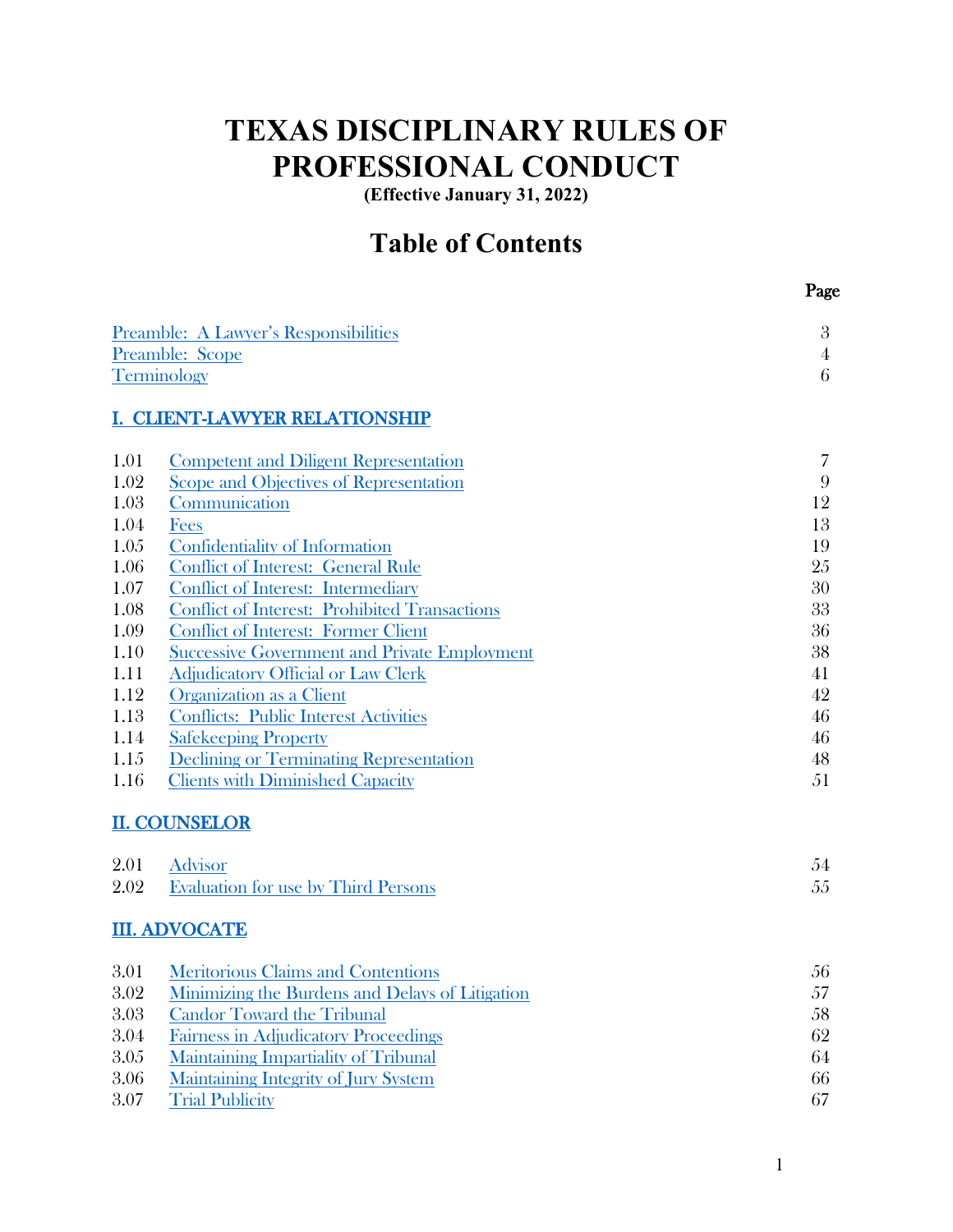# TEXAS DISCIPLINARY RULES OF PROFESSIONAL CONDUCT

**(Effective January 31, 2022)**

## Table of Contents

| | | Page |
|---|---|---|
| Preamble: A Lawyer's Responsibilities | | 3 |
| Preamble: Scope | | 4 |
| Terminology | | 6 |

### I. CLIENT-LAWYER RELATIONSHIP

| | | |
|---|---|---|
| 1.01 | Competent and Diligent Representation | 7 |
| 1.02 | Scope and Objectives of Representation | 9 |
| 1.03 | Communication | 12 |
| 1.04 | Fees | 13 |
| 1.05 | Confidentiality of Information | 19 |
| 1.06 | Conflict of Interest: General Rule | 25 |
| 1.07 | Conflict of Interest: Intermediary | 30 |
| 1.08 | Conflict of Interest: Prohibited Transactions | 33 |
| 1.09 | Conflict of Interest: Former Client | 36 |
| 1.10 | Successive Government and Private Employment | 38 |
| 1.11 | Adjudicatory Official or Law Clerk | 41 |
| 1.12 | Organization as a Client | 42 |
| 1.13 | Conflicts: Public Interest Activities | 46 |
| 1.14 | Safekeeping Property | 46 |
| 1.15 | Declining or Terminating Representation | 48 |
| 1.16 | Clients with Diminished Capacity | 51 |

### II. COUNSELOR

| | | |
|---|---|---|
| 2.01 | Advisor | 54 |
| 2.02 | Evaluation for use by Third Persons | 55 |

### III. ADVOCATE

| | | |
|---|---|---|
| 3.01 | Meritorious Claims and Contentions | 56 |
| 3.02 | Minimizing the Burdens and Delays of Litigation | 57 |
| 3.03 | Candor Toward the Tribunal | 58 |
| 3.04 | Fairness in Adjudicatory Proceedings | 62 |
| 3.05 | Maintaining Impartiality of Tribunal | 64 |
| 3.06 | Maintaining Integrity of Jury System | 66 |
| 3.07 | Trial Publicity | 67 |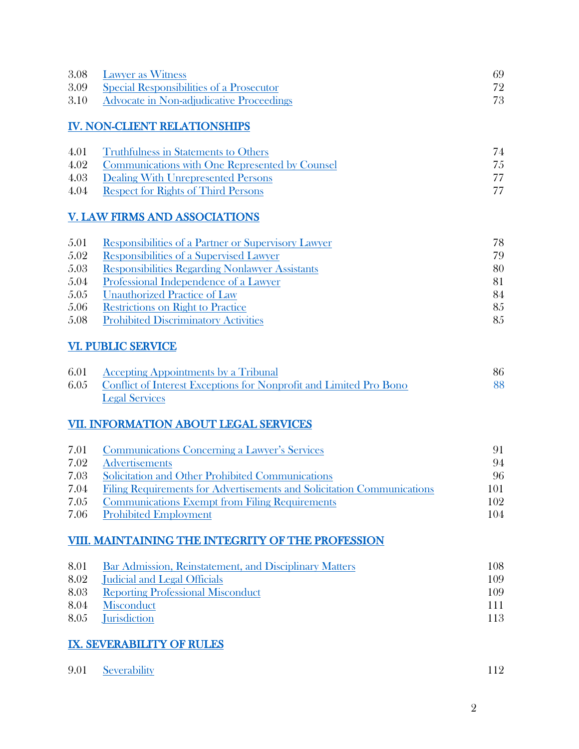| | | |
|---|---|---|
| 3.08 | Lawyer as Witness | 69 |
| 3.09 | Special Responsibilities of a Prosecutor | 72 |
| 3.10 | Advocate in Non-adjudicative Proceedings | 73 |

## IV. NON-CLIENT RELATIONSHIPS

| | | |
|---|---|---|
| 4.01 | Truthfulness in Statements to Others | 74 |
| 4.02 | Communications with One Represented by Counsel | 75 |
| 4.03 | Dealing With Unrepresented Persons | 77 |
| 4.04 | Respect for Rights of Third Persons | 77 |

## V. LAW FIRMS AND ASSOCIATIONS

| | | |
|---|---|---|
| 5.01 | Responsibilities of a Partner or Supervisory Lawyer | 78 |
| 5.02 | Responsibilities of a Supervised Lawyer | 79 |
| 5.03 | Responsibilities Regarding Nonlawyer Assistants | 80 |
| 5.04 | Professional Independence of a Lawyer | 81 |
| 5.05 | Unauthorized Practice of Law | 84 |
| 5.06 | Restrictions on Right to Practice | 85 |
| 5.08 | Prohibited Discriminatory Activities | 85 |

## VI. PUBLIC SERVICE

| | | |
|---|---|---|
| 6.01 | Accepting Appointments by a Tribunal | 86 |
| 6.05 | Conflict of Interest Exceptions for Nonprofit and Limited Pro Bono Legal Services | 88 |

## VII. INFORMATION ABOUT LEGAL SERVICES

| | | |
|---|---|---|
| 7.01 | Communications Concerning a Lawyer's Services | 91 |
| 7.02 | Advertisements | 94 |
| 7.03 | Solicitation and Other Prohibited Communications | 96 |
| 7.04 | Filing Requirements for Advertisements and Solicitation Communications | 101 |
| 7.05 | Communications Exempt from Filing Requirements | 102 |
| 7.06 | Prohibited Employment | 104 |

## VIII. MAINTAINING THE INTEGRITY OF THE PROFESSION

| | | |
|---|---|---|
| 8.01 | Bar Admission, Reinstatement, and Disciplinary Matters | 108 |
| 8.02 | Judicial and Legal Officials | 109 |
| 8.03 | Reporting Professional Misconduct | 109 |
| 8.04 | Misconduct | 111 |
| 8.05 | Jurisdiction | 113 |

## IX. SEVERABILITY OF RULES

| | | |
|---|---|---|
| 9.01 | Severability | 112 |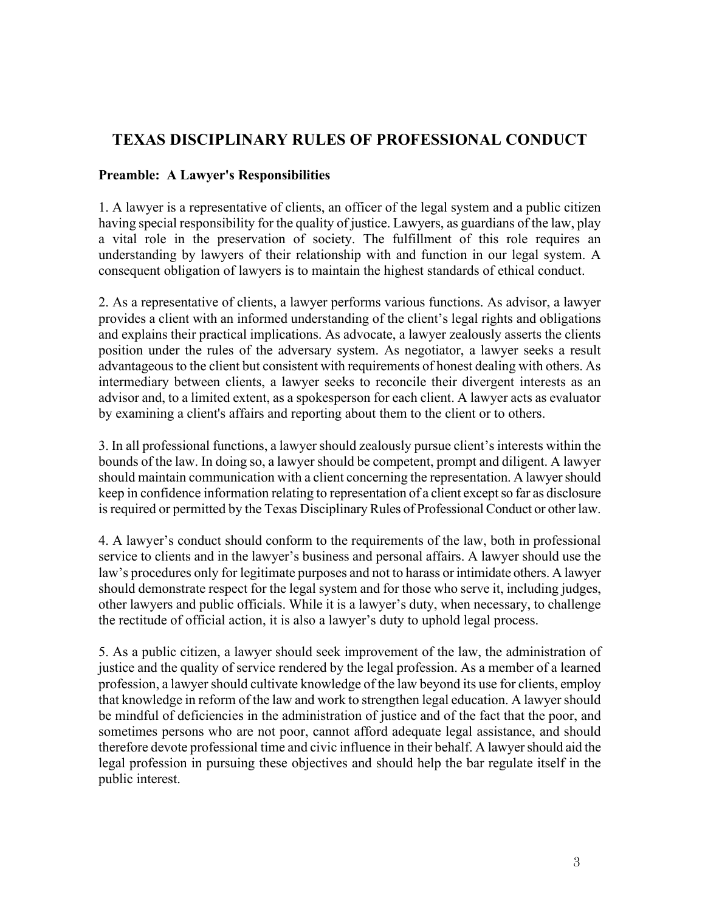# TEXAS DISCIPLINARY RULES OF PROFESSIONAL CONDUCT

**Preamble: A Lawyer's Responsibilities**

1. A lawyer is a representative of clients, an officer of the legal system and a public citizen having special responsibility for the quality of justice. Lawyers, as guardians of the law, play a vital role in the preservation of society. The fulfillment of this role requires an understanding by lawyers of their relationship with and function in our legal system. A consequent obligation of lawyers is to maintain the highest standards of ethical conduct.

2. As a representative of clients, a lawyer performs various functions. As advisor, a lawyer provides a client with an informed understanding of the client's legal rights and obligations and explains their practical implications. As advocate, a lawyer zealously asserts the clients position under the rules of the adversary system. As negotiator, a lawyer seeks a result advantageous to the client but consistent with requirements of honest dealing with others. As intermediary between clients, a lawyer seeks to reconcile their divergent interests as an advisor and, to a limited extent, as a spokesperson for each client. A lawyer acts as evaluator by examining a client's affairs and reporting about them to the client or to others.

3. In all professional functions, a lawyer should zealously pursue client's interests within the bounds of the law. In doing so, a lawyer should be competent, prompt and diligent. A lawyer should maintain communication with a client concerning the representation. A lawyer should keep in confidence information relating to representation of a client except so far as disclosure is required or permitted by the Texas Disciplinary Rules of Professional Conduct or other law.

4. A lawyer's conduct should conform to the requirements of the law, both in professional service to clients and in the lawyer's business and personal affairs. A lawyer should use the law's procedures only for legitimate purposes and not to harass or intimidate others. A lawyer should demonstrate respect for the legal system and for those who serve it, including judges, other lawyers and public officials. While it is a lawyer's duty, when necessary, to challenge the rectitude of official action, it is also a lawyer's duty to uphold legal process.

5. As a public citizen, a lawyer should seek improvement of the law, the administration of justice and the quality of service rendered by the legal profession. As a member of a learned profession, a lawyer should cultivate knowledge of the law beyond its use for clients, employ that knowledge in reform of the law and work to strengthen legal education. A lawyer should be mindful of deficiencies in the administration of justice and of the fact that the poor, and sometimes persons who are not poor, cannot afford adequate legal assistance, and should therefore devote professional time and civic influence in their behalf. A lawyer should aid the legal profession in pursuing these objectives and should help the bar regulate itself in the public interest.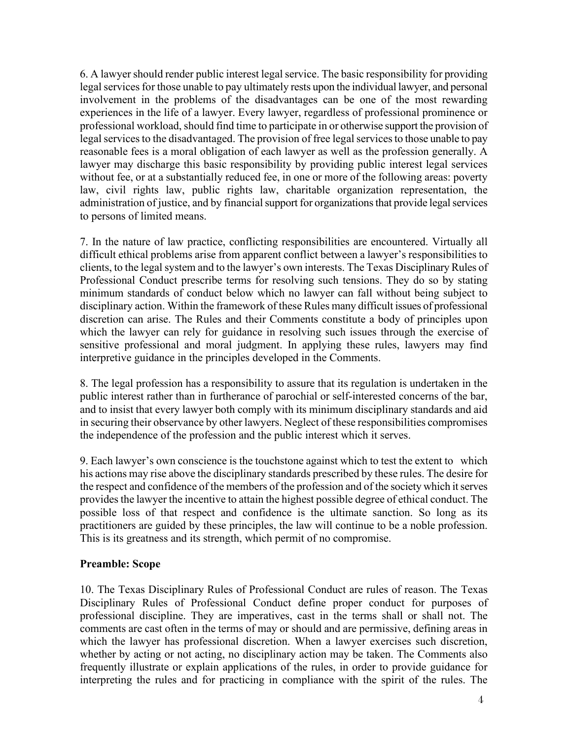6. A lawyer should render public interest legal service. The basic responsibility for providing legal services for those unable to pay ultimately rests upon the individual lawyer, and personal involvement in the problems of the disadvantages can be one of the most rewarding experiences in the life of a lawyer. Every lawyer, regardless of professional prominence or professional workload, should find time to participate in or otherwise support the provision of legal services to the disadvantaged. The provision of free legal services to those unable to pay reasonable fees is a moral obligation of each lawyer as well as the profession generally. A lawyer may discharge this basic responsibility by providing public interest legal services without fee, or at a substantially reduced fee, in one or more of the following areas: poverty law, civil rights law, public rights law, charitable organization representation, the administration of justice, and by financial support for organizations that provide legal services to persons of limited means.

7. In the nature of law practice, conflicting responsibilities are encountered. Virtually all difficult ethical problems arise from apparent conflict between a lawyer's responsibilities to clients, to the legal system and to the lawyer's own interests. The Texas Disciplinary Rules of Professional Conduct prescribe terms for resolving such tensions. They do so by stating minimum standards of conduct below which no lawyer can fall without being subject to disciplinary action. Within the framework of these Rules many difficult issues of professional discretion can arise. The Rules and their Comments constitute a body of principles upon which the lawyer can rely for guidance in resolving such issues through the exercise of sensitive professional and moral judgment. In applying these rules, lawyers may find interpretive guidance in the principles developed in the Comments.

8. The legal profession has a responsibility to assure that its regulation is undertaken in the public interest rather than in furtherance of parochial or self-interested concerns of the bar, and to insist that every lawyer both comply with its minimum disciplinary standards and aid in securing their observance by other lawyers. Neglect of these responsibilities compromises the independence of the profession and the public interest which it serves.

9. Each lawyer's own conscience is the touchstone against which to test the extent to which his actions may rise above the disciplinary standards prescribed by these rules. The desire for the respect and confidence of the members of the profession and of the society which it serves provides the lawyer the incentive to attain the highest possible degree of ethical conduct. The possible loss of that respect and confidence is the ultimate sanction. So long as its practitioners are guided by these principles, the law will continue to be a noble profession. This is its greatness and its strength, which permit of no compromise.

**Preamble: Scope**

10. The Texas Disciplinary Rules of Professional Conduct are rules of reason. The Texas Disciplinary Rules of Professional Conduct define proper conduct for purposes of professional discipline. They are imperatives, cast in the terms shall or shall not. The comments are cast often in the terms of may or should and are permissive, defining areas in which the lawyer has professional discretion. When a lawyer exercises such discretion, whether by acting or not acting, no disciplinary action may be taken. The Comments also frequently illustrate or explain applications of the rules, in order to provide guidance for interpreting the rules and for practicing in compliance with the spirit of the rules. The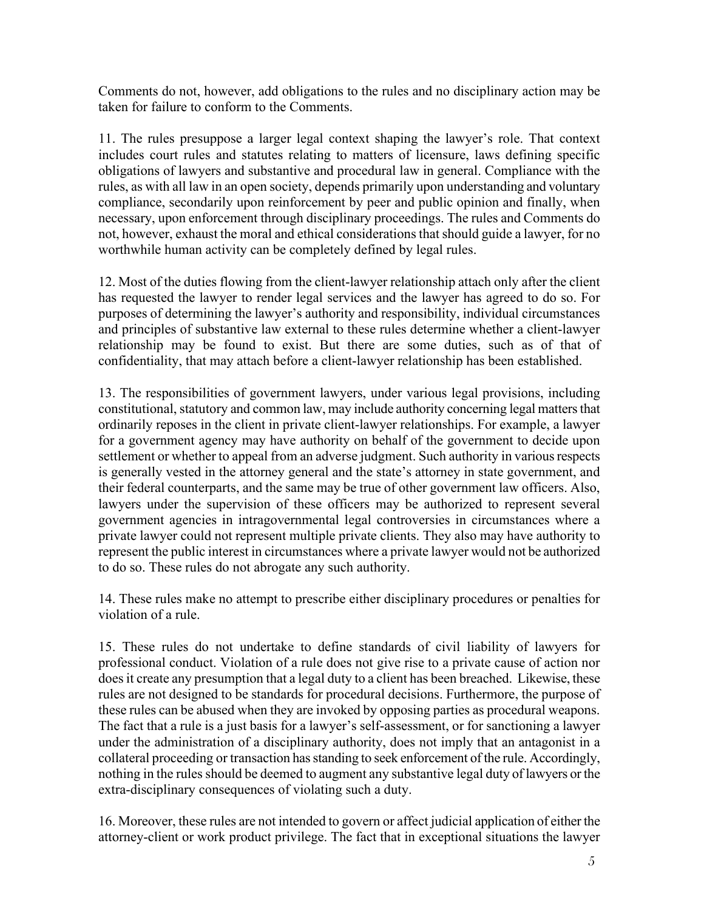Comments do not, however, add obligations to the rules and no disciplinary action may be taken for failure to conform to the Comments.

11. The rules presuppose a larger legal context shaping the lawyer's role. That context includes court rules and statutes relating to matters of licensure, laws defining specific obligations of lawyers and substantive and procedural law in general. Compliance with the rules, as with all law in an open society, depends primarily upon understanding and voluntary compliance, secondarily upon reinforcement by peer and public opinion and finally, when necessary, upon enforcement through disciplinary proceedings. The rules and Comments do not, however, exhaust the moral and ethical considerations that should guide a lawyer, for no worthwhile human activity can be completely defined by legal rules.

12. Most of the duties flowing from the client-lawyer relationship attach only after the client has requested the lawyer to render legal services and the lawyer has agreed to do so. For purposes of determining the lawyer's authority and responsibility, individual circumstances and principles of substantive law external to these rules determine whether a client-lawyer relationship may be found to exist. But there are some duties, such as of that of confidentiality, that may attach before a client-lawyer relationship has been established.

13. The responsibilities of government lawyers, under various legal provisions, including constitutional, statutory and common law, may include authority concerning legal matters that ordinarily reposes in the client in private client-lawyer relationships. For example, a lawyer for a government agency may have authority on behalf of the government to decide upon settlement or whether to appeal from an adverse judgment. Such authority in various respects is generally vested in the attorney general and the state's attorney in state government, and their federal counterparts, and the same may be true of other government law officers. Also, lawyers under the supervision of these officers may be authorized to represent several government agencies in intragovernmental legal controversies in circumstances where a private lawyer could not represent multiple private clients. They also may have authority to represent the public interest in circumstances where a private lawyer would not be authorized to do so. These rules do not abrogate any such authority.

14. These rules make no attempt to prescribe either disciplinary procedures or penalties for violation of a rule.

15. These rules do not undertake to define standards of civil liability of lawyers for professional conduct. Violation of a rule does not give rise to a private cause of action nor does it create any presumption that a legal duty to a client has been breached. Likewise, these rules are not designed to be standards for procedural decisions. Furthermore, the purpose of these rules can be abused when they are invoked by opposing parties as procedural weapons. The fact that a rule is a just basis for a lawyer's self-assessment, or for sanctioning a lawyer under the administration of a disciplinary authority, does not imply that an antagonist in a collateral proceeding or transaction has standing to seek enforcement of the rule. Accordingly, nothing in the rules should be deemed to augment any substantive legal duty of lawyers or the extra-disciplinary consequences of violating such a duty.

16. Moreover, these rules are not intended to govern or affect judicial application of either the attorney-client or work product privilege. The fact that in exceptional situations the lawyer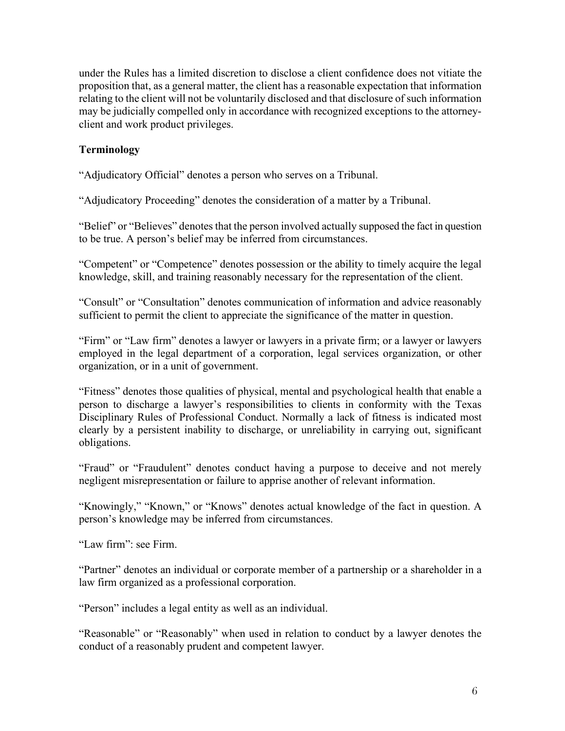under the Rules has a limited discretion to disclose a client confidence does not vitiate the proposition that, as a general matter, the client has a reasonable expectation that information relating to the client will not be voluntarily disclosed and that disclosure of such information may be judicially compelled only in accordance with recognized exceptions to the attorney-client and work product privileges.

**Terminology**

"Adjudicatory Official" denotes a person who serves on a Tribunal.

"Adjudicatory Proceeding" denotes the consideration of a matter by a Tribunal.

"Belief" or "Believes" denotes that the person involved actually supposed the fact in question to be true. A person's belief may be inferred from circumstances.

"Competent" or "Competence" denotes possession or the ability to timely acquire the legal knowledge, skill, and training reasonably necessary for the representation of the client.

"Consult" or "Consultation" denotes communication of information and advice reasonably sufficient to permit the client to appreciate the significance of the matter in question.

"Firm" or "Law firm" denotes a lawyer or lawyers in a private firm; or a lawyer or lawyers employed in the legal department of a corporation, legal services organization, or other organization, or in a unit of government.

"Fitness" denotes those qualities of physical, mental and psychological health that enable a person to discharge a lawyer's responsibilities to clients in conformity with the Texas Disciplinary Rules of Professional Conduct. Normally a lack of fitness is indicated most clearly by a persistent inability to discharge, or unreliability in carrying out, significant obligations.

"Fraud" or "Fraudulent" denotes conduct having a purpose to deceive and not merely negligent misrepresentation or failure to apprise another of relevant information.

"Knowingly," "Known," or "Knows" denotes actual knowledge of the fact in question. A person's knowledge may be inferred from circumstances.

"Law firm": see Firm.

"Partner" denotes an individual or corporate member of a partnership or a shareholder in a law firm organized as a professional corporation.

"Person" includes a legal entity as well as an individual.

"Reasonable" or "Reasonably" when used in relation to conduct by a lawyer denotes the conduct of a reasonably prudent and competent lawyer.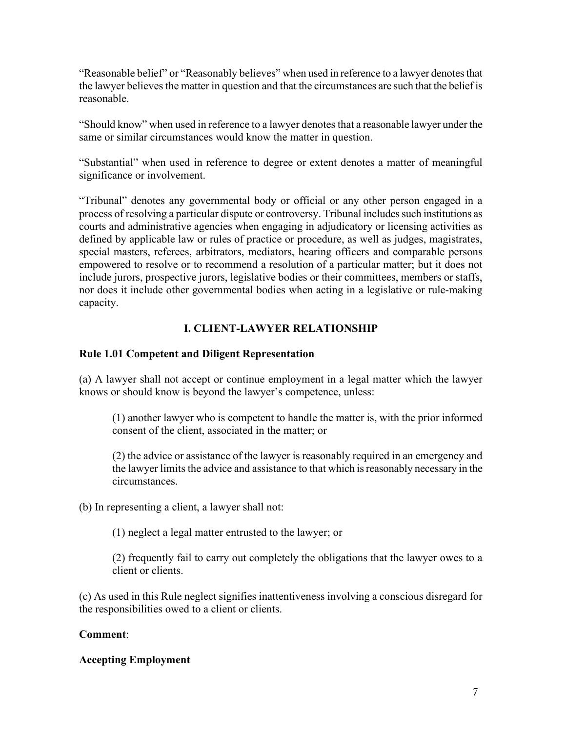"Reasonable belief" or "Reasonably believes" when used in reference to a lawyer denotes that the lawyer believes the matter in question and that the circumstances are such that the belief is reasonable.

"Should know" when used in reference to a lawyer denotes that a reasonable lawyer under the same or similar circumstances would know the matter in question.

"Substantial" when used in reference to degree or extent denotes a matter of meaningful significance or involvement.

"Tribunal" denotes any governmental body or official or any other person engaged in a process of resolving a particular dispute or controversy. Tribunal includes such institutions as courts and administrative agencies when engaging in adjudicatory or licensing activities as defined by applicable law or rules of practice or procedure, as well as judges, magistrates, special masters, referees, arbitrators, mediators, hearing officers and comparable persons empowered to resolve or to recommend a resolution of a particular matter; but it does not include jurors, prospective jurors, legislative bodies or their committees, members or staffs, nor does it include other governmental bodies when acting in a legislative or rule-making capacity.

## I. CLIENT-LAWYER RELATIONSHIP

### Rule 1.01 Competent and Diligent Representation

(a) A lawyer shall not accept or continue employment in a legal matter which the lawyer knows or should know is beyond the lawyer's competence, unless:

> (1) another lawyer who is competent to handle the matter is, with the prior informed consent of the client, associated in the matter; or
>
> (2) the advice or assistance of the lawyer is reasonably required in an emergency and the lawyer limits the advice and assistance to that which is reasonably necessary in the circumstances.

(b) In representing a client, a lawyer shall not:

> (1) neglect a legal matter entrusted to the lawyer; or
>
> (2) frequently fail to carry out completely the obligations that the lawyer owes to a client or clients.

(c) As used in this Rule neglect signifies inattentiveness involving a conscious disregard for the responsibilities owed to a client or clients.

**Comment**:

**Accepting Employment**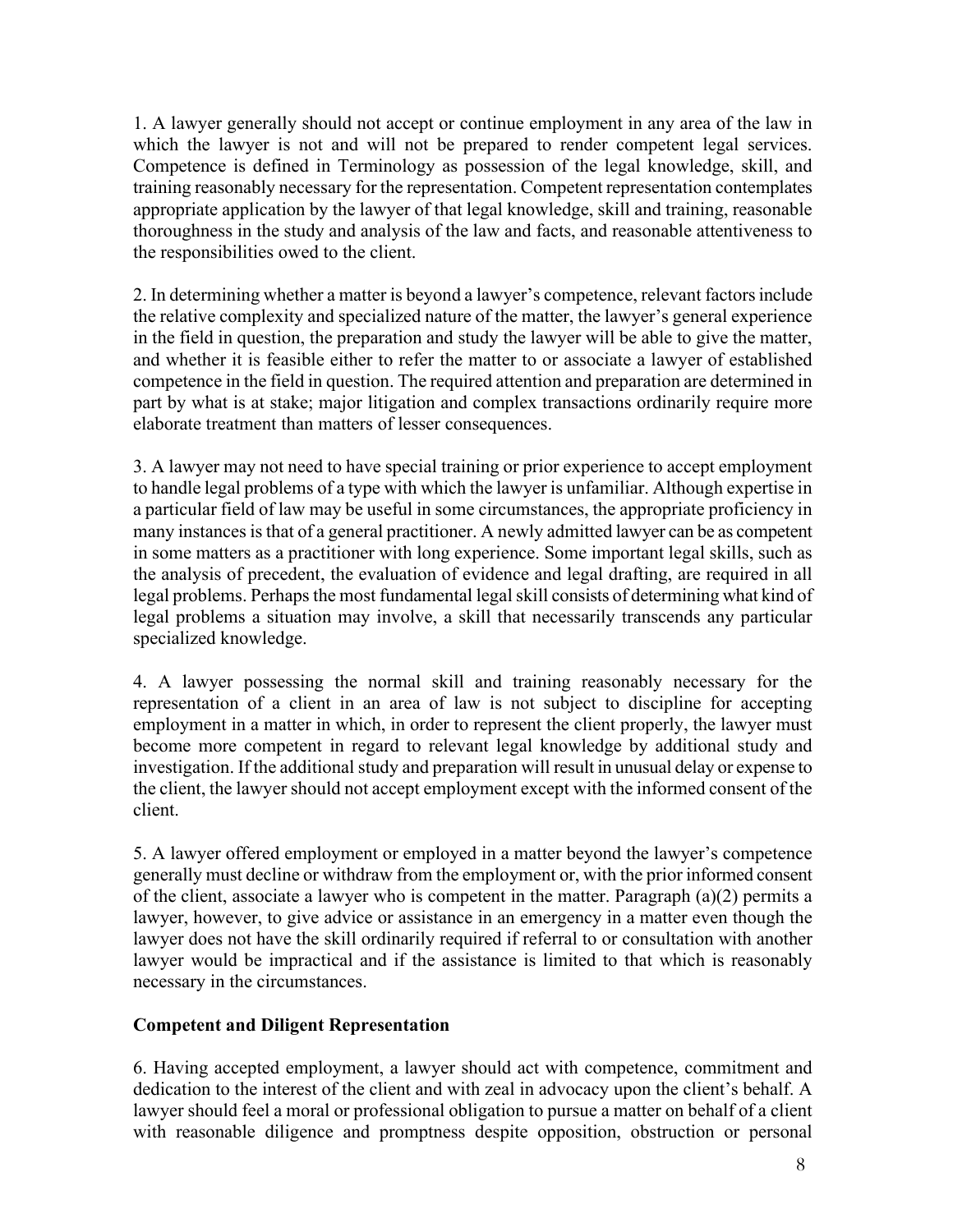1. A lawyer generally should not accept or continue employment in any area of the law in which the lawyer is not and will not be prepared to render competent legal services. Competence is defined in Terminology as possession of the legal knowledge, skill, and training reasonably necessary for the representation. Competent representation contemplates appropriate application by the lawyer of that legal knowledge, skill and training, reasonable thoroughness in the study and analysis of the law and facts, and reasonable attentiveness to the responsibilities owed to the client.

2. In determining whether a matter is beyond a lawyer's competence, relevant factors include the relative complexity and specialized nature of the matter, the lawyer's general experience in the field in question, the preparation and study the lawyer will be able to give the matter, and whether it is feasible either to refer the matter to or associate a lawyer of established competence in the field in question. The required attention and preparation are determined in part by what is at stake; major litigation and complex transactions ordinarily require more elaborate treatment than matters of lesser consequences.

3. A lawyer may not need to have special training or prior experience to accept employment to handle legal problems of a type with which the lawyer is unfamiliar. Although expertise in a particular field of law may be useful in some circumstances, the appropriate proficiency in many instances is that of a general practitioner. A newly admitted lawyer can be as competent in some matters as a practitioner with long experience. Some important legal skills, such as the analysis of precedent, the evaluation of evidence and legal drafting, are required in all legal problems. Perhaps the most fundamental legal skill consists of determining what kind of legal problems a situation may involve, a skill that necessarily transcends any particular specialized knowledge.

4. A lawyer possessing the normal skill and training reasonably necessary for the representation of a client in an area of law is not subject to discipline for accepting employment in a matter in which, in order to represent the client properly, the lawyer must become more competent in regard to relevant legal knowledge by additional study and investigation. If the additional study and preparation will result in unusual delay or expense to the client, the lawyer should not accept employment except with the informed consent of the client.

5. A lawyer offered employment or employed in a matter beyond the lawyer's competence generally must decline or withdraw from the employment or, with the prior informed consent of the client, associate a lawyer who is competent in the matter. Paragraph (a)(2) permits a lawyer, however, to give advice or assistance in an emergency in a matter even though the lawyer does not have the skill ordinarily required if referral to or consultation with another lawyer would be impractical and if the assistance is limited to that which is reasonably necessary in the circumstances.

**Competent and Diligent Representation**

6. Having accepted employment, a lawyer should act with competence, commitment and dedication to the interest of the client and with zeal in advocacy upon the client's behalf. A lawyer should feel a moral or professional obligation to pursue a matter on behalf of a client with reasonable diligence and promptness despite opposition, obstruction or personal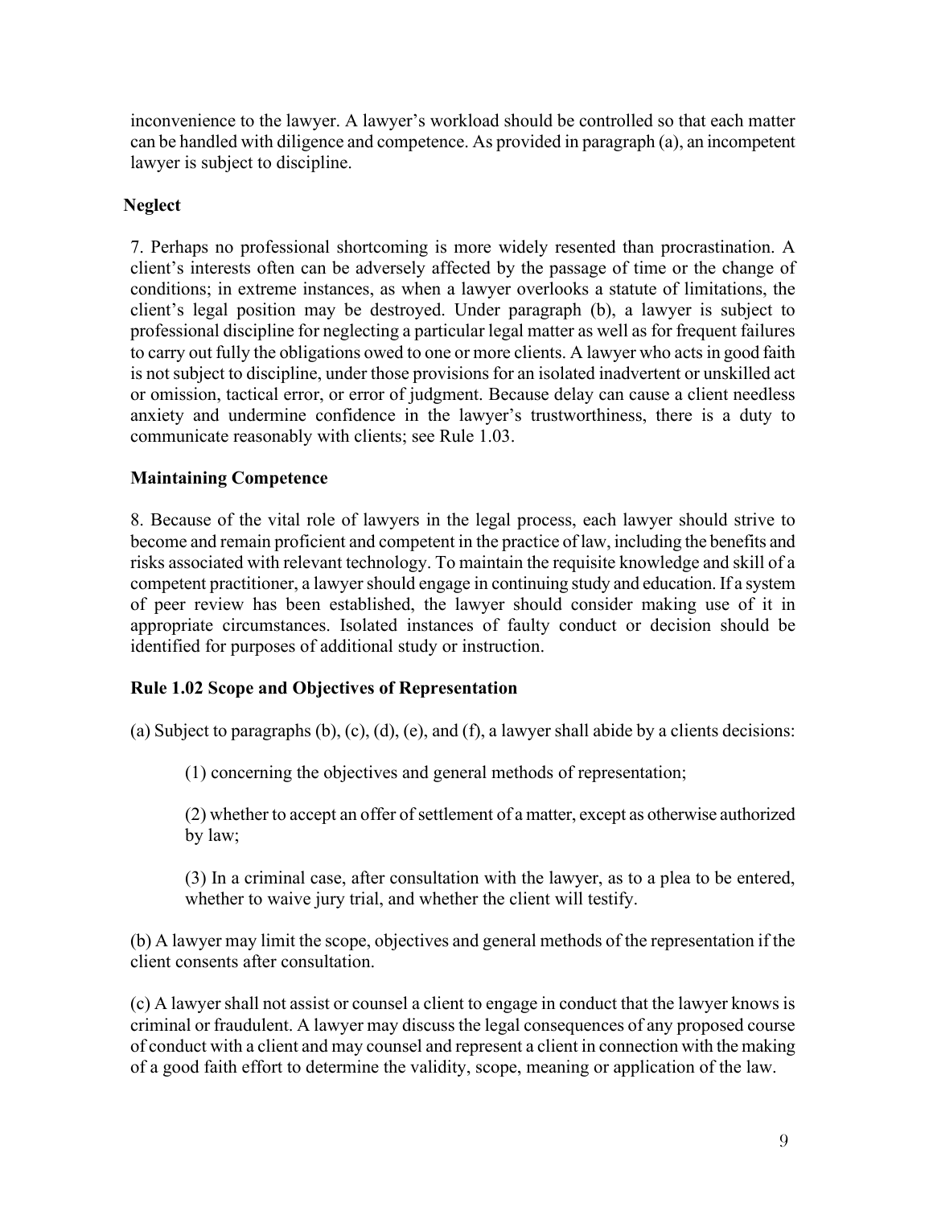inconvenience to the lawyer. A lawyer's workload should be controlled so that each matter can be handled with diligence and competence. As provided in paragraph (a), an incompetent lawyer is subject to discipline.

**Neglect**

7. Perhaps no professional shortcoming is more widely resented than procrastination. A client's interests often can be adversely affected by the passage of time or the change of conditions; in extreme instances, as when a lawyer overlooks a statute of limitations, the client's legal position may be destroyed. Under paragraph (b), a lawyer is subject to professional discipline for neglecting a particular legal matter as well as for frequent failures to carry out fully the obligations owed to one or more clients. A lawyer who acts in good faith is not subject to discipline, under those provisions for an isolated inadvertent or unskilled act or omission, tactical error, or error of judgment. Because delay can cause a client needless anxiety and undermine confidence in the lawyer's trustworthiness, there is a duty to communicate reasonably with clients; see Rule 1.03.

**Maintaining Competence**

8. Because of the vital role of lawyers in the legal process, each lawyer should strive to become and remain proficient and competent in the practice of law, including the benefits and risks associated with relevant technology. To maintain the requisite knowledge and skill of a competent practitioner, a lawyer should engage in continuing study and education. If a system of peer review has been established, the lawyer should consider making use of it in appropriate circumstances. Isolated instances of faulty conduct or decision should be identified for purposes of additional study or instruction.

**Rule 1.02 Scope and Objectives of Representation**

(a) Subject to paragraphs (b), (c), (d), (e), and (f), a lawyer shall abide by a clients decisions:

(1) concerning the objectives and general methods of representation;

(2) whether to accept an offer of settlement of a matter, except as otherwise authorized by law;

(3) In a criminal case, after consultation with the lawyer, as to a plea to be entered, whether to waive jury trial, and whether the client will testify.

(b) A lawyer may limit the scope, objectives and general methods of the representation if the client consents after consultation.

(c) A lawyer shall not assist or counsel a client to engage in conduct that the lawyer knows is criminal or fraudulent. A lawyer may discuss the legal consequences of any proposed course of conduct with a client and may counsel and represent a client in connection with the making of a good faith effort to determine the validity, scope, meaning or application of the law.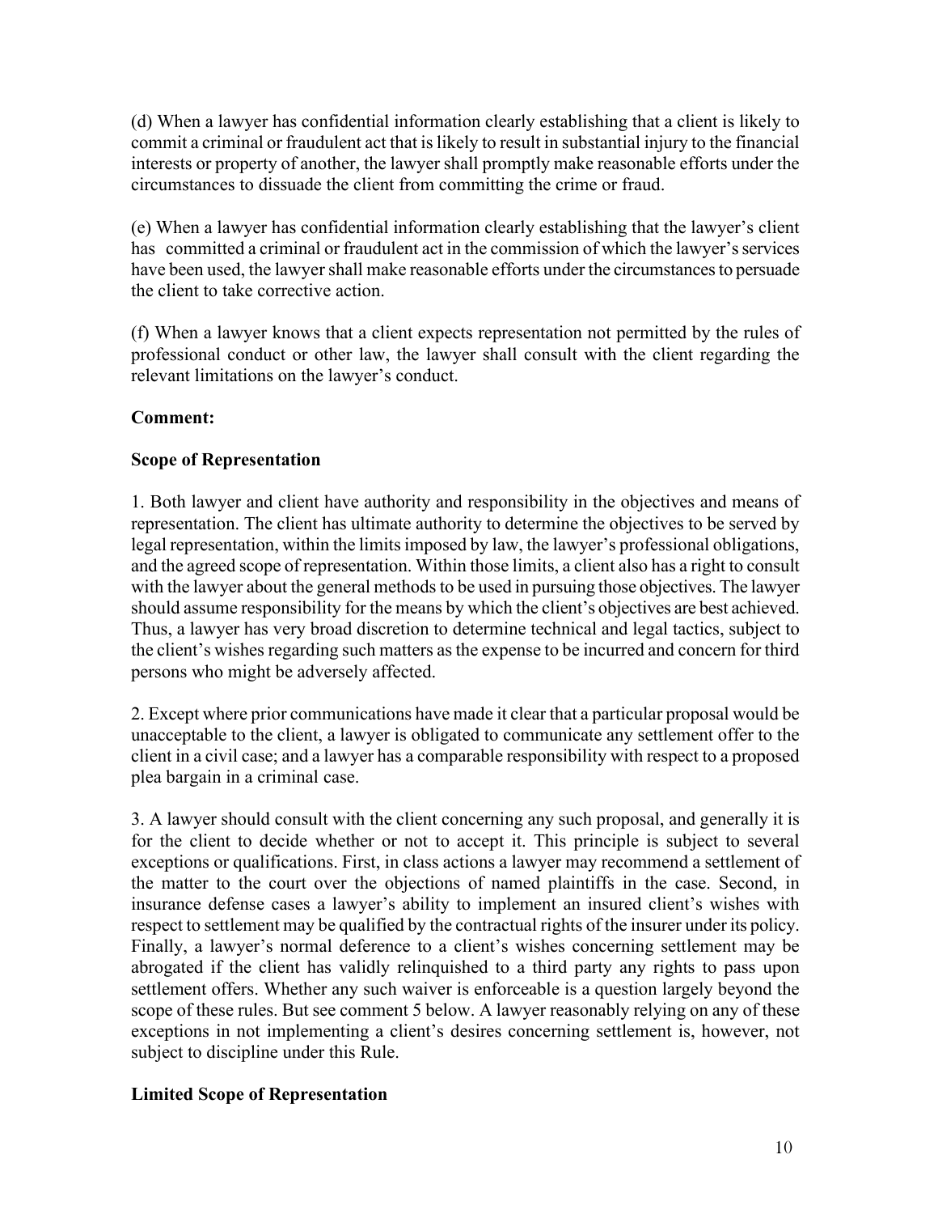(d) When a lawyer has confidential information clearly establishing that a client is likely to commit a criminal or fraudulent act that is likely to result in substantial injury to the financial interests or property of another, the lawyer shall promptly make reasonable efforts under the circumstances to dissuade the client from committing the crime or fraud.

(e) When a lawyer has confidential information clearly establishing that the lawyer's client has committed a criminal or fraudulent act in the commission of which the lawyer's services have been used, the lawyer shall make reasonable efforts under the circumstances to persuade the client to take corrective action.

(f) When a lawyer knows that a client expects representation not permitted by the rules of professional conduct or other law, the lawyer shall consult with the client regarding the relevant limitations on the lawyer's conduct.

**Comment:**

**Scope of Representation**

1. Both lawyer and client have authority and responsibility in the objectives and means of representation. The client has ultimate authority to determine the objectives to be served by legal representation, within the limits imposed by law, the lawyer's professional obligations, and the agreed scope of representation. Within those limits, a client also has a right to consult with the lawyer about the general methods to be used in pursuing those objectives. The lawyer should assume responsibility for the means by which the client's objectives are best achieved. Thus, a lawyer has very broad discretion to determine technical and legal tactics, subject to the client's wishes regarding such matters as the expense to be incurred and concern for third persons who might be adversely affected.

2. Except where prior communications have made it clear that a particular proposal would be unacceptable to the client, a lawyer is obligated to communicate any settlement offer to the client in a civil case; and a lawyer has a comparable responsibility with respect to a proposed plea bargain in a criminal case.

3. A lawyer should consult with the client concerning any such proposal, and generally it is for the client to decide whether or not to accept it. This principle is subject to several exceptions or qualifications. First, in class actions a lawyer may recommend a settlement of the matter to the court over the objections of named plaintiffs in the case. Second, in insurance defense cases a lawyer's ability to implement an insured client's wishes with respect to settlement may be qualified by the contractual rights of the insurer under its policy. Finally, a lawyer's normal deference to a client's wishes concerning settlement may be abrogated if the client has validly relinquished to a third party any rights to pass upon settlement offers. Whether any such waiver is enforceable is a question largely beyond the scope of these rules. But see comment 5 below. A lawyer reasonably relying on any of these exceptions in not implementing a client's desires concerning settlement is, however, not subject to discipline under this Rule.

**Limited Scope of Representation**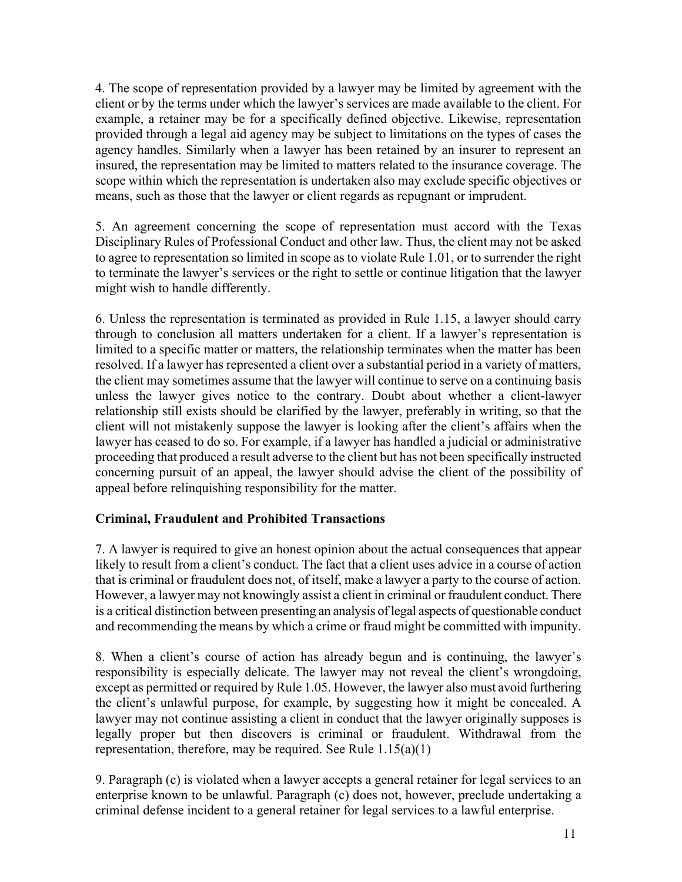4. The scope of representation provided by a lawyer may be limited by agreement with the client or by the terms under which the lawyer's services are made available to the client. For example, a retainer may be for a specifically defined objective. Likewise, representation provided through a legal aid agency may be subject to limitations on the types of cases the agency handles. Similarly when a lawyer has been retained by an insurer to represent an insured, the representation may be limited to matters related to the insurance coverage. The scope within which the representation is undertaken also may exclude specific objectives or means, such as those that the lawyer or client regards as repugnant or imprudent.

5. An agreement concerning the scope of representation must accord with the Texas Disciplinary Rules of Professional Conduct and other law. Thus, the client may not be asked to agree to representation so limited in scope as to violate Rule 1.01, or to surrender the right to terminate the lawyer's services or the right to settle or continue litigation that the lawyer might wish to handle differently.

6. Unless the representation is terminated as provided in Rule 1.15, a lawyer should carry through to conclusion all matters undertaken for a client. If a lawyer's representation is limited to a specific matter or matters, the relationship terminates when the matter has been resolved. If a lawyer has represented a client over a substantial period in a variety of matters, the client may sometimes assume that the lawyer will continue to serve on a continuing basis unless the lawyer gives notice to the contrary. Doubt about whether a client-lawyer relationship still exists should be clarified by the lawyer, preferably in writing, so that the client will not mistakenly suppose the lawyer is looking after the client's affairs when the lawyer has ceased to do so. For example, if a lawyer has handled a judicial or administrative proceeding that produced a result adverse to the client but has not been specifically instructed concerning pursuit of an appeal, the lawyer should advise the client of the possibility of appeal before relinquishing responsibility for the matter.

### Criminal, Fraudulent and Prohibited Transactions

7. A lawyer is required to give an honest opinion about the actual consequences that appear likely to result from a client's conduct. The fact that a client uses advice in a course of action that is criminal or fraudulent does not, of itself, make a lawyer a party to the course of action. However, a lawyer may not knowingly assist a client in criminal or fraudulent conduct. There is a critical distinction between presenting an analysis of legal aspects of questionable conduct and recommending the means by which a crime or fraud might be committed with impunity.

8. When a client's course of action has already begun and is continuing, the lawyer's responsibility is especially delicate. The lawyer may not reveal the client's wrongdoing, except as permitted or required by Rule 1.05. However, the lawyer also must avoid furthering the client's unlawful purpose, for example, by suggesting how it might be concealed. A lawyer may not continue assisting a client in conduct that the lawyer originally supposes is legally proper but then discovers is criminal or fraudulent. Withdrawal from the representation, therefore, may be required. See Rule 1.15(a)(1)

9. Paragraph (c) is violated when a lawyer accepts a general retainer for legal services to an enterprise known to be unlawful. Paragraph (c) does not, however, preclude undertaking a criminal defense incident to a general retainer for legal services to a lawful enterprise.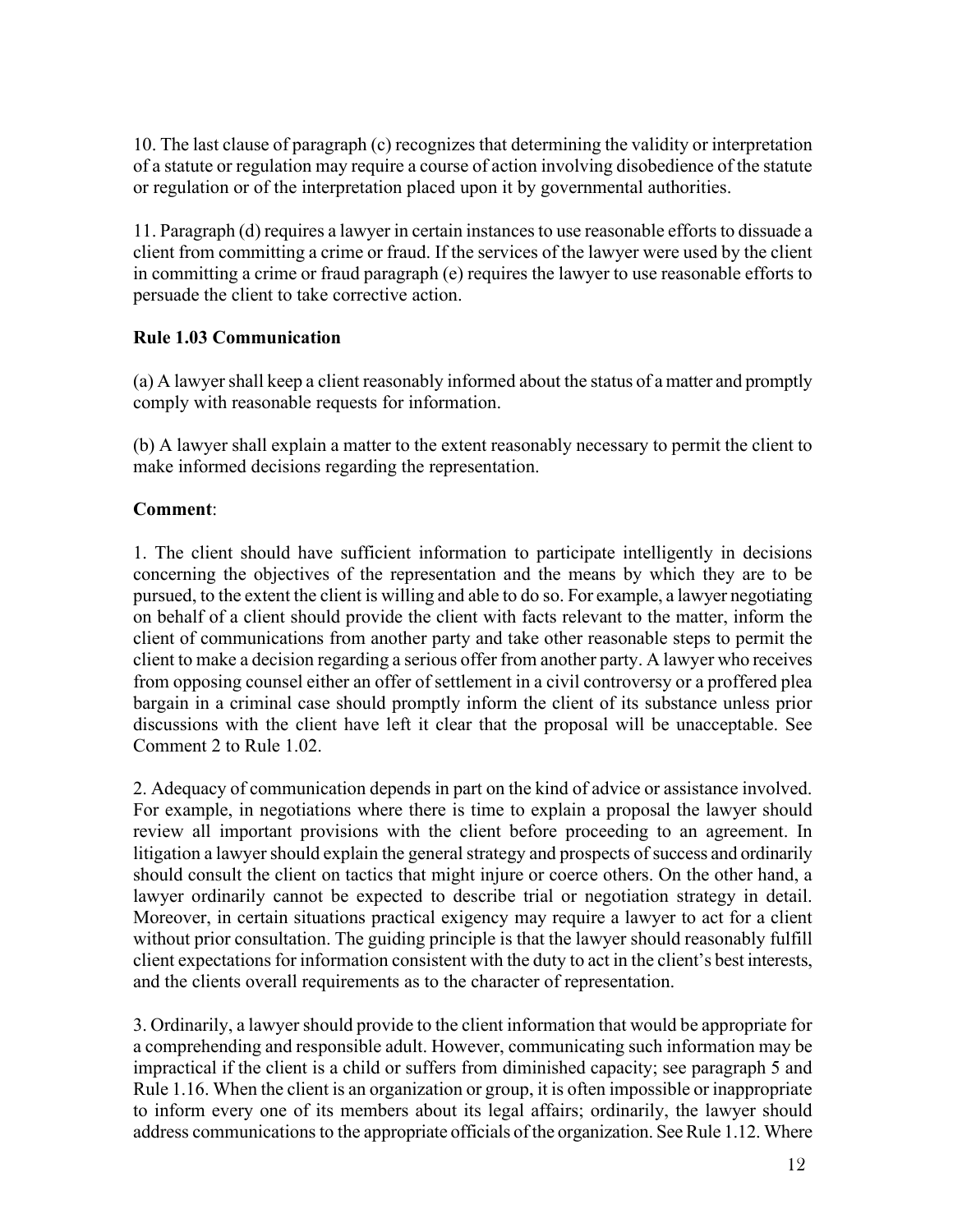10. The last clause of paragraph (c) recognizes that determining the validity or interpretation of a statute or regulation may require a course of action involving disobedience of the statute or regulation or of the interpretation placed upon it by governmental authorities.

11. Paragraph (d) requires a lawyer in certain instances to use reasonable efforts to dissuade a client from committing a crime or fraud. If the services of the lawyer were used by the client in committing a crime or fraud paragraph (e) requires the lawyer to use reasonable efforts to persuade the client to take corrective action.

**Rule 1.03 Communication**

(a) A lawyer shall keep a client reasonably informed about the status of a matter and promptly comply with reasonable requests for information.

(b) A lawyer shall explain a matter to the extent reasonably necessary to permit the client to make informed decisions regarding the representation.

**Comment**:

1. The client should have sufficient information to participate intelligently in decisions concerning the objectives of the representation and the means by which they are to be pursued, to the extent the client is willing and able to do so. For example, a lawyer negotiating on behalf of a client should provide the client with facts relevant to the matter, inform the client of communications from another party and take other reasonable steps to permit the client to make a decision regarding a serious offer from another party. A lawyer who receives from opposing counsel either an offer of settlement in a civil controversy or a proffered plea bargain in a criminal case should promptly inform the client of its substance unless prior discussions with the client have left it clear that the proposal will be unacceptable. See Comment 2 to Rule 1.02.

2. Adequacy of communication depends in part on the kind of advice or assistance involved. For example, in negotiations where there is time to explain a proposal the lawyer should review all important provisions with the client before proceeding to an agreement. In litigation a lawyer should explain the general strategy and prospects of success and ordinarily should consult the client on tactics that might injure or coerce others. On the other hand, a lawyer ordinarily cannot be expected to describe trial or negotiation strategy in detail. Moreover, in certain situations practical exigency may require a lawyer to act for a client without prior consultation. The guiding principle is that the lawyer should reasonably fulfill client expectations for information consistent with the duty to act in the client's best interests, and the clients overall requirements as to the character of representation.

3. Ordinarily, a lawyer should provide to the client information that would be appropriate for a comprehending and responsible adult. However, communicating such information may be impractical if the client is a child or suffers from diminished capacity; see paragraph 5 and Rule 1.16. When the client is an organization or group, it is often impossible or inappropriate to inform every one of its members about its legal affairs; ordinarily, the lawyer should address communications to the appropriate officials of the organization. See Rule 1.12. Where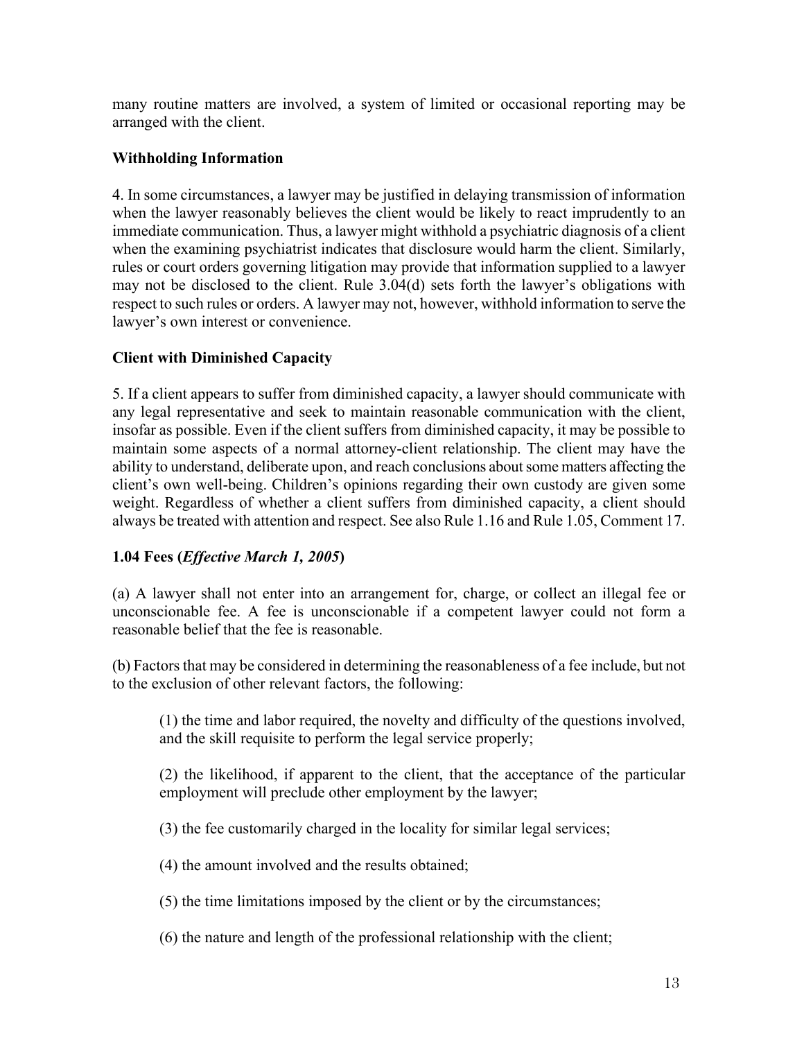many routine matters are involved, a system of limited or occasional reporting may be arranged with the client.

**Withholding Information**

4. In some circumstances, a lawyer may be justified in delaying transmission of information when the lawyer reasonably believes the client would be likely to react imprudently to an immediate communication. Thus, a lawyer might withhold a psychiatric diagnosis of a client when the examining psychiatrist indicates that disclosure would harm the client. Similarly, rules or court orders governing litigation may provide that information supplied to a lawyer may not be disclosed to the client. Rule 3.04(d) sets forth the lawyer's obligations with respect to such rules or orders. A lawyer may not, however, withhold information to serve the lawyer's own interest or convenience.

**Client with Diminished Capacity**

5. If a client appears to suffer from diminished capacity, a lawyer should communicate with any legal representative and seek to maintain reasonable communication with the client, insofar as possible. Even if the client suffers from diminished capacity, it may be possible to maintain some aspects of a normal attorney-client relationship. The client may have the ability to understand, deliberate upon, and reach conclusions about some matters affecting the client's own well-being. Children's opinions regarding their own custody are given some weight. Regardless of whether a client suffers from diminished capacity, a client should always be treated with attention and respect. See also Rule 1.16 and Rule 1.05, Comment 17.

**1.04 Fees (*Effective March 1, 2005*)**

(a) A lawyer shall not enter into an arrangement for, charge, or collect an illegal fee or unconscionable fee. A fee is unconscionable if a competent lawyer could not form a reasonable belief that the fee is reasonable.

(b) Factors that may be considered in determining the reasonableness of a fee include, but not to the exclusion of other relevant factors, the following:

> (1) the time and labor required, the novelty and difficulty of the questions involved, and the skill requisite to perform the legal service properly;
>
> (2) the likelihood, if apparent to the client, that the acceptance of the particular employment will preclude other employment by the lawyer;
>
> (3) the fee customarily charged in the locality for similar legal services;
>
> (4) the amount involved and the results obtained;
>
> (5) the time limitations imposed by the client or by the circumstances;
>
> (6) the nature and length of the professional relationship with the client;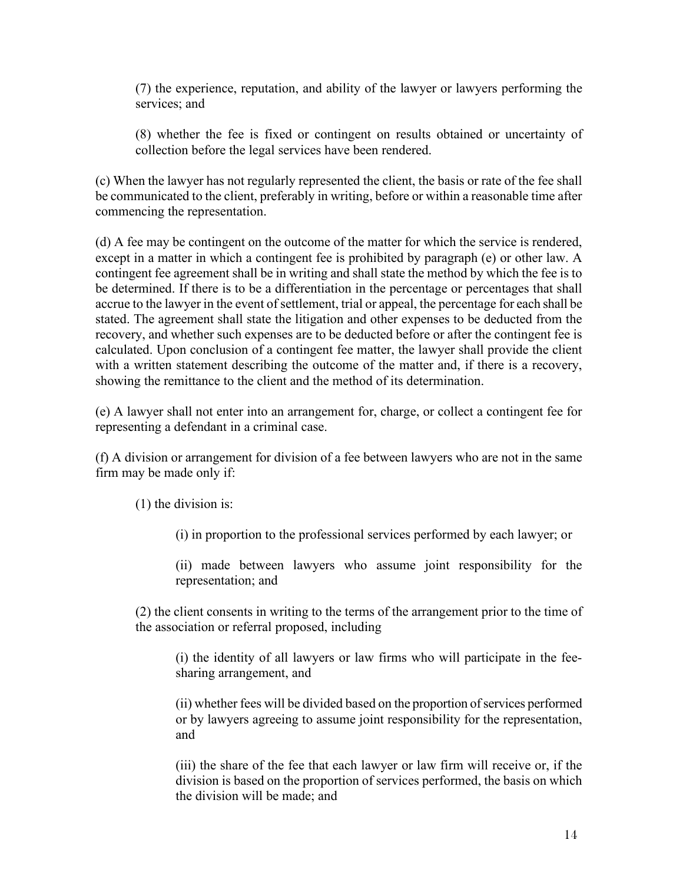(7) the experience, reputation, and ability of the lawyer or lawyers performing the services; and

(8) whether the fee is fixed or contingent on results obtained or uncertainty of collection before the legal services have been rendered.

(c) When the lawyer has not regularly represented the client, the basis or rate of the fee shall be communicated to the client, preferably in writing, before or within a reasonable time after commencing the representation.

(d) A fee may be contingent on the outcome of the matter for which the service is rendered, except in a matter in which a contingent fee is prohibited by paragraph (e) or other law. A contingent fee agreement shall be in writing and shall state the method by which the fee is to be determined. If there is to be a differentiation in the percentage or percentages that shall accrue to the lawyer in the event of settlement, trial or appeal, the percentage for each shall be stated. The agreement shall state the litigation and other expenses to be deducted from the recovery, and whether such expenses are to be deducted before or after the contingent fee is calculated. Upon conclusion of a contingent fee matter, the lawyer shall provide the client with a written statement describing the outcome of the matter and, if there is a recovery, showing the remittance to the client and the method of its determination.

(e) A lawyer shall not enter into an arrangement for, charge, or collect a contingent fee for representing a defendant in a criminal case.

(f) A division or arrangement for division of a fee between lawyers who are not in the same firm may be made only if:

(1) the division is:

(i) in proportion to the professional services performed by each lawyer; or

(ii) made between lawyers who assume joint responsibility for the representation; and

(2) the client consents in writing to the terms of the arrangement prior to the time of the association or referral proposed, including

(i) the identity of all lawyers or law firms who will participate in the fee-sharing arrangement, and

(ii) whether fees will be divided based on the proportion of services performed or by lawyers agreeing to assume joint responsibility for the representation, and

(iii) the share of the fee that each lawyer or law firm will receive or, if the division is based on the proportion of services performed, the basis on which the division will be made; and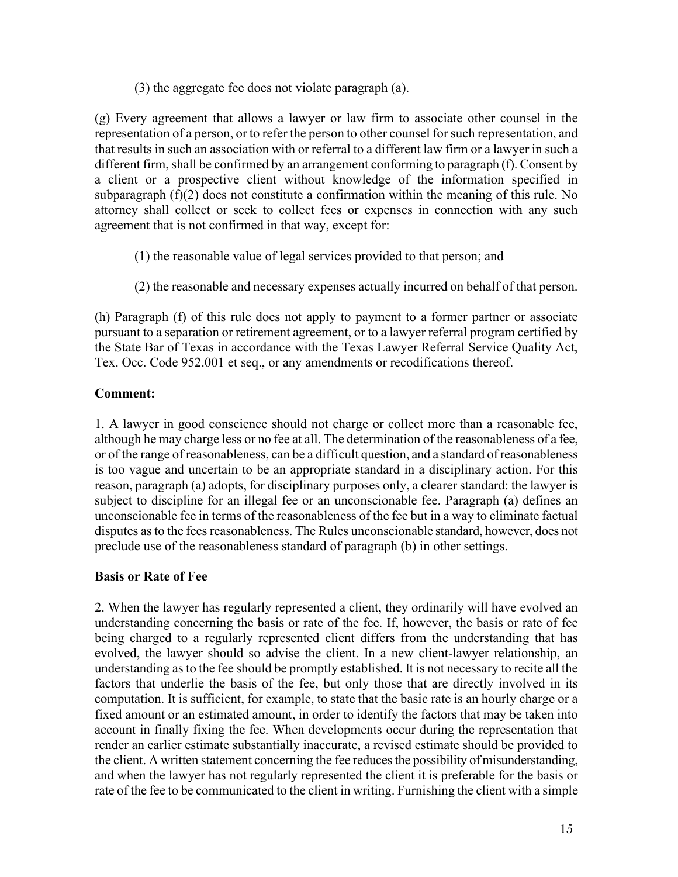(3) the aggregate fee does not violate paragraph (a).

(g) Every agreement that allows a lawyer or law firm to associate other counsel in the representation of a person, or to refer the person to other counsel for such representation, and that results in such an association with or referral to a different law firm or a lawyer in such a different firm, shall be confirmed by an arrangement conforming to paragraph (f). Consent by a client or a prospective client without knowledge of the information specified in subparagraph (f)(2) does not constitute a confirmation within the meaning of this rule. No attorney shall collect or seek to collect fees or expenses in connection with any such agreement that is not confirmed in that way, except for:

(1) the reasonable value of legal services provided to that person; and

(2) the reasonable and necessary expenses actually incurred on behalf of that person.

(h) Paragraph (f) of this rule does not apply to payment to a former partner or associate pursuant to a separation or retirement agreement, or to a lawyer referral program certified by the State Bar of Texas in accordance with the Texas Lawyer Referral Service Quality Act, Tex. Occ. Code 952.001 et seq., or any amendments or recodifications thereof.

**Comment:**

1. A lawyer in good conscience should not charge or collect more than a reasonable fee, although he may charge less or no fee at all. The determination of the reasonableness of a fee, or of the range of reasonableness, can be a difficult question, and a standard of reasonableness is too vague and uncertain to be an appropriate standard in a disciplinary action. For this reason, paragraph (a) adopts, for disciplinary purposes only, a clearer standard: the lawyer is subject to discipline for an illegal fee or an unconscionable fee. Paragraph (a) defines an unconscionable fee in terms of the reasonableness of the fee but in a way to eliminate factual disputes as to the fees reasonableness. The Rules unconscionable standard, however, does not preclude use of the reasonableness standard of paragraph (b) in other settings.

**Basis or Rate of Fee**

2. When the lawyer has regularly represented a client, they ordinarily will have evolved an understanding concerning the basis or rate of the fee. If, however, the basis or rate of fee being charged to a regularly represented client differs from the understanding that has evolved, the lawyer should so advise the client. In a new client-lawyer relationship, an understanding as to the fee should be promptly established. It is not necessary to recite all the factors that underlie the basis of the fee, but only those that are directly involved in its computation. It is sufficient, for example, to state that the basic rate is an hourly charge or a fixed amount or an estimated amount, in order to identify the factors that may be taken into account in finally fixing the fee. When developments occur during the representation that render an earlier estimate substantially inaccurate, a revised estimate should be provided to the client. A written statement concerning the fee reduces the possibility of misunderstanding, and when the lawyer has not regularly represented the client it is preferable for the basis or rate of the fee to be communicated to the client in writing. Furnishing the client with a simple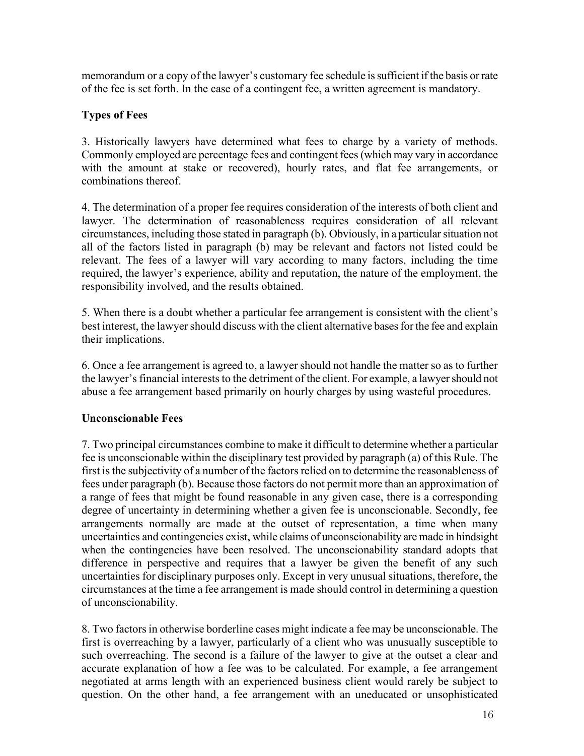memorandum or a copy of the lawyer's customary fee schedule is sufficient if the basis or rate of the fee is set forth. In the case of a contingent fee, a written agreement is mandatory.

**Types of Fees**

3. Historically lawyers have determined what fees to charge by a variety of methods. Commonly employed are percentage fees and contingent fees (which may vary in accordance with the amount at stake or recovered), hourly rates, and flat fee arrangements, or combinations thereof.

4. The determination of a proper fee requires consideration of the interests of both client and lawyer. The determination of reasonableness requires consideration of all relevant circumstances, including those stated in paragraph (b). Obviously, in a particular situation not all of the factors listed in paragraph (b) may be relevant and factors not listed could be relevant. The fees of a lawyer will vary according to many factors, including the time required, the lawyer's experience, ability and reputation, the nature of the employment, the responsibility involved, and the results obtained.

5. When there is a doubt whether a particular fee arrangement is consistent with the client's best interest, the lawyer should discuss with the client alternative bases for the fee and explain their implications.

6. Once a fee arrangement is agreed to, a lawyer should not handle the matter so as to further the lawyer's financial interests to the detriment of the client. For example, a lawyer should not abuse a fee arrangement based primarily on hourly charges by using wasteful procedures.

**Unconscionable Fees**

7. Two principal circumstances combine to make it difficult to determine whether a particular fee is unconscionable within the disciplinary test provided by paragraph (a) of this Rule. The first is the subjectivity of a number of the factors relied on to determine the reasonableness of fees under paragraph (b). Because those factors do not permit more than an approximation of a range of fees that might be found reasonable in any given case, there is a corresponding degree of uncertainty in determining whether a given fee is unconscionable. Secondly, fee arrangements normally are made at the outset of representation, a time when many uncertainties and contingencies exist, while claims of unconscionability are made in hindsight when the contingencies have been resolved. The unconscionability standard adopts that difference in perspective and requires that a lawyer be given the benefit of any such uncertainties for disciplinary purposes only. Except in very unusual situations, therefore, the circumstances at the time a fee arrangement is made should control in determining a question of unconscionability.

8. Two factors in otherwise borderline cases might indicate a fee may be unconscionable. The first is overreaching by a lawyer, particularly of a client who was unusually susceptible to such overreaching. The second is a failure of the lawyer to give at the outset a clear and accurate explanation of how a fee was to be calculated. For example, a fee arrangement negotiated at arms length with an experienced business client would rarely be subject to question. On the other hand, a fee arrangement with an uneducated or unsophisticated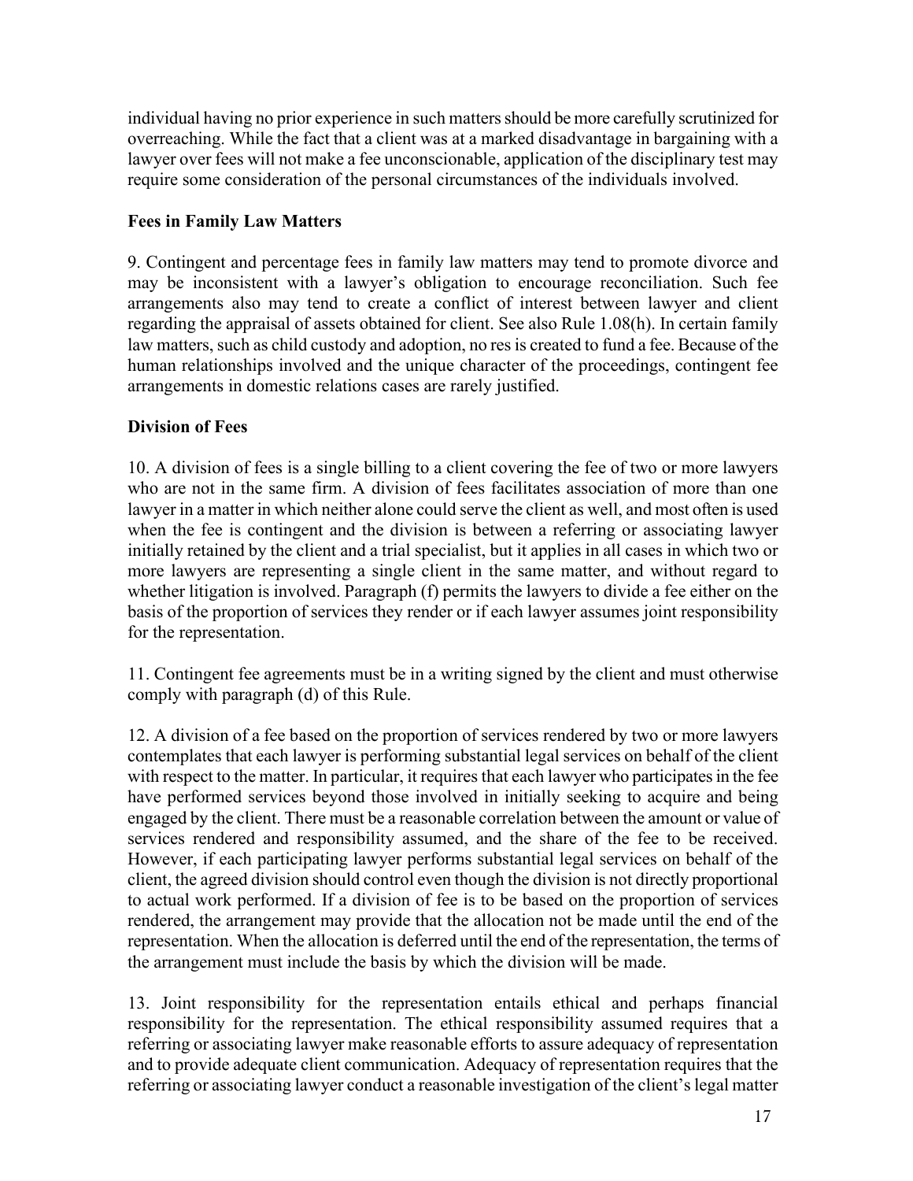individual having no prior experience in such matters should be more carefully scrutinized for overreaching. While the fact that a client was at a marked disadvantage in bargaining with a lawyer over fees will not make a fee unconscionable, application of the disciplinary test may require some consideration of the personal circumstances of the individuals involved.

**Fees in Family Law Matters**

9. Contingent and percentage fees in family law matters may tend to promote divorce and may be inconsistent with a lawyer's obligation to encourage reconciliation. Such fee arrangements also may tend to create a conflict of interest between lawyer and client regarding the appraisal of assets obtained for client. See also Rule 1.08(h). In certain family law matters, such as child custody and adoption, no res is created to fund a fee. Because of the human relationships involved and the unique character of the proceedings, contingent fee arrangements in domestic relations cases are rarely justified.

**Division of Fees**

10. A division of fees is a single billing to a client covering the fee of two or more lawyers who are not in the same firm. A division of fees facilitates association of more than one lawyer in a matter in which neither alone could serve the client as well, and most often is used when the fee is contingent and the division is between a referring or associating lawyer initially retained by the client and a trial specialist, but it applies in all cases in which two or more lawyers are representing a single client in the same matter, and without regard to whether litigation is involved. Paragraph (f) permits the lawyers to divide a fee either on the basis of the proportion of services they render or if each lawyer assumes joint responsibility for the representation.

11. Contingent fee agreements must be in a writing signed by the client and must otherwise comply with paragraph (d) of this Rule.

12. A division of a fee based on the proportion of services rendered by two or more lawyers contemplates that each lawyer is performing substantial legal services on behalf of the client with respect to the matter. In particular, it requires that each lawyer who participates in the fee have performed services beyond those involved in initially seeking to acquire and being engaged by the client. There must be a reasonable correlation between the amount or value of services rendered and responsibility assumed, and the share of the fee to be received. However, if each participating lawyer performs substantial legal services on behalf of the client, the agreed division should control even though the division is not directly proportional to actual work performed. If a division of fee is to be based on the proportion of services rendered, the arrangement may provide that the allocation not be made until the end of the representation. When the allocation is deferred until the end of the representation, the terms of the arrangement must include the basis by which the division will be made.

13. Joint responsibility for the representation entails ethical and perhaps financial responsibility for the representation. The ethical responsibility assumed requires that a referring or associating lawyer make reasonable efforts to assure adequacy of representation and to provide adequate client communication. Adequacy of representation requires that the referring or associating lawyer conduct a reasonable investigation of the client's legal matter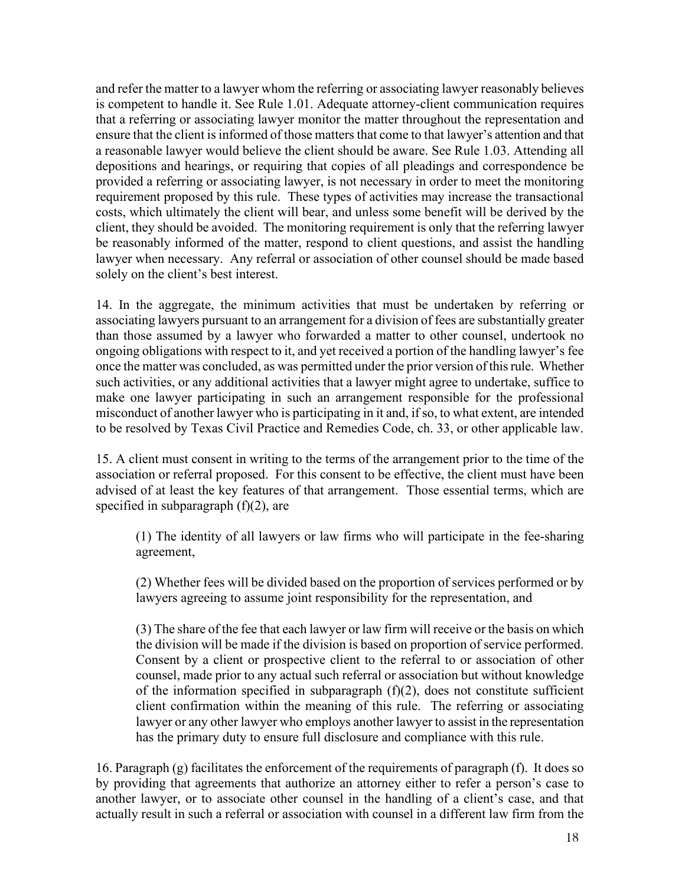and refer the matter to a lawyer whom the referring or associating lawyer reasonably believes is competent to handle it. See Rule 1.01. Adequate attorney-client communication requires that a referring or associating lawyer monitor the matter throughout the representation and ensure that the client is informed of those matters that come to that lawyer's attention and that a reasonable lawyer would believe the client should be aware. See Rule 1.03. Attending all depositions and hearings, or requiring that copies of all pleadings and correspondence be provided a referring or associating lawyer, is not necessary in order to meet the monitoring requirement proposed by this rule. These types of activities may increase the transactional costs, which ultimately the client will bear, and unless some benefit will be derived by the client, they should be avoided. The monitoring requirement is only that the referring lawyer be reasonably informed of the matter, respond to client questions, and assist the handling lawyer when necessary. Any referral or association of other counsel should be made based solely on the client's best interest.

14. In the aggregate, the minimum activities that must be undertaken by referring or associating lawyers pursuant to an arrangement for a division of fees are substantially greater than those assumed by a lawyer who forwarded a matter to other counsel, undertook no ongoing obligations with respect to it, and yet received a portion of the handling lawyer's fee once the matter was concluded, as was permitted under the prior version of this rule. Whether such activities, or any additional activities that a lawyer might agree to undertake, suffice to make one lawyer participating in such an arrangement responsible for the professional misconduct of another lawyer who is participating in it and, if so, to what extent, are intended to be resolved by Texas Civil Practice and Remedies Code, ch. 33, or other applicable law.

15. A client must consent in writing to the terms of the arrangement prior to the time of the association or referral proposed. For this consent to be effective, the client must have been advised of at least the key features of that arrangement. Those essential terms, which are specified in subparagraph (f)(2), are

> (1) The identity of all lawyers or law firms who will participate in the fee-sharing agreement,
>
> (2) Whether fees will be divided based on the proportion of services performed or by lawyers agreeing to assume joint responsibility for the representation, and
>
> (3) The share of the fee that each lawyer or law firm will receive or the basis on which the division will be made if the division is based on proportion of service performed. Consent by a client or prospective client to the referral to or association of other counsel, made prior to any actual such referral or association but without knowledge of the information specified in subparagraph (f)(2), does not constitute sufficient client confirmation within the meaning of this rule. The referring or associating lawyer or any other lawyer who employs another lawyer to assist in the representation has the primary duty to ensure full disclosure and compliance with this rule.

16. Paragraph (g) facilitates the enforcement of the requirements of paragraph (f). It does so by providing that agreements that authorize an attorney either to refer a person's case to another lawyer, or to associate other counsel in the handling of a client's case, and that actually result in such a referral or association with counsel in a different law firm from the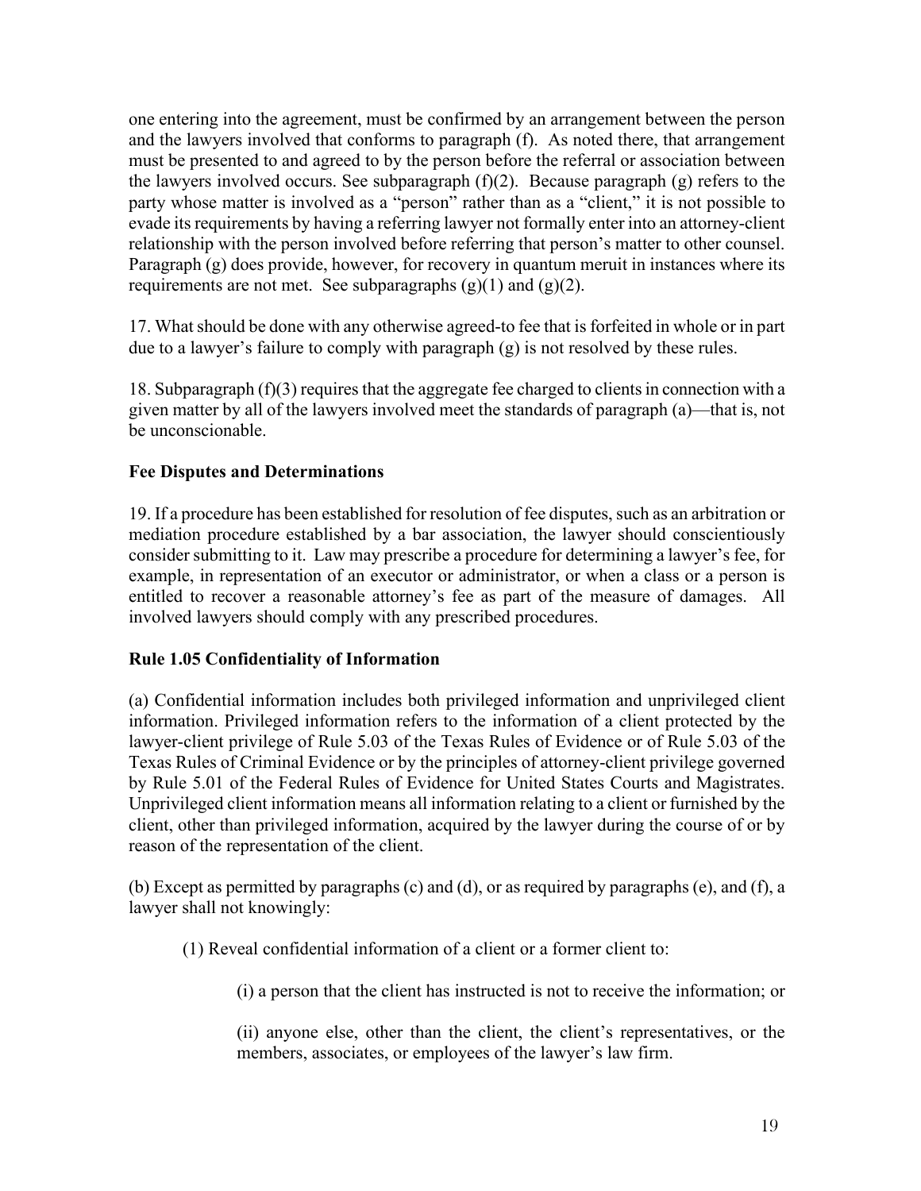one entering into the agreement, must be confirmed by an arrangement between the person and the lawyers involved that conforms to paragraph (f). As noted there, that arrangement must be presented to and agreed to by the person before the referral or association between the lawyers involved occurs. See subparagraph (f)(2). Because paragraph (g) refers to the party whose matter is involved as a "person" rather than as a "client," it is not possible to evade its requirements by having a referring lawyer not formally enter into an attorney-client relationship with the person involved before referring that person's matter to other counsel. Paragraph (g) does provide, however, for recovery in quantum meruit in instances where its requirements are not met. See subparagraphs (g)(1) and (g)(2).

17. What should be done with any otherwise agreed-to fee that is forfeited in whole or in part due to a lawyer's failure to comply with paragraph (g) is not resolved by these rules.

18. Subparagraph (f)(3) requires that the aggregate fee charged to clients in connection with a given matter by all of the lawyers involved meet the standards of paragraph (a)—that is, not be unconscionable.

**Fee Disputes and Determinations**

19. If a procedure has been established for resolution of fee disputes, such as an arbitration or mediation procedure established by a bar association, the lawyer should conscientiously consider submitting to it. Law may prescribe a procedure for determining a lawyer's fee, for example, in representation of an executor or administrator, or when a class or a person is entitled to recover a reasonable attorney's fee as part of the measure of damages. All involved lawyers should comply with any prescribed procedures.

**Rule 1.05 Confidentiality of Information**

(a) Confidential information includes both privileged information and unprivileged client information. Privileged information refers to the information of a client protected by the lawyer-client privilege of Rule 5.03 of the Texas Rules of Evidence or of Rule 5.03 of the Texas Rules of Criminal Evidence or by the principles of attorney-client privilege governed by Rule 5.01 of the Federal Rules of Evidence for United States Courts and Magistrates. Unprivileged client information means all information relating to a client or furnished by the client, other than privileged information, acquired by the lawyer during the course of or by reason of the representation of the client.

(b) Except as permitted by paragraphs (c) and (d), or as required by paragraphs (e), and (f), a lawyer shall not knowingly:

(1) Reveal confidential information of a client or a former client to:

(i) a person that the client has instructed is not to receive the information; or

(ii) anyone else, other than the client, the client's representatives, or the members, associates, or employees of the lawyer's law firm.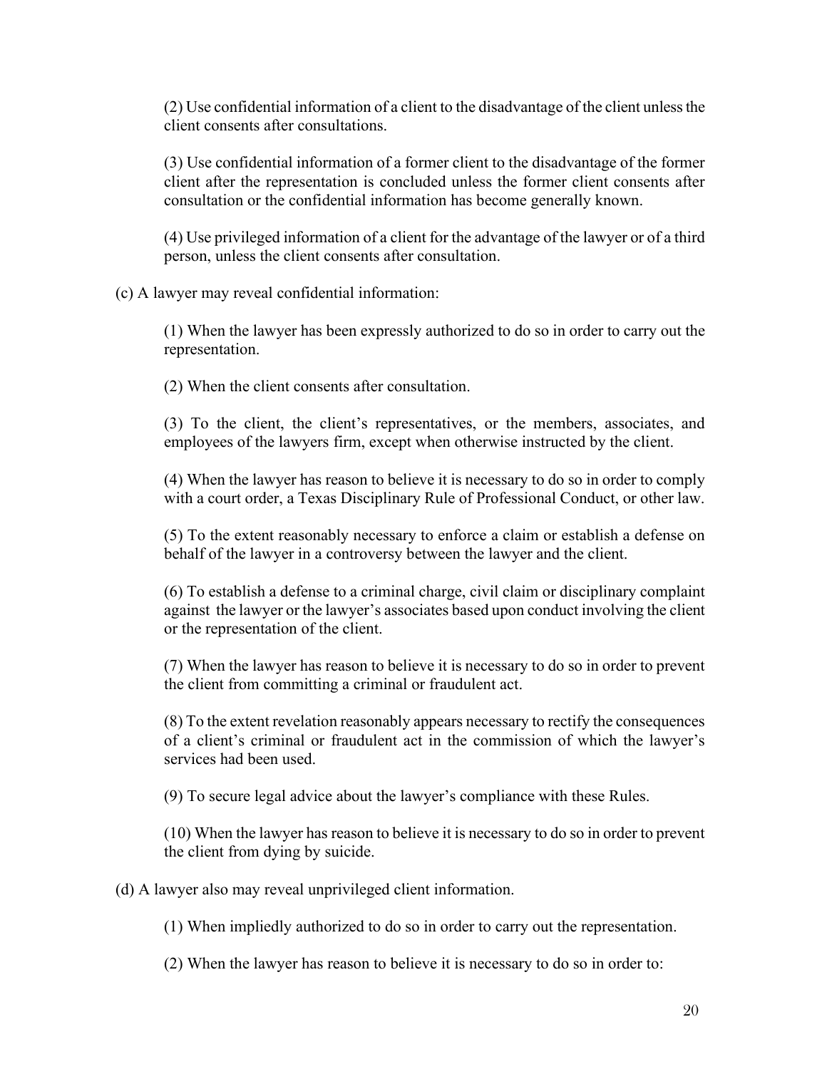(2) Use confidential information of a client to the disadvantage of the client unless the client consents after consultations.

(3) Use confidential information of a former client to the disadvantage of the former client after the representation is concluded unless the former client consents after consultation or the confidential information has become generally known.

(4) Use privileged information of a client for the advantage of the lawyer or of a third person, unless the client consents after consultation.

(c) A lawyer may reveal confidential information:

(1) When the lawyer has been expressly authorized to do so in order to carry out the representation.

(2) When the client consents after consultation.

(3) To the client, the client's representatives, or the members, associates, and employees of the lawyers firm, except when otherwise instructed by the client.

(4) When the lawyer has reason to believe it is necessary to do so in order to comply with a court order, a Texas Disciplinary Rule of Professional Conduct, or other law.

(5) To the extent reasonably necessary to enforce a claim or establish a defense on behalf of the lawyer in a controversy between the lawyer and the client.

(6) To establish a defense to a criminal charge, civil claim or disciplinary complaint against the lawyer or the lawyer's associates based upon conduct involving the client or the representation of the client.

(7) When the lawyer has reason to believe it is necessary to do so in order to prevent the client from committing a criminal or fraudulent act.

(8) To the extent revelation reasonably appears necessary to rectify the consequences of a client's criminal or fraudulent act in the commission of which the lawyer's services had been used.

(9) To secure legal advice about the lawyer's compliance with these Rules.

(10) When the lawyer has reason to believe it is necessary to do so in order to prevent the client from dying by suicide.

(d) A lawyer also may reveal unprivileged client information.

(1) When impliedly authorized to do so in order to carry out the representation.

(2) When the lawyer has reason to believe it is necessary to do so in order to: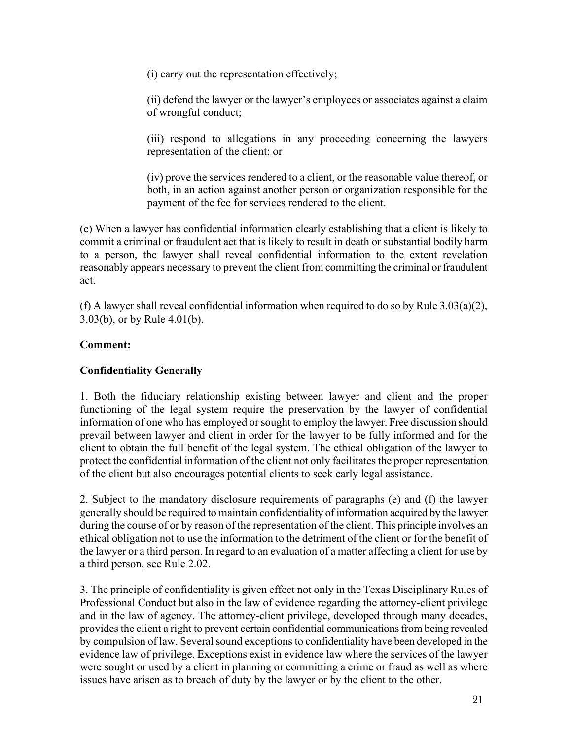(i) carry out the representation effectively;

(ii) defend the lawyer or the lawyer's employees or associates against a claim of wrongful conduct;

(iii) respond to allegations in any proceeding concerning the lawyers representation of the client; or

(iv) prove the services rendered to a client, or the reasonable value thereof, or both, in an action against another person or organization responsible for the payment of the fee for services rendered to the client.

(e) When a lawyer has confidential information clearly establishing that a client is likely to commit a criminal or fraudulent act that is likely to result in death or substantial bodily harm to a person, the lawyer shall reveal confidential information to the extent revelation reasonably appears necessary to prevent the client from committing the criminal or fraudulent act.

(f) A lawyer shall reveal confidential information when required to do so by Rule 3.03(a)(2), 3.03(b), or by Rule 4.01(b).

**Comment:**

**Confidentiality Generally**

1. Both the fiduciary relationship existing between lawyer and client and the proper functioning of the legal system require the preservation by the lawyer of confidential information of one who has employed or sought to employ the lawyer. Free discussion should prevail between lawyer and client in order for the lawyer to be fully informed and for the client to obtain the full benefit of the legal system. The ethical obligation of the lawyer to protect the confidential information of the client not only facilitates the proper representation of the client but also encourages potential clients to seek early legal assistance.

2. Subject to the mandatory disclosure requirements of paragraphs (e) and (f) the lawyer generally should be required to maintain confidentiality of information acquired by the lawyer during the course of or by reason of the representation of the client. This principle involves an ethical obligation not to use the information to the detriment of the client or for the benefit of the lawyer or a third person. In regard to an evaluation of a matter affecting a client for use by a third person, see Rule 2.02.

3. The principle of confidentiality is given effect not only in the Texas Disciplinary Rules of Professional Conduct but also in the law of evidence regarding the attorney-client privilege and in the law of agency. The attorney-client privilege, developed through many decades, provides the client a right to prevent certain confidential communications from being revealed by compulsion of law. Several sound exceptions to confidentiality have been developed in the evidence law of privilege. Exceptions exist in evidence law where the services of the lawyer were sought or used by a client in planning or committing a crime or fraud as well as where issues have arisen as to breach of duty by the lawyer or by the client to the other.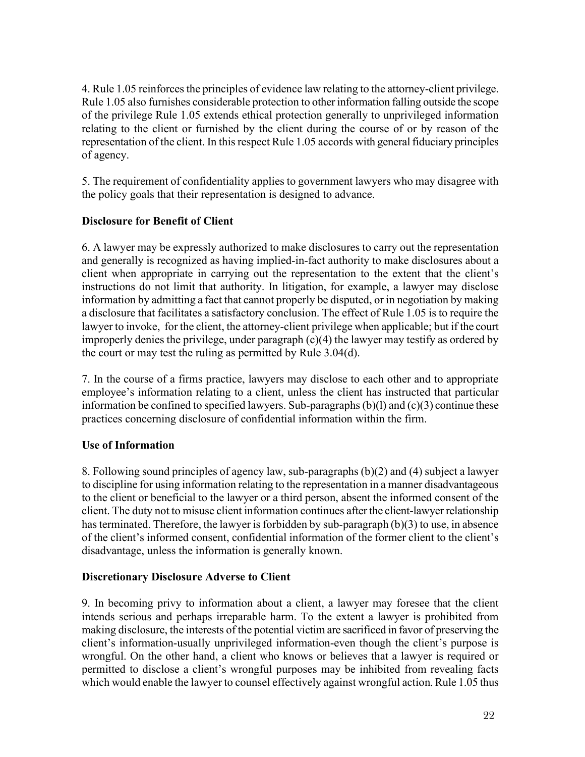4. Rule 1.05 reinforces the principles of evidence law relating to the attorney-client privilege. Rule 1.05 also furnishes considerable protection to other information falling outside the scope of the privilege Rule 1.05 extends ethical protection generally to unprivileged information relating to the client or furnished by the client during the course of or by reason of the representation of the client. In this respect Rule 1.05 accords with general fiduciary principles of agency.

5. The requirement of confidentiality applies to government lawyers who may disagree with the policy goals that their representation is designed to advance.

**Disclosure for Benefit of Client**

6. A lawyer may be expressly authorized to make disclosures to carry out the representation and generally is recognized as having implied-in-fact authority to make disclosures about a client when appropriate in carrying out the representation to the extent that the client's instructions do not limit that authority. In litigation, for example, a lawyer may disclose information by admitting a fact that cannot properly be disputed, or in negotiation by making a disclosure that facilitates a satisfactory conclusion. The effect of Rule 1.05 is to require the lawyer to invoke, for the client, the attorney-client privilege when applicable; but if the court improperly denies the privilege, under paragraph (c)(4) the lawyer may testify as ordered by the court or may test the ruling as permitted by Rule 3.04(d).

7. In the course of a firms practice, lawyers may disclose to each other and to appropriate employee's information relating to a client, unless the client has instructed that particular information be confined to specified lawyers. Sub-paragraphs (b)(l) and (c)(3) continue these practices concerning disclosure of confidential information within the firm.

**Use of Information**

8. Following sound principles of agency law, sub-paragraphs (b)(2) and (4) subject a lawyer to discipline for using information relating to the representation in a manner disadvantageous to the client or beneficial to the lawyer or a third person, absent the informed consent of the client. The duty not to misuse client information continues after the client-lawyer relationship has terminated. Therefore, the lawyer is forbidden by sub-paragraph (b)(3) to use, in absence of the client's informed consent, confidential information of the former client to the client's disadvantage, unless the information is generally known.

**Discretionary Disclosure Adverse to Client**

9. In becoming privy to information about a client, a lawyer may foresee that the client intends serious and perhaps irreparable harm. To the extent a lawyer is prohibited from making disclosure, the interests of the potential victim are sacrificed in favor of preserving the client's information-usually unprivileged information-even though the client's purpose is wrongful. On the other hand, a client who knows or believes that a lawyer is required or permitted to disclose a client's wrongful purposes may be inhibited from revealing facts which would enable the lawyer to counsel effectively against wrongful action. Rule 1.05 thus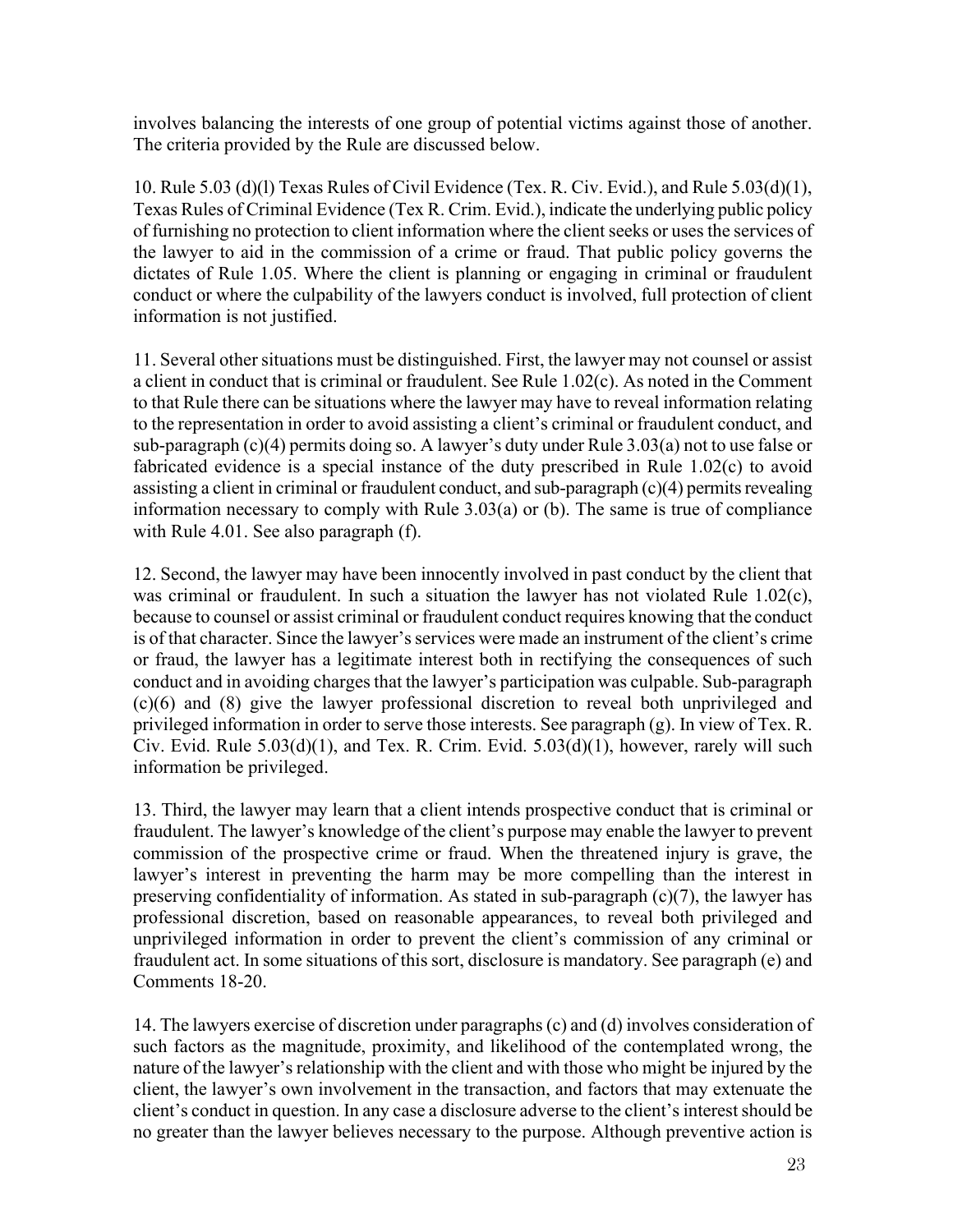involves balancing the interests of one group of potential victims against those of another. The criteria provided by the Rule are discussed below.

10. Rule 5.03 (d)(l) Texas Rules of Civil Evidence (Tex. R. Civ. Evid.), and Rule 5.03(d)(1), Texas Rules of Criminal Evidence (Tex R. Crim. Evid.), indicate the underlying public policy of furnishing no protection to client information where the client seeks or uses the services of the lawyer to aid in the commission of a crime or fraud. That public policy governs the dictates of Rule 1.05. Where the client is planning or engaging in criminal or fraudulent conduct or where the culpability of the lawyers conduct is involved, full protection of client information is not justified.

11. Several other situations must be distinguished. First, the lawyer may not counsel or assist a client in conduct that is criminal or fraudulent. See Rule 1.02(c). As noted in the Comment to that Rule there can be situations where the lawyer may have to reveal information relating to the representation in order to avoid assisting a client's criminal or fraudulent conduct, and sub-paragraph (c)(4) permits doing so. A lawyer's duty under Rule 3.03(a) not to use false or fabricated evidence is a special instance of the duty prescribed in Rule 1.02(c) to avoid assisting a client in criminal or fraudulent conduct, and sub-paragraph (c)(4) permits revealing information necessary to comply with Rule 3.03(a) or (b). The same is true of compliance with Rule 4.01. See also paragraph (f).

12. Second, the lawyer may have been innocently involved in past conduct by the client that was criminal or fraudulent. In such a situation the lawyer has not violated Rule 1.02(c), because to counsel or assist criminal or fraudulent conduct requires knowing that the conduct is of that character. Since the lawyer's services were made an instrument of the client's crime or fraud, the lawyer has a legitimate interest both in rectifying the consequences of such conduct and in avoiding charges that the lawyer's participation was culpable. Sub-paragraph (c)(6) and (8) give the lawyer professional discretion to reveal both unprivileged and privileged information in order to serve those interests. See paragraph (g). In view of Tex. R. Civ. Evid. Rule 5.03(d)(1), and Tex. R. Crim. Evid. 5.03(d)(1), however, rarely will such information be privileged.

13. Third, the lawyer may learn that a client intends prospective conduct that is criminal or fraudulent. The lawyer's knowledge of the client's purpose may enable the lawyer to prevent commission of the prospective crime or fraud. When the threatened injury is grave, the lawyer's interest in preventing the harm may be more compelling than the interest in preserving confidentiality of information. As stated in sub-paragraph (c)(7), the lawyer has professional discretion, based on reasonable appearances, to reveal both privileged and unprivileged information in order to prevent the client's commission of any criminal or fraudulent act. In some situations of this sort, disclosure is mandatory. See paragraph (e) and Comments 18-20.

14. The lawyers exercise of discretion under paragraphs (c) and (d) involves consideration of such factors as the magnitude, proximity, and likelihood of the contemplated wrong, the nature of the lawyer's relationship with the client and with those who might be injured by the client, the lawyer's own involvement in the transaction, and factors that may extenuate the client's conduct in question. In any case a disclosure adverse to the client's interest should be no greater than the lawyer believes necessary to the purpose. Although preventive action is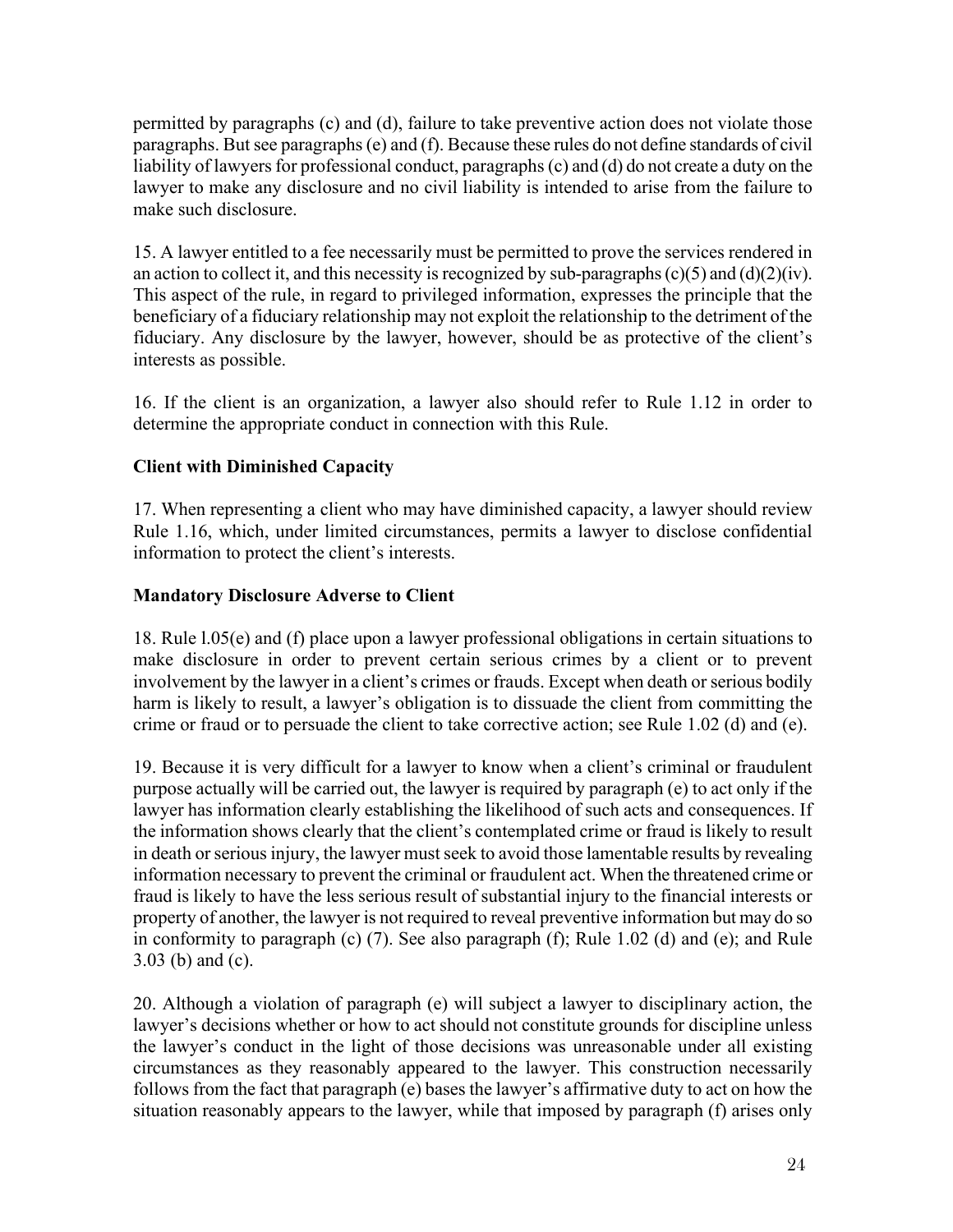permitted by paragraphs (c) and (d), failure to take preventive action does not violate those paragraphs. But see paragraphs (e) and (f). Because these rules do not define standards of civil liability of lawyers for professional conduct, paragraphs (c) and (d) do not create a duty on the lawyer to make any disclosure and no civil liability is intended to arise from the failure to make such disclosure.

15. A lawyer entitled to a fee necessarily must be permitted to prove the services rendered in an action to collect it, and this necessity is recognized by sub-paragraphs (c)(5) and (d)(2)(iv). This aspect of the rule, in regard to privileged information, expresses the principle that the beneficiary of a fiduciary relationship may not exploit the relationship to the detriment of the fiduciary. Any disclosure by the lawyer, however, should be as protective of the client's interests as possible.

16. If the client is an organization, a lawyer also should refer to Rule 1.12 in order to determine the appropriate conduct in connection with this Rule.

**Client with Diminished Capacity**

17. When representing a client who may have diminished capacity, a lawyer should review Rule 1.16, which, under limited circumstances, permits a lawyer to disclose confidential information to protect the client's interests.

**Mandatory Disclosure Adverse to Client**

18. Rule l.05(e) and (f) place upon a lawyer professional obligations in certain situations to make disclosure in order to prevent certain serious crimes by a client or to prevent involvement by the lawyer in a client's crimes or frauds. Except when death or serious bodily harm is likely to result, a lawyer's obligation is to dissuade the client from committing the crime or fraud or to persuade the client to take corrective action; see Rule 1.02 (d) and (e).

19. Because it is very difficult for a lawyer to know when a client's criminal or fraudulent purpose actually will be carried out, the lawyer is required by paragraph (e) to act only if the lawyer has information clearly establishing the likelihood of such acts and consequences. If the information shows clearly that the client's contemplated crime or fraud is likely to result in death or serious injury, the lawyer must seek to avoid those lamentable results by revealing information necessary to prevent the criminal or fraudulent act. When the threatened crime or fraud is likely to have the less serious result of substantial injury to the financial interests or property of another, the lawyer is not required to reveal preventive information but may do so in conformity to paragraph (c) (7). See also paragraph (f); Rule 1.02 (d) and (e); and Rule 3.03 (b) and (c).

20. Although a violation of paragraph (e) will subject a lawyer to disciplinary action, the lawyer's decisions whether or how to act should not constitute grounds for discipline unless the lawyer's conduct in the light of those decisions was unreasonable under all existing circumstances as they reasonably appeared to the lawyer. This construction necessarily follows from the fact that paragraph (e) bases the lawyer's affirmative duty to act on how the situation reasonably appears to the lawyer, while that imposed by paragraph (f) arises only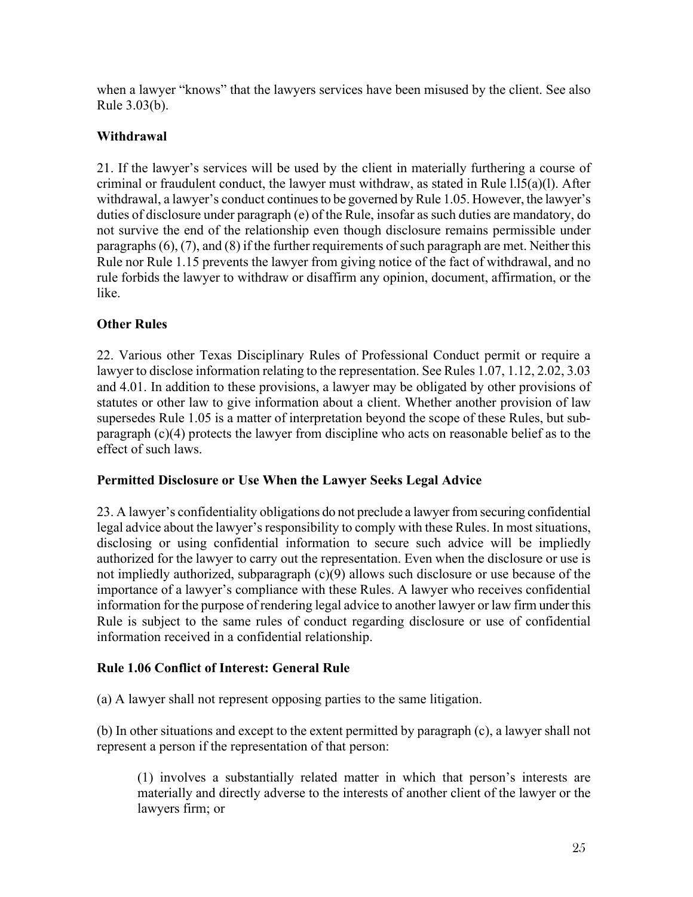when a lawyer "knows" that the lawyers services have been misused by the client. See also Rule 3.03(b).

**Withdrawal**

21. If the lawyer's services will be used by the client in materially furthering a course of criminal or fraudulent conduct, the lawyer must withdraw, as stated in Rule l.l5(a)(l). After withdrawal, a lawyer's conduct continues to be governed by Rule 1.05. However, the lawyer's duties of disclosure under paragraph (e) of the Rule, insofar as such duties are mandatory, do not survive the end of the relationship even though disclosure remains permissible under paragraphs (6), (7), and (8) if the further requirements of such paragraph are met. Neither this Rule nor Rule 1.15 prevents the lawyer from giving notice of the fact of withdrawal, and no rule forbids the lawyer to withdraw or disaffirm any opinion, document, affirmation, or the like.

**Other Rules**

22. Various other Texas Disciplinary Rules of Professional Conduct permit or require a lawyer to disclose information relating to the representation. See Rules 1.07, 1.12, 2.02, 3.03 and 4.01. In addition to these provisions, a lawyer may be obligated by other provisions of statutes or other law to give information about a client. Whether another provision of law supersedes Rule 1.05 is a matter of interpretation beyond the scope of these Rules, but sub-paragraph (c)(4) protects the lawyer from discipline who acts on reasonable belief as to the effect of such laws.

**Permitted Disclosure or Use When the Lawyer Seeks Legal Advice**

23. A lawyer's confidentiality obligations do not preclude a lawyer from securing confidential legal advice about the lawyer's responsibility to comply with these Rules. In most situations, disclosing or using confidential information to secure such advice will be impliedly authorized for the lawyer to carry out the representation. Even when the disclosure or use is not impliedly authorized, subparagraph (c)(9) allows such disclosure or use because of the importance of a lawyer's compliance with these Rules. A lawyer who receives confidential information for the purpose of rendering legal advice to another lawyer or law firm under this Rule is subject to the same rules of conduct regarding disclosure or use of confidential information received in a confidential relationship.

**Rule 1.06 Conflict of Interest: General Rule**

(a) A lawyer shall not represent opposing parties to the same litigation.

(b) In other situations and except to the extent permitted by paragraph (c), a lawyer shall not represent a person if the representation of that person:

> (1) involves a substantially related matter in which that person's interests are materially and directly adverse to the interests of another client of the lawyer or the lawyers firm; or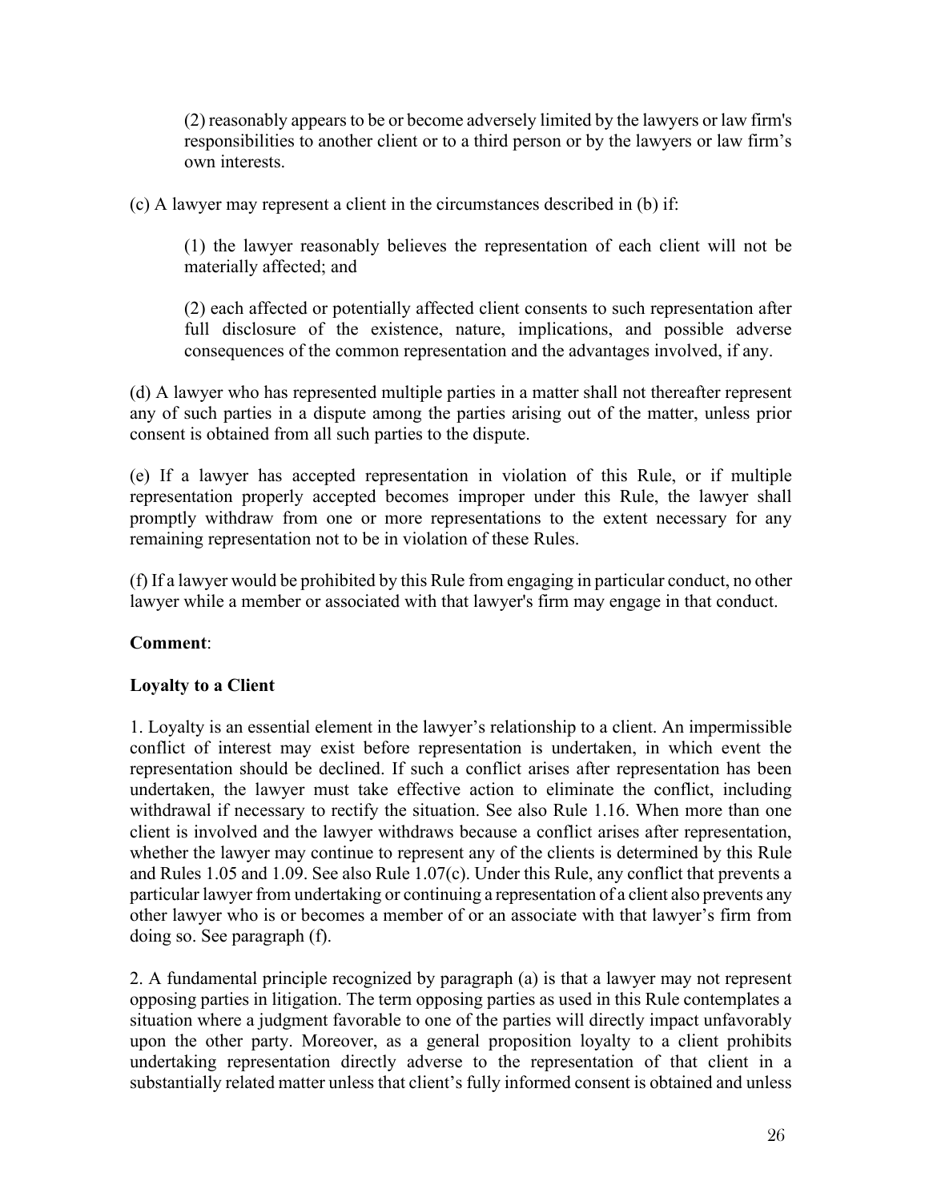(2) reasonably appears to be or become adversely limited by the lawyers or law firm's responsibilities to another client or to a third person or by the lawyers or law firm’s own interests.

(c) A lawyer may represent a client in the circumstances described in (b) if:

(1) the lawyer reasonably believes the representation of each client will not be materially affected; and

(2) each affected or potentially affected client consents to such representation after full disclosure of the existence, nature, implications, and possible adverse consequences of the common representation and the advantages involved, if any.

(d) A lawyer who has represented multiple parties in a matter shall not thereafter represent any of such parties in a dispute among the parties arising out of the matter, unless prior consent is obtained from all such parties to the dispute.

(e) If a lawyer has accepted representation in violation of this Rule, or if multiple representation properly accepted becomes improper under this Rule, the lawyer shall promptly withdraw from one or more representations to the extent necessary for any remaining representation not to be in violation of these Rules.

(f) If a lawyer would be prohibited by this Rule from engaging in particular conduct, no other lawyer while a member or associated with that lawyer's firm may engage in that conduct.

**Comment**:

**Loyalty to a Client**

1. Loyalty is an essential element in the lawyer’s relationship to a client. An impermissible conflict of interest may exist before representation is undertaken, in which event the representation should be declined. If such a conflict arises after representation has been undertaken, the lawyer must take effective action to eliminate the conflict, including withdrawal if necessary to rectify the situation. See also Rule 1.16. When more than one client is involved and the lawyer withdraws because a conflict arises after representation, whether the lawyer may continue to represent any of the clients is determined by this Rule and Rules 1.05 and 1.09. See also Rule 1.07(c). Under this Rule, any conflict that prevents a particular lawyer from undertaking or continuing a representation of a client also prevents any other lawyer who is or becomes a member of or an associate with that lawyer’s firm from doing so. See paragraph (f).

2. A fundamental principle recognized by paragraph (a) is that a lawyer may not represent opposing parties in litigation. The term opposing parties as used in this Rule contemplates a situation where a judgment favorable to one of the parties will directly impact unfavorably upon the other party. Moreover, as a general proposition loyalty to a client prohibits undertaking representation directly adverse to the representation of that client in a substantially related matter unless that client’s fully informed consent is obtained and unless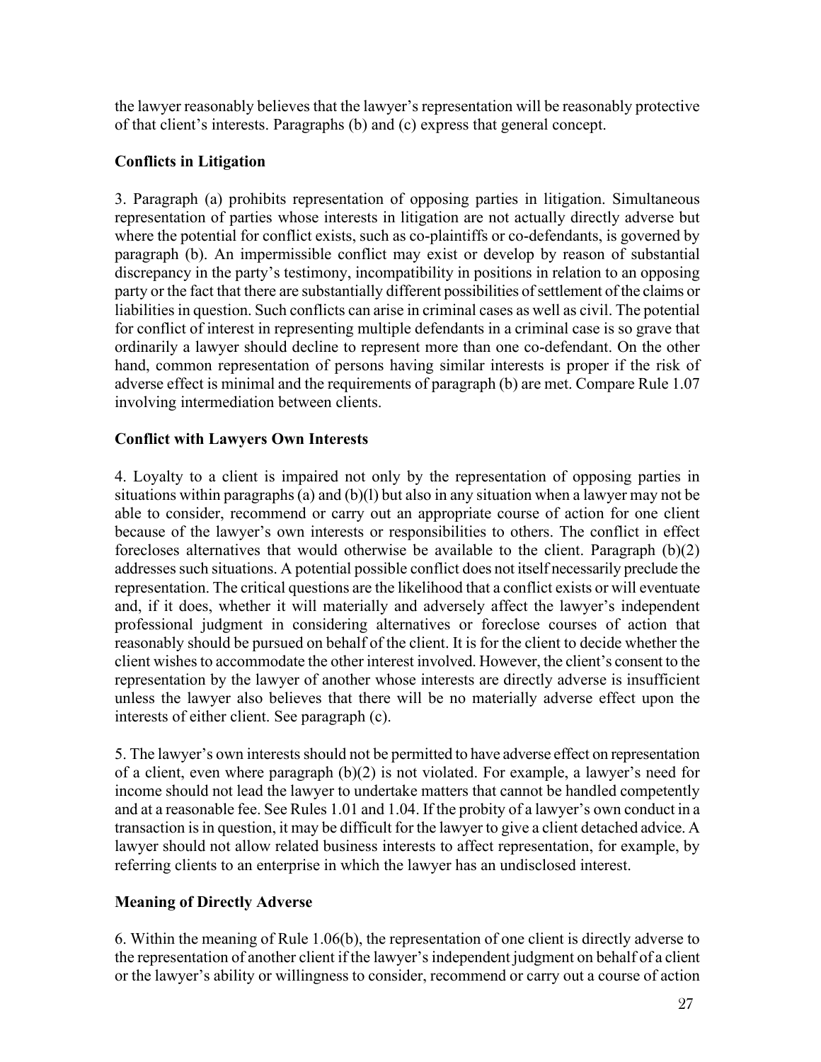the lawyer reasonably believes that the lawyer's representation will be reasonably protective of that client's interests. Paragraphs (b) and (c) express that general concept.

**Conflicts in Litigation**

3. Paragraph (a) prohibits representation of opposing parties in litigation. Simultaneous representation of parties whose interests in litigation are not actually directly adverse but where the potential for conflict exists, such as co-plaintiffs or co-defendants, is governed by paragraph (b). An impermissible conflict may exist or develop by reason of substantial discrepancy in the party's testimony, incompatibility in positions in relation to an opposing party or the fact that there are substantially different possibilities of settlement of the claims or liabilities in question. Such conflicts can arise in criminal cases as well as civil. The potential for conflict of interest in representing multiple defendants in a criminal case is so grave that ordinarily a lawyer should decline to represent more than one co-defendant. On the other hand, common representation of persons having similar interests is proper if the risk of adverse effect is minimal and the requirements of paragraph (b) are met. Compare Rule 1.07 involving intermediation between clients.

**Conflict with Lawyers Own Interests**

4. Loyalty to a client is impaired not only by the representation of opposing parties in situations within paragraphs (a) and (b)(l) but also in any situation when a lawyer may not be able to consider, recommend or carry out an appropriate course of action for one client because of the lawyer's own interests or responsibilities to others. The conflict in effect forecloses alternatives that would otherwise be available to the client. Paragraph (b)(2) addresses such situations. A potential possible conflict does not itself necessarily preclude the representation. The critical questions are the likelihood that a conflict exists or will eventuate and, if it does, whether it will materially and adversely affect the lawyer's independent professional judgment in considering alternatives or foreclose courses of action that reasonably should be pursued on behalf of the client. It is for the client to decide whether the client wishes to accommodate the other interest involved. However, the client's consent to the representation by the lawyer of another whose interests are directly adverse is insufficient unless the lawyer also believes that there will be no materially adverse effect upon the interests of either client. See paragraph (c).

5. The lawyer's own interests should not be permitted to have adverse effect on representation of a client, even where paragraph (b)(2) is not violated. For example, a lawyer's need for income should not lead the lawyer to undertake matters that cannot be handled competently and at a reasonable fee. See Rules 1.01 and 1.04. If the probity of a lawyer's own conduct in a transaction is in question, it may be difficult for the lawyer to give a client detached advice. A lawyer should not allow related business interests to affect representation, for example, by referring clients to an enterprise in which the lawyer has an undisclosed interest.

**Meaning of Directly Adverse**

6. Within the meaning of Rule 1.06(b), the representation of one client is directly adverse to the representation of another client if the lawyer's independent judgment on behalf of a client or the lawyer's ability or willingness to consider, recommend or carry out a course of action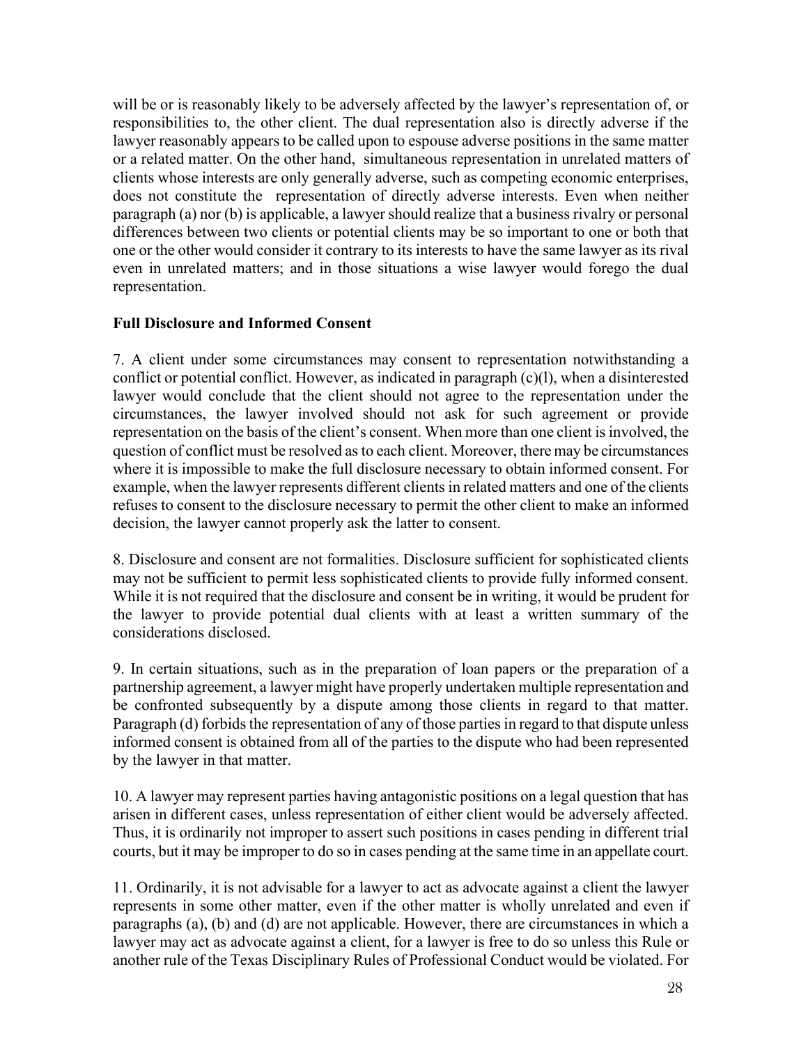will be or is reasonably likely to be adversely affected by the lawyer's representation of, or responsibilities to, the other client. The dual representation also is directly adverse if the lawyer reasonably appears to be called upon to espouse adverse positions in the same matter or a related matter. On the other hand, simultaneous representation in unrelated matters of clients whose interests are only generally adverse, such as competing economic enterprises, does not constitute the representation of directly adverse interests. Even when neither paragraph (a) nor (b) is applicable, a lawyer should realize that a business rivalry or personal differences between two clients or potential clients may be so important to one or both that one or the other would consider it contrary to its interests to have the same lawyer as its rival even in unrelated matters; and in those situations a wise lawyer would forego the dual representation.

**Full Disclosure and Informed Consent**

7. A client under some circumstances may consent to representation notwithstanding a conflict or potential conflict. However, as indicated in paragraph (c)(l), when a disinterested lawyer would conclude that the client should not agree to the representation under the circumstances, the lawyer involved should not ask for such agreement or provide representation on the basis of the client's consent. When more than one client is involved, the question of conflict must be resolved as to each client. Moreover, there may be circumstances where it is impossible to make the full disclosure necessary to obtain informed consent. For example, when the lawyer represents different clients in related matters and one of the clients refuses to consent to the disclosure necessary to permit the other client to make an informed decision, the lawyer cannot properly ask the latter to consent.

8. Disclosure and consent are not formalities. Disclosure sufficient for sophisticated clients may not be sufficient to permit less sophisticated clients to provide fully informed consent. While it is not required that the disclosure and consent be in writing, it would be prudent for the lawyer to provide potential dual clients with at least a written summary of the considerations disclosed.

9. In certain situations, such as in the preparation of loan papers or the preparation of a partnership agreement, a lawyer might have properly undertaken multiple representation and be confronted subsequently by a dispute among those clients in regard to that matter. Paragraph (d) forbids the representation of any of those parties in regard to that dispute unless informed consent is obtained from all of the parties to the dispute who had been represented by the lawyer in that matter.

10. A lawyer may represent parties having antagonistic positions on a legal question that has arisen in different cases, unless representation of either client would be adversely affected. Thus, it is ordinarily not improper to assert such positions in cases pending in different trial courts, but it may be improper to do so in cases pending at the same time in an appellate court.

11. Ordinarily, it is not advisable for a lawyer to act as advocate against a client the lawyer represents in some other matter, even if the other matter is wholly unrelated and even if paragraphs (a), (b) and (d) are not applicable. However, there are circumstances in which a lawyer may act as advocate against a client, for a lawyer is free to do so unless this Rule or another rule of the Texas Disciplinary Rules of Professional Conduct would be violated. For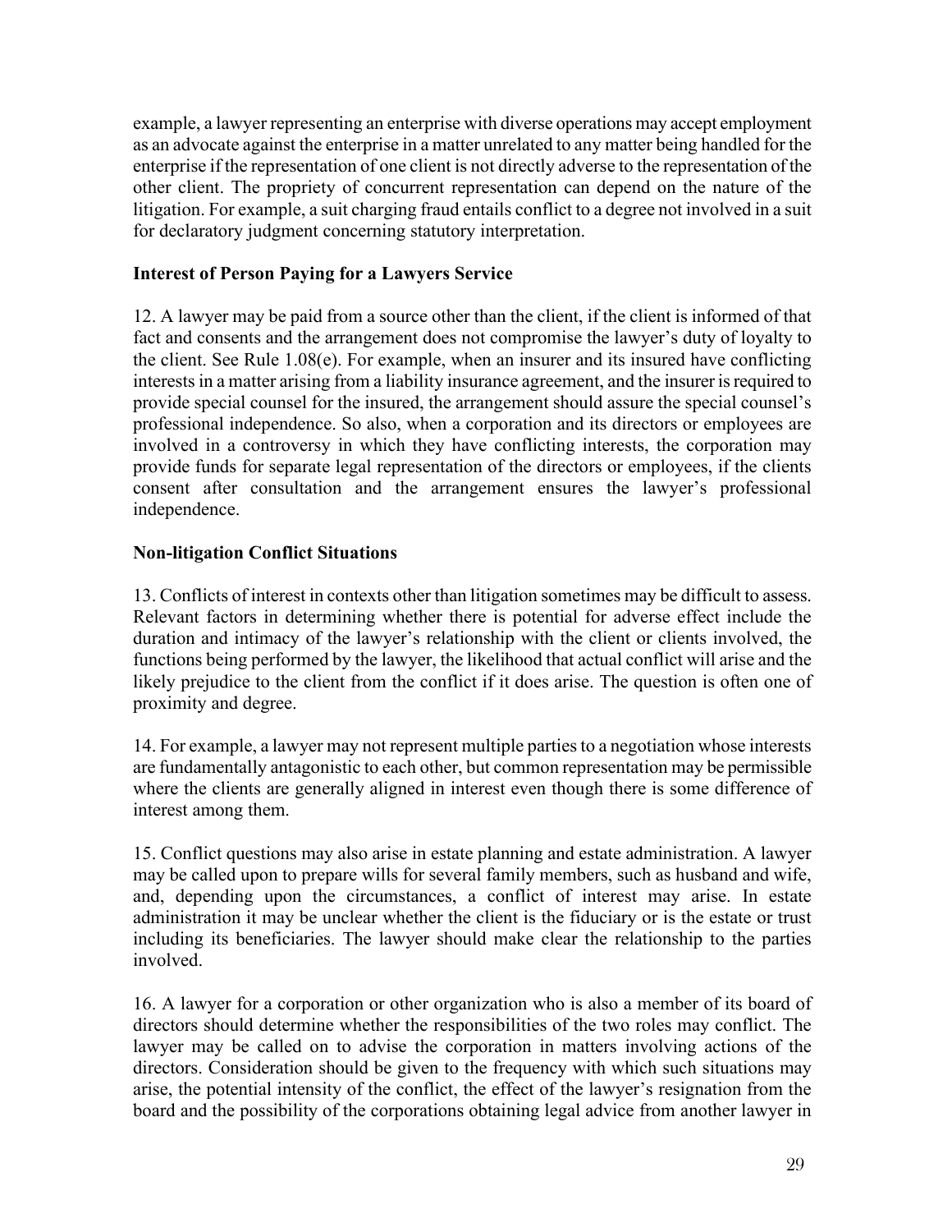example, a lawyer representing an enterprise with diverse operations may accept employment as an advocate against the enterprise in a matter unrelated to any matter being handled for the enterprise if the representation of one client is not directly adverse to the representation of the other client. The propriety of concurrent representation can depend on the nature of the litigation. For example, a suit charging fraud entails conflict to a degree not involved in a suit for declaratory judgment concerning statutory interpretation.

**Interest of Person Paying for a Lawyers Service**

12. A lawyer may be paid from a source other than the client, if the client is informed of that fact and consents and the arrangement does not compromise the lawyer's duty of loyalty to the client. See Rule 1.08(e). For example, when an insurer and its insured have conflicting interests in a matter arising from a liability insurance agreement, and the insurer is required to provide special counsel for the insured, the arrangement should assure the special counsel's professional independence. So also, when a corporation and its directors or employees are involved in a controversy in which they have conflicting interests, the corporation may provide funds for separate legal representation of the directors or employees, if the clients consent after consultation and the arrangement ensures the lawyer's professional independence.

**Non-litigation Conflict Situations**

13. Conflicts of interest in contexts other than litigation sometimes may be difficult to assess. Relevant factors in determining whether there is potential for adverse effect include the duration and intimacy of the lawyer's relationship with the client or clients involved, the functions being performed by the lawyer, the likelihood that actual conflict will arise and the likely prejudice to the client from the conflict if it does arise. The question is often one of proximity and degree.

14. For example, a lawyer may not represent multiple parties to a negotiation whose interests are fundamentally antagonistic to each other, but common representation may be permissible where the clients are generally aligned in interest even though there is some difference of interest among them.

15. Conflict questions may also arise in estate planning and estate administration. A lawyer may be called upon to prepare wills for several family members, such as husband and wife, and, depending upon the circumstances, a conflict of interest may arise. In estate administration it may be unclear whether the client is the fiduciary or is the estate or trust including its beneficiaries. The lawyer should make clear the relationship to the parties involved.

16. A lawyer for a corporation or other organization who is also a member of its board of directors should determine whether the responsibilities of the two roles may conflict. The lawyer may be called on to advise the corporation in matters involving actions of the directors. Consideration should be given to the frequency with which such situations may arise, the potential intensity of the conflict, the effect of the lawyer's resignation from the board and the possibility of the corporations obtaining legal advice from another lawyer in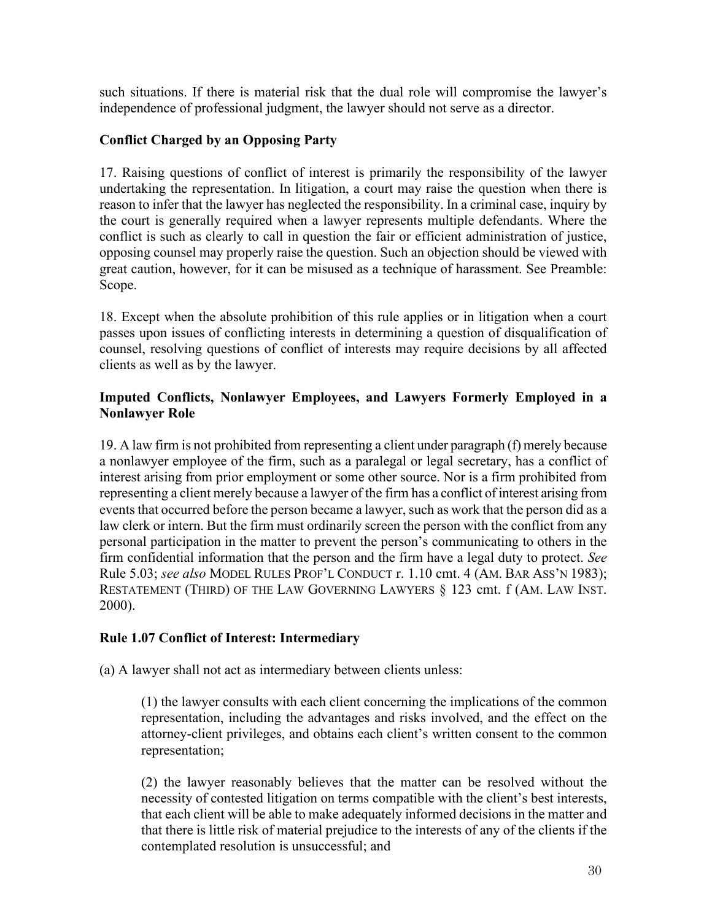such situations. If there is material risk that the dual role will compromise the lawyer's independence of professional judgment, the lawyer should not serve as a director.

**Conflict Charged by an Opposing Party**

17. Raising questions of conflict of interest is primarily the responsibility of the lawyer undertaking the representation. In litigation, a court may raise the question when there is reason to infer that the lawyer has neglected the responsibility. In a criminal case, inquiry by the court is generally required when a lawyer represents multiple defendants. Where the conflict is such as clearly to call in question the fair or efficient administration of justice, opposing counsel may properly raise the question. Such an objection should be viewed with great caution, however, for it can be misused as a technique of harassment. See Preamble: Scope.

18. Except when the absolute prohibition of this rule applies or in litigation when a court passes upon issues of conflicting interests in determining a question of disqualification of counsel, resolving questions of conflict of interests may require decisions by all affected clients as well as by the lawyer.

**Imputed Conflicts, Nonlawyer Employees, and Lawyers Formerly Employed in a Nonlawyer Role**

19. A law firm is not prohibited from representing a client under paragraph (f) merely because a nonlawyer employee of the firm, such as a paralegal or legal secretary, has a conflict of interest arising from prior employment or some other source. Nor is a firm prohibited from representing a client merely because a lawyer of the firm has a conflict of interest arising from events that occurred before the person became a lawyer, such as work that the person did as a law clerk or intern. But the firm must ordinarily screen the person with the conflict from any personal participation in the matter to prevent the person's communicating to others in the firm confidential information that the person and the firm have a legal duty to protect. *See* Rule 5.03; *see also* MODEL RULES PROF'L CONDUCT r. 1.10 cmt. 4 (AM. BAR ASS'N 1983); RESTATEMENT (THIRD) OF THE LAW GOVERNING LAWYERS § 123 cmt. f (AM. LAW INST. 2000).

**Rule 1.07 Conflict of Interest: Intermediary**

(a) A lawyer shall not act as intermediary between clients unless:

> (1) the lawyer consults with each client concerning the implications of the common representation, including the advantages and risks involved, and the effect on the attorney-client privileges, and obtains each client's written consent to the common representation;
>
> (2) the lawyer reasonably believes that the matter can be resolved without the necessity of contested litigation on terms compatible with the client's best interests, that each client will be able to make adequately informed decisions in the matter and that there is little risk of material prejudice to the interests of any of the clients if the contemplated resolution is unsuccessful; and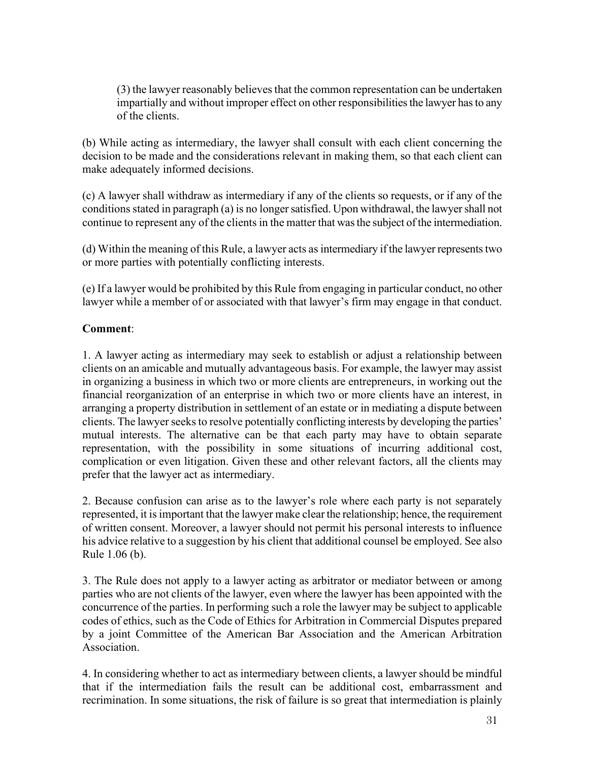(3) the lawyer reasonably believes that the common representation can be undertaken impartially and without improper effect on other responsibilities the lawyer has to any of the clients.

(b) While acting as intermediary, the lawyer shall consult with each client concerning the decision to be made and the considerations relevant in making them, so that each client can make adequately informed decisions.

(c) A lawyer shall withdraw as intermediary if any of the clients so requests, or if any of the conditions stated in paragraph (a) is no longer satisfied. Upon withdrawal, the lawyer shall not continue to represent any of the clients in the matter that was the subject of the intermediation.

(d) Within the meaning of this Rule, a lawyer acts as intermediary if the lawyer represents two or more parties with potentially conflicting interests.

(e) If a lawyer would be prohibited by this Rule from engaging in particular conduct, no other lawyer while a member of or associated with that lawyer's firm may engage in that conduct.

**Comment**:

1. A lawyer acting as intermediary may seek to establish or adjust a relationship between clients on an amicable and mutually advantageous basis. For example, the lawyer may assist in organizing a business in which two or more clients are entrepreneurs, in working out the financial reorganization of an enterprise in which two or more clients have an interest, in arranging a property distribution in settlement of an estate or in mediating a dispute between clients. The lawyer seeks to resolve potentially conflicting interests by developing the parties' mutual interests. The alternative can be that each party may have to obtain separate representation, with the possibility in some situations of incurring additional cost, complication or even litigation. Given these and other relevant factors, all the clients may prefer that the lawyer act as intermediary.

2. Because confusion can arise as to the lawyer's role where each party is not separately represented, it is important that the lawyer make clear the relationship; hence, the requirement of written consent. Moreover, a lawyer should not permit his personal interests to influence his advice relative to a suggestion by his client that additional counsel be employed. See also Rule 1.06 (b).

3. The Rule does not apply to a lawyer acting as arbitrator or mediator between or among parties who are not clients of the lawyer, even where the lawyer has been appointed with the concurrence of the parties. In performing such a role the lawyer may be subject to applicable codes of ethics, such as the Code of Ethics for Arbitration in Commercial Disputes prepared by a joint Committee of the American Bar Association and the American Arbitration Association.

4. In considering whether to act as intermediary between clients, a lawyer should be mindful that if the intermediation fails the result can be additional cost, embarrassment and recrimination. In some situations, the risk of failure is so great that intermediation is plainly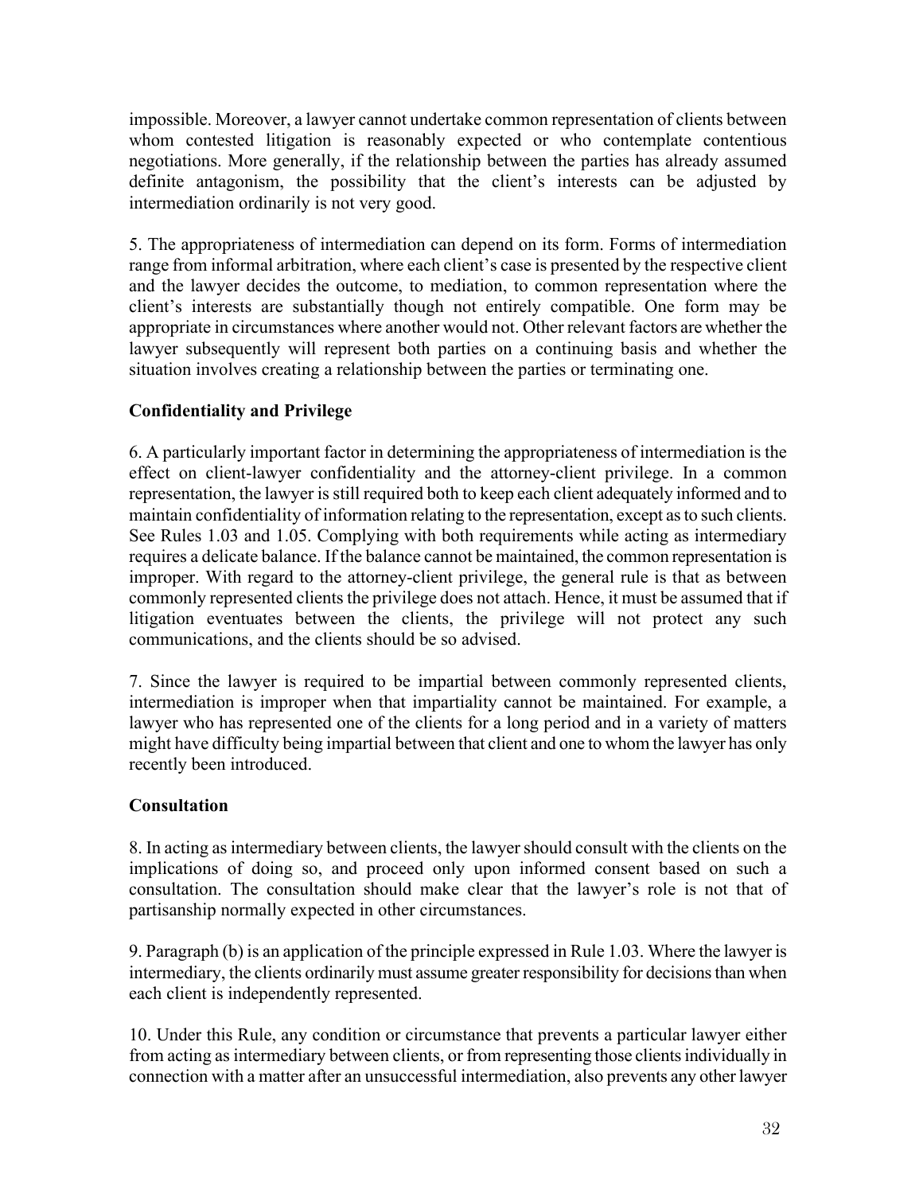impossible. Moreover, a lawyer cannot undertake common representation of clients between whom contested litigation is reasonably expected or who contemplate contentious negotiations. More generally, if the relationship between the parties has already assumed definite antagonism, the possibility that the client's interests can be adjusted by intermediation ordinarily is not very good.

5. The appropriateness of intermediation can depend on its form. Forms of intermediation range from informal arbitration, where each client's case is presented by the respective client and the lawyer decides the outcome, to mediation, to common representation where the client's interests are substantially though not entirely compatible. One form may be appropriate in circumstances where another would not. Other relevant factors are whether the lawyer subsequently will represent both parties on a continuing basis and whether the situation involves creating a relationship between the parties or terminating one.

**Confidentiality and Privilege**

6. A particularly important factor in determining the appropriateness of intermediation is the effect on client-lawyer confidentiality and the attorney-client privilege. In a common representation, the lawyer is still required both to keep each client adequately informed and to maintain confidentiality of information relating to the representation, except as to such clients. See Rules 1.03 and 1.05. Complying with both requirements while acting as intermediary requires a delicate balance. If the balance cannot be maintained, the common representation is improper. With regard to the attorney-client privilege, the general rule is that as between commonly represented clients the privilege does not attach. Hence, it must be assumed that if litigation eventuates between the clients, the privilege will not protect any such communications, and the clients should be so advised.

7. Since the lawyer is required to be impartial between commonly represented clients, intermediation is improper when that impartiality cannot be maintained. For example, a lawyer who has represented one of the clients for a long period and in a variety of matters might have difficulty being impartial between that client and one to whom the lawyer has only recently been introduced.

**Consultation**

8. In acting as intermediary between clients, the lawyer should consult with the clients on the implications of doing so, and proceed only upon informed consent based on such a consultation. The consultation should make clear that the lawyer's role is not that of partisanship normally expected in other circumstances.

9. Paragraph (b) is an application of the principle expressed in Rule 1.03. Where the lawyer is intermediary, the clients ordinarily must assume greater responsibility for decisions than when each client is independently represented.

10. Under this Rule, any condition or circumstance that prevents a particular lawyer either from acting as intermediary between clients, or from representing those clients individually in connection with a matter after an unsuccessful intermediation, also prevents any other lawyer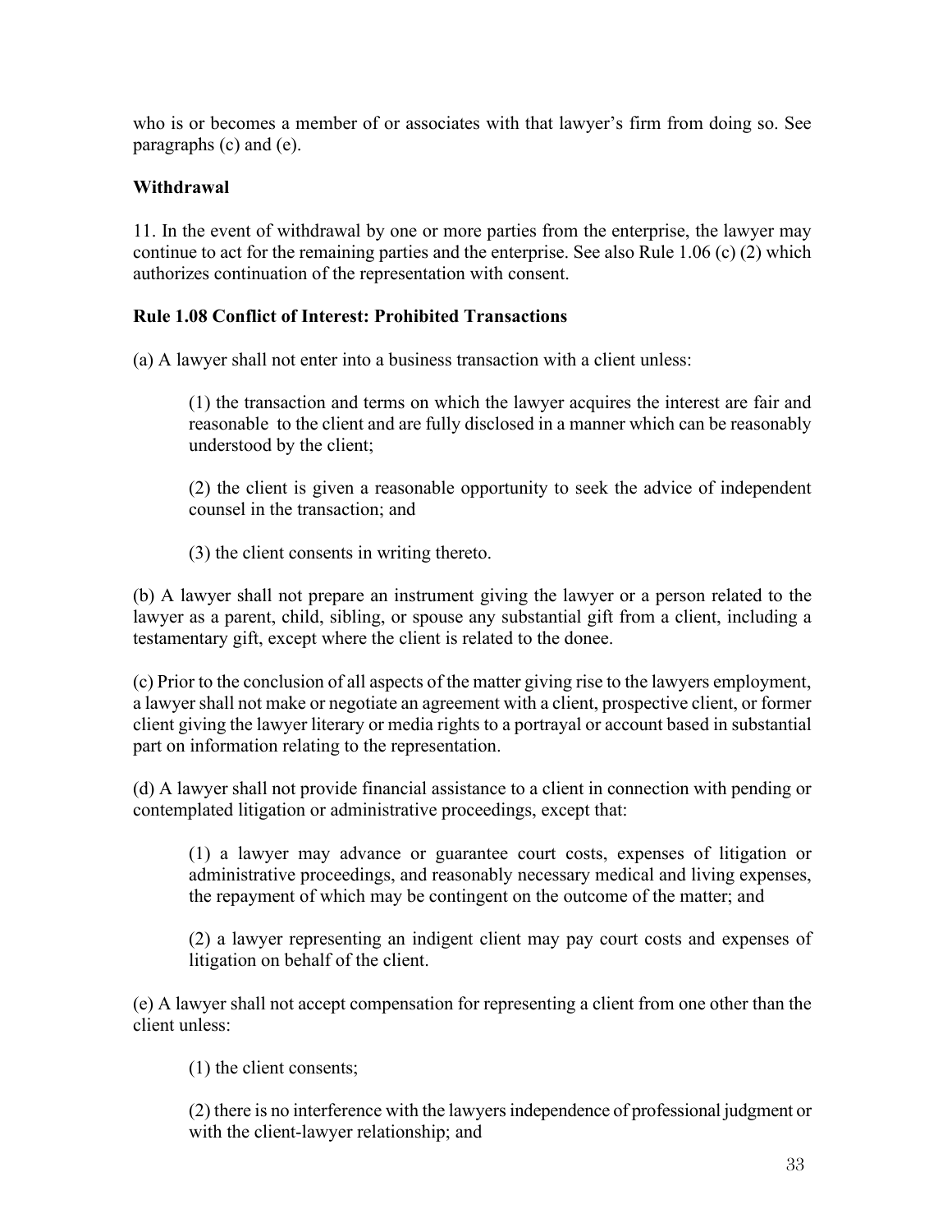who is or becomes a member of or associates with that lawyer's firm from doing so. See paragraphs (c) and (e).

**Withdrawal**

11. In the event of withdrawal by one or more parties from the enterprise, the lawyer may continue to act for the remaining parties and the enterprise. See also Rule 1.06 (c) (2) which authorizes continuation of the representation with consent.

**Rule 1.08 Conflict of Interest: Prohibited Transactions**

(a) A lawyer shall not enter into a business transaction with a client unless:

> (1) the transaction and terms on which the lawyer acquires the interest are fair and reasonable to the client and are fully disclosed in a manner which can be reasonably understood by the client;
>
> (2) the client is given a reasonable opportunity to seek the advice of independent counsel in the transaction; and
>
> (3) the client consents in writing thereto.

(b) A lawyer shall not prepare an instrument giving the lawyer or a person related to the lawyer as a parent, child, sibling, or spouse any substantial gift from a client, including a testamentary gift, except where the client is related to the donee.

(c) Prior to the conclusion of all aspects of the matter giving rise to the lawyers employment, a lawyer shall not make or negotiate an agreement with a client, prospective client, or former client giving the lawyer literary or media rights to a portrayal or account based in substantial part on information relating to the representation.

(d) A lawyer shall not provide financial assistance to a client in connection with pending or contemplated litigation or administrative proceedings, except that:

> (1) a lawyer may advance or guarantee court costs, expenses of litigation or administrative proceedings, and reasonably necessary medical and living expenses, the repayment of which may be contingent on the outcome of the matter; and
>
> (2) a lawyer representing an indigent client may pay court costs and expenses of litigation on behalf of the client.

(e) A lawyer shall not accept compensation for representing a client from one other than the client unless:

> (1) the client consents;
>
> (2) there is no interference with the lawyers independence of professional judgment or with the client-lawyer relationship; and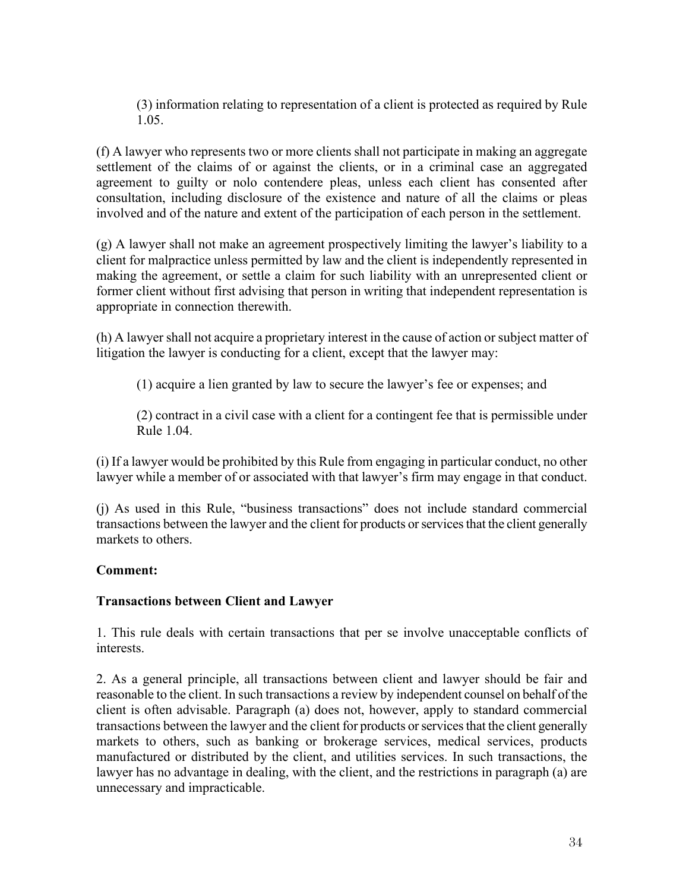(3) information relating to representation of a client is protected as required by Rule 1.05.

(f) A lawyer who represents two or more clients shall not participate in making an aggregate settlement of the claims of or against the clients, or in a criminal case an aggregated agreement to guilty or nolo contendere pleas, unless each client has consented after consultation, including disclosure of the existence and nature of all the claims or pleas involved and of the nature and extent of the participation of each person in the settlement.

(g) A lawyer shall not make an agreement prospectively limiting the lawyer's liability to a client for malpractice unless permitted by law and the client is independently represented in making the agreement, or settle a claim for such liability with an unrepresented client or former client without first advising that person in writing that independent representation is appropriate in connection therewith.

(h) A lawyer shall not acquire a proprietary interest in the cause of action or subject matter of litigation the lawyer is conducting for a client, except that the lawyer may:

(1) acquire a lien granted by law to secure the lawyer's fee or expenses; and

(2) contract in a civil case with a client for a contingent fee that is permissible under Rule 1.04.

(i) If a lawyer would be prohibited by this Rule from engaging in particular conduct, no other lawyer while a member of or associated with that lawyer's firm may engage in that conduct.

(j) As used in this Rule, "business transactions" does not include standard commercial transactions between the lawyer and the client for products or services that the client generally markets to others.

**Comment:**

**Transactions between Client and Lawyer**

1. This rule deals with certain transactions that per se involve unacceptable conflicts of interests.

2. As a general principle, all transactions between client and lawyer should be fair and reasonable to the client. In such transactions a review by independent counsel on behalf of the client is often advisable. Paragraph (a) does not, however, apply to standard commercial transactions between the lawyer and the client for products or services that the client generally markets to others, such as banking or brokerage services, medical services, products manufactured or distributed by the client, and utilities services. In such transactions, the lawyer has no advantage in dealing, with the client, and the restrictions in paragraph (a) are unnecessary and impracticable.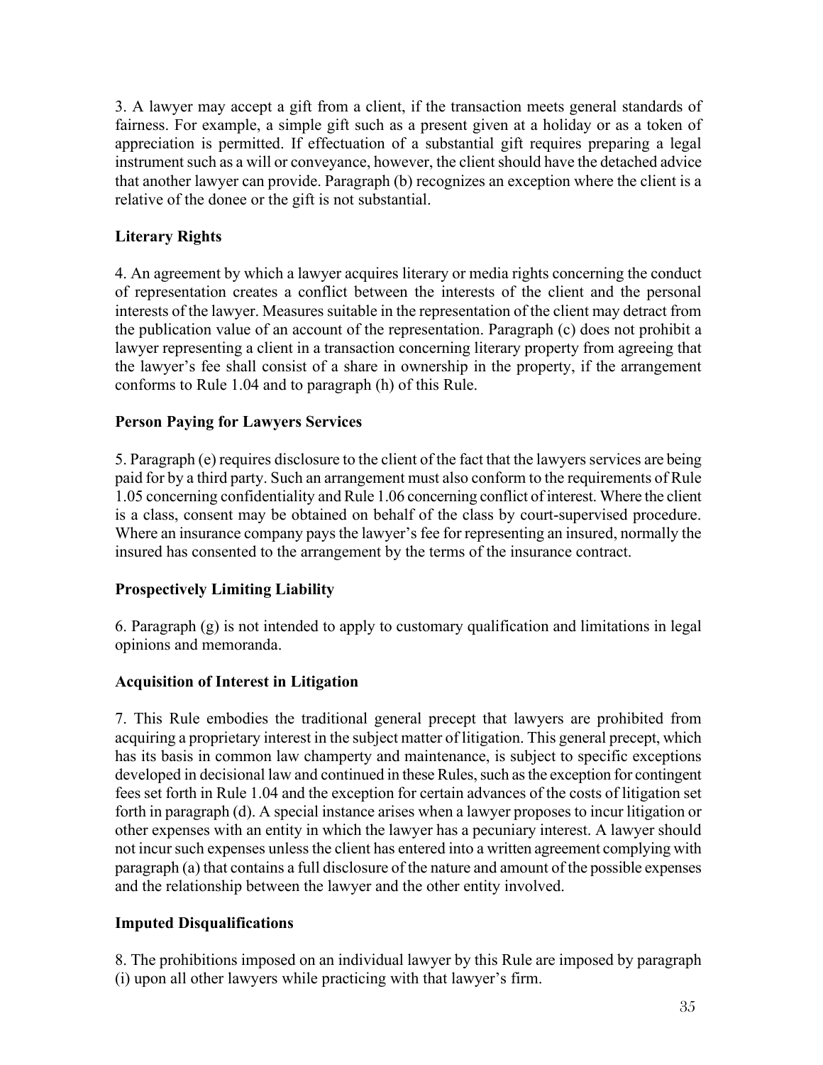3. A lawyer may accept a gift from a client, if the transaction meets general standards of fairness. For example, a simple gift such as a present given at a holiday or as a token of appreciation is permitted. If effectuation of a substantial gift requires preparing a legal instrument such as a will or conveyance, however, the client should have the detached advice that another lawyer can provide. Paragraph (b) recognizes an exception where the client is a relative of the donee or the gift is not substantial.

**Literary Rights**

4. An agreement by which a lawyer acquires literary or media rights concerning the conduct of representation creates a conflict between the interests of the client and the personal interests of the lawyer. Measures suitable in the representation of the client may detract from the publication value of an account of the representation. Paragraph (c) does not prohibit a lawyer representing a client in a transaction concerning literary property from agreeing that the lawyer's fee shall consist of a share in ownership in the property, if the arrangement conforms to Rule 1.04 and to paragraph (h) of this Rule.

**Person Paying for Lawyers Services**

5. Paragraph (e) requires disclosure to the client of the fact that the lawyers services are being paid for by a third party. Such an arrangement must also conform to the requirements of Rule 1.05 concerning confidentiality and Rule 1.06 concerning conflict of interest. Where the client is a class, consent may be obtained on behalf of the class by court-supervised procedure. Where an insurance company pays the lawyer's fee for representing an insured, normally the insured has consented to the arrangement by the terms of the insurance contract.

**Prospectively Limiting Liability**

6. Paragraph (g) is not intended to apply to customary qualification and limitations in legal opinions and memoranda.

**Acquisition of Interest in Litigation**

7. This Rule embodies the traditional general precept that lawyers are prohibited from acquiring a proprietary interest in the subject matter of litigation. This general precept, which has its basis in common law champerty and maintenance, is subject to specific exceptions developed in decisional law and continued in these Rules, such as the exception for contingent fees set forth in Rule 1.04 and the exception for certain advances of the costs of litigation set forth in paragraph (d). A special instance arises when a lawyer proposes to incur litigation or other expenses with an entity in which the lawyer has a pecuniary interest. A lawyer should not incur such expenses unless the client has entered into a written agreement complying with paragraph (a) that contains a full disclosure of the nature and amount of the possible expenses and the relationship between the lawyer and the other entity involved.

**Imputed Disqualifications**

8. The prohibitions imposed on an individual lawyer by this Rule are imposed by paragraph (i) upon all other lawyers while practicing with that lawyer's firm.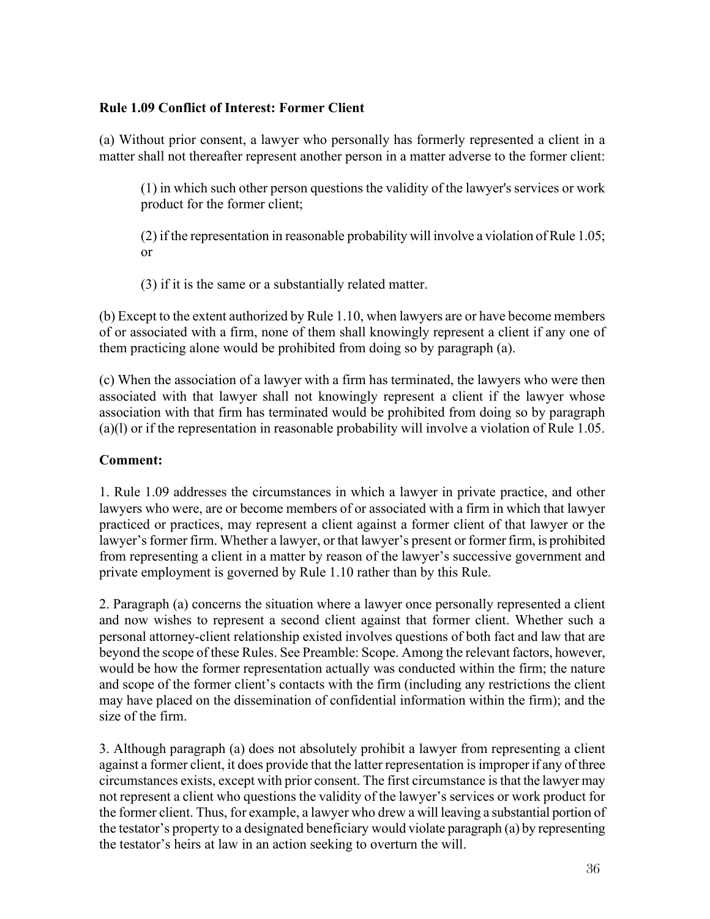**Rule 1.09 Conflict of Interest: Former Client**

(a) Without prior consent, a lawyer who personally has formerly represented a client in a matter shall not thereafter represent another person in a matter adverse to the former client:

> (1) in which such other person questions the validity of the lawyer's services or work product for the former client;
>
> (2) if the representation in reasonable probability will involve a violation of Rule 1.05; or
>
> (3) if it is the same or a substantially related matter.

(b) Except to the extent authorized by Rule 1.10, when lawyers are or have become members of or associated with a firm, none of them shall knowingly represent a client if any one of them practicing alone would be prohibited from doing so by paragraph (a).

(c) When the association of a lawyer with a firm has terminated, the lawyers who were then associated with that lawyer shall not knowingly represent a client if the lawyer whose association with that firm has terminated would be prohibited from doing so by paragraph (a)(l) or if the representation in reasonable probability will involve a violation of Rule 1.05.

**Comment:**

1. Rule 1.09 addresses the circumstances in which a lawyer in private practice, and other lawyers who were, are or become members of or associated with a firm in which that lawyer practiced or practices, may represent a client against a former client of that lawyer or the lawyer's former firm. Whether a lawyer, or that lawyer's present or former firm, is prohibited from representing a client in a matter by reason of the lawyer's successive government and private employment is governed by Rule 1.10 rather than by this Rule.

2. Paragraph (a) concerns the situation where a lawyer once personally represented a client and now wishes to represent a second client against that former client. Whether such a personal attorney-client relationship existed involves questions of both fact and law that are beyond the scope of these Rules. See Preamble: Scope. Among the relevant factors, however, would be how the former representation actually was conducted within the firm; the nature and scope of the former client's contacts with the firm (including any restrictions the client may have placed on the dissemination of confidential information within the firm); and the size of the firm.

3. Although paragraph (a) does not absolutely prohibit a lawyer from representing a client against a former client, it does provide that the latter representation is improper if any of three circumstances exists, except with prior consent. The first circumstance is that the lawyer may not represent a client who questions the validity of the lawyer's services or work product for the former client. Thus, for example, a lawyer who drew a will leaving a substantial portion of the testator's property to a designated beneficiary would violate paragraph (a) by representing the testator's heirs at law in an action seeking to overturn the will.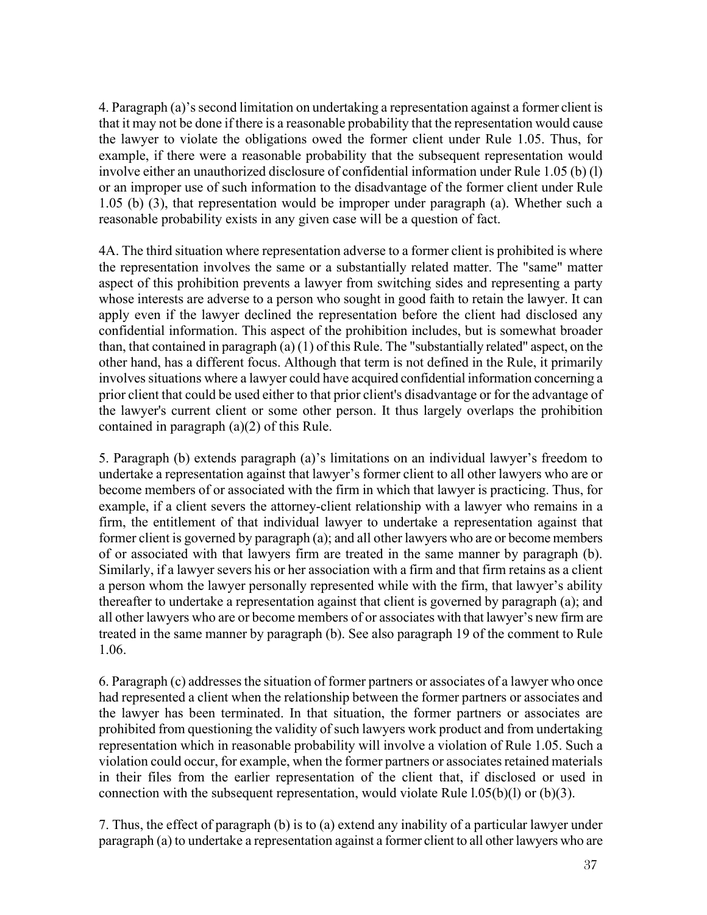4. Paragraph (a)'s second limitation on undertaking a representation against a former client is that it may not be done if there is a reasonable probability that the representation would cause the lawyer to violate the obligations owed the former client under Rule 1.05. Thus, for example, if there were a reasonable probability that the subsequent representation would involve either an unauthorized disclosure of confidential information under Rule 1.05 (b) (l) or an improper use of such information to the disadvantage of the former client under Rule 1.05 (b) (3), that representation would be improper under paragraph (a). Whether such a reasonable probability exists in any given case will be a question of fact.

4A. The third situation where representation adverse to a former client is prohibited is where the representation involves the same or a substantially related matter. The "same" matter aspect of this prohibition prevents a lawyer from switching sides and representing a party whose interests are adverse to a person who sought in good faith to retain the lawyer. It can apply even if the lawyer declined the representation before the client had disclosed any confidential information. This aspect of the prohibition includes, but is somewhat broader than, that contained in paragraph (a) (1) of this Rule. The "substantially related" aspect, on the other hand, has a different focus. Although that term is not defined in the Rule, it primarily involves situations where a lawyer could have acquired confidential information concerning a prior client that could be used either to that prior client's disadvantage or for the advantage of the lawyer's current client or some other person. It thus largely overlaps the prohibition contained in paragraph (a)(2) of this Rule.

5. Paragraph (b) extends paragraph (a)'s limitations on an individual lawyer's freedom to undertake a representation against that lawyer's former client to all other lawyers who are or become members of or associated with the firm in which that lawyer is practicing. Thus, for example, if a client severs the attorney-client relationship with a lawyer who remains in a firm, the entitlement of that individual lawyer to undertake a representation against that former client is governed by paragraph (a); and all other lawyers who are or become members of or associated with that lawyers firm are treated in the same manner by paragraph (b). Similarly, if a lawyer severs his or her association with a firm and that firm retains as a client a person whom the lawyer personally represented while with the firm, that lawyer's ability thereafter to undertake a representation against that client is governed by paragraph (a); and all other lawyers who are or become members of or associates with that lawyer's new firm are treated in the same manner by paragraph (b). See also paragraph 19 of the comment to Rule 1.06.

6. Paragraph (c) addresses the situation of former partners or associates of a lawyer who once had represented a client when the relationship between the former partners or associates and the lawyer has been terminated. In that situation, the former partners or associates are prohibited from questioning the validity of such lawyers work product and from undertaking representation which in reasonable probability will involve a violation of Rule 1.05. Such a violation could occur, for example, when the former partners or associates retained materials in their files from the earlier representation of the client that, if disclosed or used in connection with the subsequent representation, would violate Rule l.05(b)(l) or (b)(3).

7. Thus, the effect of paragraph (b) is to (a) extend any inability of a particular lawyer under paragraph (a) to undertake a representation against a former client to all other lawyers who are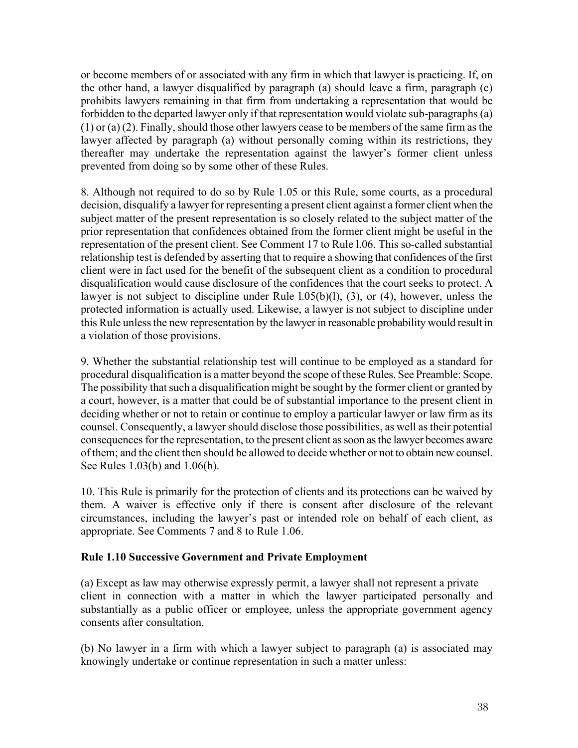or become members of or associated with any firm in which that lawyer is practicing. If, on the other hand, a lawyer disqualified by paragraph (a) should leave a firm, paragraph (c) prohibits lawyers remaining in that firm from undertaking a representation that would be forbidden to the departed lawyer only if that representation would violate sub-paragraphs (a)(1) or (a)(2). Finally, should those other lawyers cease to be members of the same firm as the lawyer affected by paragraph (a) without personally coming within its restrictions, they thereafter may undertake the representation against the lawyer's former client unless prevented from doing so by some other of these Rules.

8. Although not required to do so by Rule 1.05 or this Rule, some courts, as a procedural decision, disqualify a lawyer for representing a present client against a former client when the subject matter of the present representation is so closely related to the subject matter of the prior representation that confidences obtained from the former client might be useful in the representation of the present client. See Comment 17 to Rule l.06. This so-called substantial relationship test is defended by asserting that to require a showing that confidences of the first client were in fact used for the benefit of the subsequent client as a condition to procedural disqualification would cause disclosure of the confidences that the court seeks to protect. A lawyer is not subject to discipline under Rule l.05(b)(l), (3), or (4), however, unless the protected information is actually used. Likewise, a lawyer is not subject to discipline under this Rule unless the new representation by the lawyer in reasonable probability would result in a violation of those provisions.

9. Whether the substantial relationship test will continue to be employed as a standard for procedural disqualification is a matter beyond the scope of these Rules. See Preamble: Scope. The possibility that such a disqualification might be sought by the former client or granted by a court, however, is a matter that could be of substantial importance to the present client in deciding whether or not to retain or continue to employ a particular lawyer or law firm as its counsel. Consequently, a lawyer should disclose those possibilities, as well as their potential consequences for the representation, to the present client as soon as the lawyer becomes aware of them; and the client then should be allowed to decide whether or not to obtain new counsel. See Rules 1.03(b) and 1.06(b).

10. This Rule is primarily for the protection of clients and its protections can be waived by them. A waiver is effective only if there is consent after disclosure of the relevant circumstances, including the lawyer's past or intended role on behalf of each client, as appropriate. See Comments 7 and 8 to Rule 1.06.

**Rule 1.10 Successive Government and Private Employment**

(a) Except as law may otherwise expressly permit, a lawyer shall not represent a private client in connection with a matter in which the lawyer participated personally and substantially as a public officer or employee, unless the appropriate government agency consents after consultation.

(b) No lawyer in a firm with which a lawyer subject to paragraph (a) is associated may knowingly undertake or continue representation in such a matter unless: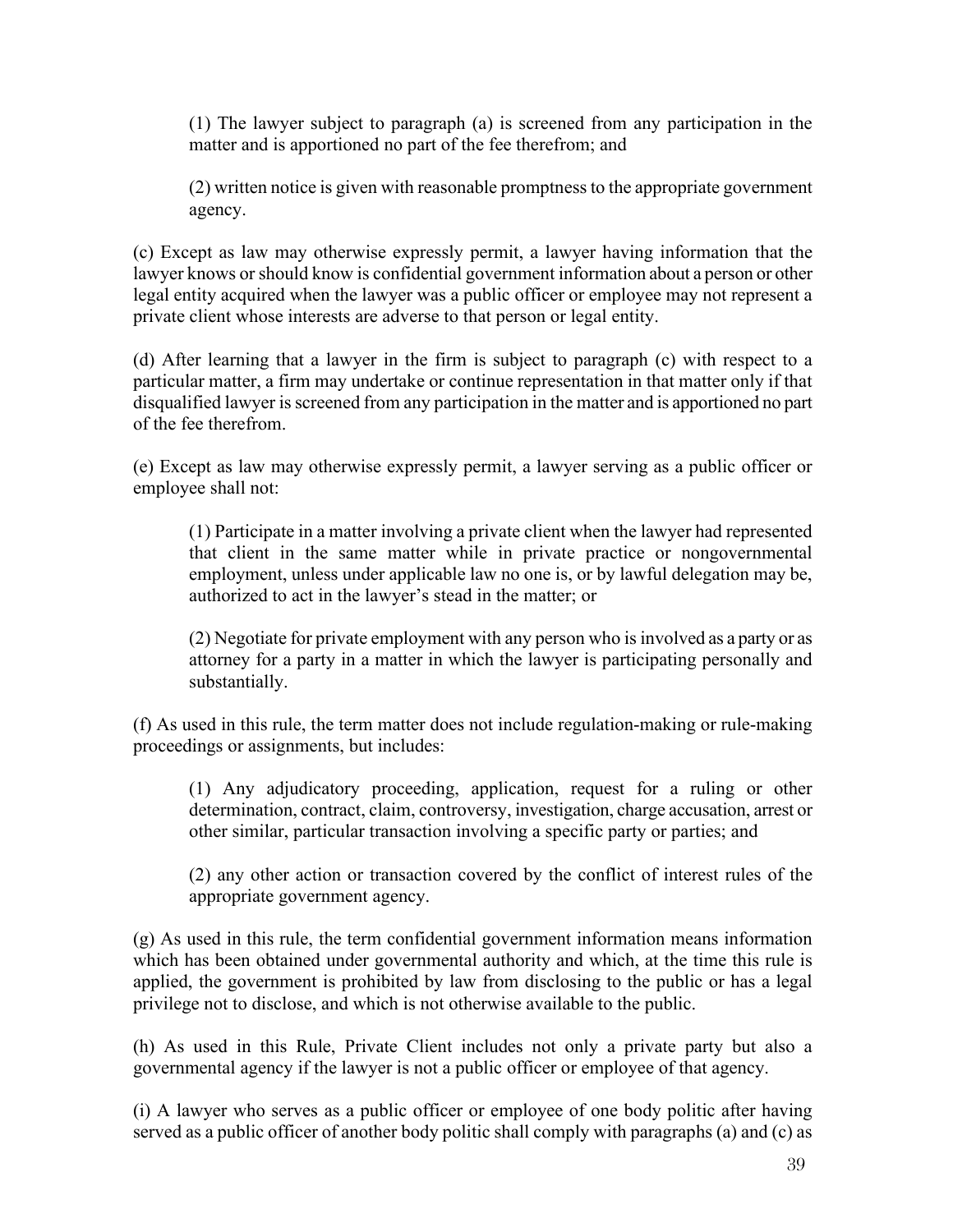(1) The lawyer subject to paragraph (a) is screened from any participation in the matter and is apportioned no part of the fee therefrom; and

(2) written notice is given with reasonable promptness to the appropriate government agency.

(c) Except as law may otherwise expressly permit, a lawyer having information that the lawyer knows or should know is confidential government information about a person or other legal entity acquired when the lawyer was a public officer or employee may not represent a private client whose interests are adverse to that person or legal entity.

(d) After learning that a lawyer in the firm is subject to paragraph (c) with respect to a particular matter, a firm may undertake or continue representation in that matter only if that disqualified lawyer is screened from any participation in the matter and is apportioned no part of the fee therefrom.

(e) Except as law may otherwise expressly permit, a lawyer serving as a public officer or employee shall not:

(1) Participate in a matter involving a private client when the lawyer had represented that client in the same matter while in private practice or nongovernmental employment, unless under applicable law no one is, or by lawful delegation may be, authorized to act in the lawyer's stead in the matter; or

(2) Negotiate for private employment with any person who is involved as a party or as attorney for a party in a matter in which the lawyer is participating personally and substantially.

(f) As used in this rule, the term matter does not include regulation-making or rule-making proceedings or assignments, but includes:

(1) Any adjudicatory proceeding, application, request for a ruling or other determination, contract, claim, controversy, investigation, charge accusation, arrest or other similar, particular transaction involving a specific party or parties; and

(2) any other action or transaction covered by the conflict of interest rules of the appropriate government agency.

(g) As used in this rule, the term confidential government information means information which has been obtained under governmental authority and which, at the time this rule is applied, the government is prohibited by law from disclosing to the public or has a legal privilege not to disclose, and which is not otherwise available to the public.

(h) As used in this Rule, Private Client includes not only a private party but also a governmental agency if the lawyer is not a public officer or employee of that agency.

(i) A lawyer who serves as a public officer or employee of one body politic after having served as a public officer of another body politic shall comply with paragraphs (a) and (c) as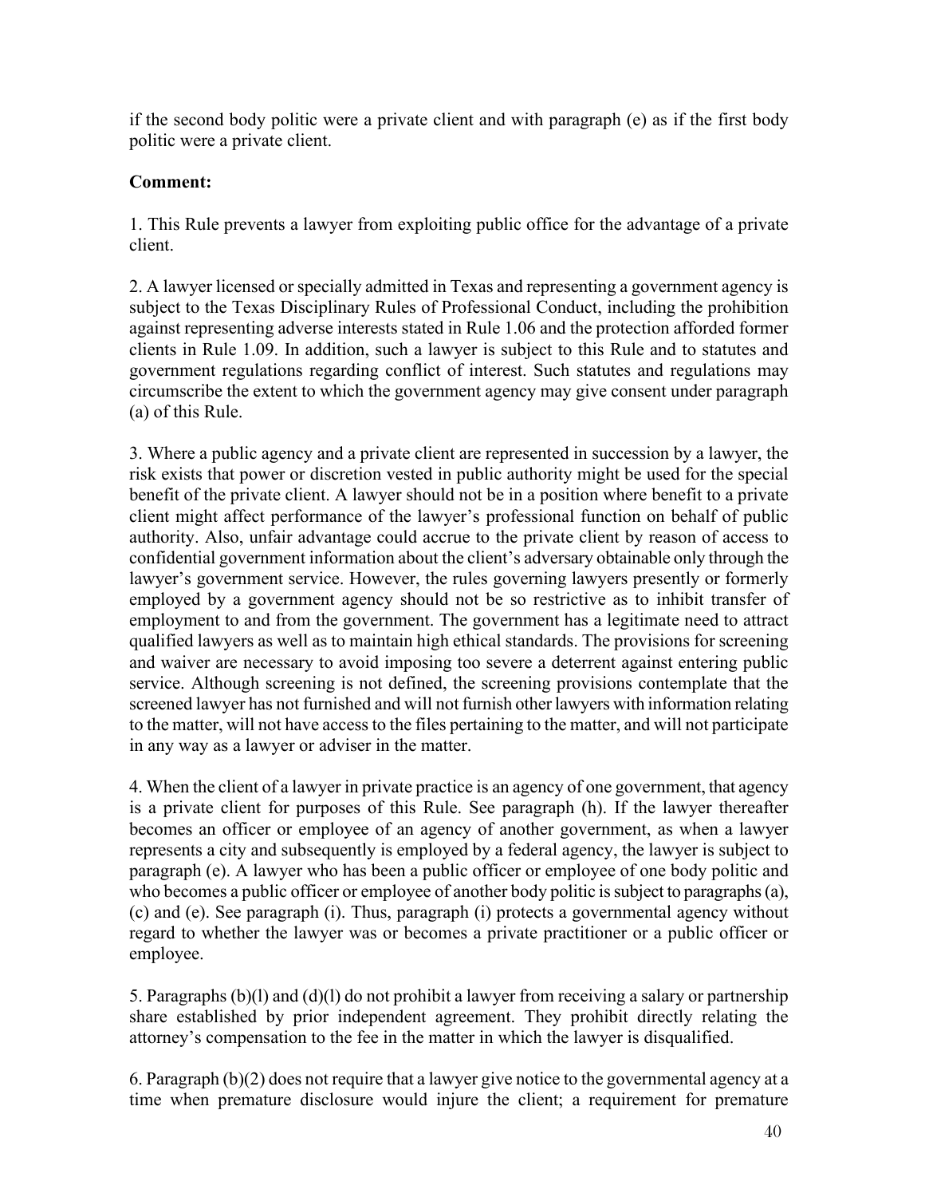if the second body politic were a private client and with paragraph (e) as if the first body politic were a private client.

**Comment:**

1. This Rule prevents a lawyer from exploiting public office for the advantage of a private client.

2. A lawyer licensed or specially admitted in Texas and representing a government agency is subject to the Texas Disciplinary Rules of Professional Conduct, including the prohibition against representing adverse interests stated in Rule 1.06 and the protection afforded former clients in Rule 1.09. In addition, such a lawyer is subject to this Rule and to statutes and government regulations regarding conflict of interest. Such statutes and regulations may circumscribe the extent to which the government agency may give consent under paragraph (a) of this Rule.

3. Where a public agency and a private client are represented in succession by a lawyer, the risk exists that power or discretion vested in public authority might be used for the special benefit of the private client. A lawyer should not be in a position where benefit to a private client might affect performance of the lawyer's professional function on behalf of public authority. Also, unfair advantage could accrue to the private client by reason of access to confidential government information about the client's adversary obtainable only through the lawyer's government service. However, the rules governing lawyers presently or formerly employed by a government agency should not be so restrictive as to inhibit transfer of employment to and from the government. The government has a legitimate need to attract qualified lawyers as well as to maintain high ethical standards. The provisions for screening and waiver are necessary to avoid imposing too severe a deterrent against entering public service. Although screening is not defined, the screening provisions contemplate that the screened lawyer has not furnished and will not furnish other lawyers with information relating to the matter, will not have access to the files pertaining to the matter, and will not participate in any way as a lawyer or adviser in the matter.

4. When the client of a lawyer in private practice is an agency of one government, that agency is a private client for purposes of this Rule. See paragraph (h). If the lawyer thereafter becomes an officer or employee of an agency of another government, as when a lawyer represents a city and subsequently is employed by a federal agency, the lawyer is subject to paragraph (e). A lawyer who has been a public officer or employee of one body politic and who becomes a public officer or employee of another body politic is subject to paragraphs (a), (c) and (e). See paragraph (i). Thus, paragraph (i) protects a governmental agency without regard to whether the lawyer was or becomes a private practitioner or a public officer or employee.

5. Paragraphs (b)(l) and (d)(l) do not prohibit a lawyer from receiving a salary or partnership share established by prior independent agreement. They prohibit directly relating the attorney's compensation to the fee in the matter in which the lawyer is disqualified.

6. Paragraph (b)(2) does not require that a lawyer give notice to the governmental agency at a time when premature disclosure would injure the client; a requirement for premature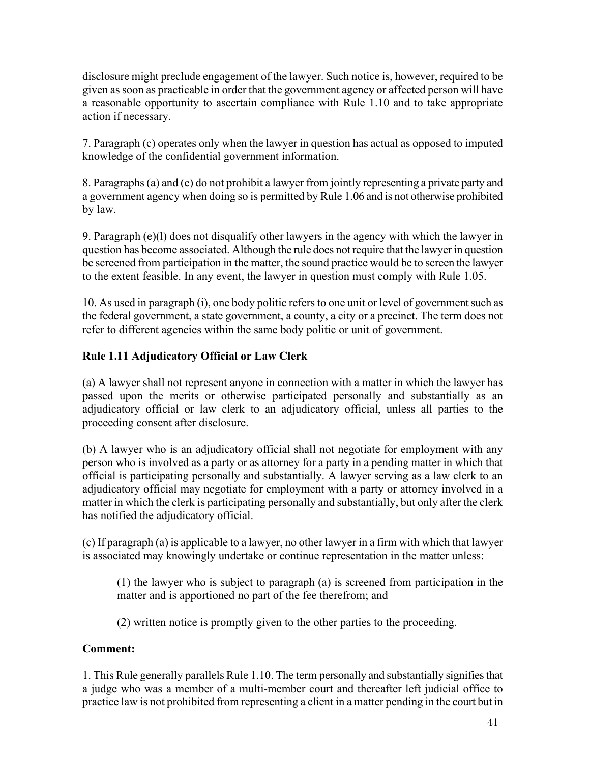disclosure might preclude engagement of the lawyer. Such notice is, however, required to be given as soon as practicable in order that the government agency or affected person will have a reasonable opportunity to ascertain compliance with Rule 1.10 and to take appropriate action if necessary.

7. Paragraph (c) operates only when the lawyer in question has actual as opposed to imputed knowledge of the confidential government information.

8. Paragraphs (a) and (e) do not prohibit a lawyer from jointly representing a private party and a government agency when doing so is permitted by Rule 1.06 and is not otherwise prohibited by law.

9. Paragraph (e)(l) does not disqualify other lawyers in the agency with which the lawyer in question has become associated. Although the rule does not require that the lawyer in question be screened from participation in the matter, the sound practice would be to screen the lawyer to the extent feasible. In any event, the lawyer in question must comply with Rule 1.05.

10. As used in paragraph (i), one body politic refers to one unit or level of government such as the federal government, a state government, a county, a city or a precinct. The term does not refer to different agencies within the same body politic or unit of government.

**Rule 1.11 Adjudicatory Official or Law Clerk**

(a) A lawyer shall not represent anyone in connection with a matter in which the lawyer has passed upon the merits or otherwise participated personally and substantially as an adjudicatory official or law clerk to an adjudicatory official, unless all parties to the proceeding consent after disclosure.

(b) A lawyer who is an adjudicatory official shall not negotiate for employment with any person who is involved as a party or as attorney for a party in a pending matter in which that official is participating personally and substantially. A lawyer serving as a law clerk to an adjudicatory official may negotiate for employment with a party or attorney involved in a matter in which the clerk is participating personally and substantially, but only after the clerk has notified the adjudicatory official.

(c) If paragraph (a) is applicable to a lawyer, no other lawyer in a firm with which that lawyer is associated may knowingly undertake or continue representation in the matter unless:

> (1) the lawyer who is subject to paragraph (a) is screened from participation in the matter and is apportioned no part of the fee therefrom; and
>
> (2) written notice is promptly given to the other parties to the proceeding.

**Comment:**

1. This Rule generally parallels Rule 1.10. The term personally and substantially signifies that a judge who was a member of a multi-member court and thereafter left judicial office to practice law is not prohibited from representing a client in a matter pending in the court but in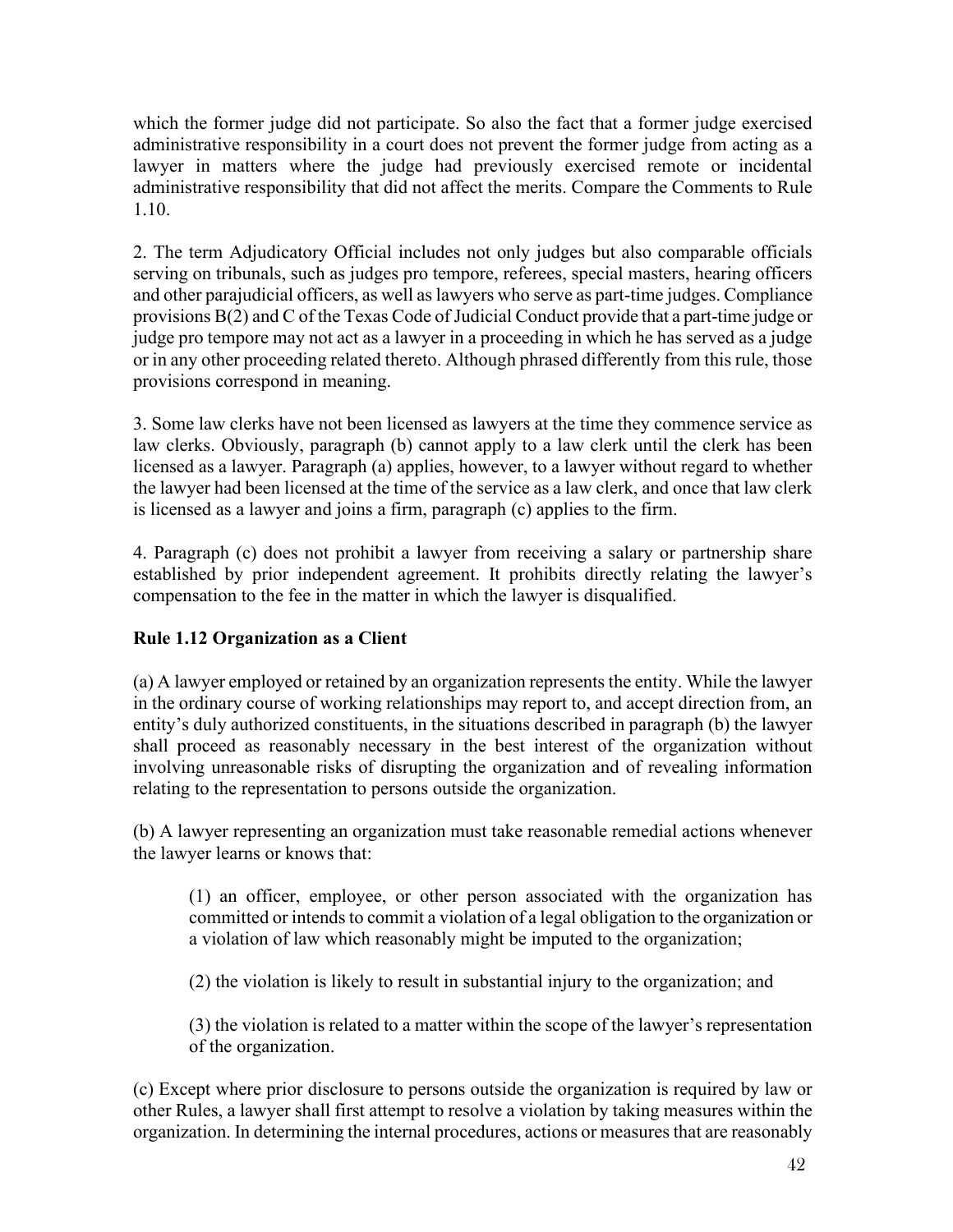which the former judge did not participate. So also the fact that a former judge exercised administrative responsibility in a court does not prevent the former judge from acting as a lawyer in matters where the judge had previously exercised remote or incidental administrative responsibility that did not affect the merits. Compare the Comments to Rule 1.10.

2. The term Adjudicatory Official includes not only judges but also comparable officials serving on tribunals, such as judges pro tempore, referees, special masters, hearing officers and other parajudicial officers, as well as lawyers who serve as part-time judges. Compliance provisions B(2) and C of the Texas Code of Judicial Conduct provide that a part-time judge or judge pro tempore may not act as a lawyer in a proceeding in which he has served as a judge or in any other proceeding related thereto. Although phrased differently from this rule, those provisions correspond in meaning.

3. Some law clerks have not been licensed as lawyers at the time they commence service as law clerks. Obviously, paragraph (b) cannot apply to a law clerk until the clerk has been licensed as a lawyer. Paragraph (a) applies, however, to a lawyer without regard to whether the lawyer had been licensed at the time of the service as a law clerk, and once that law clerk is licensed as a lawyer and joins a firm, paragraph (c) applies to the firm.

4. Paragraph (c) does not prohibit a lawyer from receiving a salary or partnership share established by prior independent agreement. It prohibits directly relating the lawyer's compensation to the fee in the matter in which the lawyer is disqualified.

**Rule 1.12 Organization as a Client**

(a) A lawyer employed or retained by an organization represents the entity. While the lawyer in the ordinary course of working relationships may report to, and accept direction from, an entity's duly authorized constituents, in the situations described in paragraph (b) the lawyer shall proceed as reasonably necessary in the best interest of the organization without involving unreasonable risks of disrupting the organization and of revealing information relating to the representation to persons outside the organization.

(b) A lawyer representing an organization must take reasonable remedial actions whenever the lawyer learns or knows that:

> (1) an officer, employee, or other person associated with the organization has committed or intends to commit a violation of a legal obligation to the organization or a violation of law which reasonably might be imputed to the organization;
>
> (2) the violation is likely to result in substantial injury to the organization; and
>
> (3) the violation is related to a matter within the scope of the lawyer's representation of the organization.

(c) Except where prior disclosure to persons outside the organization is required by law or other Rules, a lawyer shall first attempt to resolve a violation by taking measures within the organization. In determining the internal procedures, actions or measures that are reasonably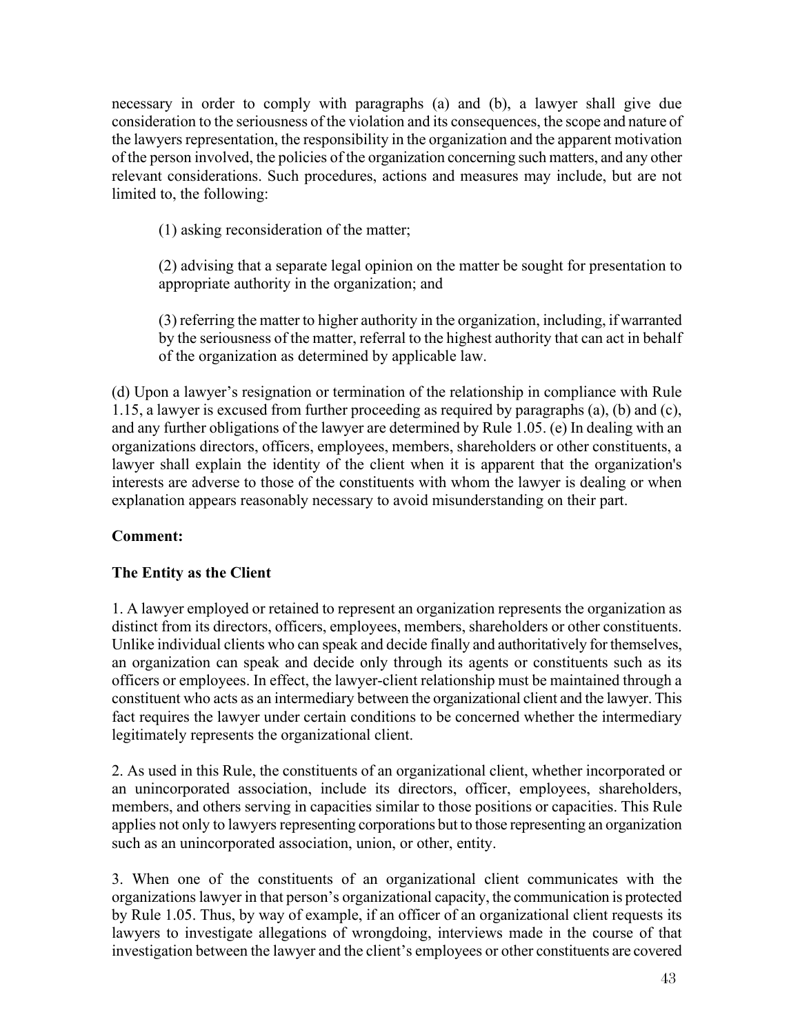necessary in order to comply with paragraphs (a) and (b), a lawyer shall give due consideration to the seriousness of the violation and its consequences, the scope and nature of the lawyers representation, the responsibility in the organization and the apparent motivation of the person involved, the policies of the organization concerning such matters, and any other relevant considerations. Such procedures, actions and measures may include, but are not limited to, the following:

> (1) asking reconsideration of the matter;
>
> (2) advising that a separate legal opinion on the matter be sought for presentation to appropriate authority in the organization; and
>
> (3) referring the matter to higher authority in the organization, including, if warranted by the seriousness of the matter, referral to the highest authority that can act in behalf of the organization as determined by applicable law.

(d) Upon a lawyer's resignation or termination of the relationship in compliance with Rule 1.15, a lawyer is excused from further proceeding as required by paragraphs (a), (b) and (c), and any further obligations of the lawyer are determined by Rule 1.05. (e) In dealing with an organizations directors, officers, employees, members, shareholders or other constituents, a lawyer shall explain the identity of the client when it is apparent that the organization's interests are adverse to those of the constituents with whom the lawyer is dealing or when explanation appears reasonably necessary to avoid misunderstanding on their part.

**Comment:**

**The Entity as the Client**

1. A lawyer employed or retained to represent an organization represents the organization as distinct from its directors, officers, employees, members, shareholders or other constituents. Unlike individual clients who can speak and decide finally and authoritatively for themselves, an organization can speak and decide only through its agents or constituents such as its officers or employees. In effect, the lawyer-client relationship must be maintained through a constituent who acts as an intermediary between the organizational client and the lawyer. This fact requires the lawyer under certain conditions to be concerned whether the intermediary legitimately represents the organizational client.

2. As used in this Rule, the constituents of an organizational client, whether incorporated or an unincorporated association, include its directors, officer, employees, shareholders, members, and others serving in capacities similar to those positions or capacities. This Rule applies not only to lawyers representing corporations but to those representing an organization such as an unincorporated association, union, or other, entity.

3. When one of the constituents of an organizational client communicates with the organizations lawyer in that person's organizational capacity, the communication is protected by Rule 1.05. Thus, by way of example, if an officer of an organizational client requests its lawyers to investigate allegations of wrongdoing, interviews made in the course of that investigation between the lawyer and the client's employees or other constituents are covered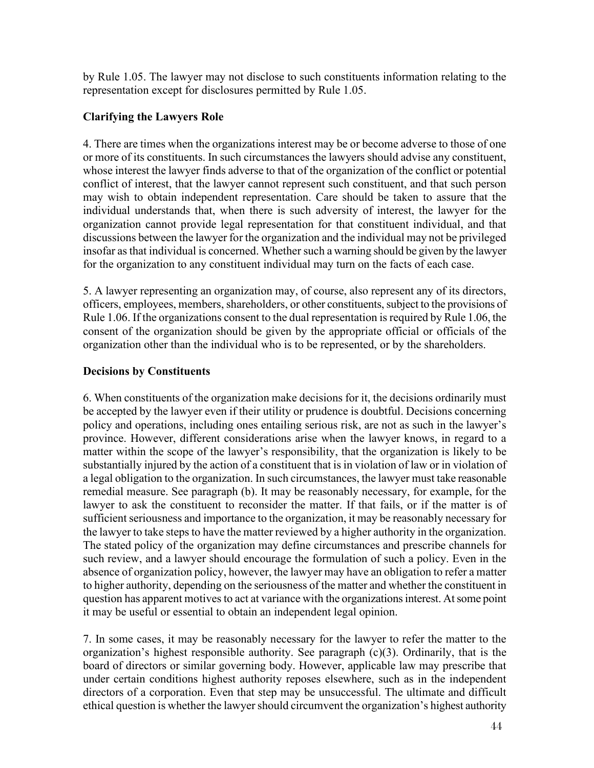by Rule 1.05. The lawyer may not disclose to such constituents information relating to the representation except for disclosures permitted by Rule 1.05.

**Clarifying the Lawyers Role**

4. There are times when the organizations interest may be or become adverse to those of one or more of its constituents. In such circumstances the lawyers should advise any constituent, whose interest the lawyer finds adverse to that of the organization of the conflict or potential conflict of interest, that the lawyer cannot represent such constituent, and that such person may wish to obtain independent representation. Care should be taken to assure that the individual understands that, when there is such adversity of interest, the lawyer for the organization cannot provide legal representation for that constituent individual, and that discussions between the lawyer for the organization and the individual may not be privileged insofar as that individual is concerned. Whether such a warning should be given by the lawyer for the organization to any constituent individual may turn on the facts of each case.

5. A lawyer representing an organization may, of course, also represent any of its directors, officers, employees, members, shareholders, or other constituents, subject to the provisions of Rule 1.06. If the organizations consent to the dual representation is required by Rule 1.06, the consent of the organization should be given by the appropriate official or officials of the organization other than the individual who is to be represented, or by the shareholders.

**Decisions by Constituents**

6. When constituents of the organization make decisions for it, the decisions ordinarily must be accepted by the lawyer even if their utility or prudence is doubtful. Decisions concerning policy and operations, including ones entailing serious risk, are not as such in the lawyer's province. However, different considerations arise when the lawyer knows, in regard to a matter within the scope of the lawyer's responsibility, that the organization is likely to be substantially injured by the action of a constituent that is in violation of law or in violation of a legal obligation to the organization. In such circumstances, the lawyer must take reasonable remedial measure. See paragraph (b). It may be reasonably necessary, for example, for the lawyer to ask the constituent to reconsider the matter. If that fails, or if the matter is of sufficient seriousness and importance to the organization, it may be reasonably necessary for the lawyer to take steps to have the matter reviewed by a higher authority in the organization. The stated policy of the organization may define circumstances and prescribe channels for such review, and a lawyer should encourage the formulation of such a policy. Even in the absence of organization policy, however, the lawyer may have an obligation to refer a matter to higher authority, depending on the seriousness of the matter and whether the constituent in question has apparent motives to act at variance with the organizations interest. At some point it may be useful or essential to obtain an independent legal opinion.

7. In some cases, it may be reasonably necessary for the lawyer to refer the matter to the organization's highest responsible authority. See paragraph (c)(3). Ordinarily, that is the board of directors or similar governing body. However, applicable law may prescribe that under certain conditions highest authority reposes elsewhere, such as in the independent directors of a corporation. Even that step may be unsuccessful. The ultimate and difficult ethical question is whether the lawyer should circumvent the organization's highest authority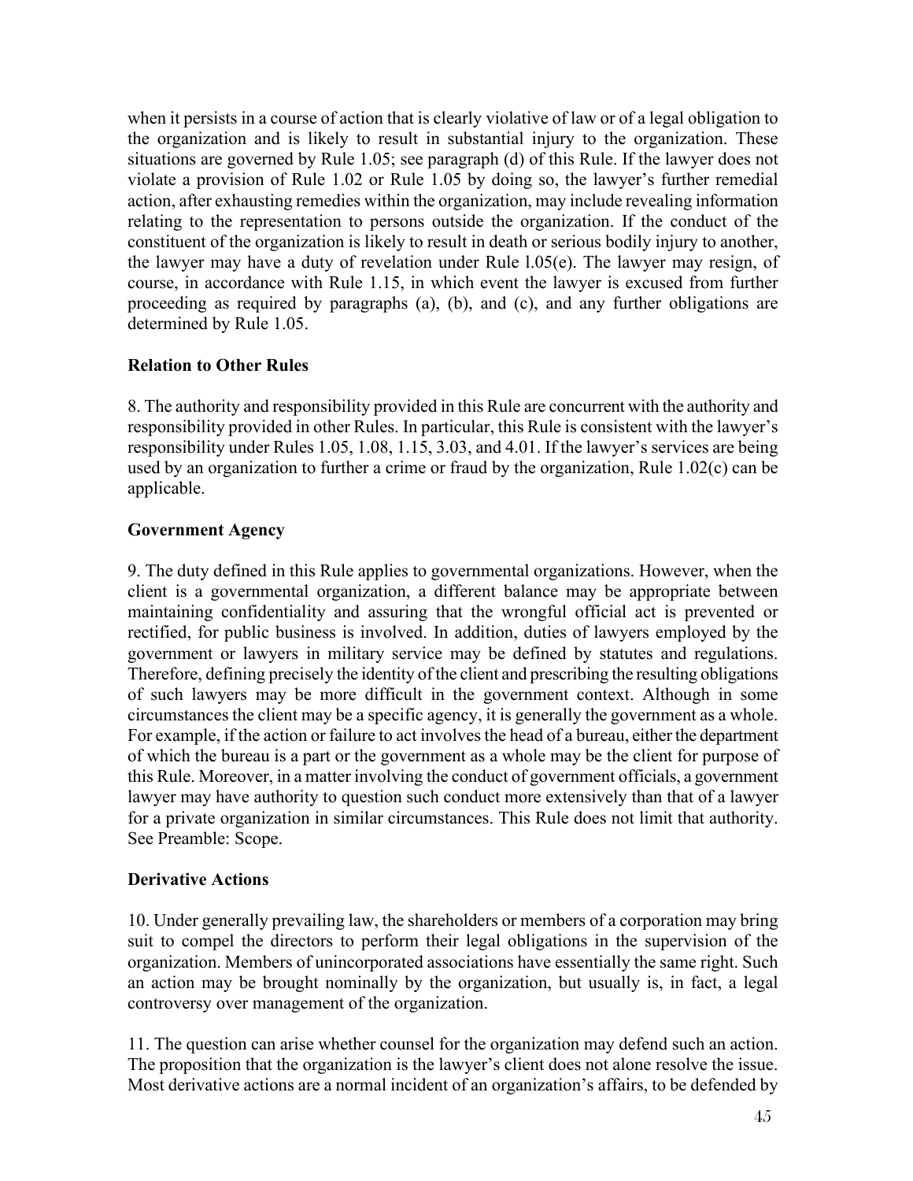when it persists in a course of action that is clearly violative of law or of a legal obligation to the organization and is likely to result in substantial injury to the organization. These situations are governed by Rule 1.05; see paragraph (d) of this Rule. If the lawyer does not violate a provision of Rule 1.02 or Rule 1.05 by doing so, the lawyer's further remedial action, after exhausting remedies within the organization, may include revealing information relating to the representation to persons outside the organization. If the conduct of the constituent of the organization is likely to result in death or serious bodily injury to another, the lawyer may have a duty of revelation under Rule l.05(e). The lawyer may resign, of course, in accordance with Rule 1.15, in which event the lawyer is excused from further proceeding as required by paragraphs (a), (b), and (c), and any further obligations are determined by Rule 1.05.

**Relation to Other Rules**

8. The authority and responsibility provided in this Rule are concurrent with the authority and responsibility provided in other Rules. In particular, this Rule is consistent with the lawyer's responsibility under Rules 1.05, 1.08, 1.15, 3.03, and 4.01. If the lawyer's services are being used by an organization to further a crime or fraud by the organization, Rule 1.02(c) can be applicable.

**Government Agency**

9. The duty defined in this Rule applies to governmental organizations. However, when the client is a governmental organization, a different balance may be appropriate between maintaining confidentiality and assuring that the wrongful official act is prevented or rectified, for public business is involved. In addition, duties of lawyers employed by the government or lawyers in military service may be defined by statutes and regulations. Therefore, defining precisely the identity of the client and prescribing the resulting obligations of such lawyers may be more difficult in the government context. Although in some circumstances the client may be a specific agency, it is generally the government as a whole. For example, if the action or failure to act involves the head of a bureau, either the department of which the bureau is a part or the government as a whole may be the client for purpose of this Rule. Moreover, in a matter involving the conduct of government officials, a government lawyer may have authority to question such conduct more extensively than that of a lawyer for a private organization in similar circumstances. This Rule does not limit that authority. See Preamble: Scope.

**Derivative Actions**

10. Under generally prevailing law, the shareholders or members of a corporation may bring suit to compel the directors to perform their legal obligations in the supervision of the organization. Members of unincorporated associations have essentially the same right. Such an action may be brought nominally by the organization, but usually is, in fact, a legal controversy over management of the organization.

11. The question can arise whether counsel for the organization may defend such an action. The proposition that the organization is the lawyer's client does not alone resolve the issue. Most derivative actions are a normal incident of an organization's affairs, to be defended by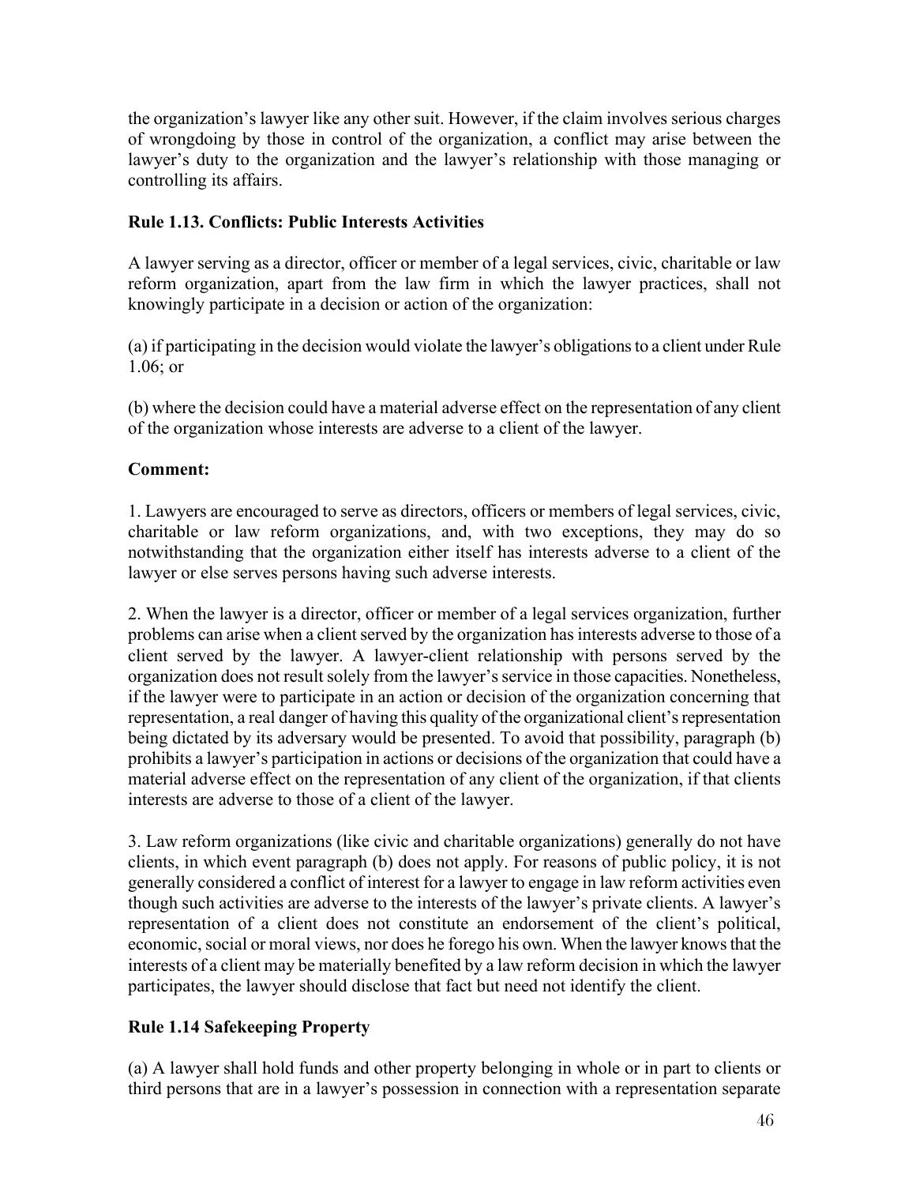the organization's lawyer like any other suit. However, if the claim involves serious charges of wrongdoing by those in control of the organization, a conflict may arise between the lawyer's duty to the organization and the lawyer's relationship with those managing or controlling its affairs.

### Rule 1.13. Conflicts: Public Interests Activities

A lawyer serving as a director, officer or member of a legal services, civic, charitable or law reform organization, apart from the law firm in which the lawyer practices, shall not knowingly participate in a decision or action of the organization:

(a) if participating in the decision would violate the lawyer's obligations to a client under Rule 1.06; or

(b) where the decision could have a material adverse effect on the representation of any client of the organization whose interests are adverse to a client of the lawyer.

**Comment:**

1. Lawyers are encouraged to serve as directors, officers or members of legal services, civic, charitable or law reform organizations, and, with two exceptions, they may do so notwithstanding that the organization either itself has interests adverse to a client of the lawyer or else serves persons having such adverse interests.

2. When the lawyer is a director, officer or member of a legal services organization, further problems can arise when a client served by the organization has interests adverse to those of a client served by the lawyer. A lawyer-client relationship with persons served by the organization does not result solely from the lawyer's service in those capacities. Nonetheless, if the lawyer were to participate in an action or decision of the organization concerning that representation, a real danger of having this quality of the organizational client's representation being dictated by its adversary would be presented. To avoid that possibility, paragraph (b) prohibits a lawyer's participation in actions or decisions of the organization that could have a material adverse effect on the representation of any client of the organization, if that clients interests are adverse to those of a client of the lawyer.

3. Law reform organizations (like civic and charitable organizations) generally do not have clients, in which event paragraph (b) does not apply. For reasons of public policy, it is not generally considered a conflict of interest for a lawyer to engage in law reform activities even though such activities are adverse to the interests of the lawyer's private clients. A lawyer's representation of a client does not constitute an endorsement of the client's political, economic, social or moral views, nor does he forego his own. When the lawyer knows that the interests of a client may be materially benefited by a law reform decision in which the lawyer participates, the lawyer should disclose that fact but need not identify the client.

### Rule 1.14 Safekeeping Property

(a) A lawyer shall hold funds and other property belonging in whole or in part to clients or third persons that are in a lawyer's possession in connection with a representation separate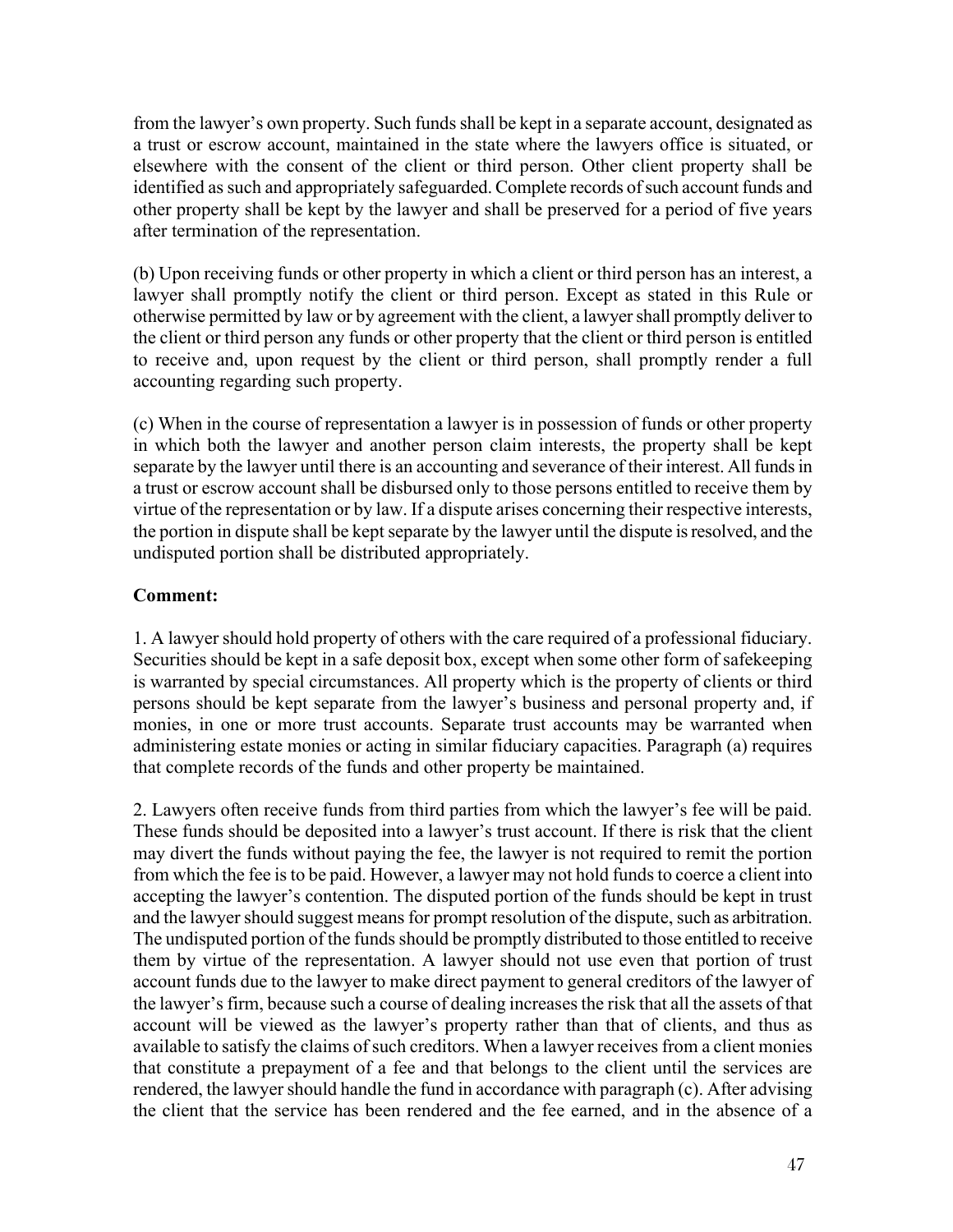from the lawyer's own property. Such funds shall be kept in a separate account, designated as a trust or escrow account, maintained in the state where the lawyers office is situated, or elsewhere with the consent of the client or third person. Other client property shall be identified as such and appropriately safeguarded. Complete records of such account funds and other property shall be kept by the lawyer and shall be preserved for a period of five years after termination of the representation.

(b) Upon receiving funds or other property in which a client or third person has an interest, a lawyer shall promptly notify the client or third person. Except as stated in this Rule or otherwise permitted by law or by agreement with the client, a lawyer shall promptly deliver to the client or third person any funds or other property that the client or third person is entitled to receive and, upon request by the client or third person, shall promptly render a full accounting regarding such property.

(c) When in the course of representation a lawyer is in possession of funds or other property in which both the lawyer and another person claim interests, the property shall be kept separate by the lawyer until there is an accounting and severance of their interest. All funds in a trust or escrow account shall be disbursed only to those persons entitled to receive them by virtue of the representation or by law. If a dispute arises concerning their respective interests, the portion in dispute shall be kept separate by the lawyer until the dispute is resolved, and the undisputed portion shall be distributed appropriately.

**Comment:**

1. A lawyer should hold property of others with the care required of a professional fiduciary. Securities should be kept in a safe deposit box, except when some other form of safekeeping is warranted by special circumstances. All property which is the property of clients or third persons should be kept separate from the lawyer's business and personal property and, if monies, in one or more trust accounts. Separate trust accounts may be warranted when administering estate monies or acting in similar fiduciary capacities. Paragraph (a) requires that complete records of the funds and other property be maintained.

2. Lawyers often receive funds from third parties from which the lawyer's fee will be paid. These funds should be deposited into a lawyer's trust account. If there is risk that the client may divert the funds without paying the fee, the lawyer is not required to remit the portion from which the fee is to be paid. However, a lawyer may not hold funds to coerce a client into accepting the lawyer's contention. The disputed portion of the funds should be kept in trust and the lawyer should suggest means for prompt resolution of the dispute, such as arbitration. The undisputed portion of the funds should be promptly distributed to those entitled to receive them by virtue of the representation. A lawyer should not use even that portion of trust account funds due to the lawyer to make direct payment to general creditors of the lawyer of the lawyer's firm, because such a course of dealing increases the risk that all the assets of that account will be viewed as the lawyer's property rather than that of clients, and thus as available to satisfy the claims of such creditors. When a lawyer receives from a client monies that constitute a prepayment of a fee and that belongs to the client until the services are rendered, the lawyer should handle the fund in accordance with paragraph (c). After advising the client that the service has been rendered and the fee earned, and in the absence of a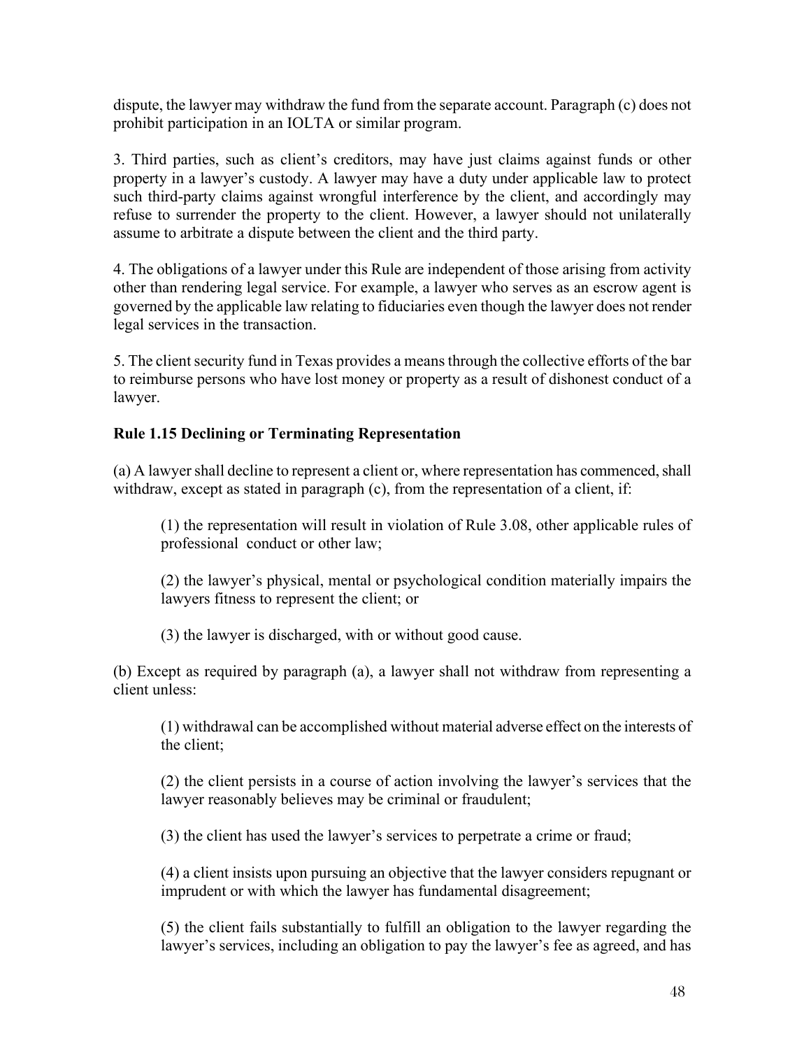dispute, the lawyer may withdraw the fund from the separate account. Paragraph (c) does not prohibit participation in an IOLTA or similar program.

3. Third parties, such as client's creditors, may have just claims against funds or other property in a lawyer's custody. A lawyer may have a duty under applicable law to protect such third-party claims against wrongful interference by the client, and accordingly may refuse to surrender the property to the client. However, a lawyer should not unilaterally assume to arbitrate a dispute between the client and the third party.

4. The obligations of a lawyer under this Rule are independent of those arising from activity other than rendering legal service. For example, a lawyer who serves as an escrow agent is governed by the applicable law relating to fiduciaries even though the lawyer does not render legal services in the transaction.

5. The client security fund in Texas provides a means through the collective efforts of the bar to reimburse persons who have lost money or property as a result of dishonest conduct of a lawyer.

**Rule 1.15 Declining or Terminating Representation**

(a) A lawyer shall decline to represent a client or, where representation has commenced, shall withdraw, except as stated in paragraph (c), from the representation of a client, if:

> (1) the representation will result in violation of Rule 3.08, other applicable rules of professional conduct or other law;
>
> (2) the lawyer's physical, mental or psychological condition materially impairs the lawyers fitness to represent the client; or
>
> (3) the lawyer is discharged, with or without good cause.

(b) Except as required by paragraph (a), a lawyer shall not withdraw from representing a client unless:

> (1) withdrawal can be accomplished without material adverse effect on the interests of the client;
>
> (2) the client persists in a course of action involving the lawyer's services that the lawyer reasonably believes may be criminal or fraudulent;
>
> (3) the client has used the lawyer's services to perpetrate a crime or fraud;
>
> (4) a client insists upon pursuing an objective that the lawyer considers repugnant or imprudent or with which the lawyer has fundamental disagreement;
>
> (5) the client fails substantially to fulfill an obligation to the lawyer regarding the lawyer's services, including an obligation to pay the lawyer's fee as agreed, and has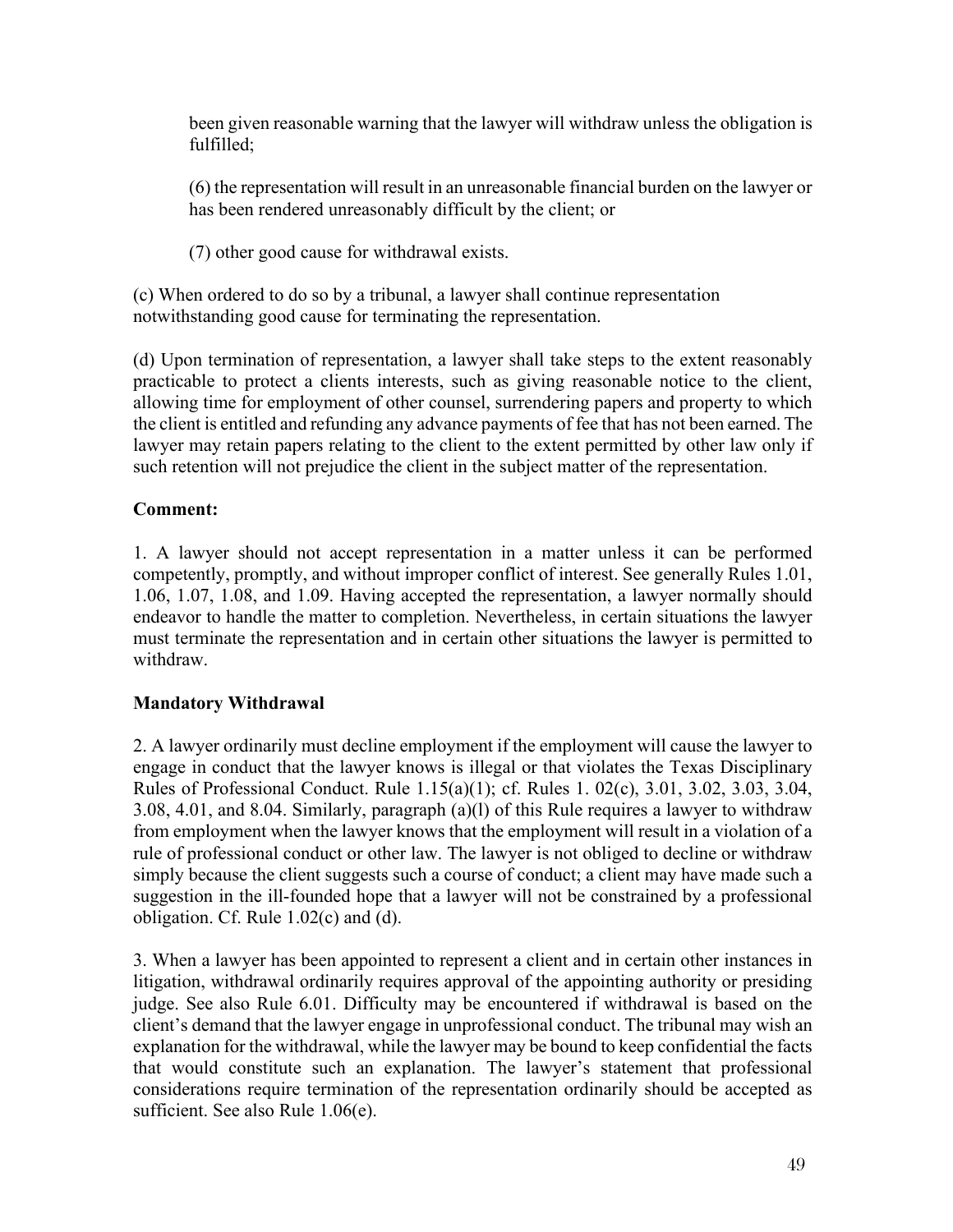been given reasonable warning that the lawyer will withdraw unless the obligation is fulfilled;

(6) the representation will result in an unreasonable financial burden on the lawyer or has been rendered unreasonably difficult by the client; or

(7) other good cause for withdrawal exists.

(c) When ordered to do so by a tribunal, a lawyer shall continue representation notwithstanding good cause for terminating the representation.

(d) Upon termination of representation, a lawyer shall take steps to the extent reasonably practicable to protect a clients interests, such as giving reasonable notice to the client, allowing time for employment of other counsel, surrendering papers and property to which the client is entitled and refunding any advance payments of fee that has not been earned. The lawyer may retain papers relating to the client to the extent permitted by other law only if such retention will not prejudice the client in the subject matter of the representation.

**Comment:**

1. A lawyer should not accept representation in a matter unless it can be performed competently, promptly, and without improper conflict of interest. See generally Rules 1.01, 1.06, 1.07, 1.08, and 1.09. Having accepted the representation, a lawyer normally should endeavor to handle the matter to completion. Nevertheless, in certain situations the lawyer must terminate the representation and in certain other situations the lawyer is permitted to withdraw.

**Mandatory Withdrawal**

2. A lawyer ordinarily must decline employment if the employment will cause the lawyer to engage in conduct that the lawyer knows is illegal or that violates the Texas Disciplinary Rules of Professional Conduct. Rule 1.15(a)(1); cf. Rules 1. 02(c), 3.01, 3.02, 3.03, 3.04, 3.08, 4.01, and 8.04. Similarly, paragraph (a)(l) of this Rule requires a lawyer to withdraw from employment when the lawyer knows that the employment will result in a violation of a rule of professional conduct or other law. The lawyer is not obliged to decline or withdraw simply because the client suggests such a course of conduct; a client may have made such a suggestion in the ill-founded hope that a lawyer will not be constrained by a professional obligation. Cf. Rule 1.02(c) and (d).

3. When a lawyer has been appointed to represent a client and in certain other instances in litigation, withdrawal ordinarily requires approval of the appointing authority or presiding judge. See also Rule 6.01. Difficulty may be encountered if withdrawal is based on the client's demand that the lawyer engage in unprofessional conduct. The tribunal may wish an explanation for the withdrawal, while the lawyer may be bound to keep confidential the facts that would constitute such an explanation. The lawyer's statement that professional considerations require termination of the representation ordinarily should be accepted as sufficient. See also Rule 1.06(e).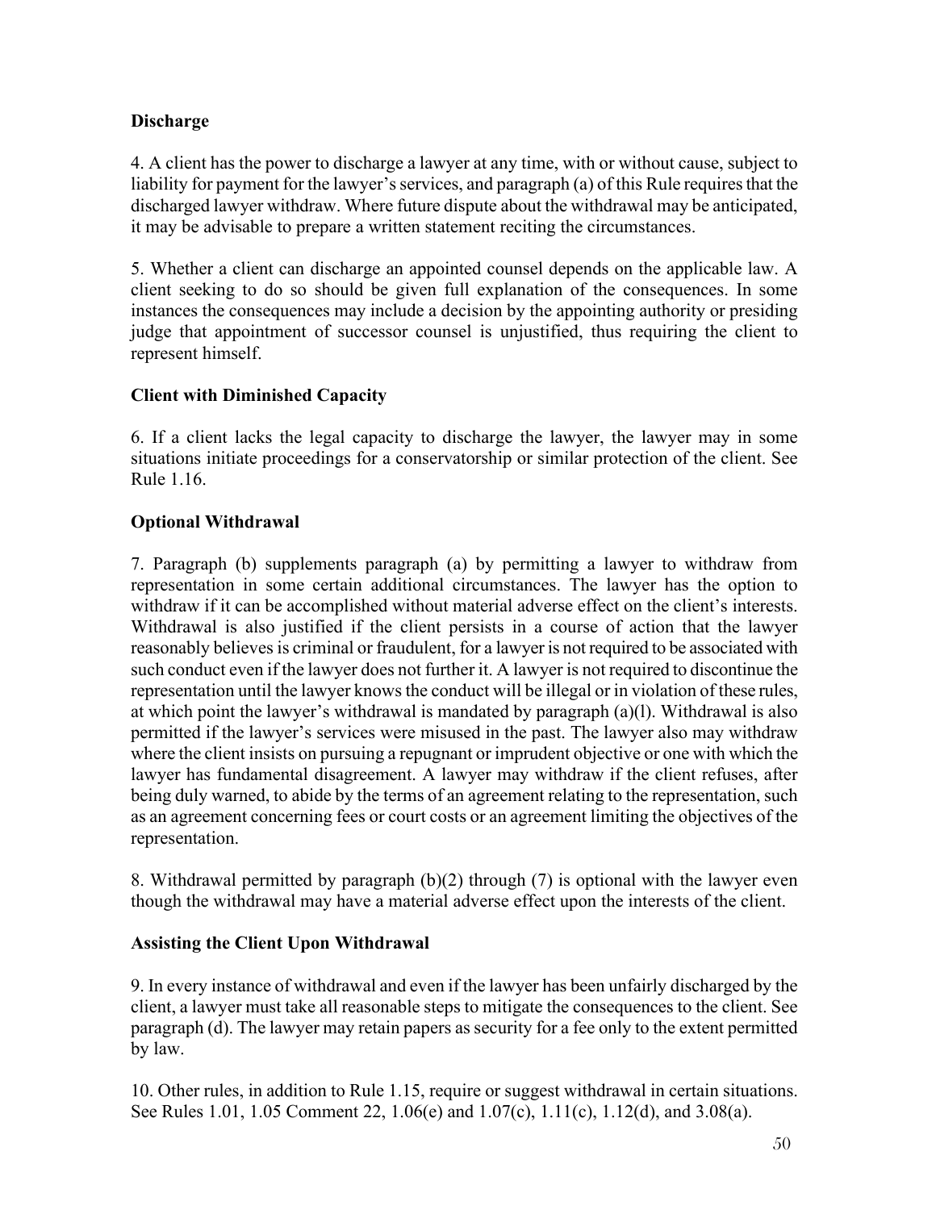**Discharge**

4. A client has the power to discharge a lawyer at any time, with or without cause, subject to liability for payment for the lawyer's services, and paragraph (a) of this Rule requires that the discharged lawyer withdraw. Where future dispute about the withdrawal may be anticipated, it may be advisable to prepare a written statement reciting the circumstances.

5. Whether a client can discharge an appointed counsel depends on the applicable law. A client seeking to do so should be given full explanation of the consequences. In some instances the consequences may include a decision by the appointing authority or presiding judge that appointment of successor counsel is unjustified, thus requiring the client to represent himself.

**Client with Diminished Capacity**

6. If a client lacks the legal capacity to discharge the lawyer, the lawyer may in some situations initiate proceedings for a conservatorship or similar protection of the client. See Rule 1.16.

**Optional Withdrawal**

7. Paragraph (b) supplements paragraph (a) by permitting a lawyer to withdraw from representation in some certain additional circumstances. The lawyer has the option to withdraw if it can be accomplished without material adverse effect on the client's interests. Withdrawal is also justified if the client persists in a course of action that the lawyer reasonably believes is criminal or fraudulent, for a lawyer is not required to be associated with such conduct even if the lawyer does not further it. A lawyer is not required to discontinue the representation until the lawyer knows the conduct will be illegal or in violation of these rules, at which point the lawyer's withdrawal is mandated by paragraph (a)(l). Withdrawal is also permitted if the lawyer's services were misused in the past. The lawyer also may withdraw where the client insists on pursuing a repugnant or imprudent objective or one with which the lawyer has fundamental disagreement. A lawyer may withdraw if the client refuses, after being duly warned, to abide by the terms of an agreement relating to the representation, such as an agreement concerning fees or court costs or an agreement limiting the objectives of the representation.

8. Withdrawal permitted by paragraph (b)(2) through (7) is optional with the lawyer even though the withdrawal may have a material adverse effect upon the interests of the client.

**Assisting the Client Upon Withdrawal**

9. In every instance of withdrawal and even if the lawyer has been unfairly discharged by the client, a lawyer must take all reasonable steps to mitigate the consequences to the client. See paragraph (d). The lawyer may retain papers as security for a fee only to the extent permitted by law.

10. Other rules, in addition to Rule 1.15, require or suggest withdrawal in certain situations. See Rules 1.01, 1.05 Comment 22, 1.06(e) and 1.07(c), 1.11(c), 1.12(d), and 3.08(a).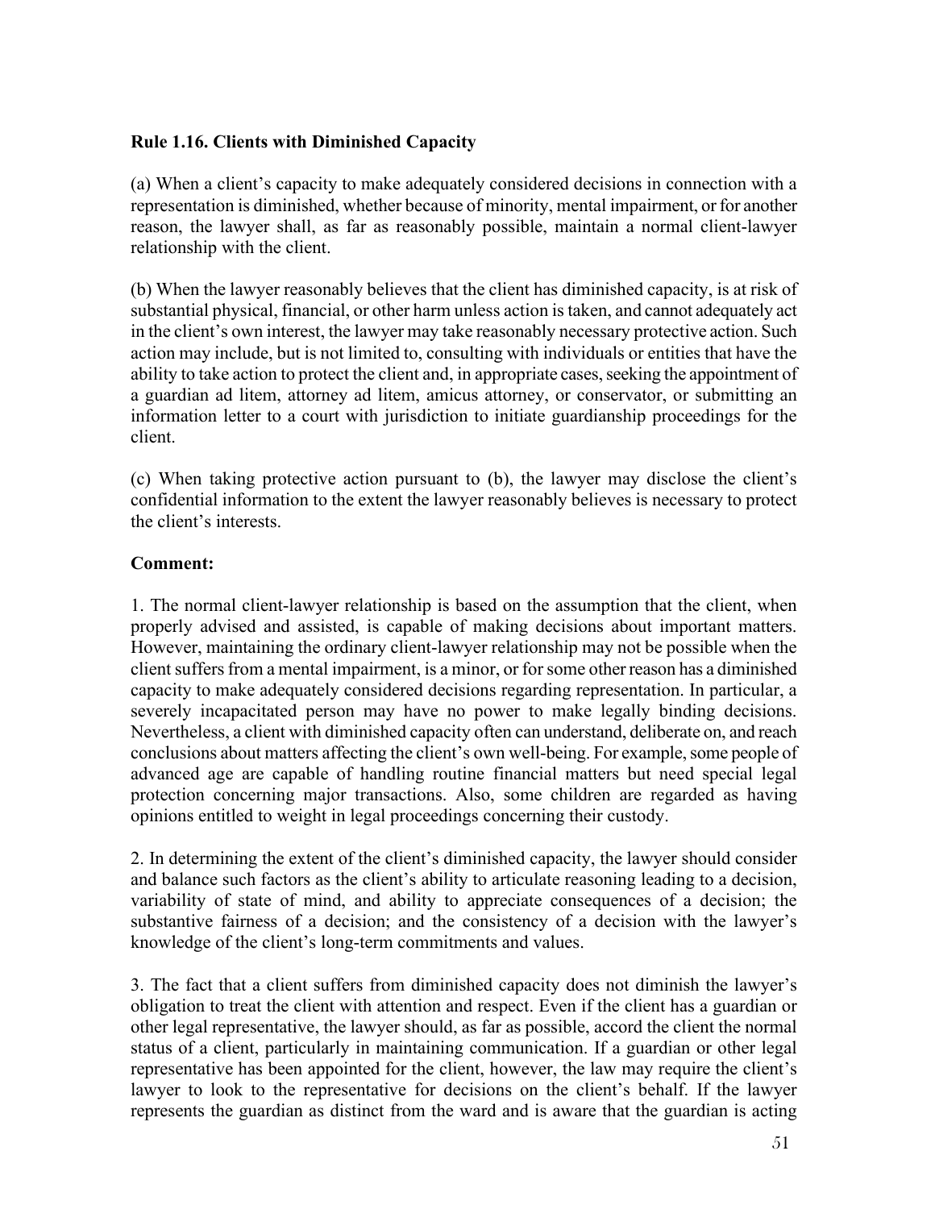**Rule 1.16. Clients with Diminished Capacity**

(a) When a client's capacity to make adequately considered decisions in connection with a representation is diminished, whether because of minority, mental impairment, or for another reason, the lawyer shall, as far as reasonably possible, maintain a normal client-lawyer relationship with the client.

(b) When the lawyer reasonably believes that the client has diminished capacity, is at risk of substantial physical, financial, or other harm unless action is taken, and cannot adequately act in the client's own interest, the lawyer may take reasonably necessary protective action. Such action may include, but is not limited to, consulting with individuals or entities that have the ability to take action to protect the client and, in appropriate cases, seeking the appointment of a guardian ad litem, attorney ad litem, amicus attorney, or conservator, or submitting an information letter to a court with jurisdiction to initiate guardianship proceedings for the client.

(c) When taking protective action pursuant to (b), the lawyer may disclose the client's confidential information to the extent the lawyer reasonably believes is necessary to protect the client's interests.

**Comment:**

1. The normal client-lawyer relationship is based on the assumption that the client, when properly advised and assisted, is capable of making decisions about important matters. However, maintaining the ordinary client-lawyer relationship may not be possible when the client suffers from a mental impairment, is a minor, or for some other reason has a diminished capacity to make adequately considered decisions regarding representation. In particular, a severely incapacitated person may have no power to make legally binding decisions. Nevertheless, a client with diminished capacity often can understand, deliberate on, and reach conclusions about matters affecting the client's own well-being. For example, some people of advanced age are capable of handling routine financial matters but need special legal protection concerning major transactions. Also, some children are regarded as having opinions entitled to weight in legal proceedings concerning their custody.

2. In determining the extent of the client's diminished capacity, the lawyer should consider and balance such factors as the client's ability to articulate reasoning leading to a decision, variability of state of mind, and ability to appreciate consequences of a decision; the substantive fairness of a decision; and the consistency of a decision with the lawyer's knowledge of the client's long-term commitments and values.

3. The fact that a client suffers from diminished capacity does not diminish the lawyer's obligation to treat the client with attention and respect. Even if the client has a guardian or other legal representative, the lawyer should, as far as possible, accord the client the normal status of a client, particularly in maintaining communication. If a guardian or other legal representative has been appointed for the client, however, the law may require the client's lawyer to look to the representative for decisions on the client's behalf. If the lawyer represents the guardian as distinct from the ward and is aware that the guardian is acting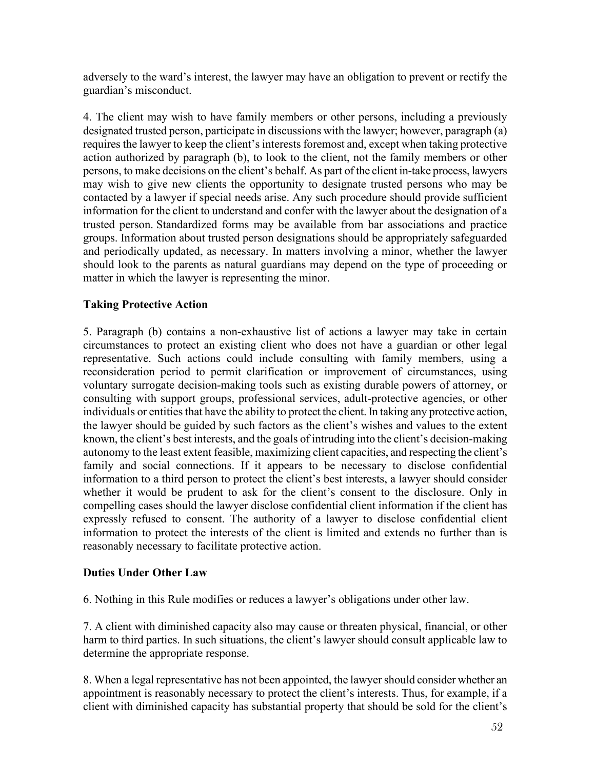adversely to the ward's interest, the lawyer may have an obligation to prevent or rectify the guardian's misconduct.

4. The client may wish to have family members or other persons, including a previously designated trusted person, participate in discussions with the lawyer; however, paragraph (a) requires the lawyer to keep the client's interests foremost and, except when taking protective action authorized by paragraph (b), to look to the client, not the family members or other persons, to make decisions on the client's behalf. As part of the client in-take process, lawyers may wish to give new clients the opportunity to designate trusted persons who may be contacted by a lawyer if special needs arise. Any such procedure should provide sufficient information for the client to understand and confer with the lawyer about the designation of a trusted person. Standardized forms may be available from bar associations and practice groups. Information about trusted person designations should be appropriately safeguarded and periodically updated, as necessary. In matters involving a minor, whether the lawyer should look to the parents as natural guardians may depend on the type of proceeding or matter in which the lawyer is representing the minor.

**Taking Protective Action**

5. Paragraph (b) contains a non-exhaustive list of actions a lawyer may take in certain circumstances to protect an existing client who does not have a guardian or other legal representative. Such actions could include consulting with family members, using a reconsideration period to permit clarification or improvement of circumstances, using voluntary surrogate decision-making tools such as existing durable powers of attorney, or consulting with support groups, professional services, adult-protective agencies, or other individuals or entities that have the ability to protect the client. In taking any protective action, the lawyer should be guided by such factors as the client's wishes and values to the extent known, the client's best interests, and the goals of intruding into the client's decision-making autonomy to the least extent feasible, maximizing client capacities, and respecting the client's family and social connections. If it appears to be necessary to disclose confidential information to a third person to protect the client's best interests, a lawyer should consider whether it would be prudent to ask for the client's consent to the disclosure. Only in compelling cases should the lawyer disclose confidential client information if the client has expressly refused to consent. The authority of a lawyer to disclose confidential client information to protect the interests of the client is limited and extends no further than is reasonably necessary to facilitate protective action.

**Duties Under Other Law**

6. Nothing in this Rule modifies or reduces a lawyer's obligations under other law.

7. A client with diminished capacity also may cause or threaten physical, financial, or other harm to third parties. In such situations, the client's lawyer should consult applicable law to determine the appropriate response.

8. When a legal representative has not been appointed, the lawyer should consider whether an appointment is reasonably necessary to protect the client's interests. Thus, for example, if a client with diminished capacity has substantial property that should be sold for the client's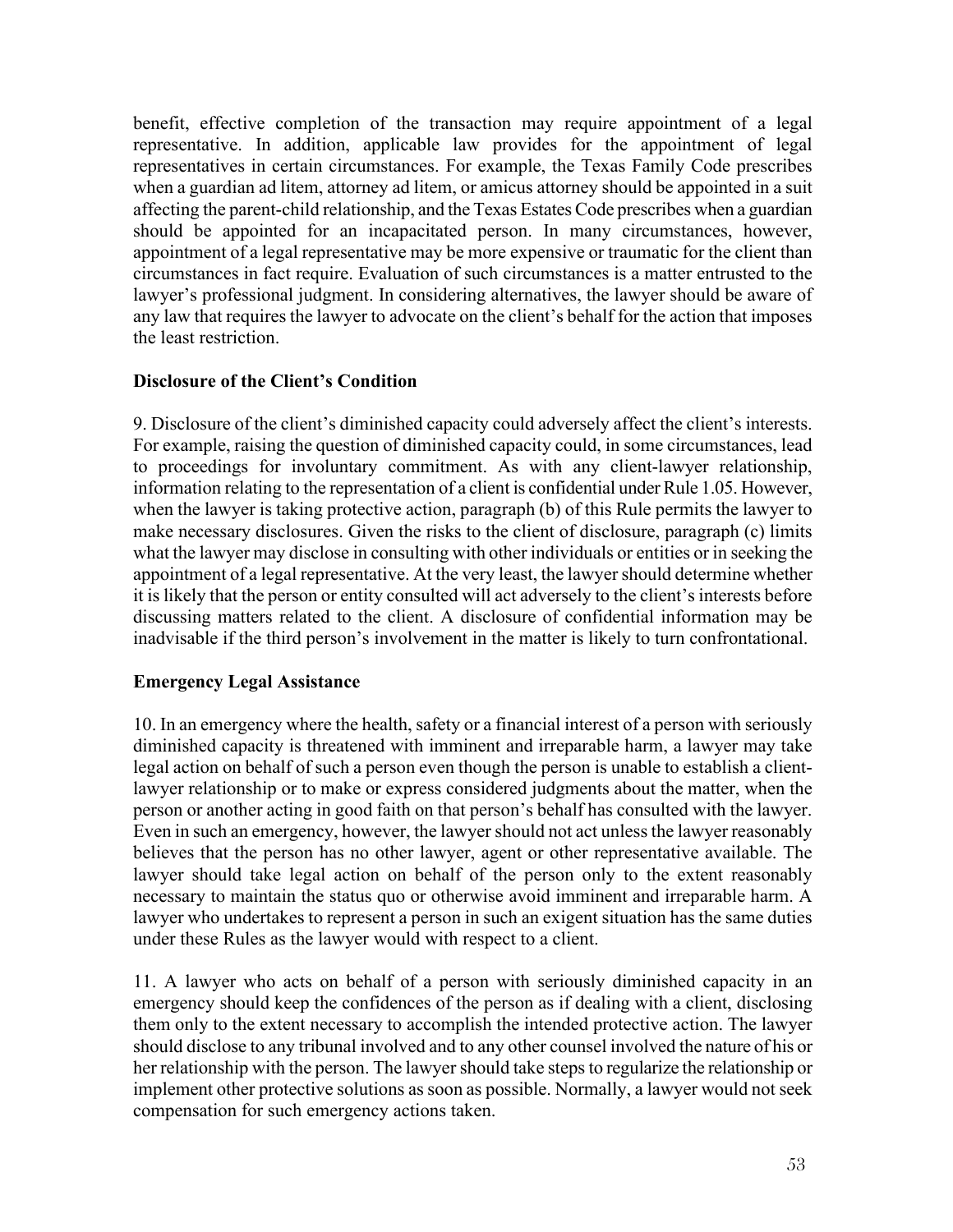benefit, effective completion of the transaction may require appointment of a legal representative. In addition, applicable law provides for the appointment of legal representatives in certain circumstances. For example, the Texas Family Code prescribes when a guardian ad litem, attorney ad litem, or amicus attorney should be appointed in a suit affecting the parent-child relationship, and the Texas Estates Code prescribes when a guardian should be appointed for an incapacitated person. In many circumstances, however, appointment of a legal representative may be more expensive or traumatic for the client than circumstances in fact require. Evaluation of such circumstances is a matter entrusted to the lawyer's professional judgment. In considering alternatives, the lawyer should be aware of any law that requires the lawyer to advocate on the client's behalf for the action that imposes the least restriction.

**Disclosure of the Client's Condition**

9. Disclosure of the client's diminished capacity could adversely affect the client's interests. For example, raising the question of diminished capacity could, in some circumstances, lead to proceedings for involuntary commitment. As with any client-lawyer relationship, information relating to the representation of a client is confidential under Rule 1.05. However, when the lawyer is taking protective action, paragraph (b) of this Rule permits the lawyer to make necessary disclosures. Given the risks to the client of disclosure, paragraph (c) limits what the lawyer may disclose in consulting with other individuals or entities or in seeking the appointment of a legal representative. At the very least, the lawyer should determine whether it is likely that the person or entity consulted will act adversely to the client's interests before discussing matters related to the client. A disclosure of confidential information may be inadvisable if the third person's involvement in the matter is likely to turn confrontational.

**Emergency Legal Assistance**

10. In an emergency where the health, safety or a financial interest of a person with seriously diminished capacity is threatened with imminent and irreparable harm, a lawyer may take legal action on behalf of such a person even though the person is unable to establish a client-lawyer relationship or to make or express considered judgments about the matter, when the person or another acting in good faith on that person's behalf has consulted with the lawyer. Even in such an emergency, however, the lawyer should not act unless the lawyer reasonably believes that the person has no other lawyer, agent or other representative available. The lawyer should take legal action on behalf of the person only to the extent reasonably necessary to maintain the status quo or otherwise avoid imminent and irreparable harm. A lawyer who undertakes to represent a person in such an exigent situation has the same duties under these Rules as the lawyer would with respect to a client.

11. A lawyer who acts on behalf of a person with seriously diminished capacity in an emergency should keep the confidences of the person as if dealing with a client, disclosing them only to the extent necessary to accomplish the intended protective action. The lawyer should disclose to any tribunal involved and to any other counsel involved the nature of his or her relationship with the person. The lawyer should take steps to regularize the relationship or implement other protective solutions as soon as possible. Normally, a lawyer would not seek compensation for such emergency actions taken.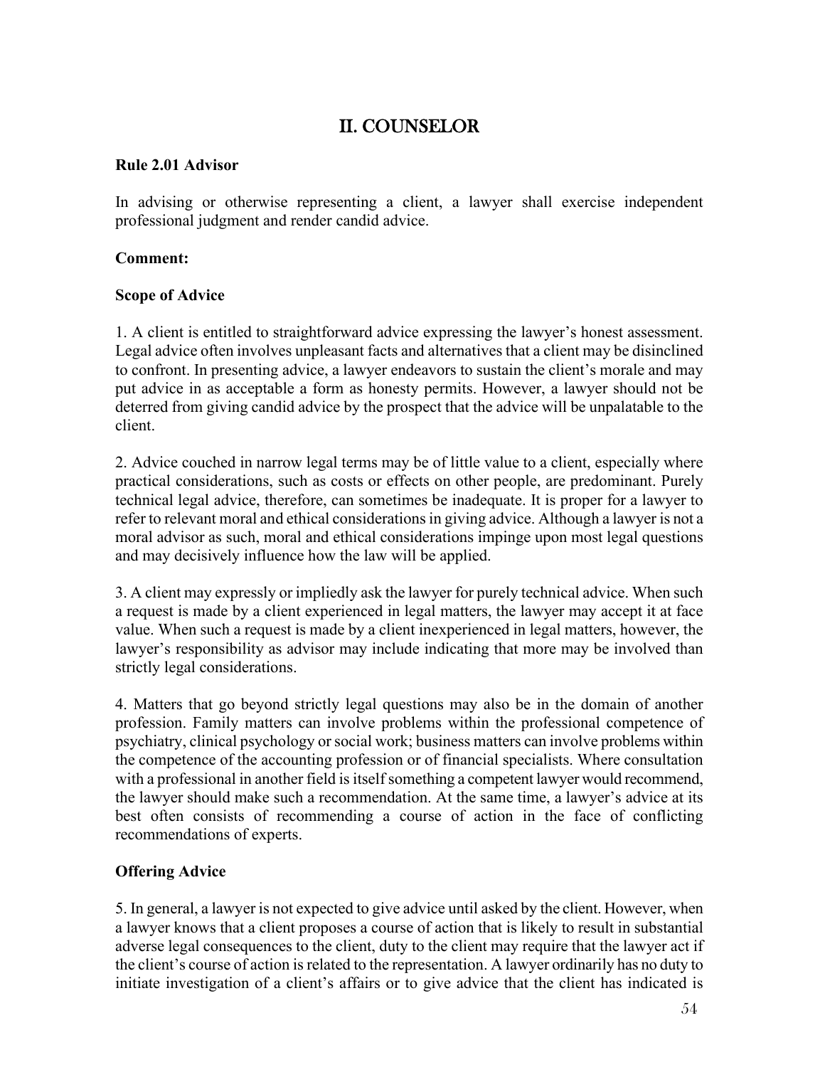# II. COUNSELOR

**Rule 2.01 Advisor**

In advising or otherwise representing a client, a lawyer shall exercise independent professional judgment and render candid advice.

**Comment:**

**Scope of Advice**

1. A client is entitled to straightforward advice expressing the lawyer's honest assessment. Legal advice often involves unpleasant facts and alternatives that a client may be disinclined to confront. In presenting advice, a lawyer endeavors to sustain the client's morale and may put advice in as acceptable a form as honesty permits. However, a lawyer should not be deterred from giving candid advice by the prospect that the advice will be unpalatable to the client.

2. Advice couched in narrow legal terms may be of little value to a client, especially where practical considerations, such as costs or effects on other people, are predominant. Purely technical legal advice, therefore, can sometimes be inadequate. It is proper for a lawyer to refer to relevant moral and ethical considerations in giving advice. Although a lawyer is not a moral advisor as such, moral and ethical considerations impinge upon most legal questions and may decisively influence how the law will be applied.

3. A client may expressly or impliedly ask the lawyer for purely technical advice. When such a request is made by a client experienced in legal matters, the lawyer may accept it at face value. When such a request is made by a client inexperienced in legal matters, however, the lawyer's responsibility as advisor may include indicating that more may be involved than strictly legal considerations.

4. Matters that go beyond strictly legal questions may also be in the domain of another profession. Family matters can involve problems within the professional competence of psychiatry, clinical psychology or social work; business matters can involve problems within the competence of the accounting profession or of financial specialists. Where consultation with a professional in another field is itself something a competent lawyer would recommend, the lawyer should make such a recommendation. At the same time, a lawyer's advice at its best often consists of recommending a course of action in the face of conflicting recommendations of experts.

**Offering Advice**

5. In general, a lawyer is not expected to give advice until asked by the client. However, when a lawyer knows that a client proposes a course of action that is likely to result in substantial adverse legal consequences to the client, duty to the client may require that the lawyer act if the client's course of action is related to the representation. A lawyer ordinarily has no duty to initiate investigation of a client's affairs or to give advice that the client has indicated is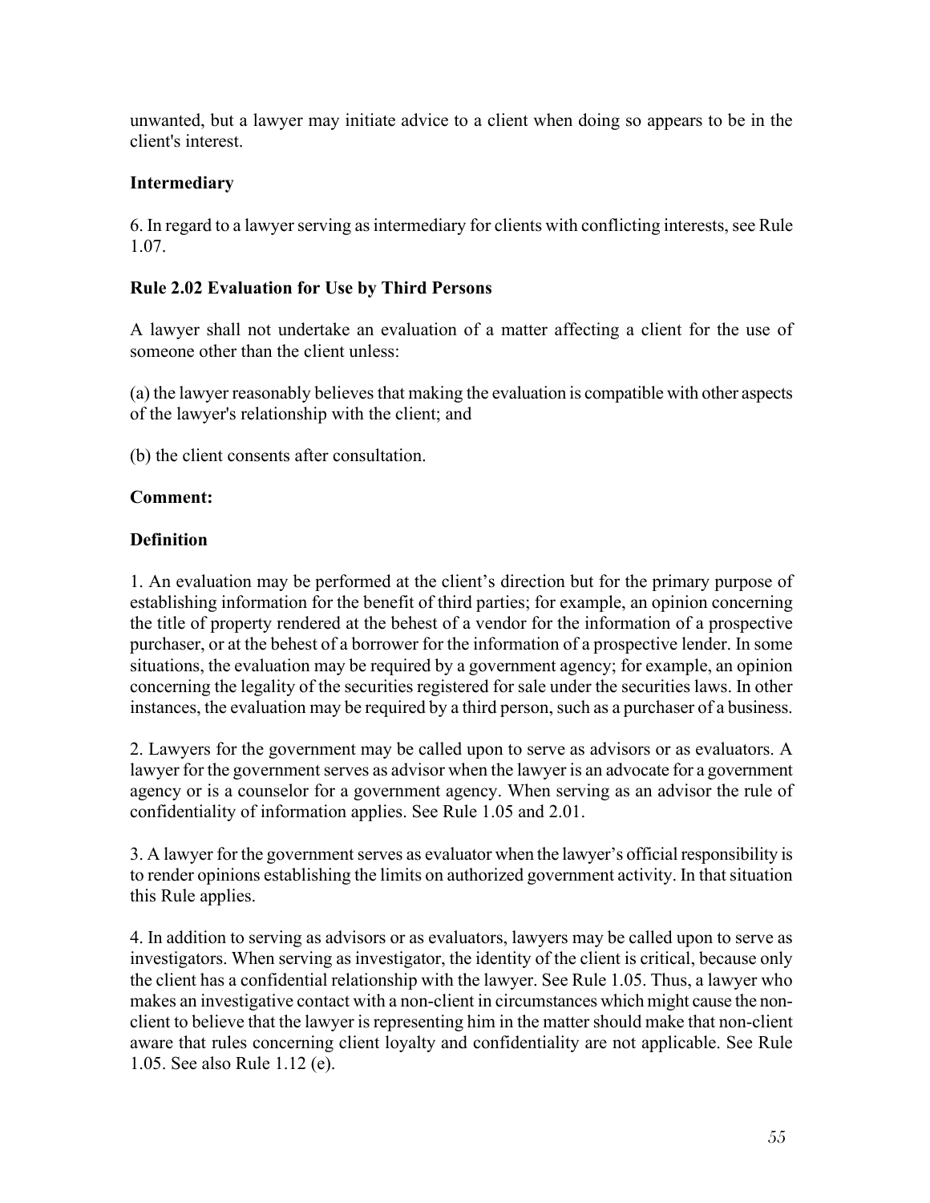unwanted, but a lawyer may initiate advice to a client when doing so appears to be in the client's interest.

**Intermediary**

6. In regard to a lawyer serving as intermediary for clients with conflicting interests, see Rule 1.07.

### Rule 2.02 Evaluation for Use by Third Persons

A lawyer shall not undertake an evaluation of a matter affecting a client for the use of someone other than the client unless:

(a) the lawyer reasonably believes that making the evaluation is compatible with other aspects of the lawyer's relationship with the client; and

(b) the client consents after consultation.

**Comment:**

**Definition**

1. An evaluation may be performed at the client's direction but for the primary purpose of establishing information for the benefit of third parties; for example, an opinion concerning the title of property rendered at the behest of a vendor for the information of a prospective purchaser, or at the behest of a borrower for the information of a prospective lender. In some situations, the evaluation may be required by a government agency; for example, an opinion concerning the legality of the securities registered for sale under the securities laws. In other instances, the evaluation may be required by a third person, such as a purchaser of a business.

2. Lawyers for the government may be called upon to serve as advisors or as evaluators. A lawyer for the government serves as advisor when the lawyer is an advocate for a government agency or is a counselor for a government agency. When serving as an advisor the rule of confidentiality of information applies. See Rule 1.05 and 2.01.

3. A lawyer for the government serves as evaluator when the lawyer's official responsibility is to render opinions establishing the limits on authorized government activity. In that situation this Rule applies.

4. In addition to serving as advisors or as evaluators, lawyers may be called upon to serve as investigators. When serving as investigator, the identity of the client is critical, because only the client has a confidential relationship with the lawyer. See Rule 1.05. Thus, a lawyer who makes an investigative contact with a non-client in circumstances which might cause the non-client to believe that the lawyer is representing him in the matter should make that non-client aware that rules concerning client loyalty and confidentiality are not applicable. See Rule 1.05. See also Rule 1.12 (e).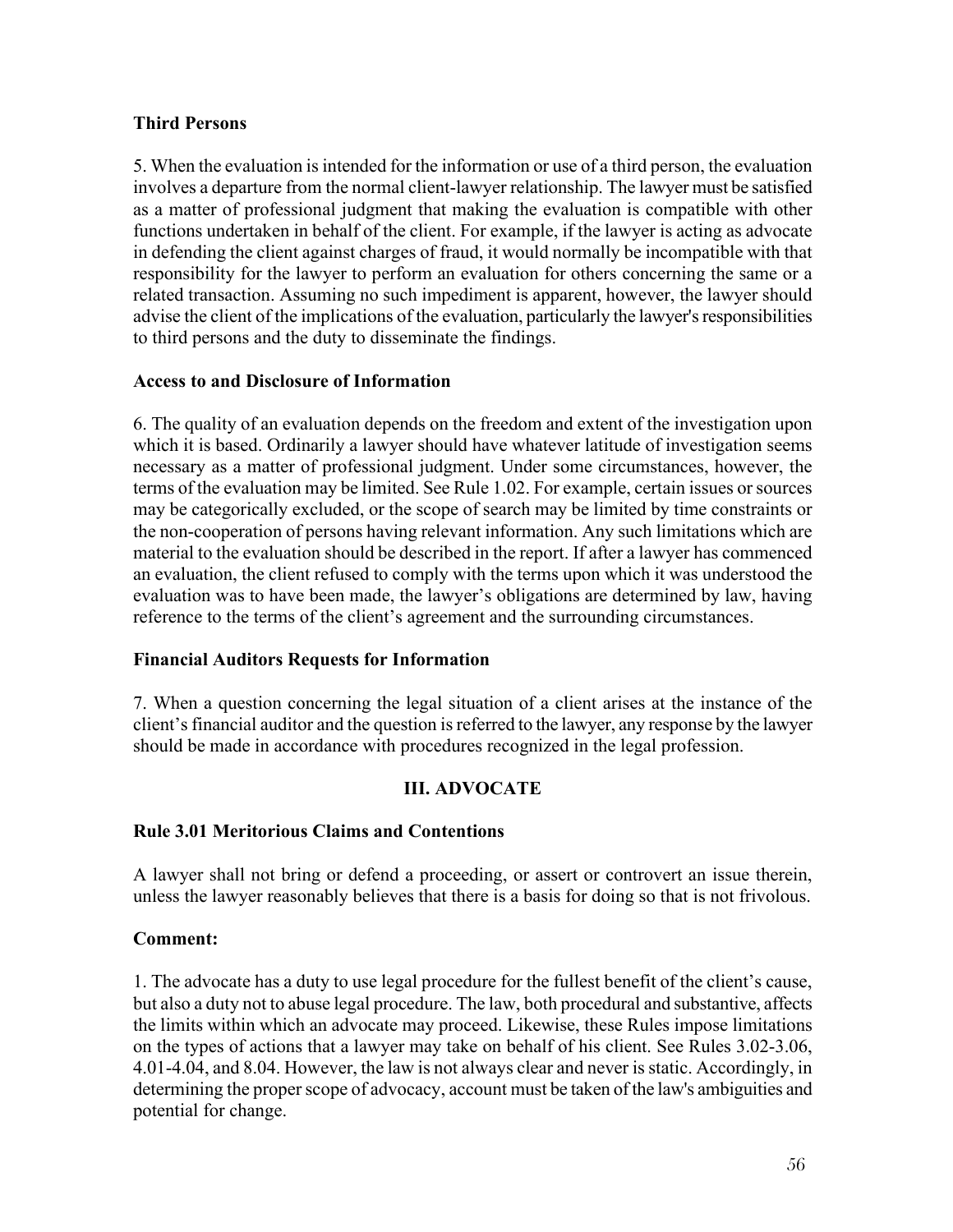**Third Persons**

5. When the evaluation is intended for the information or use of a third person, the evaluation involves a departure from the normal client-lawyer relationship. The lawyer must be satisfied as a matter of professional judgment that making the evaluation is compatible with other functions undertaken in behalf of the client. For example, if the lawyer is acting as advocate in defending the client against charges of fraud, it would normally be incompatible with that responsibility for the lawyer to perform an evaluation for others concerning the same or a related transaction. Assuming no such impediment is apparent, however, the lawyer should advise the client of the implications of the evaluation, particularly the lawyer's responsibilities to third persons and the duty to disseminate the findings.

**Access to and Disclosure of Information**

6. The quality of an evaluation depends on the freedom and extent of the investigation upon which it is based. Ordinarily a lawyer should have whatever latitude of investigation seems necessary as a matter of professional judgment. Under some circumstances, however, the terms of the evaluation may be limited. See Rule 1.02. For example, certain issues or sources may be categorically excluded, or the scope of search may be limited by time constraints or the non-cooperation of persons having relevant information. Any such limitations which are material to the evaluation should be described in the report. If after a lawyer has commenced an evaluation, the client refused to comply with the terms upon which it was understood the evaluation was to have been made, the lawyer's obligations are determined by law, having reference to the terms of the client's agreement and the surrounding circumstances.

**Financial Auditors Requests for Information**

7. When a question concerning the legal situation of a client arises at the instance of the client's financial auditor and the question is referred to the lawyer, any response by the lawyer should be made in accordance with procedures recognized in the legal profession.

## III. ADVOCATE

### Rule 3.01 Meritorious Claims and Contentions

A lawyer shall not bring or defend a proceeding, or assert or controvert an issue therein, unless the lawyer reasonably believes that there is a basis for doing so that is not frivolous.

**Comment:**

1. The advocate has a duty to use legal procedure for the fullest benefit of the client's cause, but also a duty not to abuse legal procedure. The law, both procedural and substantive, affects the limits within which an advocate may proceed. Likewise, these Rules impose limitations on the types of actions that a lawyer may take on behalf of his client. See Rules 3.02-3.06, 4.01-4.04, and 8.04. However, the law is not always clear and never is static. Accordingly, in determining the proper scope of advocacy, account must be taken of the law's ambiguities and potential for change.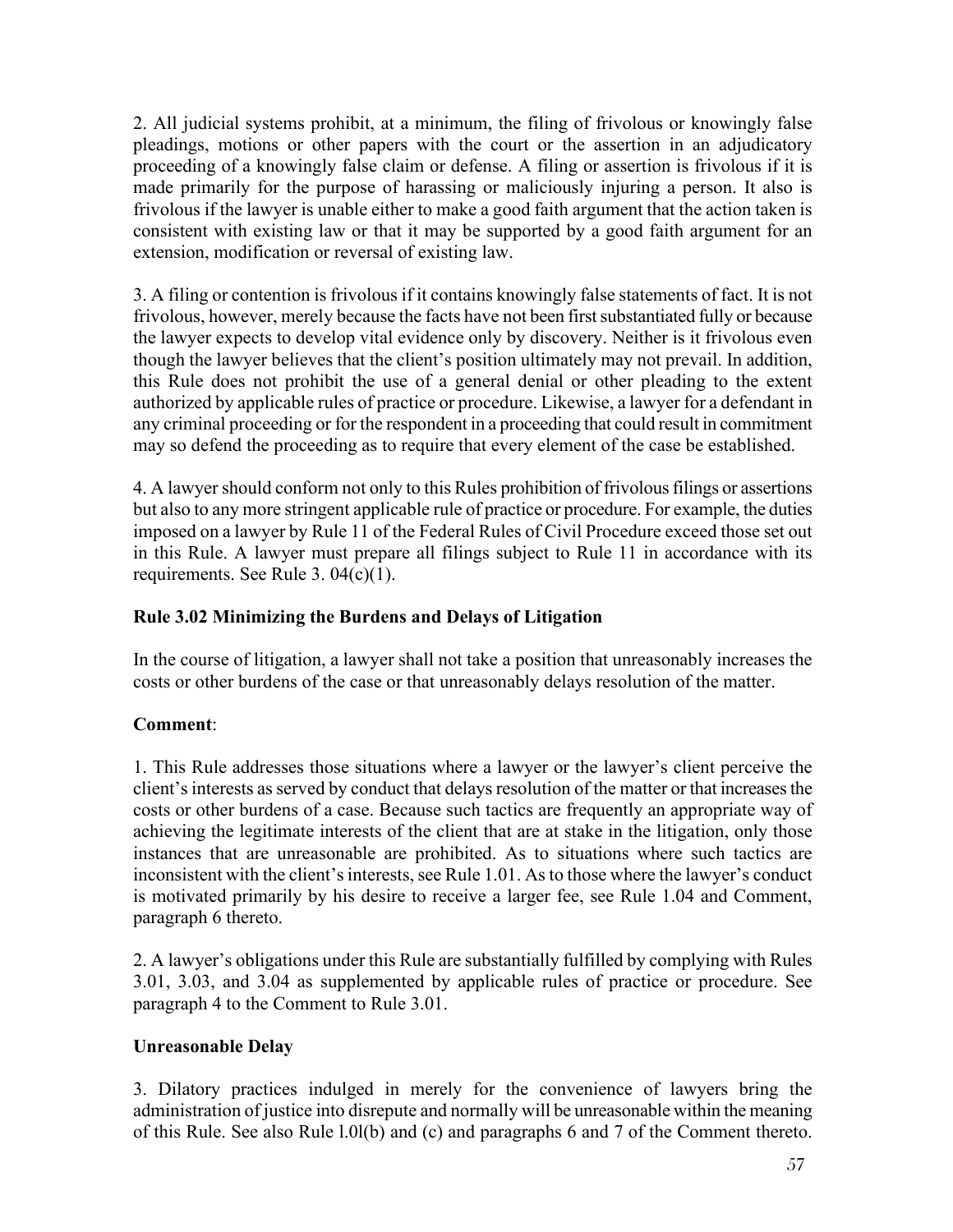2. All judicial systems prohibit, at a minimum, the filing of frivolous or knowingly false pleadings, motions or other papers with the court or the assertion in an adjudicatory proceeding of a knowingly false claim or defense. A filing or assertion is frivolous if it is made primarily for the purpose of harassing or maliciously injuring a person. It also is frivolous if the lawyer is unable either to make a good faith argument that the action taken is consistent with existing law or that it may be supported by a good faith argument for an extension, modification or reversal of existing law.

3. A filing or contention is frivolous if it contains knowingly false statements of fact. It is not frivolous, however, merely because the facts have not been first substantiated fully or because the lawyer expects to develop vital evidence only by discovery. Neither is it frivolous even though the lawyer believes that the client's position ultimately may not prevail. In addition, this Rule does not prohibit the use of a general denial or other pleading to the extent authorized by applicable rules of practice or procedure. Likewise, a lawyer for a defendant in any criminal proceeding or for the respondent in a proceeding that could result in commitment may so defend the proceeding as to require that every element of the case be established.

4. A lawyer should conform not only to this Rules prohibition of frivolous filings or assertions but also to any more stringent applicable rule of practice or procedure. For example, the duties imposed on a lawyer by Rule 11 of the Federal Rules of Civil Procedure exceed those set out in this Rule. A lawyer must prepare all filings subject to Rule 11 in accordance with its requirements. See Rule 3. 04(c)(1).

**Rule 3.02 Minimizing the Burdens and Delays of Litigation**

In the course of litigation, a lawyer shall not take a position that unreasonably increases the costs or other burdens of the case or that unreasonably delays resolution of the matter.

**Comment**:

1. This Rule addresses those situations where a lawyer or the lawyer's client perceive the client's interests as served by conduct that delays resolution of the matter or that increases the costs or other burdens of a case. Because such tactics are frequently an appropriate way of achieving the legitimate interests of the client that are at stake in the litigation, only those instances that are unreasonable are prohibited. As to situations where such tactics are inconsistent with the client's interests, see Rule 1.01. As to those where the lawyer's conduct is motivated primarily by his desire to receive a larger fee, see Rule 1.04 and Comment, paragraph 6 thereto.

2. A lawyer's obligations under this Rule are substantially fulfilled by complying with Rules 3.01, 3.03, and 3.04 as supplemented by applicable rules of practice or procedure. See paragraph 4 to the Comment to Rule 3.01.

**Unreasonable Delay**

3. Dilatory practices indulged in merely for the convenience of lawyers bring the administration of justice into disrepute and normally will be unreasonable within the meaning of this Rule. See also Rule l.0l(b) and (c) and paragraphs 6 and 7 of the Comment thereto.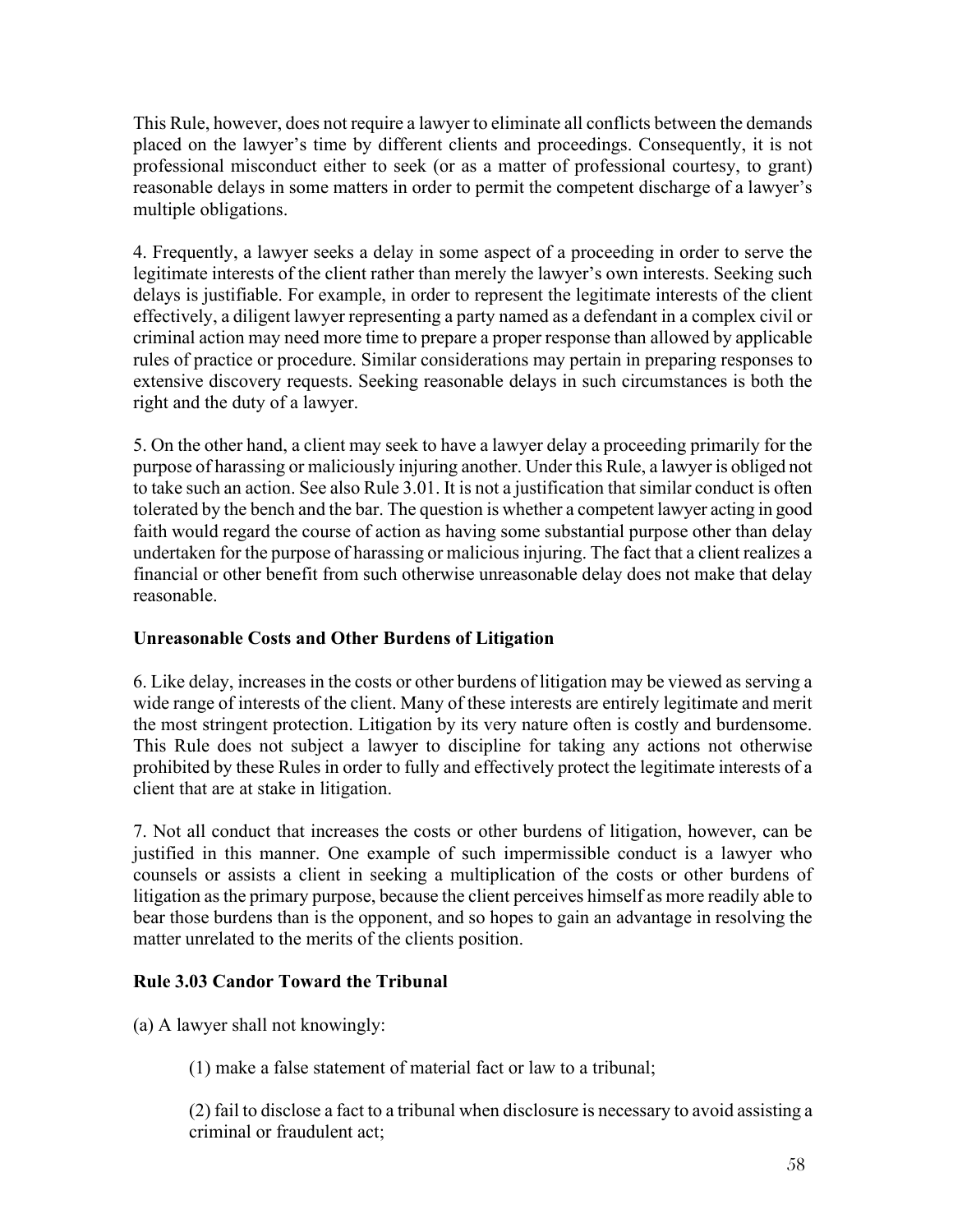This Rule, however, does not require a lawyer to eliminate all conflicts between the demands placed on the lawyer's time by different clients and proceedings. Consequently, it is not professional misconduct either to seek (or as a matter of professional courtesy, to grant) reasonable delays in some matters in order to permit the competent discharge of a lawyer's multiple obligations.

4. Frequently, a lawyer seeks a delay in some aspect of a proceeding in order to serve the legitimate interests of the client rather than merely the lawyer's own interests. Seeking such delays is justifiable. For example, in order to represent the legitimate interests of the client effectively, a diligent lawyer representing a party named as a defendant in a complex civil or criminal action may need more time to prepare a proper response than allowed by applicable rules of practice or procedure. Similar considerations may pertain in preparing responses to extensive discovery requests. Seeking reasonable delays in such circumstances is both the right and the duty of a lawyer.

5. On the other hand, a client may seek to have a lawyer delay a proceeding primarily for the purpose of harassing or maliciously injuring another. Under this Rule, a lawyer is obliged not to take such an action. See also Rule 3.01. It is not a justification that similar conduct is often tolerated by the bench and the bar. The question is whether a competent lawyer acting in good faith would regard the course of action as having some substantial purpose other than delay undertaken for the purpose of harassing or malicious injuring. The fact that a client realizes a financial or other benefit from such otherwise unreasonable delay does not make that delay reasonable.

**Unreasonable Costs and Other Burdens of Litigation**

6. Like delay, increases in the costs or other burdens of litigation may be viewed as serving a wide range of interests of the client. Many of these interests are entirely legitimate and merit the most stringent protection. Litigation by its very nature often is costly and burdensome. This Rule does not subject a lawyer to discipline for taking any actions not otherwise prohibited by these Rules in order to fully and effectively protect the legitimate interests of a client that are at stake in litigation.

7. Not all conduct that increases the costs or other burdens of litigation, however, can be justified in this manner. One example of such impermissible conduct is a lawyer who counsels or assists a client in seeking a multiplication of the costs or other burdens of litigation as the primary purpose, because the client perceives himself as more readily able to bear those burdens than is the opponent, and so hopes to gain an advantage in resolving the matter unrelated to the merits of the clients position.

**Rule 3.03 Candor Toward the Tribunal**

(a) A lawyer shall not knowingly:

(1) make a false statement of material fact or law to a tribunal;

(2) fail to disclose a fact to a tribunal when disclosure is necessary to avoid assisting a criminal or fraudulent act;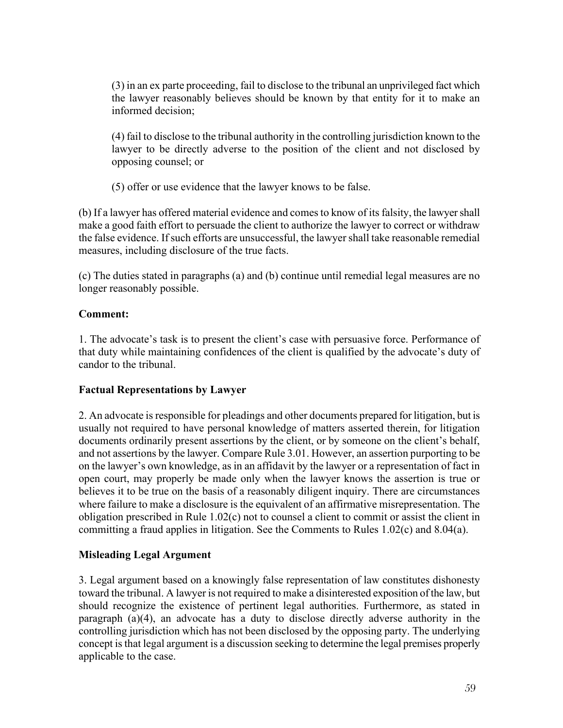(3) in an ex parte proceeding, fail to disclose to the tribunal an unprivileged fact which the lawyer reasonably believes should be known by that entity for it to make an informed decision;

(4) fail to disclose to the tribunal authority in the controlling jurisdiction known to the lawyer to be directly adverse to the position of the client and not disclosed by opposing counsel; or

(5) offer or use evidence that the lawyer knows to be false.

(b) If a lawyer has offered material evidence and comes to know of its falsity, the lawyer shall make a good faith effort to persuade the client to authorize the lawyer to correct or withdraw the false evidence. If such efforts are unsuccessful, the lawyer shall take reasonable remedial measures, including disclosure of the true facts.

(c) The duties stated in paragraphs (a) and (b) continue until remedial legal measures are no longer reasonably possible.

**Comment:**

1. The advocate's task is to present the client's case with persuasive force. Performance of that duty while maintaining confidences of the client is qualified by the advocate's duty of candor to the tribunal.

**Factual Representations by Lawyer**

2. An advocate is responsible for pleadings and other documents prepared for litigation, but is usually not required to have personal knowledge of matters asserted therein, for litigation documents ordinarily present assertions by the client, or by someone on the client's behalf, and not assertions by the lawyer. Compare Rule 3.01. However, an assertion purporting to be on the lawyer's own knowledge, as in an affidavit by the lawyer or a representation of fact in open court, may properly be made only when the lawyer knows the assertion is true or believes it to be true on the basis of a reasonably diligent inquiry. There are circumstances where failure to make a disclosure is the equivalent of an affirmative misrepresentation. The obligation prescribed in Rule 1.02(c) not to counsel a client to commit or assist the client in committing a fraud applies in litigation. See the Comments to Rules 1.02(c) and 8.04(a).

**Misleading Legal Argument**

3. Legal argument based on a knowingly false representation of law constitutes dishonesty toward the tribunal. A lawyer is not required to make a disinterested exposition of the law, but should recognize the existence of pertinent legal authorities. Furthermore, as stated in paragraph (a)(4), an advocate has a duty to disclose directly adverse authority in the controlling jurisdiction which has not been disclosed by the opposing party. The underlying concept is that legal argument is a discussion seeking to determine the legal premises properly applicable to the case.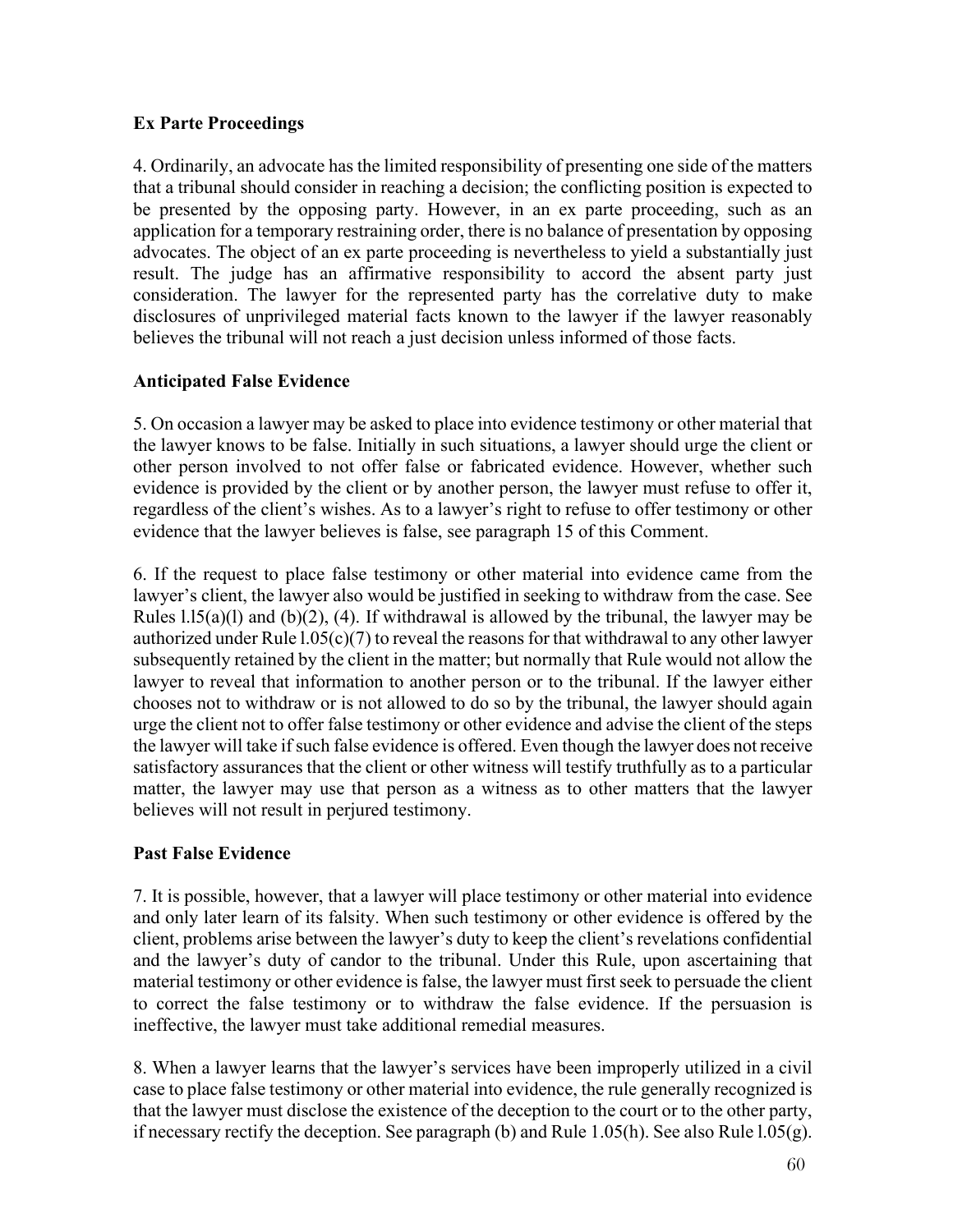**Ex Parte Proceedings**

4. Ordinarily, an advocate has the limited responsibility of presenting one side of the matters that a tribunal should consider in reaching a decision; the conflicting position is expected to be presented by the opposing party. However, in an ex parte proceeding, such as an application for a temporary restraining order, there is no balance of presentation by opposing advocates. The object of an ex parte proceeding is nevertheless to yield a substantially just result. The judge has an affirmative responsibility to accord the absent party just consideration. The lawyer for the represented party has the correlative duty to make disclosures of unprivileged material facts known to the lawyer if the lawyer reasonably believes the tribunal will not reach a just decision unless informed of those facts.

**Anticipated False Evidence**

5. On occasion a lawyer may be asked to place into evidence testimony or other material that the lawyer knows to be false. Initially in such situations, a lawyer should urge the client or other person involved to not offer false or fabricated evidence. However, whether such evidence is provided by the client or by another person, the lawyer must refuse to offer it, regardless of the client's wishes. As to a lawyer's right to refuse to offer testimony or other evidence that the lawyer believes is false, see paragraph 15 of this Comment.

6. If the request to place false testimony or other material into evidence came from the lawyer's client, the lawyer also would be justified in seeking to withdraw from the case. See Rules l.l5(a)(l) and (b)(2), (4). If withdrawal is allowed by the tribunal, the lawyer may be authorized under Rule l.05(c)(7) to reveal the reasons for that withdrawal to any other lawyer subsequently retained by the client in the matter; but normally that Rule would not allow the lawyer to reveal that information to another person or to the tribunal. If the lawyer either chooses not to withdraw or is not allowed to do so by the tribunal, the lawyer should again urge the client not to offer false testimony or other evidence and advise the client of the steps the lawyer will take if such false evidence is offered. Even though the lawyer does not receive satisfactory assurances that the client or other witness will testify truthfully as to a particular matter, the lawyer may use that person as a witness as to other matters that the lawyer believes will not result in perjured testimony.

**Past False Evidence**

7. It is possible, however, that a lawyer will place testimony or other material into evidence and only later learn of its falsity. When such testimony or other evidence is offered by the client, problems arise between the lawyer's duty to keep the client's revelations confidential and the lawyer's duty of candor to the tribunal. Under this Rule, upon ascertaining that material testimony or other evidence is false, the lawyer must first seek to persuade the client to correct the false testimony or to withdraw the false evidence. If the persuasion is ineffective, the lawyer must take additional remedial measures.

8. When a lawyer learns that the lawyer's services have been improperly utilized in a civil case to place false testimony or other material into evidence, the rule generally recognized is that the lawyer must disclose the existence of the deception to the court or to the other party, if necessary rectify the deception. See paragraph (b) and Rule 1.05(h). See also Rule l.05(g).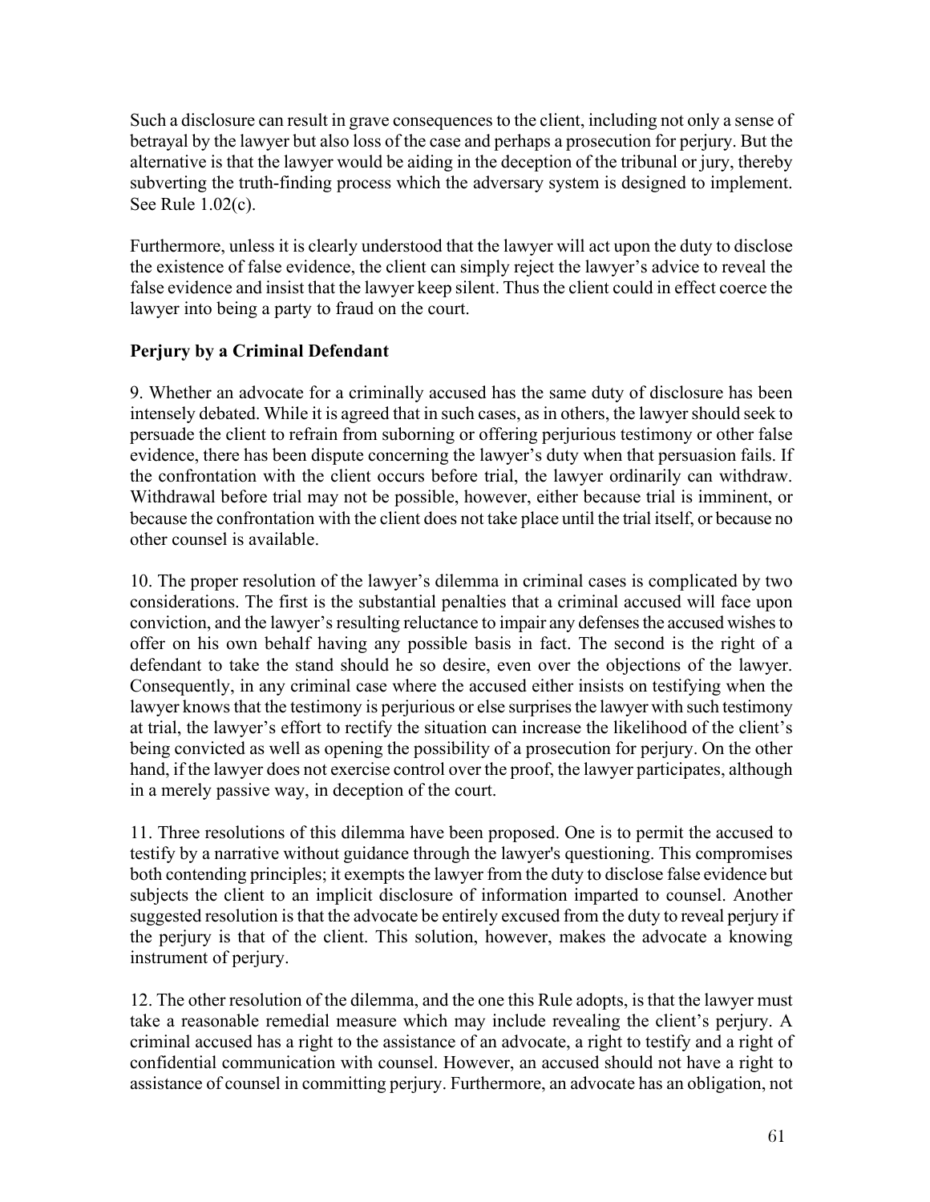Such a disclosure can result in grave consequences to the client, including not only a sense of betrayal by the lawyer but also loss of the case and perhaps a prosecution for perjury. But the alternative is that the lawyer would be aiding in the deception of the tribunal or jury, thereby subverting the truth-finding process which the adversary system is designed to implement. See Rule 1.02(c).

Furthermore, unless it is clearly understood that the lawyer will act upon the duty to disclose the existence of false evidence, the client can simply reject the lawyer's advice to reveal the false evidence and insist that the lawyer keep silent. Thus the client could in effect coerce the lawyer into being a party to fraud on the court.

**Perjury by a Criminal Defendant**

9. Whether an advocate for a criminally accused has the same duty of disclosure has been intensely debated. While it is agreed that in such cases, as in others, the lawyer should seek to persuade the client to refrain from suborning or offering perjurious testimony or other false evidence, there has been dispute concerning the lawyer's duty when that persuasion fails. If the confrontation with the client occurs before trial, the lawyer ordinarily can withdraw. Withdrawal before trial may not be possible, however, either because trial is imminent, or because the confrontation with the client does not take place until the trial itself, or because no other counsel is available.

10. The proper resolution of the lawyer's dilemma in criminal cases is complicated by two considerations. The first is the substantial penalties that a criminal accused will face upon conviction, and the lawyer's resulting reluctance to impair any defenses the accused wishes to offer on his own behalf having any possible basis in fact. The second is the right of a defendant to take the stand should he so desire, even over the objections of the lawyer. Consequently, in any criminal case where the accused either insists on testifying when the lawyer knows that the testimony is perjurious or else surprises the lawyer with such testimony at trial, the lawyer's effort to rectify the situation can increase the likelihood of the client's being convicted as well as opening the possibility of a prosecution for perjury. On the other hand, if the lawyer does not exercise control over the proof, the lawyer participates, although in a merely passive way, in deception of the court.

11. Three resolutions of this dilemma have been proposed. One is to permit the accused to testify by a narrative without guidance through the lawyer's questioning. This compromises both contending principles; it exempts the lawyer from the duty to disclose false evidence but subjects the client to an implicit disclosure of information imparted to counsel. Another suggested resolution is that the advocate be entirely excused from the duty to reveal perjury if the perjury is that of the client. This solution, however, makes the advocate a knowing instrument of perjury.

12. The other resolution of the dilemma, and the one this Rule adopts, is that the lawyer must take a reasonable remedial measure which may include revealing the client's perjury. A criminal accused has a right to the assistance of an advocate, a right to testify and a right of confidential communication with counsel. However, an accused should not have a right to assistance of counsel in committing perjury. Furthermore, an advocate has an obligation, not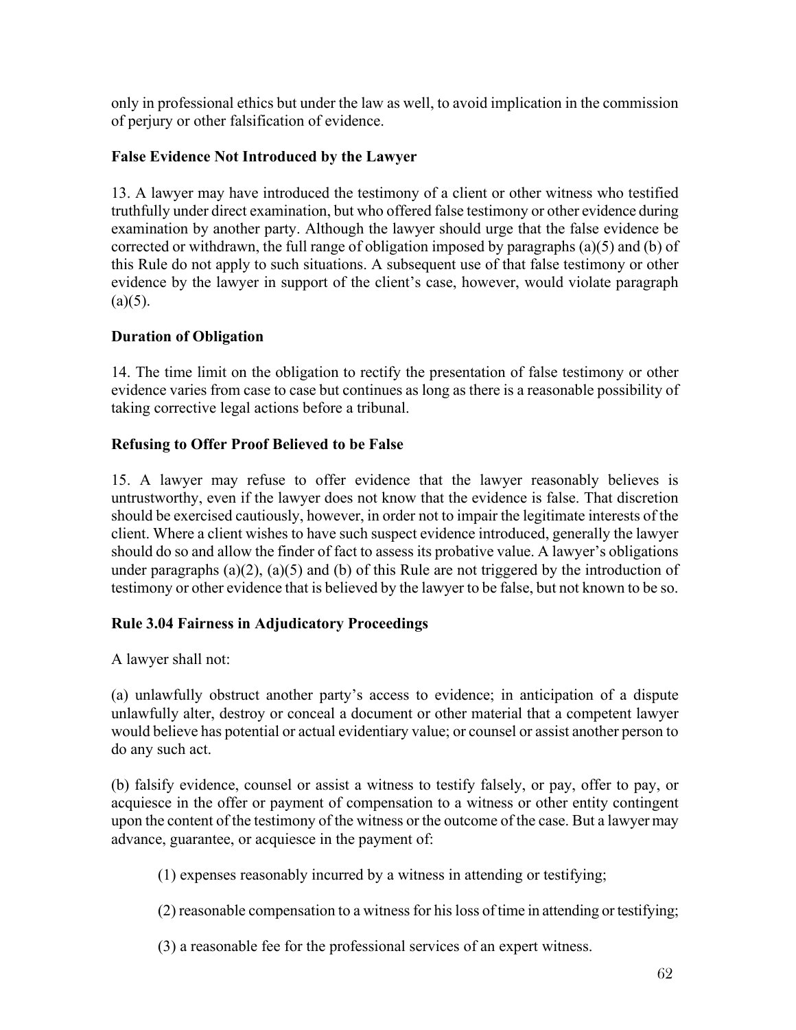only in professional ethics but under the law as well, to avoid implication in the commission of perjury or other falsification of evidence.

**False Evidence Not Introduced by the Lawyer**

13. A lawyer may have introduced the testimony of a client or other witness who testified truthfully under direct examination, but who offered false testimony or other evidence during examination by another party. Although the lawyer should urge that the false evidence be corrected or withdrawn, the full range of obligation imposed by paragraphs (a)(5) and (b) of this Rule do not apply to such situations. A subsequent use of that false testimony or other evidence by the lawyer in support of the client's case, however, would violate paragraph (a)(5).

**Duration of Obligation**

14. The time limit on the obligation to rectify the presentation of false testimony or other evidence varies from case to case but continues as long as there is a reasonable possibility of taking corrective legal actions before a tribunal.

**Refusing to Offer Proof Believed to be False**

15. A lawyer may refuse to offer evidence that the lawyer reasonably believes is untrustworthy, even if the lawyer does not know that the evidence is false. That discretion should be exercised cautiously, however, in order not to impair the legitimate interests of the client. Where a client wishes to have such suspect evidence introduced, generally the lawyer should do so and allow the finder of fact to assess its probative value. A lawyer's obligations under paragraphs (a)(2), (a)(5) and (b) of this Rule are not triggered by the introduction of testimony or other evidence that is believed by the lawyer to be false, but not known to be so.

**Rule 3.04 Fairness in Adjudicatory Proceedings**

A lawyer shall not:

(a) unlawfully obstruct another party's access to evidence; in anticipation of a dispute unlawfully alter, destroy or conceal a document or other material that a competent lawyer would believe has potential or actual evidentiary value; or counsel or assist another person to do any such act.

(b) falsify evidence, counsel or assist a witness to testify falsely, or pay, offer to pay, or acquiesce in the offer or payment of compensation to a witness or other entity contingent upon the content of the testimony of the witness or the outcome of the case. But a lawyer may advance, guarantee, or acquiesce in the payment of:

(1) expenses reasonably incurred by a witness in attending or testifying;

(2) reasonable compensation to a witness for his loss of time in attending or testifying;

(3) a reasonable fee for the professional services of an expert witness.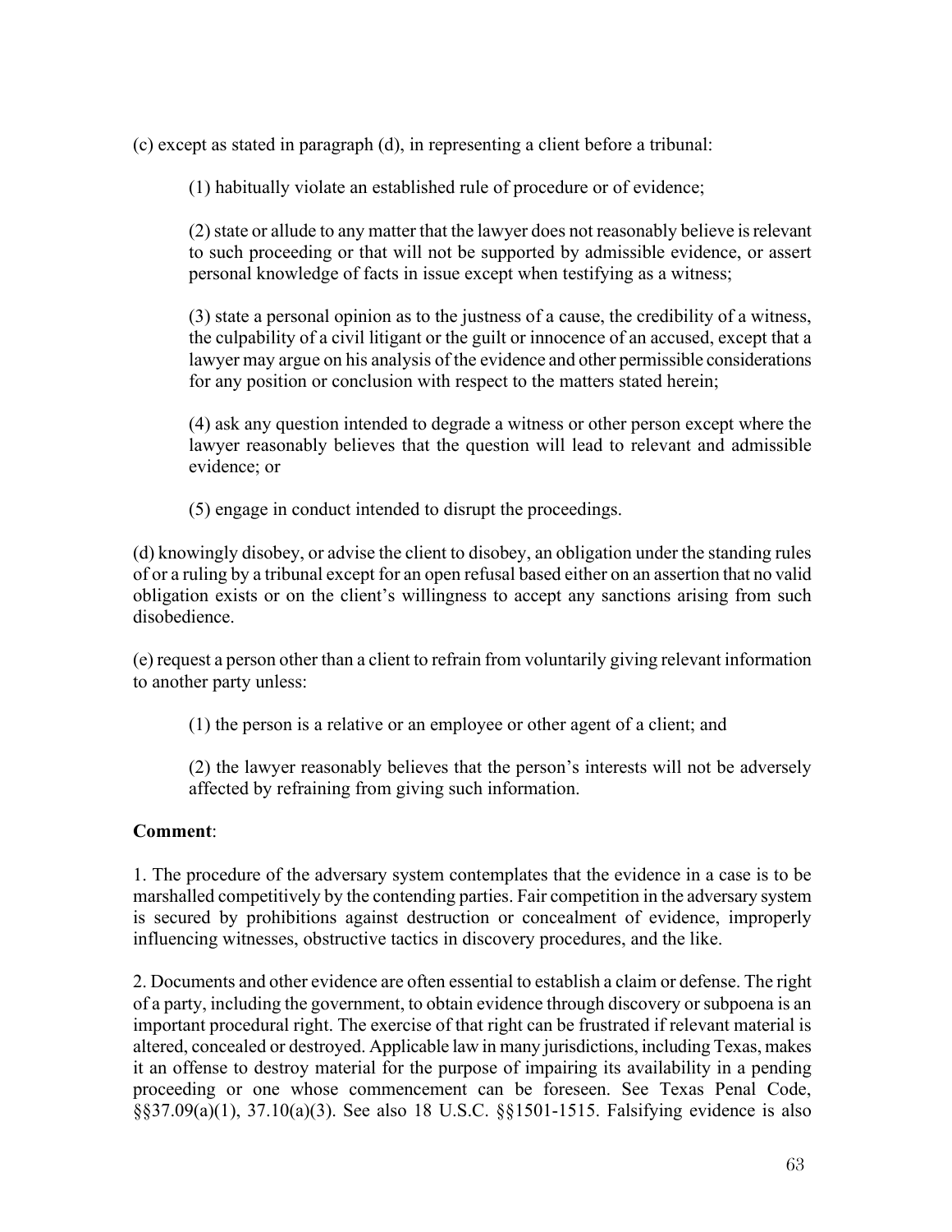(c) except as stated in paragraph (d), in representing a client before a tribunal:

(1) habitually violate an established rule of procedure or of evidence;

(2) state or allude to any matter that the lawyer does not reasonably believe is relevant to such proceeding or that will not be supported by admissible evidence, or assert personal knowledge of facts in issue except when testifying as a witness;

(3) state a personal opinion as to the justness of a cause, the credibility of a witness, the culpability of a civil litigant or the guilt or innocence of an accused, except that a lawyer may argue on his analysis of the evidence and other permissible considerations for any position or conclusion with respect to the matters stated herein;

(4) ask any question intended to degrade a witness or other person except where the lawyer reasonably believes that the question will lead to relevant and admissible evidence; or

(5) engage in conduct intended to disrupt the proceedings.

(d) knowingly disobey, or advise the client to disobey, an obligation under the standing rules of or a ruling by a tribunal except for an open refusal based either on an assertion that no valid obligation exists or on the client's willingness to accept any sanctions arising from such disobedience.

(e) request a person other than a client to refrain from voluntarily giving relevant information to another party unless:

(1) the person is a relative or an employee or other agent of a client; and

(2) the lawyer reasonably believes that the person's interests will not be adversely affected by refraining from giving such information.

**Comment**:

1. The procedure of the adversary system contemplates that the evidence in a case is to be marshalled competitively by the contending parties. Fair competition in the adversary system is secured by prohibitions against destruction or concealment of evidence, improperly influencing witnesses, obstructive tactics in discovery procedures, and the like.

2. Documents and other evidence are often essential to establish a claim or defense. The right of a party, including the government, to obtain evidence through discovery or subpoena is an important procedural right. The exercise of that right can be frustrated if relevant material is altered, concealed or destroyed. Applicable law in many jurisdictions, including Texas, makes it an offense to destroy material for the purpose of impairing its availability in a pending proceeding or one whose commencement can be foreseen. See Texas Penal Code, §§37.09(a)(1), 37.10(a)(3). See also 18 U.S.C. §§1501-1515. Falsifying evidence is also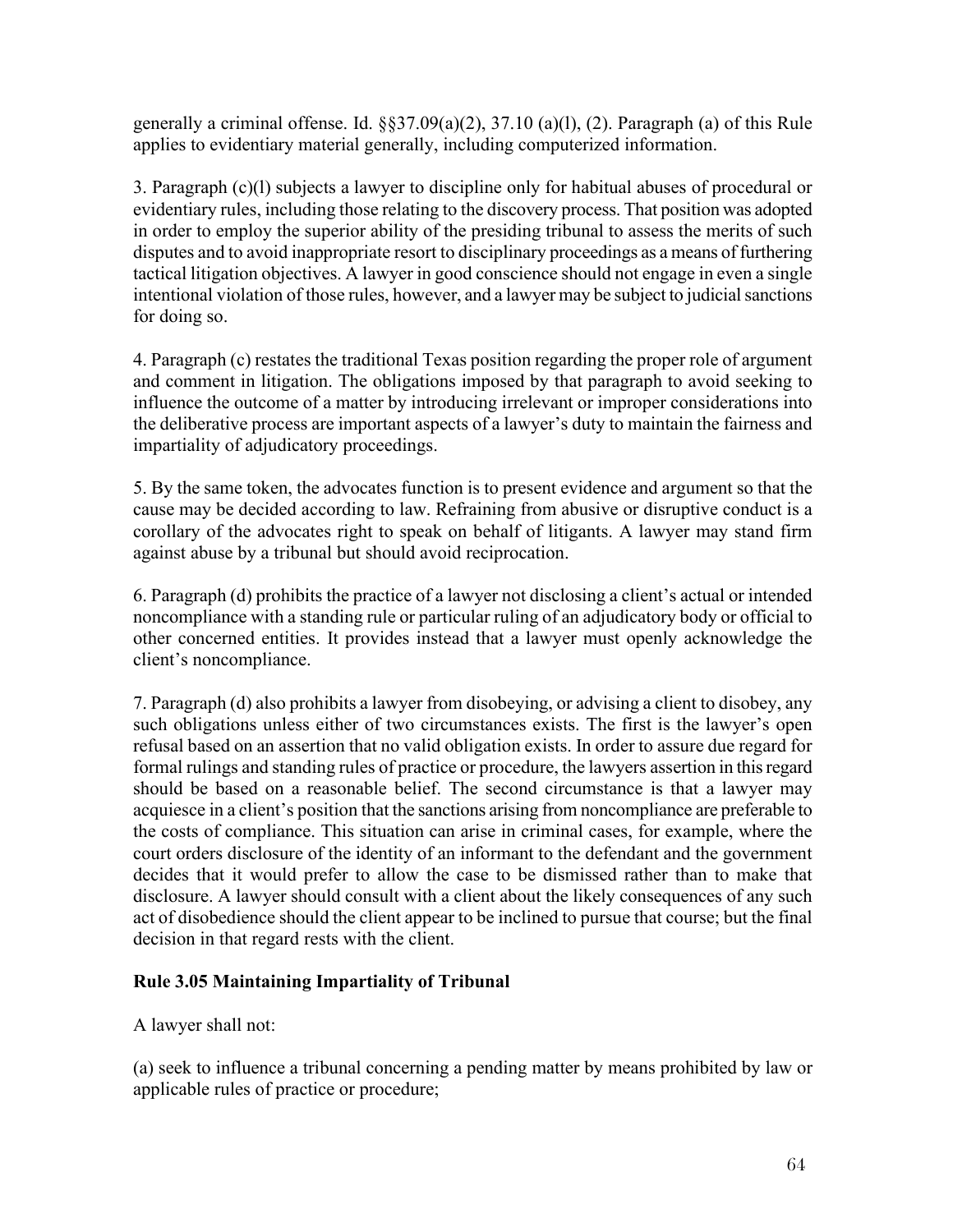generally a criminal offense. Id. §§37.09(a)(2), 37.10 (a)(l), (2). Paragraph (a) of this Rule applies to evidentiary material generally, including computerized information.

3. Paragraph (c)(l) subjects a lawyer to discipline only for habitual abuses of procedural or evidentiary rules, including those relating to the discovery process. That position was adopted in order to employ the superior ability of the presiding tribunal to assess the merits of such disputes and to avoid inappropriate resort to disciplinary proceedings as a means of furthering tactical litigation objectives. A lawyer in good conscience should not engage in even a single intentional violation of those rules, however, and a lawyer may be subject to judicial sanctions for doing so.

4. Paragraph (c) restates the traditional Texas position regarding the proper role of argument and comment in litigation. The obligations imposed by that paragraph to avoid seeking to influence the outcome of a matter by introducing irrelevant or improper considerations into the deliberative process are important aspects of a lawyer's duty to maintain the fairness and impartiality of adjudicatory proceedings.

5. By the same token, the advocates function is to present evidence and argument so that the cause may be decided according to law. Refraining from abusive or disruptive conduct is a corollary of the advocates right to speak on behalf of litigants. A lawyer may stand firm against abuse by a tribunal but should avoid reciprocation.

6. Paragraph (d) prohibits the practice of a lawyer not disclosing a client's actual or intended noncompliance with a standing rule or particular ruling of an adjudicatory body or official to other concerned entities. It provides instead that a lawyer must openly acknowledge the client's noncompliance.

7. Paragraph (d) also prohibits a lawyer from disobeying, or advising a client to disobey, any such obligations unless either of two circumstances exists. The first is the lawyer's open refusal based on an assertion that no valid obligation exists. In order to assure due regard for formal rulings and standing rules of practice or procedure, the lawyers assertion in this regard should be based on a reasonable belief. The second circumstance is that a lawyer may acquiesce in a client's position that the sanctions arising from noncompliance are preferable to the costs of compliance. This situation can arise in criminal cases, for example, where the court orders disclosure of the identity of an informant to the defendant and the government decides that it would prefer to allow the case to be dismissed rather than to make that disclosure. A lawyer should consult with a client about the likely consequences of any such act of disobedience should the client appear to be inclined to pursue that course; but the final decision in that regard rests with the client.

## Rule 3.05 Maintaining Impartiality of Tribunal

A lawyer shall not:

(a) seek to influence a tribunal concerning a pending matter by means prohibited by law or applicable rules of practice or procedure;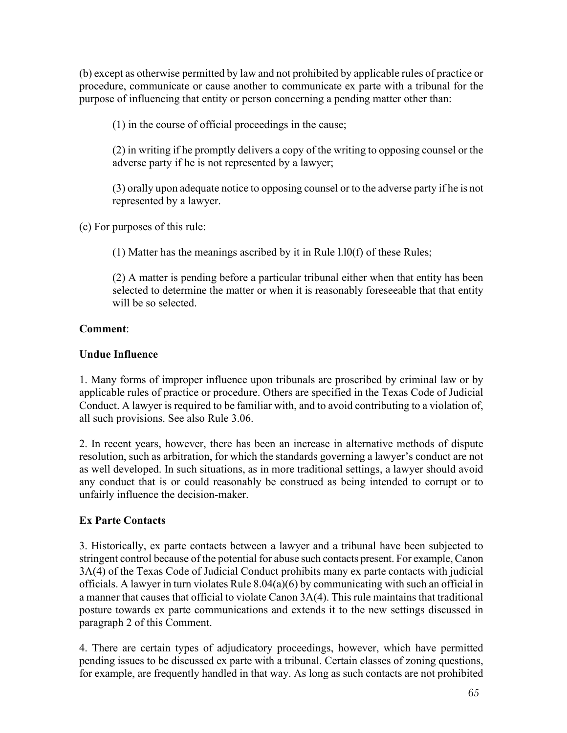(b) except as otherwise permitted by law and not prohibited by applicable rules of practice or procedure, communicate or cause another to communicate ex parte with a tribunal for the purpose of influencing that entity or person concerning a pending matter other than:

(1) in the course of official proceedings in the cause;

(2) in writing if he promptly delivers a copy of the writing to opposing counsel or the adverse party if he is not represented by a lawyer;

(3) orally upon adequate notice to opposing counsel or to the adverse party if he is not represented by a lawyer.

(c) For purposes of this rule:

(1) Matter has the meanings ascribed by it in Rule l.l0(f) of these Rules;

(2) A matter is pending before a particular tribunal either when that entity has been selected to determine the matter or when it is reasonably foreseeable that that entity will be so selected.

**Comment**:

**Undue Influence**

1. Many forms of improper influence upon tribunals are proscribed by criminal law or by applicable rules of practice or procedure. Others are specified in the Texas Code of Judicial Conduct. A lawyer is required to be familiar with, and to avoid contributing to a violation of, all such provisions. See also Rule 3.06.

2. In recent years, however, there has been an increase in alternative methods of dispute resolution, such as arbitration, for which the standards governing a lawyer's conduct are not as well developed. In such situations, as in more traditional settings, a lawyer should avoid any conduct that is or could reasonably be construed as being intended to corrupt or to unfairly influence the decision-maker.

**Ex Parte Contacts**

3. Historically, ex parte contacts between a lawyer and a tribunal have been subjected to stringent control because of the potential for abuse such contacts present. For example, Canon 3A(4) of the Texas Code of Judicial Conduct prohibits many ex parte contacts with judicial officials. A lawyer in turn violates Rule 8.04(a)(6) by communicating with such an official in a manner that causes that official to violate Canon 3A(4). This rule maintains that traditional posture towards ex parte communications and extends it to the new settings discussed in paragraph 2 of this Comment.

4. There are certain types of adjudicatory proceedings, however, which have permitted pending issues to be discussed ex parte with a tribunal. Certain classes of zoning questions, for example, are frequently handled in that way. As long as such contacts are not prohibited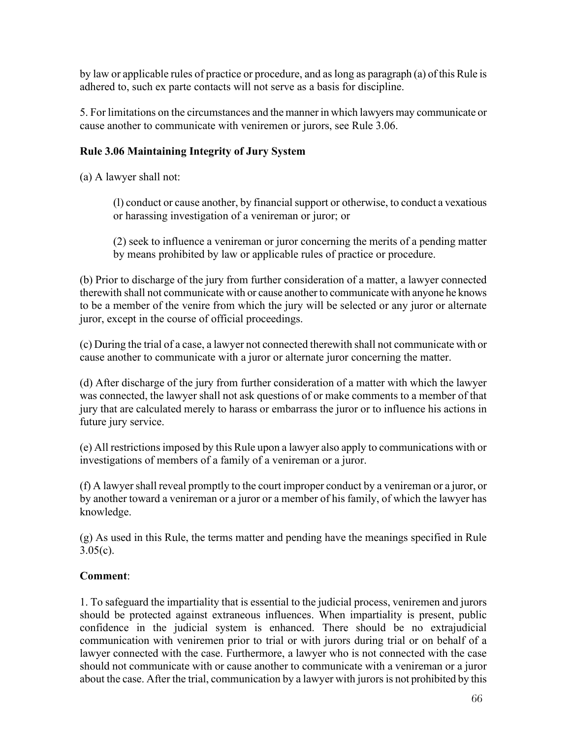by law or applicable rules of practice or procedure, and as long as paragraph (a) of this Rule is adhered to, such ex parte contacts will not serve as a basis for discipline.

5. For limitations on the circumstances and the manner in which lawyers may communicate or cause another to communicate with veniremen or jurors, see Rule 3.06.

**Rule 3.06 Maintaining Integrity of Jury System**

(a) A lawyer shall not:

> (l) conduct or cause another, by financial support or otherwise, to conduct a vexatious or harassing investigation of a venireman or juror; or
>
> (2) seek to influence a venireman or juror concerning the merits of a pending matter by means prohibited by law or applicable rules of practice or procedure.

(b) Prior to discharge of the jury from further consideration of a matter, a lawyer connected therewith shall not communicate with or cause another to communicate with anyone he knows to be a member of the venire from which the jury will be selected or any juror or alternate juror, except in the course of official proceedings.

(c) During the trial of a case, a lawyer not connected therewith shall not communicate with or cause another to communicate with a juror or alternate juror concerning the matter.

(d) After discharge of the jury from further consideration of a matter with which the lawyer was connected, the lawyer shall not ask questions of or make comments to a member of that jury that are calculated merely to harass or embarrass the juror or to influence his actions in future jury service.

(e) All restrictions imposed by this Rule upon a lawyer also apply to communications with or investigations of members of a family of a venireman or a juror.

(f) A lawyer shall reveal promptly to the court improper conduct by a venireman or a juror, or by another toward a venireman or a juror or a member of his family, of which the lawyer has knowledge.

(g) As used in this Rule, the terms matter and pending have the meanings specified in Rule 3.05(c).

**Comment**:

1. To safeguard the impartiality that is essential to the judicial process, veniremen and jurors should be protected against extraneous influences. When impartiality is present, public confidence in the judicial system is enhanced. There should be no extrajudicial communication with veniremen prior to trial or with jurors during trial or on behalf of a lawyer connected with the case. Furthermore, a lawyer who is not connected with the case should not communicate with or cause another to communicate with a venireman or a juror about the case. After the trial, communication by a lawyer with jurors is not prohibited by this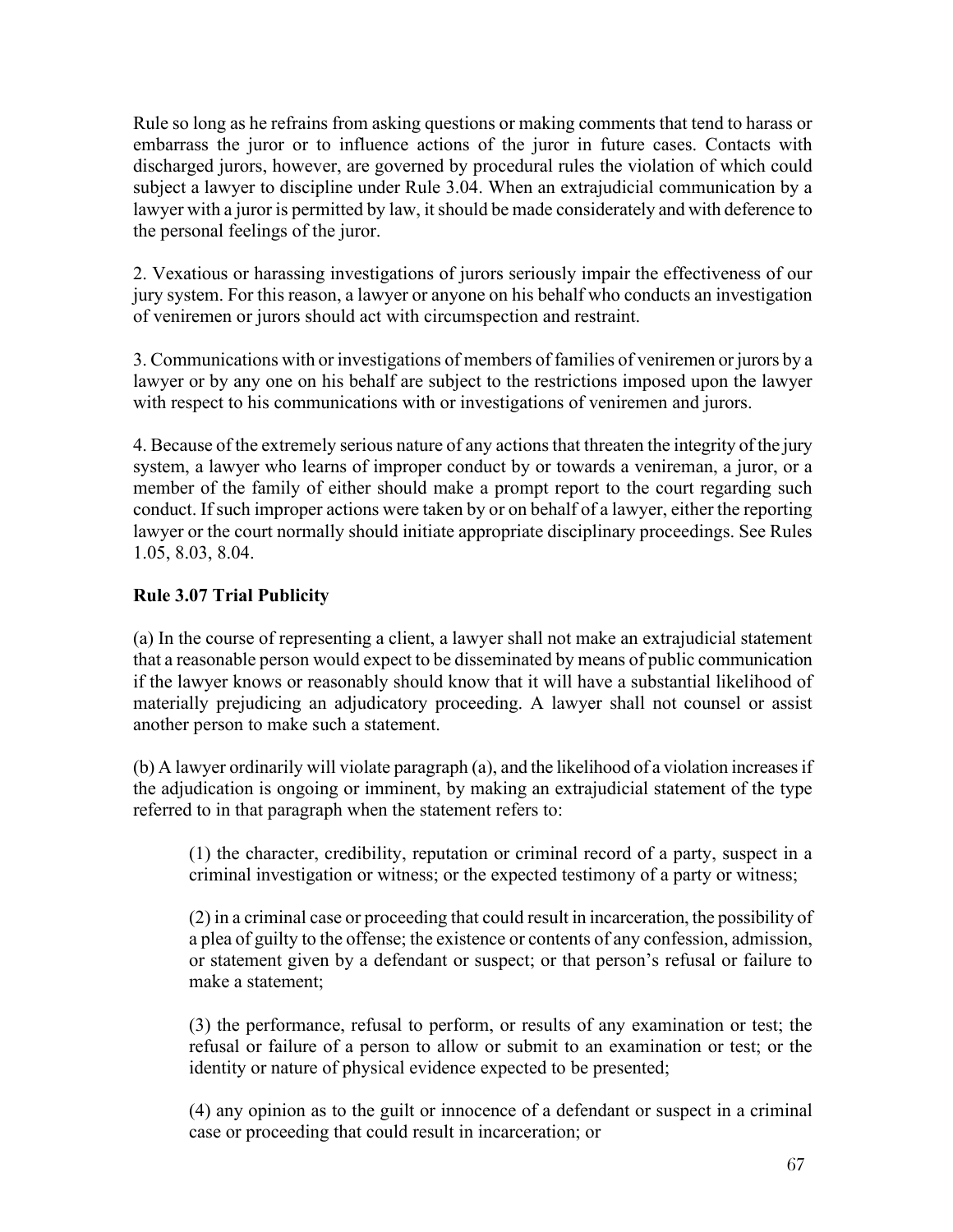Rule so long as he refrains from asking questions or making comments that tend to harass or embarrass the juror or to influence actions of the juror in future cases. Contacts with discharged jurors, however, are governed by procedural rules the violation of which could subject a lawyer to discipline under Rule 3.04. When an extrajudicial communication by a lawyer with a juror is permitted by law, it should be made considerately and with deference to the personal feelings of the juror.

2. Vexatious or harassing investigations of jurors seriously impair the effectiveness of our jury system. For this reason, a lawyer or anyone on his behalf who conducts an investigation of veniremen or jurors should act with circumspection and restraint.

3. Communications with or investigations of members of families of veniremen or jurors by a lawyer or by any one on his behalf are subject to the restrictions imposed upon the lawyer with respect to his communications with or investigations of veniremen and jurors.

4. Because of the extremely serious nature of any actions that threaten the integrity of the jury system, a lawyer who learns of improper conduct by or towards a venireman, a juror, or a member of the family of either should make a prompt report to the court regarding such conduct. If such improper actions were taken by or on behalf of a lawyer, either the reporting lawyer or the court normally should initiate appropriate disciplinary proceedings. See Rules 1.05, 8.03, 8.04.

**Rule 3.07 Trial Publicity**

(a) In the course of representing a client, a lawyer shall not make an extrajudicial statement that a reasonable person would expect to be disseminated by means of public communication if the lawyer knows or reasonably should know that it will have a substantial likelihood of materially prejudicing an adjudicatory proceeding. A lawyer shall not counsel or assist another person to make such a statement.

(b) A lawyer ordinarily will violate paragraph (a), and the likelihood of a violation increases if the adjudication is ongoing or imminent, by making an extrajudicial statement of the type referred to in that paragraph when the statement refers to:

> (1) the character, credibility, reputation or criminal record of a party, suspect in a criminal investigation or witness; or the expected testimony of a party or witness;
>
> (2) in a criminal case or proceeding that could result in incarceration, the possibility of a plea of guilty to the offense; the existence or contents of any confession, admission, or statement given by a defendant or suspect; or that person's refusal or failure to make a statement;
>
> (3) the performance, refusal to perform, or results of any examination or test; the refusal or failure of a person to allow or submit to an examination or test; or the identity or nature of physical evidence expected to be presented;
>
> (4) any opinion as to the guilt or innocence of a defendant or suspect in a criminal case or proceeding that could result in incarceration; or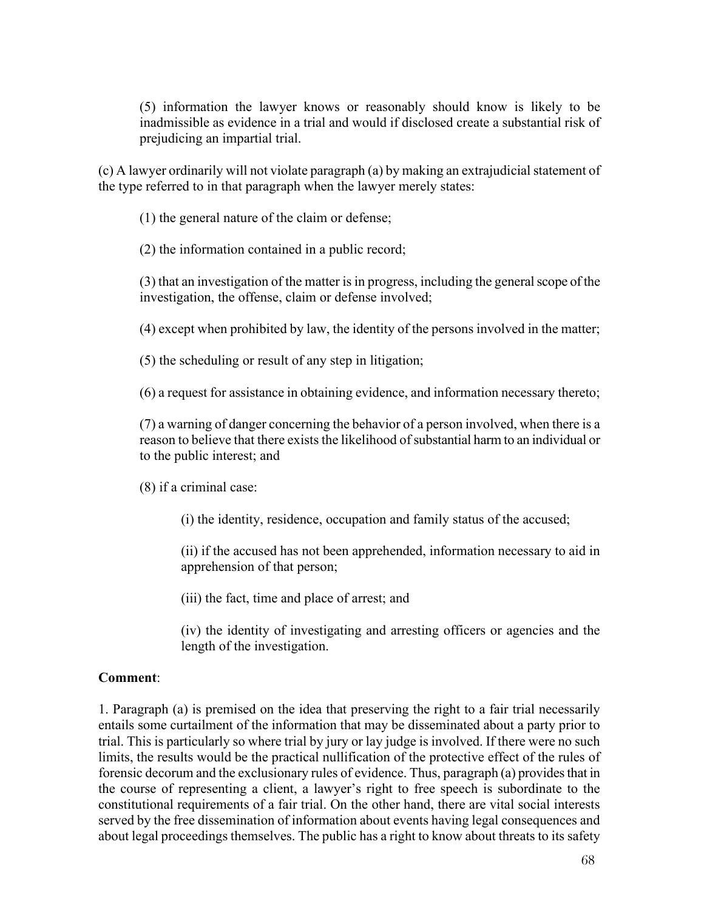(5) information the lawyer knows or reasonably should know is likely to be inadmissible as evidence in a trial and would if disclosed create a substantial risk of prejudicing an impartial trial.

(c) A lawyer ordinarily will not violate paragraph (a) by making an extrajudicial statement of the type referred to in that paragraph when the lawyer merely states:

(1) the general nature of the claim or defense;

(2) the information contained in a public record;

(3) that an investigation of the matter is in progress, including the general scope of the investigation, the offense, claim or defense involved;

(4) except when prohibited by law, the identity of the persons involved in the matter;

(5) the scheduling or result of any step in litigation;

(6) a request for assistance in obtaining evidence, and information necessary thereto;

(7) a warning of danger concerning the behavior of a person involved, when there is a reason to believe that there exists the likelihood of substantial harm to an individual or to the public interest; and

(8) if a criminal case:

(i) the identity, residence, occupation and family status of the accused;

(ii) if the accused has not been apprehended, information necessary to aid in apprehension of that person;

(iii) the fact, time and place of arrest; and

(iv) the identity of investigating and arresting officers or agencies and the length of the investigation.

**Comment**:

1. Paragraph (a) is premised on the idea that preserving the right to a fair trial necessarily entails some curtailment of the information that may be disseminated about a party prior to trial. This is particularly so where trial by jury or lay judge is involved. If there were no such limits, the results would be the practical nullification of the protective effect of the rules of forensic decorum and the exclusionary rules of evidence. Thus, paragraph (a) provides that in the course of representing a client, a lawyer's right to free speech is subordinate to the constitutional requirements of a fair trial. On the other hand, there are vital social interests served by the free dissemination of information about events having legal consequences and about legal proceedings themselves. The public has a right to know about threats to its safety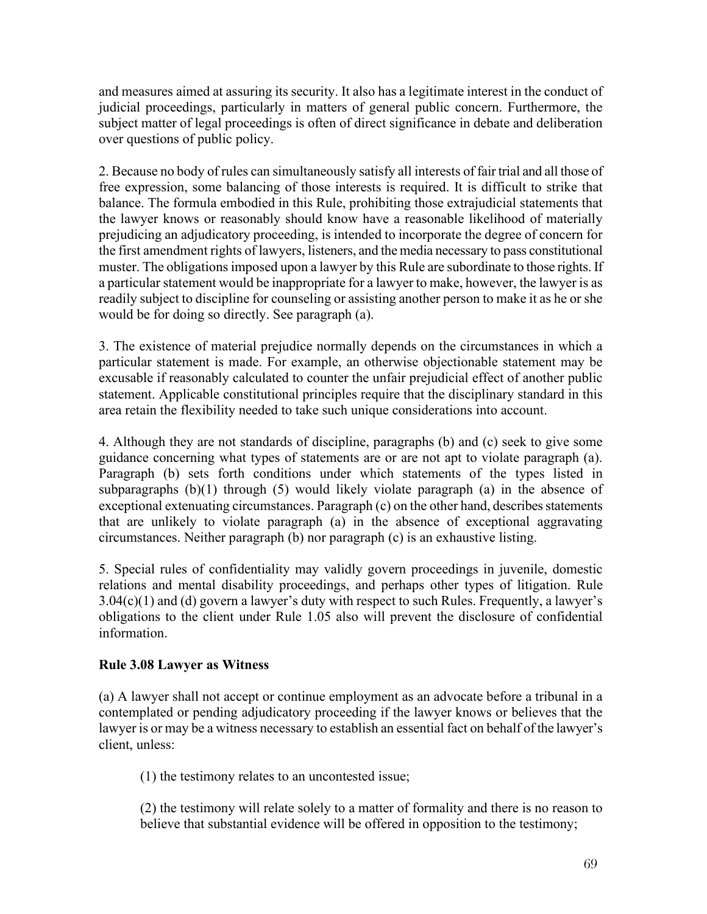and measures aimed at assuring its security. It also has a legitimate interest in the conduct of judicial proceedings, particularly in matters of general public concern. Furthermore, the subject matter of legal proceedings is often of direct significance in debate and deliberation over questions of public policy.

2. Because no body of rules can simultaneously satisfy all interests of fair trial and all those of free expression, some balancing of those interests is required. It is difficult to strike that balance. The formula embodied in this Rule, prohibiting those extrajudicial statements that the lawyer knows or reasonably should know have a reasonable likelihood of materially prejudicing an adjudicatory proceeding, is intended to incorporate the degree of concern for the first amendment rights of lawyers, listeners, and the media necessary to pass constitutional muster. The obligations imposed upon a lawyer by this Rule are subordinate to those rights. If a particular statement would be inappropriate for a lawyer to make, however, the lawyer is as readily subject to discipline for counseling or assisting another person to make it as he or she would be for doing so directly. See paragraph (a).

3. The existence of material prejudice normally depends on the circumstances in which a particular statement is made. For example, an otherwise objectionable statement may be excusable if reasonably calculated to counter the unfair prejudicial effect of another public statement. Applicable constitutional principles require that the disciplinary standard in this area retain the flexibility needed to take such unique considerations into account.

4. Although they are not standards of discipline, paragraphs (b) and (c) seek to give some guidance concerning what types of statements are or are not apt to violate paragraph (a). Paragraph (b) sets forth conditions under which statements of the types listed in subparagraphs (b)(1) through (5) would likely violate paragraph (a) in the absence of exceptional extenuating circumstances. Paragraph (c) on the other hand, describes statements that are unlikely to violate paragraph (a) in the absence of exceptional aggravating circumstances. Neither paragraph (b) nor paragraph (c) is an exhaustive listing.

5. Special rules of confidentiality may validly govern proceedings in juvenile, domestic relations and mental disability proceedings, and perhaps other types of litigation. Rule 3.04(c)(1) and (d) govern a lawyer's duty with respect to such Rules. Frequently, a lawyer's obligations to the client under Rule 1.05 also will prevent the disclosure of confidential information.

**Rule 3.08 Lawyer as Witness**

(a) A lawyer shall not accept or continue employment as an advocate before a tribunal in a contemplated or pending adjudicatory proceeding if the lawyer knows or believes that the lawyer is or may be a witness necessary to establish an essential fact on behalf of the lawyer's client, unless:

(1) the testimony relates to an uncontested issue;

(2) the testimony will relate solely to a matter of formality and there is no reason to believe that substantial evidence will be offered in opposition to the testimony;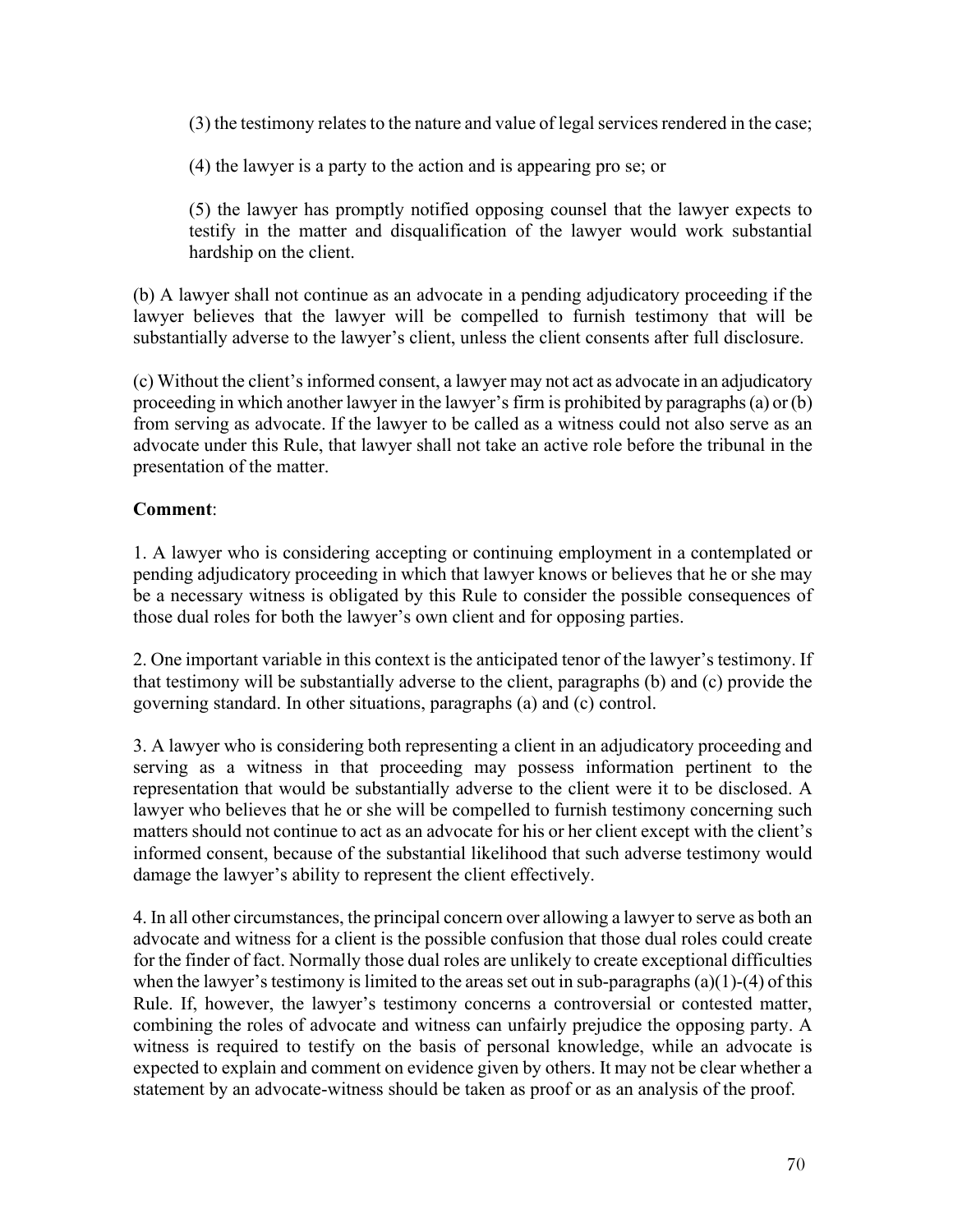(3) the testimony relates to the nature and value of legal services rendered in the case;

(4) the lawyer is a party to the action and is appearing pro se; or

(5) the lawyer has promptly notified opposing counsel that the lawyer expects to testify in the matter and disqualification of the lawyer would work substantial hardship on the client.

(b) A lawyer shall not continue as an advocate in a pending adjudicatory proceeding if the lawyer believes that the lawyer will be compelled to furnish testimony that will be substantially adverse to the lawyer's client, unless the client consents after full disclosure.

(c) Without the client's informed consent, a lawyer may not act as advocate in an adjudicatory proceeding in which another lawyer in the lawyer's firm is prohibited by paragraphs (a) or (b) from serving as advocate. If the lawyer to be called as a witness could not also serve as an advocate under this Rule, that lawyer shall not take an active role before the tribunal in the presentation of the matter.

**Comment**:

1. A lawyer who is considering accepting or continuing employment in a contemplated or pending adjudicatory proceeding in which that lawyer knows or believes that he or she may be a necessary witness is obligated by this Rule to consider the possible consequences of those dual roles for both the lawyer's own client and for opposing parties.

2. One important variable in this context is the anticipated tenor of the lawyer's testimony. If that testimony will be substantially adverse to the client, paragraphs (b) and (c) provide the governing standard. In other situations, paragraphs (a) and (c) control.

3. A lawyer who is considering both representing a client in an adjudicatory proceeding and serving as a witness in that proceeding may possess information pertinent to the representation that would be substantially adverse to the client were it to be disclosed. A lawyer who believes that he or she will be compelled to furnish testimony concerning such matters should not continue to act as an advocate for his or her client except with the client's informed consent, because of the substantial likelihood that such adverse testimony would damage the lawyer's ability to represent the client effectively.

4. In all other circumstances, the principal concern over allowing a lawyer to serve as both an advocate and witness for a client is the possible confusion that those dual roles could create for the finder of fact. Normally those dual roles are unlikely to create exceptional difficulties when the lawyer's testimony is limited to the areas set out in sub-paragraphs (a)(1)-(4) of this Rule. If, however, the lawyer's testimony concerns a controversial or contested matter, combining the roles of advocate and witness can unfairly prejudice the opposing party. A witness is required to testify on the basis of personal knowledge, while an advocate is expected to explain and comment on evidence given by others. It may not be clear whether a statement by an advocate-witness should be taken as proof or as an analysis of the proof.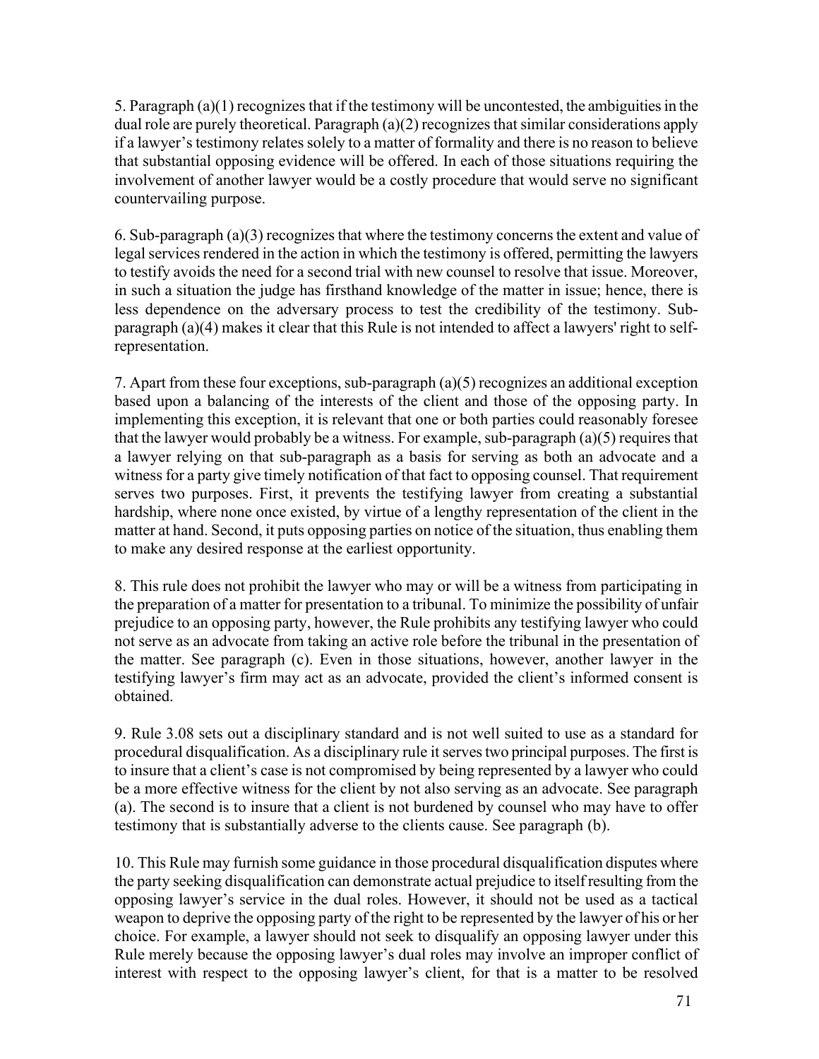5. Paragraph (a)(1) recognizes that if the testimony will be uncontested, the ambiguities in the dual role are purely theoretical. Paragraph (a)(2) recognizes that similar considerations apply if a lawyer's testimony relates solely to a matter of formality and there is no reason to believe that substantial opposing evidence will be offered. In each of those situations requiring the involvement of another lawyer would be a costly procedure that would serve no significant countervailing purpose.

6. Sub-paragraph (a)(3) recognizes that where the testimony concerns the extent and value of legal services rendered in the action in which the testimony is offered, permitting the lawyers to testify avoids the need for a second trial with new counsel to resolve that issue. Moreover, in such a situation the judge has firsthand knowledge of the matter in issue; hence, there is less dependence on the adversary process to test the credibility of the testimony. Sub-paragraph (a)(4) makes it clear that this Rule is not intended to affect a lawyers' right to self-representation.

7. Apart from these four exceptions, sub-paragraph (a)(5) recognizes an additional exception based upon a balancing of the interests of the client and those of the opposing party. In implementing this exception, it is relevant that one or both parties could reasonably foresee that the lawyer would probably be a witness. For example, sub-paragraph (a)(5) requires that a lawyer relying on that sub-paragraph as a basis for serving as both an advocate and a witness for a party give timely notification of that fact to opposing counsel. That requirement serves two purposes. First, it prevents the testifying lawyer from creating a substantial hardship, where none once existed, by virtue of a lengthy representation of the client in the matter at hand. Second, it puts opposing parties on notice of the situation, thus enabling them to make any desired response at the earliest opportunity.

8. This rule does not prohibit the lawyer who may or will be a witness from participating in the preparation of a matter for presentation to a tribunal. To minimize the possibility of unfair prejudice to an opposing party, however, the Rule prohibits any testifying lawyer who could not serve as an advocate from taking an active role before the tribunal in the presentation of the matter. See paragraph (c). Even in those situations, however, another lawyer in the testifying lawyer's firm may act as an advocate, provided the client's informed consent is obtained.

9. Rule 3.08 sets out a disciplinary standard and is not well suited to use as a standard for procedural disqualification. As a disciplinary rule it serves two principal purposes. The first is to insure that a client's case is not compromised by being represented by a lawyer who could be a more effective witness for the client by not also serving as an advocate. See paragraph (a). The second is to insure that a client is not burdened by counsel who may have to offer testimony that is substantially adverse to the clients cause. See paragraph (b).

10. This Rule may furnish some guidance in those procedural disqualification disputes where the party seeking disqualification can demonstrate actual prejudice to itself resulting from the opposing lawyer's service in the dual roles. However, it should not be used as a tactical weapon to deprive the opposing party of the right to be represented by the lawyer of his or her choice. For example, a lawyer should not seek to disqualify an opposing lawyer under this Rule merely because the opposing lawyer's dual roles may involve an improper conflict of interest with respect to the opposing lawyer's client, for that is a matter to be resolved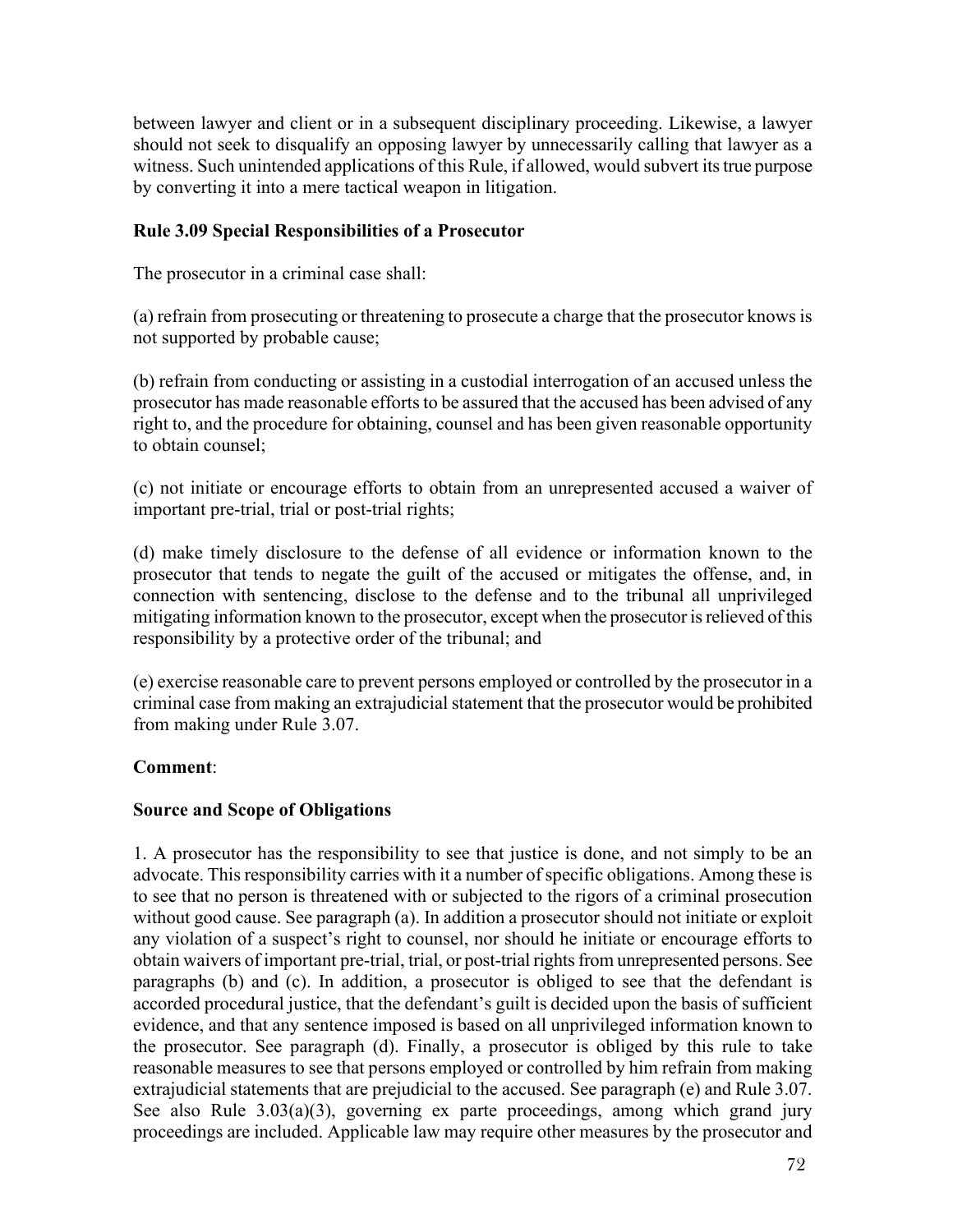between lawyer and client or in a subsequent disciplinary proceeding. Likewise, a lawyer should not seek to disqualify an opposing lawyer by unnecessarily calling that lawyer as a witness. Such unintended applications of this Rule, if allowed, would subvert its true purpose by converting it into a mere tactical weapon in litigation.

### Rule 3.09 Special Responsibilities of a Prosecutor

The prosecutor in a criminal case shall:

(a) refrain from prosecuting or threatening to prosecute a charge that the prosecutor knows is not supported by probable cause;

(b) refrain from conducting or assisting in a custodial interrogation of an accused unless the prosecutor has made reasonable efforts to be assured that the accused has been advised of any right to, and the procedure for obtaining, counsel and has been given reasonable opportunity to obtain counsel;

(c) not initiate or encourage efforts to obtain from an unrepresented accused a waiver of important pre-trial, trial or post-trial rights;

(d) make timely disclosure to the defense of all evidence or information known to the prosecutor that tends to negate the guilt of the accused or mitigates the offense, and, in connection with sentencing, disclose to the defense and to the tribunal all unprivileged mitigating information known to the prosecutor, except when the prosecutor is relieved of this responsibility by a protective order of the tribunal; and

(e) exercise reasonable care to prevent persons employed or controlled by the prosecutor in a criminal case from making an extrajudicial statement that the prosecutor would be prohibited from making under Rule 3.07.

**Comment**:

**Source and Scope of Obligations**

1. A prosecutor has the responsibility to see that justice is done, and not simply to be an advocate. This responsibility carries with it a number of specific obligations. Among these is to see that no person is threatened with or subjected to the rigors of a criminal prosecution without good cause. See paragraph (a). In addition a prosecutor should not initiate or exploit any violation of a suspect's right to counsel, nor should he initiate or encourage efforts to obtain waivers of important pre-trial, trial, or post-trial rights from unrepresented persons. See paragraphs (b) and (c). In addition, a prosecutor is obliged to see that the defendant is accorded procedural justice, that the defendant's guilt is decided upon the basis of sufficient evidence, and that any sentence imposed is based on all unprivileged information known to the prosecutor. See paragraph (d). Finally, a prosecutor is obliged by this rule to take reasonable measures to see that persons employed or controlled by him refrain from making extrajudicial statements that are prejudicial to the accused. See paragraph (e) and Rule 3.07. See also Rule 3.03(a)(3), governing ex parte proceedings, among which grand jury proceedings are included. Applicable law may require other measures by the prosecutor and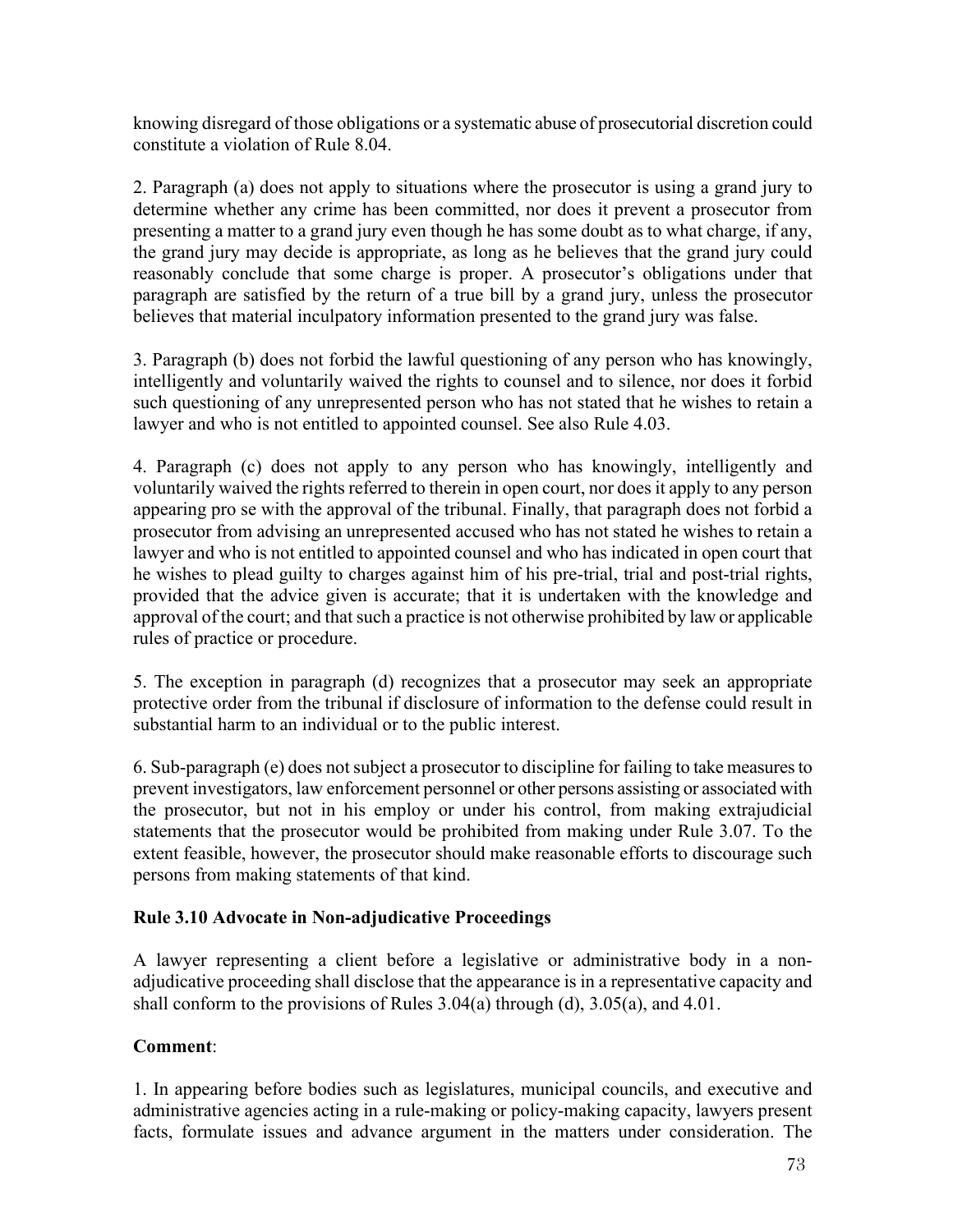knowing disregard of those obligations or a systematic abuse of prosecutorial discretion could constitute a violation of Rule 8.04.

2. Paragraph (a) does not apply to situations where the prosecutor is using a grand jury to determine whether any crime has been committed, nor does it prevent a prosecutor from presenting a matter to a grand jury even though he has some doubt as to what charge, if any, the grand jury may decide is appropriate, as long as he believes that the grand jury could reasonably conclude that some charge is proper. A prosecutor's obligations under that paragraph are satisfied by the return of a true bill by a grand jury, unless the prosecutor believes that material inculpatory information presented to the grand jury was false.

3. Paragraph (b) does not forbid the lawful questioning of any person who has knowingly, intelligently and voluntarily waived the rights to counsel and to silence, nor does it forbid such questioning of any unrepresented person who has not stated that he wishes to retain a lawyer and who is not entitled to appointed counsel. See also Rule 4.03.

4. Paragraph (c) does not apply to any person who has knowingly, intelligently and voluntarily waived the rights referred to therein in open court, nor does it apply to any person appearing pro se with the approval of the tribunal. Finally, that paragraph does not forbid a prosecutor from advising an unrepresented accused who has not stated he wishes to retain a lawyer and who is not entitled to appointed counsel and who has indicated in open court that he wishes to plead guilty to charges against him of his pre-trial, trial and post-trial rights, provided that the advice given is accurate; that it is undertaken with the knowledge and approval of the court; and that such a practice is not otherwise prohibited by law or applicable rules of practice or procedure.

5. The exception in paragraph (d) recognizes that a prosecutor may seek an appropriate protective order from the tribunal if disclosure of information to the defense could result in substantial harm to an individual or to the public interest.

6. Sub-paragraph (e) does not subject a prosecutor to discipline for failing to take measures to prevent investigators, law enforcement personnel or other persons assisting or associated with the prosecutor, but not in his employ or under his control, from making extrajudicial statements that the prosecutor would be prohibited from making under Rule 3.07. To the extent feasible, however, the prosecutor should make reasonable efforts to discourage such persons from making statements of that kind.

**Rule 3.10 Advocate in Non-adjudicative Proceedings**

A lawyer representing a client before a legislative or administrative body in a non-adjudicative proceeding shall disclose that the appearance is in a representative capacity and shall conform to the provisions of Rules 3.04(a) through (d), 3.05(a), and 4.01.

**Comment**:

1. In appearing before bodies such as legislatures, municipal councils, and executive and administrative agencies acting in a rule-making or policy-making capacity, lawyers present facts, formulate issues and advance argument in the matters under consideration. The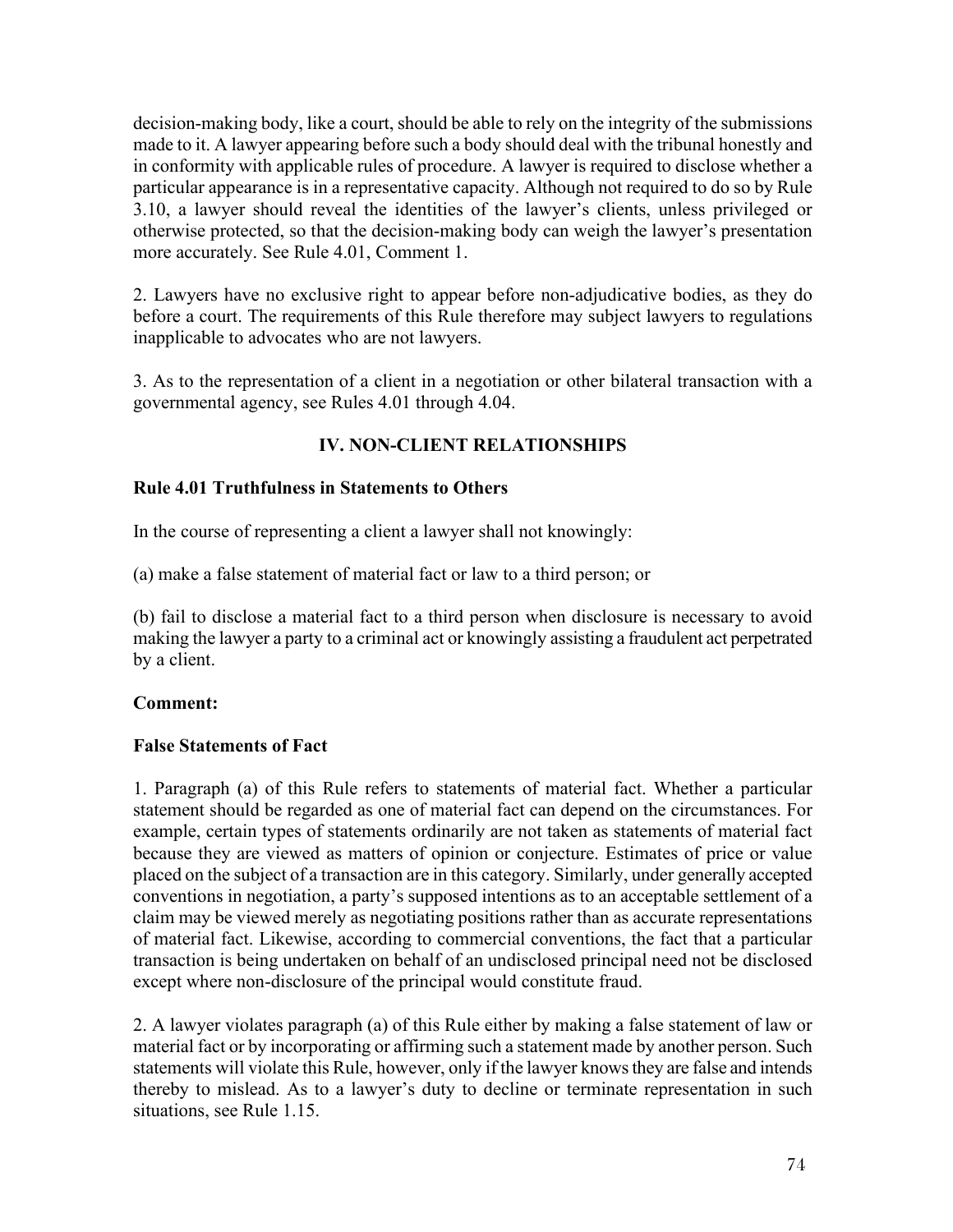decision-making body, like a court, should be able to rely on the integrity of the submissions made to it. A lawyer appearing before such a body should deal with the tribunal honestly and in conformity with applicable rules of procedure. A lawyer is required to disclose whether a particular appearance is in a representative capacity. Although not required to do so by Rule 3.10, a lawyer should reveal the identities of the lawyer's clients, unless privileged or otherwise protected, so that the decision-making body can weigh the lawyer's presentation more accurately. See Rule 4.01, Comment 1.

2. Lawyers have no exclusive right to appear before non-adjudicative bodies, as they do before a court. The requirements of this Rule therefore may subject lawyers to regulations inapplicable to advocates who are not lawyers.

3. As to the representation of a client in a negotiation or other bilateral transaction with a governmental agency, see Rules 4.01 through 4.04.

## IV. NON-CLIENT RELATIONSHIPS

### Rule 4.01 Truthfulness in Statements to Others

In the course of representing a client a lawyer shall not knowingly:

(a) make a false statement of material fact or law to a third person; or

(b) fail to disclose a material fact to a third person when disclosure is necessary to avoid making the lawyer a party to a criminal act or knowingly assisting a fraudulent act perpetrated by a client.

**Comment:**

**False Statements of Fact**

1. Paragraph (a) of this Rule refers to statements of material fact. Whether a particular statement should be regarded as one of material fact can depend on the circumstances. For example, certain types of statements ordinarily are not taken as statements of material fact because they are viewed as matters of opinion or conjecture. Estimates of price or value placed on the subject of a transaction are in this category. Similarly, under generally accepted conventions in negotiation, a party's supposed intentions as to an acceptable settlement of a claim may be viewed merely as negotiating positions rather than as accurate representations of material fact. Likewise, according to commercial conventions, the fact that a particular transaction is being undertaken on behalf of an undisclosed principal need not be disclosed except where non-disclosure of the principal would constitute fraud.

2. A lawyer violates paragraph (a) of this Rule either by making a false statement of law or material fact or by incorporating or affirming such a statement made by another person. Such statements will violate this Rule, however, only if the lawyer knows they are false and intends thereby to mislead. As to a lawyer's duty to decline or terminate representation in such situations, see Rule 1.15.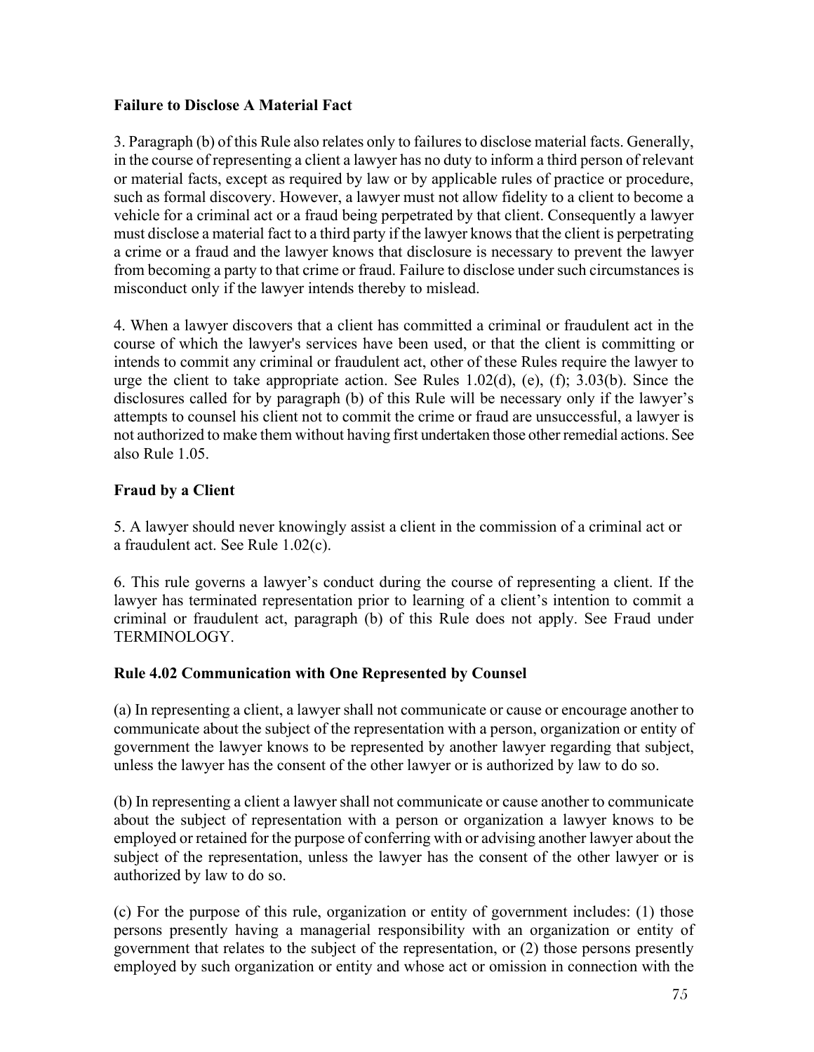**Failure to Disclose A Material Fact**

3. Paragraph (b) of this Rule also relates only to failures to disclose material facts. Generally, in the course of representing a client a lawyer has no duty to inform a third person of relevant or material facts, except as required by law or by applicable rules of practice or procedure, such as formal discovery. However, a lawyer must not allow fidelity to a client to become a vehicle for a criminal act or a fraud being perpetrated by that client. Consequently a lawyer must disclose a material fact to a third party if the lawyer knows that the client is perpetrating a crime or a fraud and the lawyer knows that disclosure is necessary to prevent the lawyer from becoming a party to that crime or fraud. Failure to disclose under such circumstances is misconduct only if the lawyer intends thereby to mislead.

4. When a lawyer discovers that a client has committed a criminal or fraudulent act in the course of which the lawyer's services have been used, or that the client is committing or intends to commit any criminal or fraudulent act, other of these Rules require the lawyer to urge the client to take appropriate action. See Rules 1.02(d), (e), (f); 3.03(b). Since the disclosures called for by paragraph (b) of this Rule will be necessary only if the lawyer's attempts to counsel his client not to commit the crime or fraud are unsuccessful, a lawyer is not authorized to make them without having first undertaken those other remedial actions. See also Rule 1.05.

**Fraud by a Client**

5. A lawyer should never knowingly assist a client in the commission of a criminal act or a fraudulent act. See Rule 1.02(c).

6. This rule governs a lawyer's conduct during the course of representing a client. If the lawyer has terminated representation prior to learning of a client's intention to commit a criminal or fraudulent act, paragraph (b) of this Rule does not apply. See Fraud under TERMINOLOGY.

**Rule 4.02 Communication with One Represented by Counsel**

(a) In representing a client, a lawyer shall not communicate or cause or encourage another to communicate about the subject of the representation with a person, organization or entity of government the lawyer knows to be represented by another lawyer regarding that subject, unless the lawyer has the consent of the other lawyer or is authorized by law to do so.

(b) In representing a client a lawyer shall not communicate or cause another to communicate about the subject of representation with a person or organization a lawyer knows to be employed or retained for the purpose of conferring with or advising another lawyer about the subject of the representation, unless the lawyer has the consent of the other lawyer or is authorized by law to do so.

(c) For the purpose of this rule, organization or entity of government includes: (1) those persons presently having a managerial responsibility with an organization or entity of government that relates to the subject of the representation, or (2) those persons presently employed by such organization or entity and whose act or omission in connection with the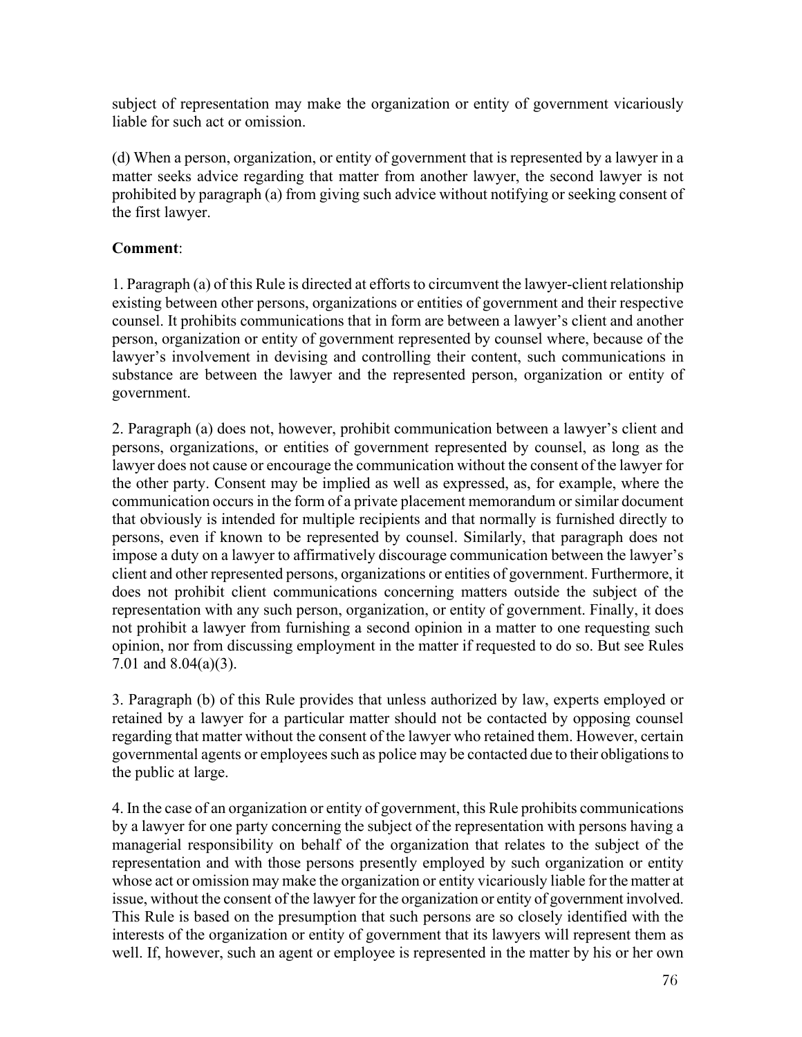subject of representation may make the organization or entity of government vicariously liable for such act or omission.

(d) When a person, organization, or entity of government that is represented by a lawyer in a matter seeks advice regarding that matter from another lawyer, the second lawyer is not prohibited by paragraph (a) from giving such advice without notifying or seeking consent of the first lawyer.

**Comment**:

1. Paragraph (a) of this Rule is directed at efforts to circumvent the lawyer-client relationship existing between other persons, organizations or entities of government and their respective counsel. It prohibits communications that in form are between a lawyer's client and another person, organization or entity of government represented by counsel where, because of the lawyer's involvement in devising and controlling their content, such communications in substance are between the lawyer and the represented person, organization or entity of government.

2. Paragraph (a) does not, however, prohibit communication between a lawyer's client and persons, organizations, or entities of government represented by counsel, as long as the lawyer does not cause or encourage the communication without the consent of the lawyer for the other party. Consent may be implied as well as expressed, as, for example, where the communication occurs in the form of a private placement memorandum or similar document that obviously is intended for multiple recipients and that normally is furnished directly to persons, even if known to be represented by counsel. Similarly, that paragraph does not impose a duty on a lawyer to affirmatively discourage communication between the lawyer's client and other represented persons, organizations or entities of government. Furthermore, it does not prohibit client communications concerning matters outside the subject of the representation with any such person, organization, or entity of government. Finally, it does not prohibit a lawyer from furnishing a second opinion in a matter to one requesting such opinion, nor from discussing employment in the matter if requested to do so. But see Rules 7.01 and 8.04(a)(3).

3. Paragraph (b) of this Rule provides that unless authorized by law, experts employed or retained by a lawyer for a particular matter should not be contacted by opposing counsel regarding that matter without the consent of the lawyer who retained them. However, certain governmental agents or employees such as police may be contacted due to their obligations to the public at large.

4. In the case of an organization or entity of government, this Rule prohibits communications by a lawyer for one party concerning the subject of the representation with persons having a managerial responsibility on behalf of the organization that relates to the subject of the representation and with those persons presently employed by such organization or entity whose act or omission may make the organization or entity vicariously liable for the matter at issue, without the consent of the lawyer for the organization or entity of government involved. This Rule is based on the presumption that such persons are so closely identified with the interests of the organization or entity of government that its lawyers will represent them as well. If, however, such an agent or employee is represented in the matter by his or her own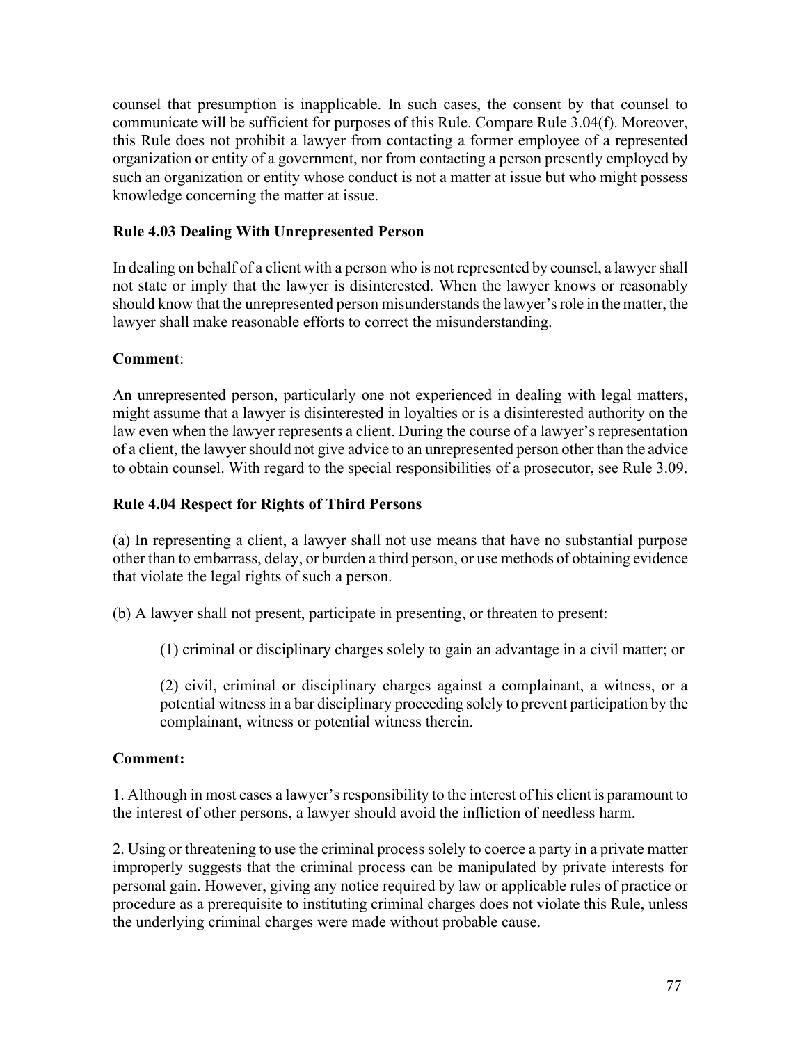counsel that presumption is inapplicable. In such cases, the consent by that counsel to communicate will be sufficient for purposes of this Rule. Compare Rule 3.04(f). Moreover, this Rule does not prohibit a lawyer from contacting a former employee of a represented organization or entity of a government, nor from contacting a person presently employed by such an organization or entity whose conduct is not a matter at issue but who might possess knowledge concerning the matter at issue.

### Rule 4.03 Dealing With Unrepresented Person

In dealing on behalf of a client with a person who is not represented by counsel, a lawyer shall not state or imply that the lawyer is disinterested. When the lawyer knows or reasonably should know that the unrepresented person misunderstands the lawyer's role in the matter, the lawyer shall make reasonable efforts to correct the misunderstanding.

**Comment**:

An unrepresented person, particularly one not experienced in dealing with legal matters, might assume that a lawyer is disinterested in loyalties or is a disinterested authority on the law even when the lawyer represents a client. During the course of a lawyer's representation of a client, the lawyer should not give advice to an unrepresented person other than the advice to obtain counsel. With regard to the special responsibilities of a prosecutor, see Rule 3.09.

### Rule 4.04 Respect for Rights of Third Persons

(a) In representing a client, a lawyer shall not use means that have no substantial purpose other than to embarrass, delay, or burden a third person, or use methods of obtaining evidence that violate the legal rights of such a person.

(b) A lawyer shall not present, participate in presenting, or threaten to present:

> (1) criminal or disciplinary charges solely to gain an advantage in a civil matter; or
>
> (2) civil, criminal or disciplinary charges against a complainant, a witness, or a potential witness in a bar disciplinary proceeding solely to prevent participation by the complainant, witness or potential witness therein.

**Comment:**

1. Although in most cases a lawyer's responsibility to the interest of his client is paramount to the interest of other persons, a lawyer should avoid the infliction of needless harm.

2. Using or threatening to use the criminal process solely to coerce a party in a private matter improperly suggests that the criminal process can be manipulated by private interests for personal gain. However, giving any notice required by law or applicable rules of practice or procedure as a prerequisite to instituting criminal charges does not violate this Rule, unless the underlying criminal charges were made without probable cause.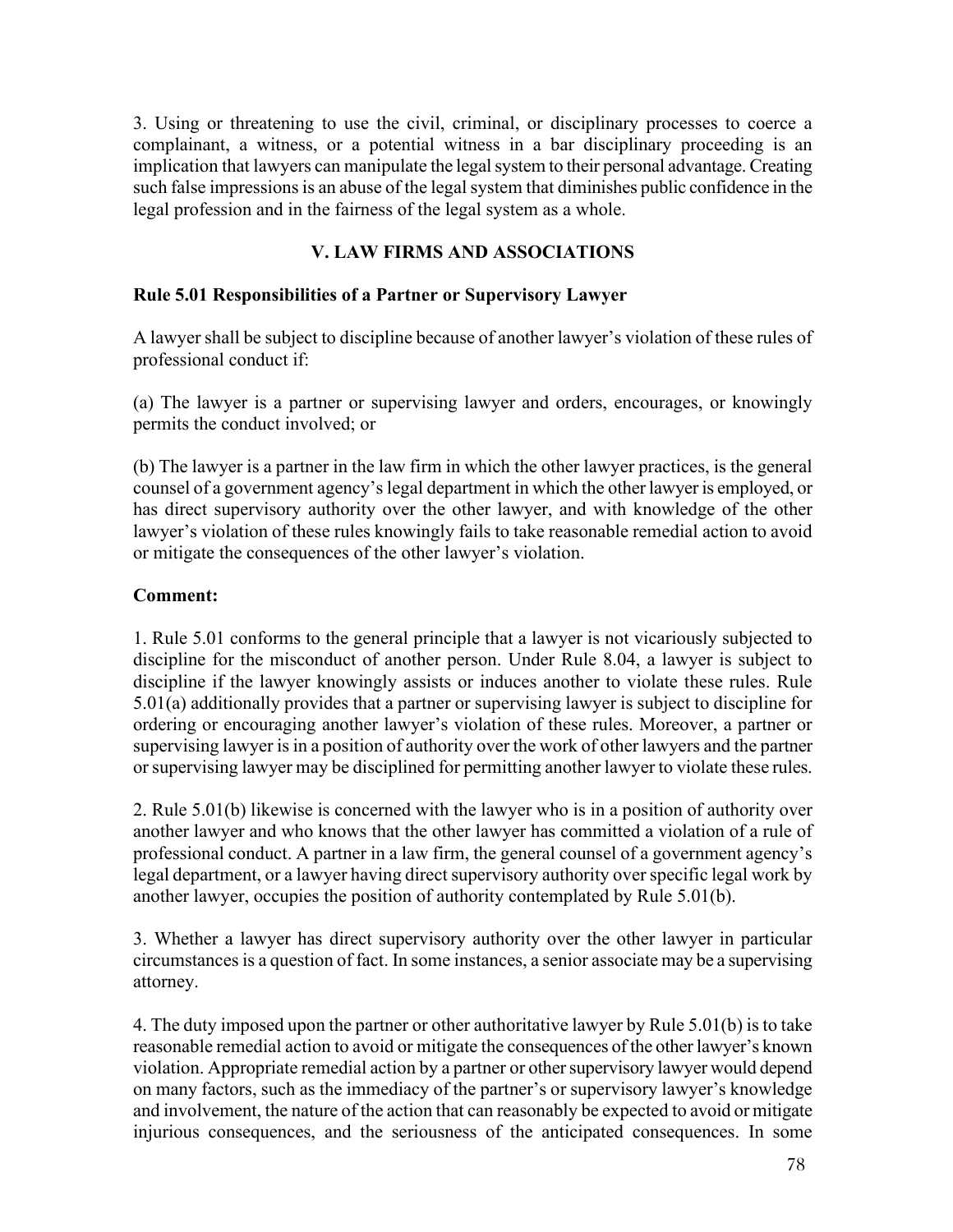3. Using or threatening to use the civil, criminal, or disciplinary processes to coerce a complainant, a witness, or a potential witness in a bar disciplinary proceeding is an implication that lawyers can manipulate the legal system to their personal advantage. Creating such false impressions is an abuse of the legal system that diminishes public confidence in the legal profession and in the fairness of the legal system as a whole.

## V. LAW FIRMS AND ASSOCIATIONS

### Rule 5.01 Responsibilities of a Partner or Supervisory Lawyer

A lawyer shall be subject to discipline because of another lawyer's violation of these rules of professional conduct if:

(a) The lawyer is a partner or supervising lawyer and orders, encourages, or knowingly permits the conduct involved; or

(b) The lawyer is a partner in the law firm in which the other lawyer practices, is the general counsel of a government agency's legal department in which the other lawyer is employed, or has direct supervisory authority over the other lawyer, and with knowledge of the other lawyer's violation of these rules knowingly fails to take reasonable remedial action to avoid or mitigate the consequences of the other lawyer's violation.

**Comment:**

1. Rule 5.01 conforms to the general principle that a lawyer is not vicariously subjected to discipline for the misconduct of another person. Under Rule 8.04, a lawyer is subject to discipline if the lawyer knowingly assists or induces another to violate these rules. Rule 5.01(a) additionally provides that a partner or supervising lawyer is subject to discipline for ordering or encouraging another lawyer's violation of these rules. Moreover, a partner or supervising lawyer is in a position of authority over the work of other lawyers and the partner or supervising lawyer may be disciplined for permitting another lawyer to violate these rules.

2. Rule 5.01(b) likewise is concerned with the lawyer who is in a position of authority over another lawyer and who knows that the other lawyer has committed a violation of a rule of professional conduct. A partner in a law firm, the general counsel of a government agency's legal department, or a lawyer having direct supervisory authority over specific legal work by another lawyer, occupies the position of authority contemplated by Rule 5.01(b).

3. Whether a lawyer has direct supervisory authority over the other lawyer in particular circumstances is a question of fact. In some instances, a senior associate may be a supervising attorney.

4. The duty imposed upon the partner or other authoritative lawyer by Rule 5.01(b) is to take reasonable remedial action to avoid or mitigate the consequences of the other lawyer's known violation. Appropriate remedial action by a partner or other supervisory lawyer would depend on many factors, such as the immediacy of the partner's or supervisory lawyer's knowledge and involvement, the nature of the action that can reasonably be expected to avoid or mitigate injurious consequences, and the seriousness of the anticipated consequences. In some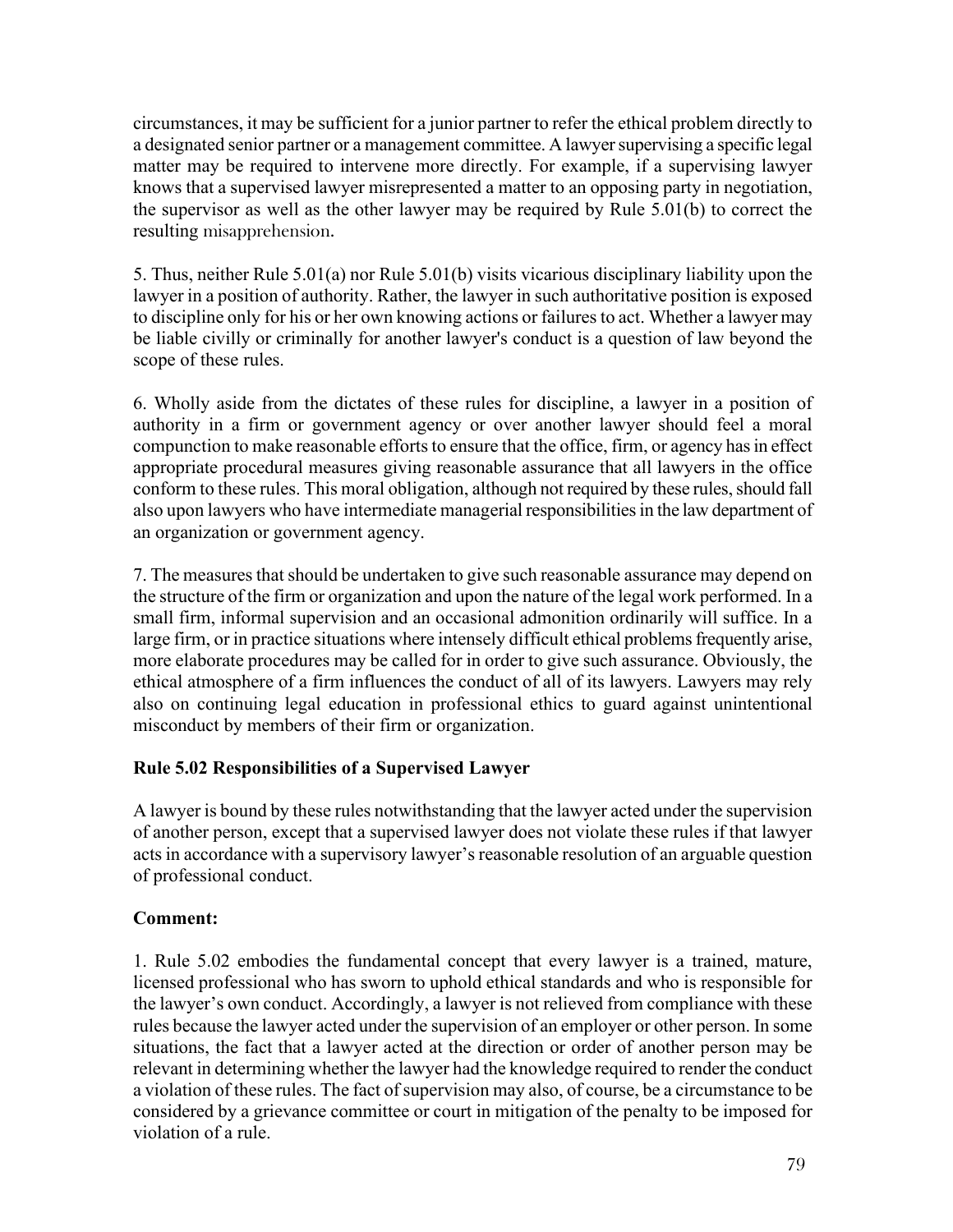circumstances, it may be sufficient for a junior partner to refer the ethical problem directly to a designated senior partner or a management committee. A lawyer supervising a specific legal matter may be required to intervene more directly. For example, if a supervising lawyer knows that a supervised lawyer misrepresented a matter to an opposing party in negotiation, the supervisor as well as the other lawyer may be required by Rule 5.01(b) to correct the resulting misapprehension.

5. Thus, neither Rule 5.01(a) nor Rule 5.01(b) visits vicarious disciplinary liability upon the lawyer in a position of authority. Rather, the lawyer in such authoritative position is exposed to discipline only for his or her own knowing actions or failures to act. Whether a lawyer may be liable civilly or criminally for another lawyer's conduct is a question of law beyond the scope of these rules.

6. Wholly aside from the dictates of these rules for discipline, a lawyer in a position of authority in a firm or government agency or over another lawyer should feel a moral compunction to make reasonable efforts to ensure that the office, firm, or agency has in effect appropriate procedural measures giving reasonable assurance that all lawyers in the office conform to these rules. This moral obligation, although not required by these rules, should fall also upon lawyers who have intermediate managerial responsibilities in the law department of an organization or government agency.

7. The measures that should be undertaken to give such reasonable assurance may depend on the structure of the firm or organization and upon the nature of the legal work performed. In a small firm, informal supervision and an occasional admonition ordinarily will suffice. In a large firm, or in practice situations where intensely difficult ethical problems frequently arise, more elaborate procedures may be called for in order to give such assurance. Obviously, the ethical atmosphere of a firm influences the conduct of all of its lawyers. Lawyers may rely also on continuing legal education in professional ethics to guard against unintentional misconduct by members of their firm or organization.

**Rule 5.02 Responsibilities of a Supervised Lawyer**

A lawyer is bound by these rules notwithstanding that the lawyer acted under the supervision of another person, except that a supervised lawyer does not violate these rules if that lawyer acts in accordance with a supervisory lawyer's reasonable resolution of an arguable question of professional conduct.

**Comment:**

1. Rule 5.02 embodies the fundamental concept that every lawyer is a trained, mature, licensed professional who has sworn to uphold ethical standards and who is responsible for the lawyer's own conduct. Accordingly, a lawyer is not relieved from compliance with these rules because the lawyer acted under the supervision of an employer or other person. In some situations, the fact that a lawyer acted at the direction or order of another person may be relevant in determining whether the lawyer had the knowledge required to render the conduct a violation of these rules. The fact of supervision may also, of course, be a circumstance to be considered by a grievance committee or court in mitigation of the penalty to be imposed for violation of a rule.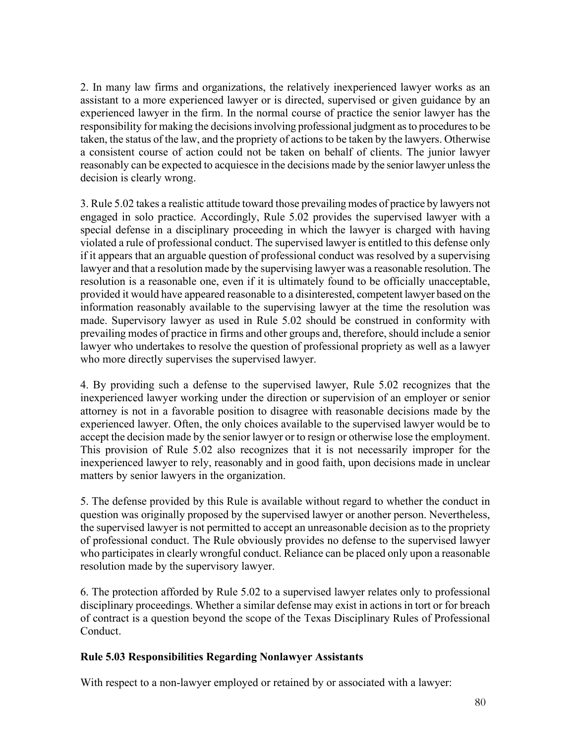2. In many law firms and organizations, the relatively inexperienced lawyer works as an assistant to a more experienced lawyer or is directed, supervised or given guidance by an experienced lawyer in the firm. In the normal course of practice the senior lawyer has the responsibility for making the decisions involving professional judgment as to procedures to be taken, the status of the law, and the propriety of actions to be taken by the lawyers. Otherwise a consistent course of action could not be taken on behalf of clients. The junior lawyer reasonably can be expected to acquiesce in the decisions made by the senior lawyer unless the decision is clearly wrong.

3. Rule 5.02 takes a realistic attitude toward those prevailing modes of practice by lawyers not engaged in solo practice. Accordingly, Rule 5.02 provides the supervised lawyer with a special defense in a disciplinary proceeding in which the lawyer is charged with having violated a rule of professional conduct. The supervised lawyer is entitled to this defense only if it appears that an arguable question of professional conduct was resolved by a supervising lawyer and that a resolution made by the supervising lawyer was a reasonable resolution. The resolution is a reasonable one, even if it is ultimately found to be officially unacceptable, provided it would have appeared reasonable to a disinterested, competent lawyer based on the information reasonably available to the supervising lawyer at the time the resolution was made. Supervisory lawyer as used in Rule 5.02 should be construed in conformity with prevailing modes of practice in firms and other groups and, therefore, should include a senior lawyer who undertakes to resolve the question of professional propriety as well as a lawyer who more directly supervises the supervised lawyer.

4. By providing such a defense to the supervised lawyer, Rule 5.02 recognizes that the inexperienced lawyer working under the direction or supervision of an employer or senior attorney is not in a favorable position to disagree with reasonable decisions made by the experienced lawyer. Often, the only choices available to the supervised lawyer would be to accept the decision made by the senior lawyer or to resign or otherwise lose the employment. This provision of Rule 5.02 also recognizes that it is not necessarily improper for the inexperienced lawyer to rely, reasonably and in good faith, upon decisions made in unclear matters by senior lawyers in the organization.

5. The defense provided by this Rule is available without regard to whether the conduct in question was originally proposed by the supervised lawyer or another person. Nevertheless, the supervised lawyer is not permitted to accept an unreasonable decision as to the propriety of professional conduct. The Rule obviously provides no defense to the supervised lawyer who participates in clearly wrongful conduct. Reliance can be placed only upon a reasonable resolution made by the supervisory lawyer.

6. The protection afforded by Rule 5.02 to a supervised lawyer relates only to professional disciplinary proceedings. Whether a similar defense may exist in actions in tort or for breach of contract is a question beyond the scope of the Texas Disciplinary Rules of Professional Conduct.

**Rule 5.03 Responsibilities Regarding Nonlawyer Assistants**

With respect to a non-lawyer employed or retained by or associated with a lawyer: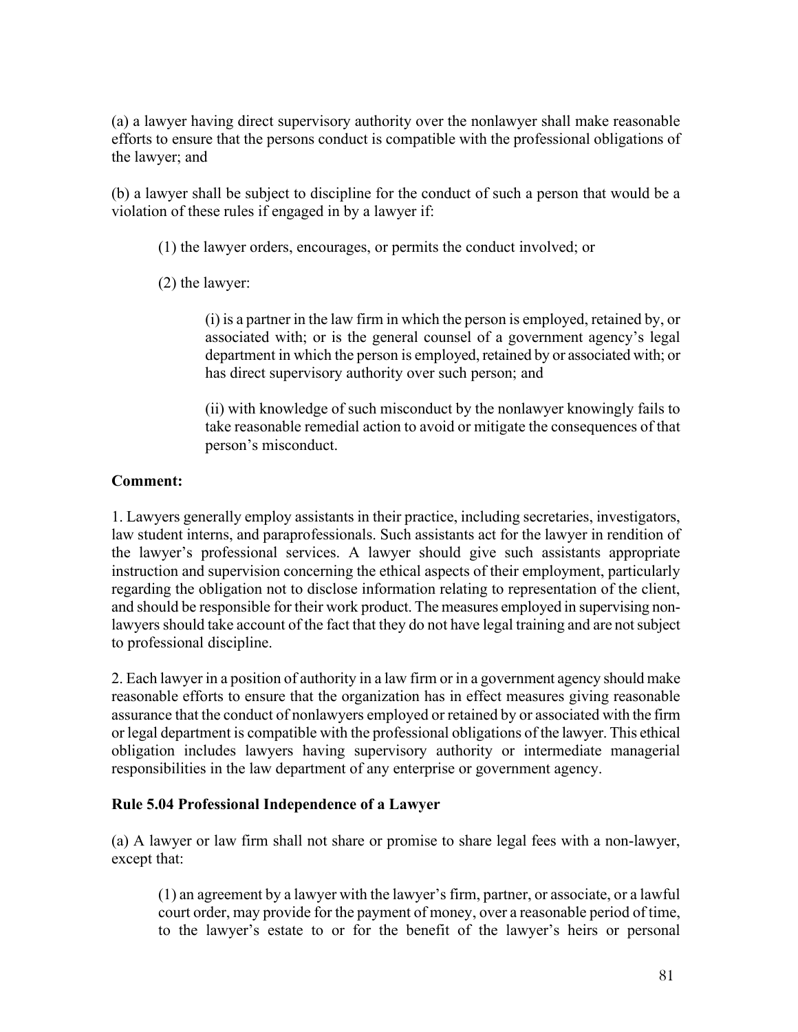(a) a lawyer having direct supervisory authority over the nonlawyer shall make reasonable efforts to ensure that the persons conduct is compatible with the professional obligations of the lawyer; and

(b) a lawyer shall be subject to discipline for the conduct of such a person that would be a violation of these rules if engaged in by a lawyer if:

> (1) the lawyer orders, encourages, or permits the conduct involved; or
>
> (2) the lawyer:
>
> > (i) is a partner in the law firm in which the person is employed, retained by, or associated with; or is the general counsel of a government agency's legal department in which the person is employed, retained by or associated with; or has direct supervisory authority over such person; and
> >
> > (ii) with knowledge of such misconduct by the nonlawyer knowingly fails to take reasonable remedial action to avoid or mitigate the consequences of that person's misconduct.

**Comment:**

1. Lawyers generally employ assistants in their practice, including secretaries, investigators, law student interns, and paraprofessionals. Such assistants act for the lawyer in rendition of the lawyer's professional services. A lawyer should give such assistants appropriate instruction and supervision concerning the ethical aspects of their employment, particularly regarding the obligation not to disclose information relating to representation of the client, and should be responsible for their work product. The measures employed in supervising non-lawyers should take account of the fact that they do not have legal training and are not subject to professional discipline.

2. Each lawyer in a position of authority in a law firm or in a government agency should make reasonable efforts to ensure that the organization has in effect measures giving reasonable assurance that the conduct of nonlawyers employed or retained by or associated with the firm or legal department is compatible with the professional obligations of the lawyer. This ethical obligation includes lawyers having supervisory authority or intermediate managerial responsibilities in the law department of any enterprise or government agency.

**Rule 5.04 Professional Independence of a Lawyer**

(a) A lawyer or law firm shall not share or promise to share legal fees with a non-lawyer, except that:

> (1) an agreement by a lawyer with the lawyer's firm, partner, or associate, or a lawful court order, may provide for the payment of money, over a reasonable period of time, to the lawyer's estate to or for the benefit of the lawyer's heirs or personal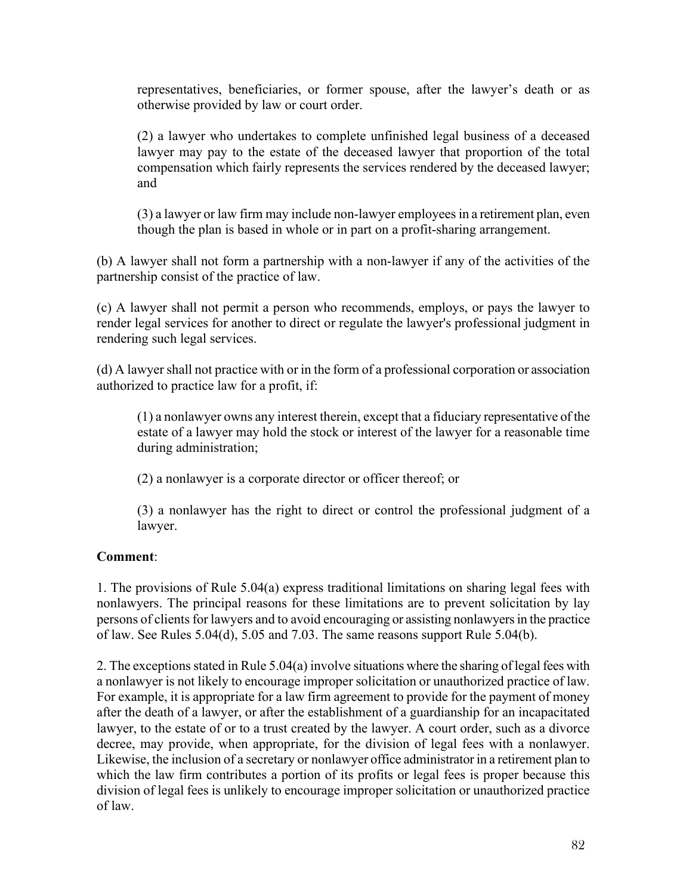representatives, beneficiaries, or former spouse, after the lawyer's death or as otherwise provided by law or court order.

(2) a lawyer who undertakes to complete unfinished legal business of a deceased lawyer may pay to the estate of the deceased lawyer that proportion of the total compensation which fairly represents the services rendered by the deceased lawyer; and

(3) a lawyer or law firm may include non-lawyer employees in a retirement plan, even though the plan is based in whole or in part on a profit-sharing arrangement.

(b) A lawyer shall not form a partnership with a non-lawyer if any of the activities of the partnership consist of the practice of law.

(c) A lawyer shall not permit a person who recommends, employs, or pays the lawyer to render legal services for another to direct or regulate the lawyer's professional judgment in rendering such legal services.

(d) A lawyer shall not practice with or in the form of a professional corporation or association authorized to practice law for a profit, if:

(1) a nonlawyer owns any interest therein, except that a fiduciary representative of the estate of a lawyer may hold the stock or interest of the lawyer for a reasonable time during administration;

(2) a nonlawyer is a corporate director or officer thereof; or

(3) a nonlawyer has the right to direct or control the professional judgment of a lawyer.

**Comment**:

1. The provisions of Rule 5.04(a) express traditional limitations on sharing legal fees with nonlawyers. The principal reasons for these limitations are to prevent solicitation by lay persons of clients for lawyers and to avoid encouraging or assisting nonlawyers in the practice of law. See Rules 5.04(d), 5.05 and 7.03. The same reasons support Rule 5.04(b).

2. The exceptions stated in Rule 5.04(a) involve situations where the sharing of legal fees with a nonlawyer is not likely to encourage improper solicitation or unauthorized practice of law. For example, it is appropriate for a law firm agreement to provide for the payment of money after the death of a lawyer, or after the establishment of a guardianship for an incapacitated lawyer, to the estate of or to a trust created by the lawyer. A court order, such as a divorce decree, may provide, when appropriate, for the division of legal fees with a nonlawyer. Likewise, the inclusion of a secretary or nonlawyer office administrator in a retirement plan to which the law firm contributes a portion of its profits or legal fees is proper because this division of legal fees is unlikely to encourage improper solicitation or unauthorized practice of law.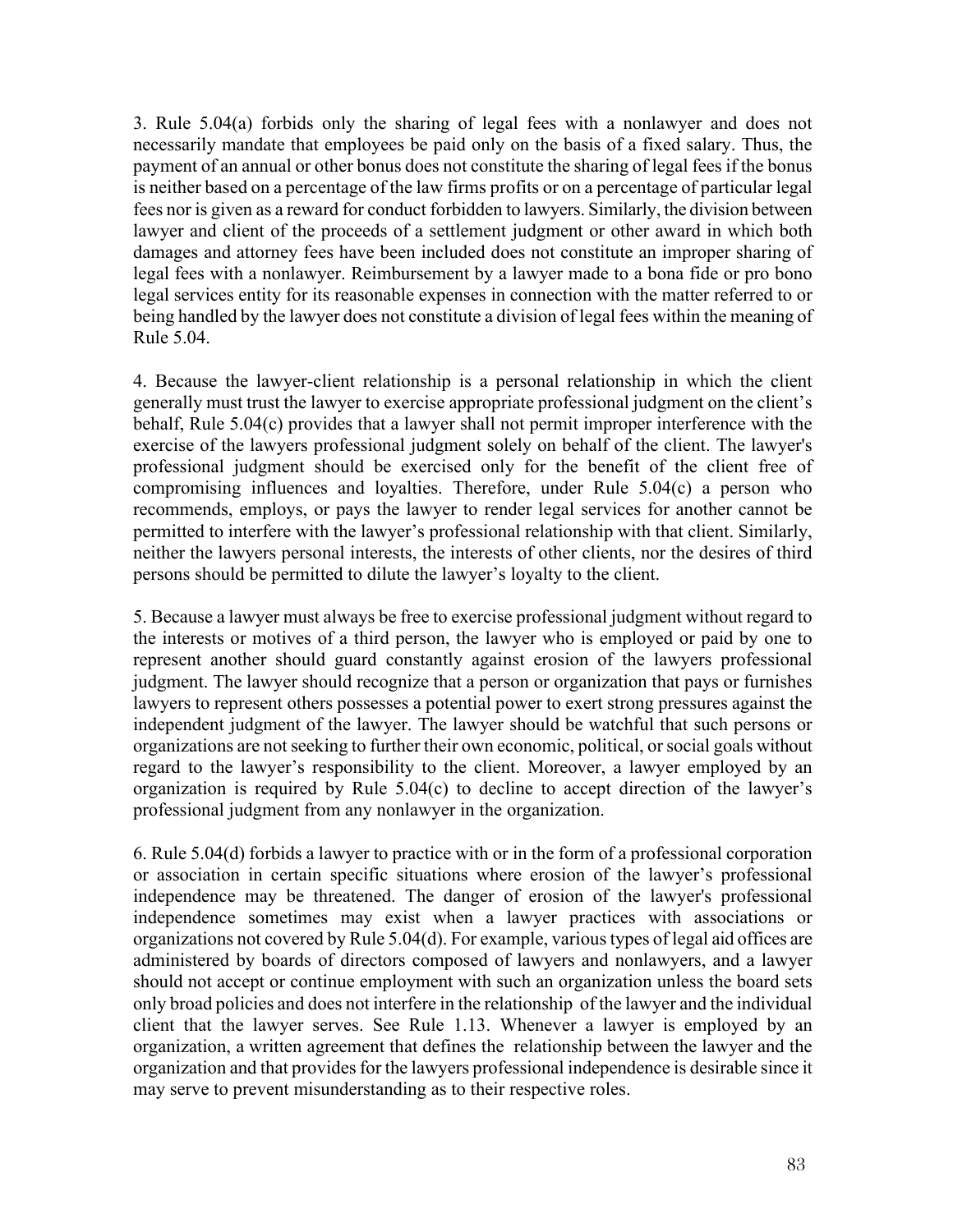3. Rule 5.04(a) forbids only the sharing of legal fees with a nonlawyer and does not necessarily mandate that employees be paid only on the basis of a fixed salary. Thus, the payment of an annual or other bonus does not constitute the sharing of legal fees if the bonus is neither based on a percentage of the law firms profits or on a percentage of particular legal fees nor is given as a reward for conduct forbidden to lawyers. Similarly, the division between lawyer and client of the proceeds of a settlement judgment or other award in which both damages and attorney fees have been included does not constitute an improper sharing of legal fees with a nonlawyer. Reimbursement by a lawyer made to a bona fide or pro bono legal services entity for its reasonable expenses in connection with the matter referred to or being handled by the lawyer does not constitute a division of legal fees within the meaning of Rule 5.04.

4. Because the lawyer-client relationship is a personal relationship in which the client generally must trust the lawyer to exercise appropriate professional judgment on the client's behalf, Rule 5.04(c) provides that a lawyer shall not permit improper interference with the exercise of the lawyers professional judgment solely on behalf of the client. The lawyer's professional judgment should be exercised only for the benefit of the client free of compromising influences and loyalties. Therefore, under Rule 5.04(c) a person who recommends, employs, or pays the lawyer to render legal services for another cannot be permitted to interfere with the lawyer's professional relationship with that client. Similarly, neither the lawyers personal interests, the interests of other clients, nor the desires of third persons should be permitted to dilute the lawyer's loyalty to the client.

5. Because a lawyer must always be free to exercise professional judgment without regard to the interests or motives of a third person, the lawyer who is employed or paid by one to represent another should guard constantly against erosion of the lawyers professional judgment. The lawyer should recognize that a person or organization that pays or furnishes lawyers to represent others possesses a potential power to exert strong pressures against the independent judgment of the lawyer. The lawyer should be watchful that such persons or organizations are not seeking to further their own economic, political, or social goals without regard to the lawyer's responsibility to the client. Moreover, a lawyer employed by an organization is required by Rule 5.04(c) to decline to accept direction of the lawyer's professional judgment from any nonlawyer in the organization.

6. Rule 5.04(d) forbids a lawyer to practice with or in the form of a professional corporation or association in certain specific situations where erosion of the lawyer's professional independence may be threatened. The danger of erosion of the lawyer's professional independence sometimes may exist when a lawyer practices with associations or organizations not covered by Rule 5.04(d). For example, various types of legal aid offices are administered by boards of directors composed of lawyers and nonlawyers, and a lawyer should not accept or continue employment with such an organization unless the board sets only broad policies and does not interfere in the relationship of the lawyer and the individual client that the lawyer serves. See Rule 1.13. Whenever a lawyer is employed by an organization, a written agreement that defines the relationship between the lawyer and the organization and that provides for the lawyers professional independence is desirable since it may serve to prevent misunderstanding as to their respective roles.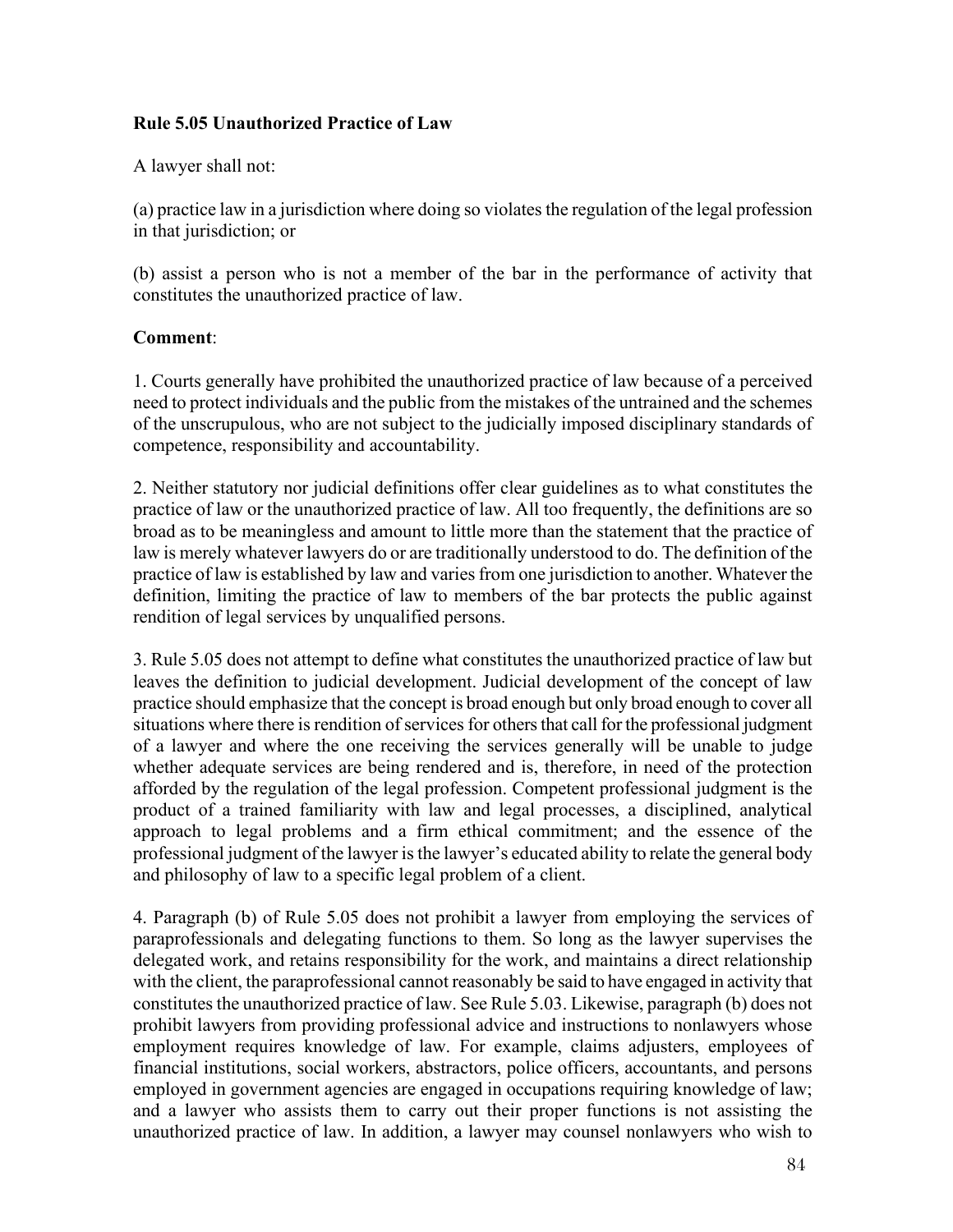**Rule 5.05 Unauthorized Practice of Law**

A lawyer shall not:

(a) practice law in a jurisdiction where doing so violates the regulation of the legal profession in that jurisdiction; or

(b) assist a person who is not a member of the bar in the performance of activity that constitutes the unauthorized practice of law.

**Comment**:

1. Courts generally have prohibited the unauthorized practice of law because of a perceived need to protect individuals and the public from the mistakes of the untrained and the schemes of the unscrupulous, who are not subject to the judicially imposed disciplinary standards of competence, responsibility and accountability.

2. Neither statutory nor judicial definitions offer clear guidelines as to what constitutes the practice of law or the unauthorized practice of law. All too frequently, the definitions are so broad as to be meaningless and amount to little more than the statement that the practice of law is merely whatever lawyers do or are traditionally understood to do. The definition of the practice of law is established by law and varies from one jurisdiction to another. Whatever the definition, limiting the practice of law to members of the bar protects the public against rendition of legal services by unqualified persons.

3. Rule 5.05 does not attempt to define what constitutes the unauthorized practice of law but leaves the definition to judicial development. Judicial development of the concept of law practice should emphasize that the concept is broad enough but only broad enough to cover all situations where there is rendition of services for others that call for the professional judgment of a lawyer and where the one receiving the services generally will be unable to judge whether adequate services are being rendered and is, therefore, in need of the protection afforded by the regulation of the legal profession. Competent professional judgment is the product of a trained familiarity with law and legal processes, a disciplined, analytical approach to legal problems and a firm ethical commitment; and the essence of the professional judgment of the lawyer is the lawyer's educated ability to relate the general body and philosophy of law to a specific legal problem of a client.

4. Paragraph (b) of Rule 5.05 does not prohibit a lawyer from employing the services of paraprofessionals and delegating functions to them. So long as the lawyer supervises the delegated work, and retains responsibility for the work, and maintains a direct relationship with the client, the paraprofessional cannot reasonably be said to have engaged in activity that constitutes the unauthorized practice of law. See Rule 5.03. Likewise, paragraph (b) does not prohibit lawyers from providing professional advice and instructions to nonlawyers whose employment requires knowledge of law. For example, claims adjusters, employees of financial institutions, social workers, abstractors, police officers, accountants, and persons employed in government agencies are engaged in occupations requiring knowledge of law; and a lawyer who assists them to carry out their proper functions is not assisting the unauthorized practice of law. In addition, a lawyer may counsel nonlawyers who wish to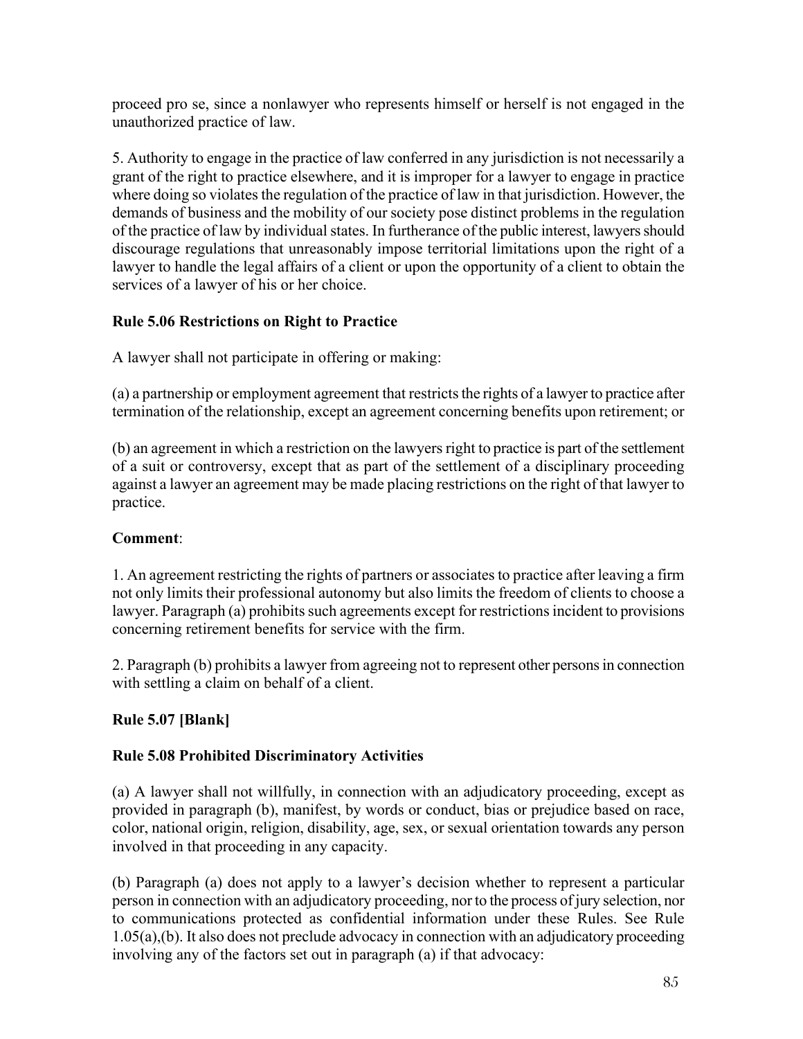proceed pro se, since a nonlawyer who represents himself or herself is not engaged in the unauthorized practice of law.

5. Authority to engage in the practice of law conferred in any jurisdiction is not necessarily a grant of the right to practice elsewhere, and it is improper for a lawyer to engage in practice where doing so violates the regulation of the practice of law in that jurisdiction. However, the demands of business and the mobility of our society pose distinct problems in the regulation of the practice of law by individual states. In furtherance of the public interest, lawyers should discourage regulations that unreasonably impose territorial limitations upon the right of a lawyer to handle the legal affairs of a client or upon the opportunity of a client to obtain the services of a lawyer of his or her choice.

### Rule 5.06 Restrictions on Right to Practice

A lawyer shall not participate in offering or making:

(a) a partnership or employment agreement that restricts the rights of a lawyer to practice after termination of the relationship, except an agreement concerning benefits upon retirement; or

(b) an agreement in which a restriction on the lawyers right to practice is part of the settlement of a suit or controversy, except that as part of the settlement of a disciplinary proceeding against a lawyer an agreement may be made placing restrictions on the right of that lawyer to practice.

**Comment**:

1. An agreement restricting the rights of partners or associates to practice after leaving a firm not only limits their professional autonomy but also limits the freedom of clients to choose a lawyer. Paragraph (a) prohibits such agreements except for restrictions incident to provisions concerning retirement benefits for service with the firm.

2. Paragraph (b) prohibits a lawyer from agreeing not to represent other persons in connection with settling a claim on behalf of a client.

### Rule 5.07 [Blank]

### Rule 5.08 Prohibited Discriminatory Activities

(a) A lawyer shall not willfully, in connection with an adjudicatory proceeding, except as provided in paragraph (b), manifest, by words or conduct, bias or prejudice based on race, color, national origin, religion, disability, age, sex, or sexual orientation towards any person involved in that proceeding in any capacity.

(b) Paragraph (a) does not apply to a lawyer's decision whether to represent a particular person in connection with an adjudicatory proceeding, nor to the process of jury selection, nor to communications protected as confidential information under these Rules. See Rule 1.05(a),(b). It also does not preclude advocacy in connection with an adjudicatory proceeding involving any of the factors set out in paragraph (a) if that advocacy: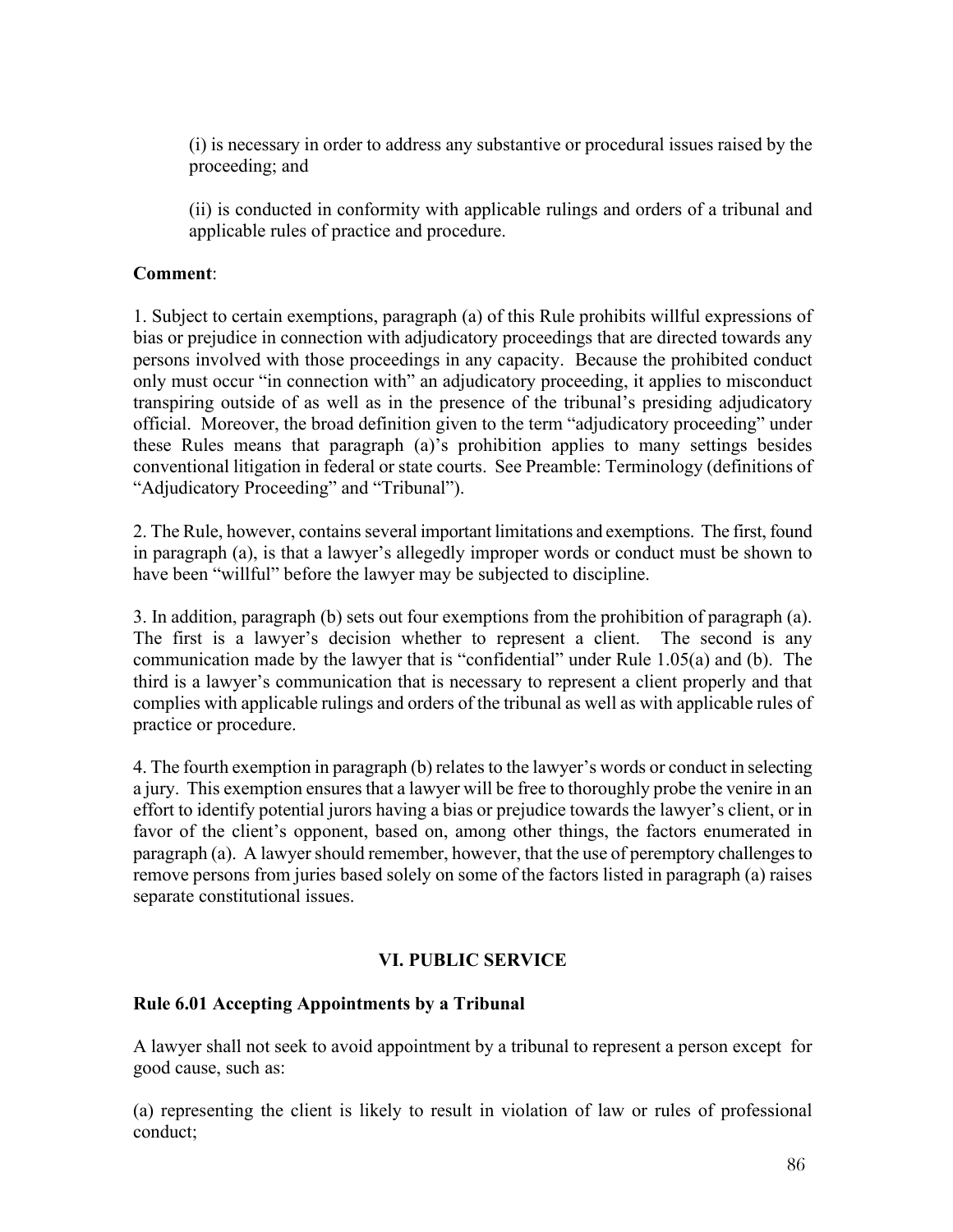(i) is necessary in order to address any substantive or procedural issues raised by the proceeding; and

(ii) is conducted in conformity with applicable rulings and orders of a tribunal and applicable rules of practice and procedure.

**Comment**:

1. Subject to certain exemptions, paragraph (a) of this Rule prohibits willful expressions of bias or prejudice in connection with adjudicatory proceedings that are directed towards any persons involved with those proceedings in any capacity. Because the prohibited conduct only must occur "in connection with" an adjudicatory proceeding, it applies to misconduct transpiring outside of as well as in the presence of the tribunal's presiding adjudicatory official. Moreover, the broad definition given to the term "adjudicatory proceeding" under these Rules means that paragraph (a)'s prohibition applies to many settings besides conventional litigation in federal or state courts. See Preamble: Terminology (definitions of "Adjudicatory Proceeding" and "Tribunal").

2. The Rule, however, contains several important limitations and exemptions. The first, found in paragraph (a), is that a lawyer's allegedly improper words or conduct must be shown to have been "willful" before the lawyer may be subjected to discipline.

3. In addition, paragraph (b) sets out four exemptions from the prohibition of paragraph (a). The first is a lawyer's decision whether to represent a client. The second is any communication made by the lawyer that is "confidential" under Rule 1.05(a) and (b). The third is a lawyer's communication that is necessary to represent a client properly and that complies with applicable rulings and orders of the tribunal as well as with applicable rules of practice or procedure.

4. The fourth exemption in paragraph (b) relates to the lawyer's words or conduct in selecting a jury. This exemption ensures that a lawyer will be free to thoroughly probe the venire in an effort to identify potential jurors having a bias or prejudice towards the lawyer's client, or in favor of the client's opponent, based on, among other things, the factors enumerated in paragraph (a). A lawyer should remember, however, that the use of peremptory challenges to remove persons from juries based solely on some of the factors listed in paragraph (a) raises separate constitutional issues.

## VI. PUBLIC SERVICE

### Rule 6.01 Accepting Appointments by a Tribunal

A lawyer shall not seek to avoid appointment by a tribunal to represent a person except for good cause, such as:

(a) representing the client is likely to result in violation of law or rules of professional conduct;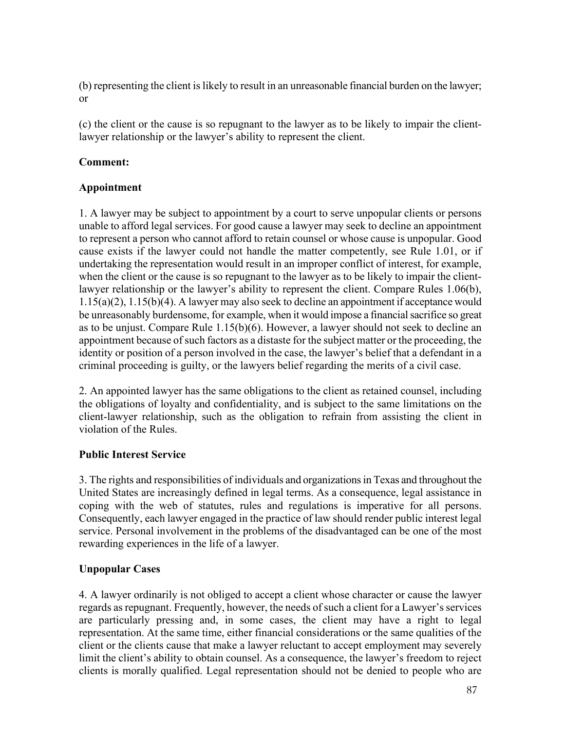(b) representing the client is likely to result in an unreasonable financial burden on the lawyer; or

(c) the client or the cause is so repugnant to the lawyer as to be likely to impair the client-lawyer relationship or the lawyer's ability to represent the client.

**Comment:**

**Appointment**

1. A lawyer may be subject to appointment by a court to serve unpopular clients or persons unable to afford legal services. For good cause a lawyer may seek to decline an appointment to represent a person who cannot afford to retain counsel or whose cause is unpopular. Good cause exists if the lawyer could not handle the matter competently, see Rule 1.01, or if undertaking the representation would result in an improper conflict of interest, for example, when the client or the cause is so repugnant to the lawyer as to be likely to impair the client-lawyer relationship or the lawyer's ability to represent the client. Compare Rules 1.06(b), 1.15(a)(2), 1.15(b)(4). A lawyer may also seek to decline an appointment if acceptance would be unreasonably burdensome, for example, when it would impose a financial sacrifice so great as to be unjust. Compare Rule 1.15(b)(6). However, a lawyer should not seek to decline an appointment because of such factors as a distaste for the subject matter or the proceeding, the identity or position of a person involved in the case, the lawyer's belief that a defendant in a criminal proceeding is guilty, or the lawyers belief regarding the merits of a civil case.

2. An appointed lawyer has the same obligations to the client as retained counsel, including the obligations of loyalty and confidentiality, and is subject to the same limitations on the client-lawyer relationship, such as the obligation to refrain from assisting the client in violation of the Rules.

**Public Interest Service**

3. The rights and responsibilities of individuals and organizations in Texas and throughout the United States are increasingly defined in legal terms. As a consequence, legal assistance in coping with the web of statutes, rules and regulations is imperative for all persons. Consequently, each lawyer engaged in the practice of law should render public interest legal service. Personal involvement in the problems of the disadvantaged can be one of the most rewarding experiences in the life of a lawyer.

**Unpopular Cases**

4. A lawyer ordinarily is not obliged to accept a client whose character or cause the lawyer regards as repugnant. Frequently, however, the needs of such a client for a Lawyer's services are particularly pressing and, in some cases, the client may have a right to legal representation. At the same time, either financial considerations or the same qualities of the client or the clients cause that make a lawyer reluctant to accept employment may severely limit the client's ability to obtain counsel. As a consequence, the lawyer's freedom to reject clients is morally qualified. Legal representation should not be denied to people who are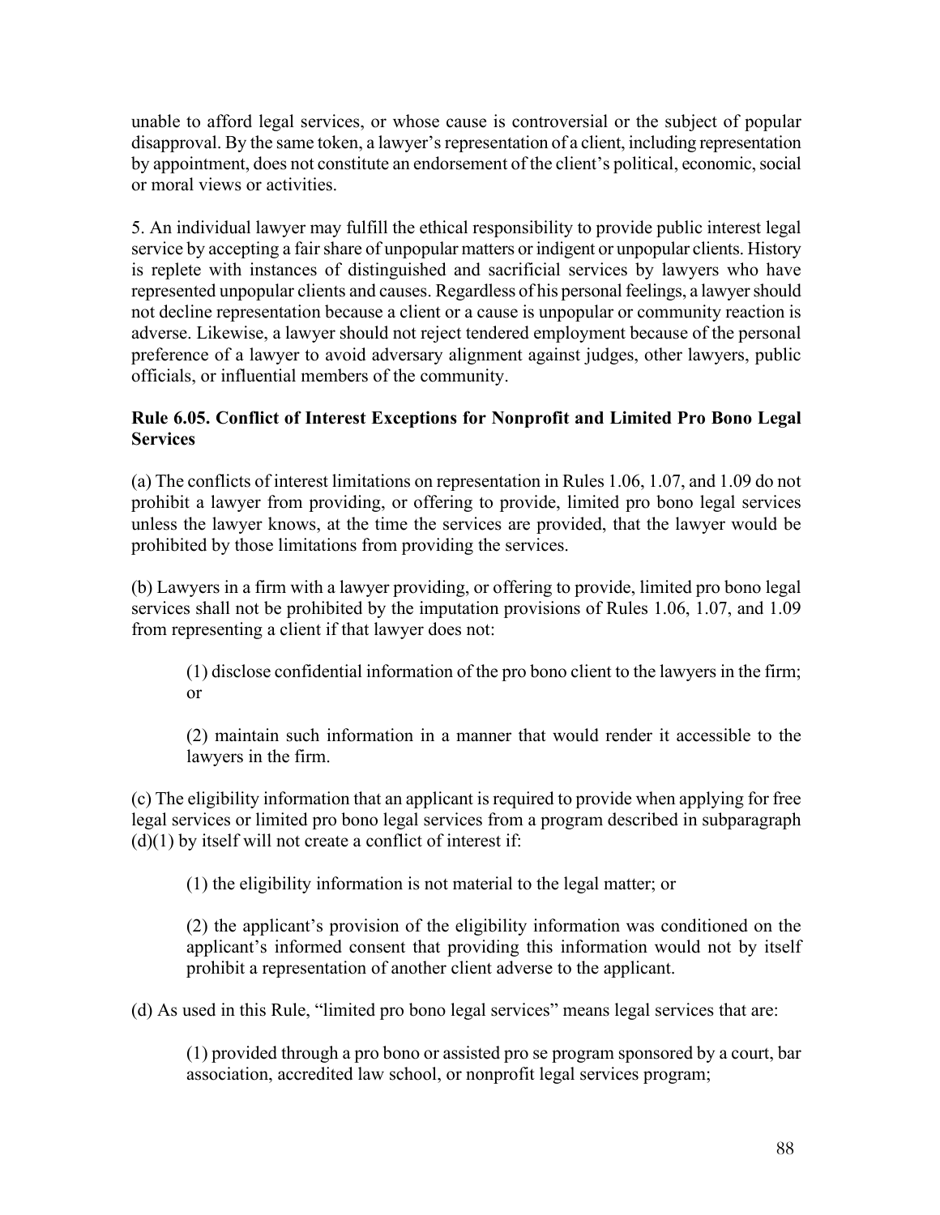unable to afford legal services, or whose cause is controversial or the subject of popular disapproval. By the same token, a lawyer's representation of a client, including representation by appointment, does not constitute an endorsement of the client's political, economic, social or moral views or activities.

5. An individual lawyer may fulfill the ethical responsibility to provide public interest legal service by accepting a fair share of unpopular matters or indigent or unpopular clients. History is replete with instances of distinguished and sacrificial services by lawyers who have represented unpopular clients and causes. Regardless of his personal feelings, a lawyer should not decline representation because a client or a cause is unpopular or community reaction is adverse. Likewise, a lawyer should not reject tendered employment because of the personal preference of a lawyer to avoid adversary alignment against judges, other lawyers, public officials, or influential members of the community.

**Rule 6.05. Conflict of Interest Exceptions for Nonprofit and Limited Pro Bono Legal Services**

(a) The conflicts of interest limitations on representation in Rules 1.06, 1.07, and 1.09 do not prohibit a lawyer from providing, or offering to provide, limited pro bono legal services unless the lawyer knows, at the time the services are provided, that the lawyer would be prohibited by those limitations from providing the services.

(b) Lawyers in a firm with a lawyer providing, or offering to provide, limited pro bono legal services shall not be prohibited by the imputation provisions of Rules 1.06, 1.07, and 1.09 from representing a client if that lawyer does not:

(1) disclose confidential information of the pro bono client to the lawyers in the firm; or

(2) maintain such information in a manner that would render it accessible to the lawyers in the firm.

(c) The eligibility information that an applicant is required to provide when applying for free legal services or limited pro bono legal services from a program described in subparagraph (d)(1) by itself will not create a conflict of interest if:

(1) the eligibility information is not material to the legal matter; or

(2) the applicant's provision of the eligibility information was conditioned on the applicant's informed consent that providing this information would not by itself prohibit a representation of another client adverse to the applicant.

(d) As used in this Rule, "limited pro bono legal services" means legal services that are:

(1) provided through a pro bono or assisted pro se program sponsored by a court, bar association, accredited law school, or nonprofit legal services program;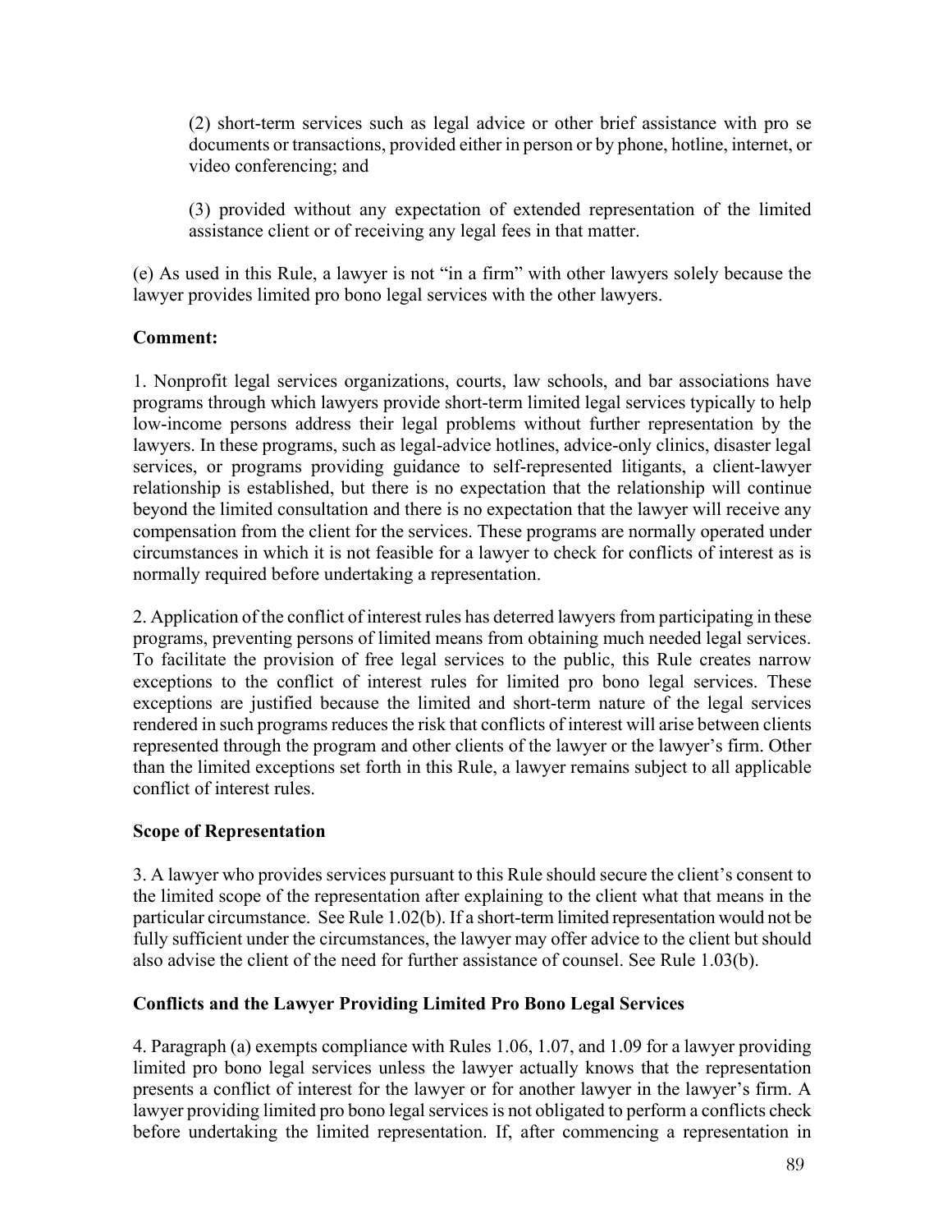(2) short-term services such as legal advice or other brief assistance with pro se documents or transactions, provided either in person or by phone, hotline, internet, or video conferencing; and

(3) provided without any expectation of extended representation of the limited assistance client or of receiving any legal fees in that matter.

(e) As used in this Rule, a lawyer is not "in a firm" with other lawyers solely because the lawyer provides limited pro bono legal services with the other lawyers.

**Comment:**

1. Nonprofit legal services organizations, courts, law schools, and bar associations have programs through which lawyers provide short-term limited legal services typically to help low-income persons address their legal problems without further representation by the lawyers. In these programs, such as legal-advice hotlines, advice-only clinics, disaster legal services, or programs providing guidance to self-represented litigants, a client-lawyer relationship is established, but there is no expectation that the relationship will continue beyond the limited consultation and there is no expectation that the lawyer will receive any compensation from the client for the services. These programs are normally operated under circumstances in which it is not feasible for a lawyer to check for conflicts of interest as is normally required before undertaking a representation.

2. Application of the conflict of interest rules has deterred lawyers from participating in these programs, preventing persons of limited means from obtaining much needed legal services. To facilitate the provision of free legal services to the public, this Rule creates narrow exceptions to the conflict of interest rules for limited pro bono legal services. These exceptions are justified because the limited and short-term nature of the legal services rendered in such programs reduces the risk that conflicts of interest will arise between clients represented through the program and other clients of the lawyer or the lawyer's firm. Other than the limited exceptions set forth in this Rule, a lawyer remains subject to all applicable conflict of interest rules.

**Scope of Representation**

3. A lawyer who provides services pursuant to this Rule should secure the client's consent to the limited scope of the representation after explaining to the client what that means in the particular circumstance. See Rule 1.02(b). If a short-term limited representation would not be fully sufficient under the circumstances, the lawyer may offer advice to the client but should also advise the client of the need for further assistance of counsel. See Rule 1.03(b).

**Conflicts and the Lawyer Providing Limited Pro Bono Legal Services**

4. Paragraph (a) exempts compliance with Rules 1.06, 1.07, and 1.09 for a lawyer providing limited pro bono legal services unless the lawyer actually knows that the representation presents a conflict of interest for the lawyer or for another lawyer in the lawyer's firm. A lawyer providing limited pro bono legal services is not obligated to perform a conflicts check before undertaking the limited representation. If, after commencing a representation in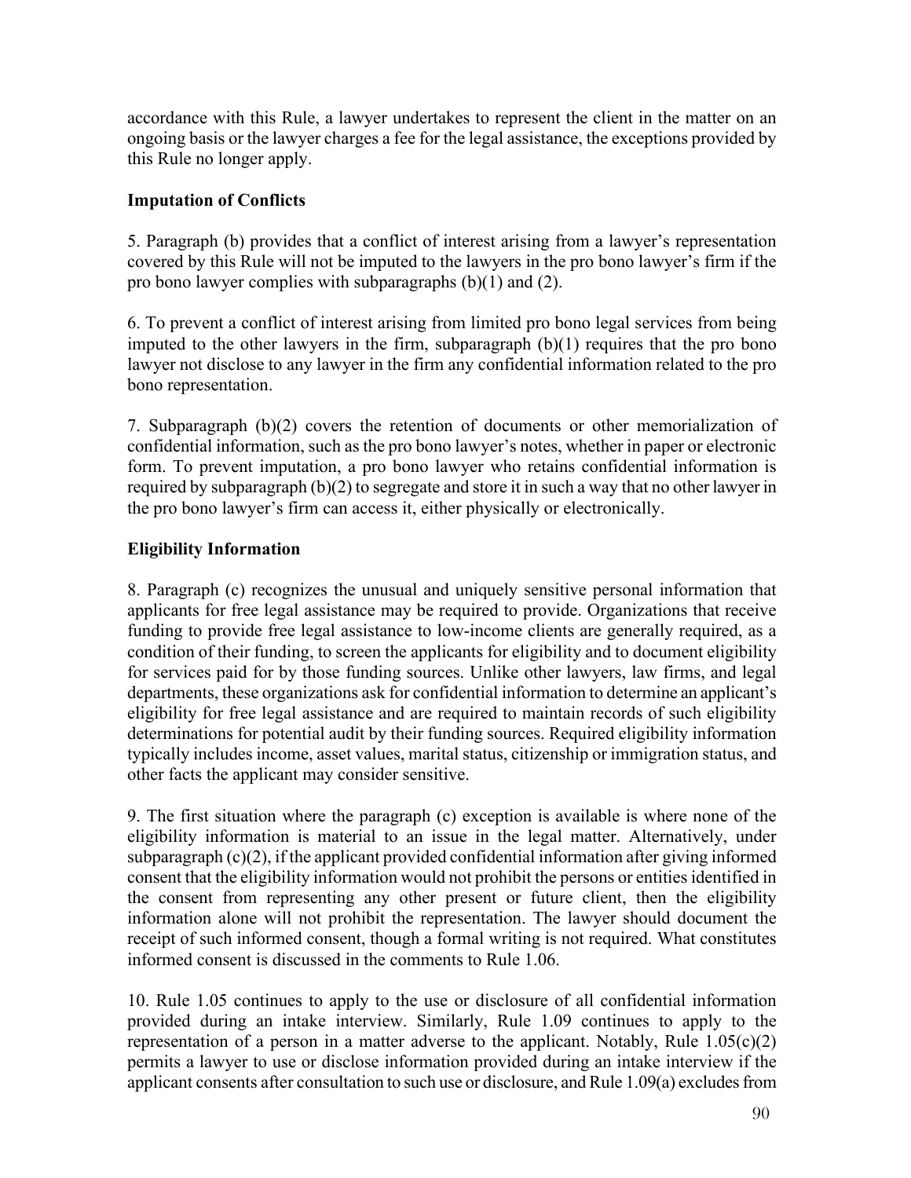accordance with this Rule, a lawyer undertakes to represent the client in the matter on an ongoing basis or the lawyer charges a fee for the legal assistance, the exceptions provided by this Rule no longer apply.

**Imputation of Conflicts**

5. Paragraph (b) provides that a conflict of interest arising from a lawyer's representation covered by this Rule will not be imputed to the lawyers in the pro bono lawyer's firm if the pro bono lawyer complies with subparagraphs (b)(1) and (2).

6. To prevent a conflict of interest arising from limited pro bono legal services from being imputed to the other lawyers in the firm, subparagraph (b)(1) requires that the pro bono lawyer not disclose to any lawyer in the firm any confidential information related to the pro bono representation.

7. Subparagraph (b)(2) covers the retention of documents or other memorialization of confidential information, such as the pro bono lawyer's notes, whether in paper or electronic form. To prevent imputation, a pro bono lawyer who retains confidential information is required by subparagraph (b)(2) to segregate and store it in such a way that no other lawyer in the pro bono lawyer's firm can access it, either physically or electronically.

**Eligibility Information**

8. Paragraph (c) recognizes the unusual and uniquely sensitive personal information that applicants for free legal assistance may be required to provide. Organizations that receive funding to provide free legal assistance to low-income clients are generally required, as a condition of their funding, to screen the applicants for eligibility and to document eligibility for services paid for by those funding sources. Unlike other lawyers, law firms, and legal departments, these organizations ask for confidential information to determine an applicant's eligibility for free legal assistance and are required to maintain records of such eligibility determinations for potential audit by their funding sources. Required eligibility information typically includes income, asset values, marital status, citizenship or immigration status, and other facts the applicant may consider sensitive.

9. The first situation where the paragraph (c) exception is available is where none of the eligibility information is material to an issue in the legal matter. Alternatively, under subparagraph (c)(2), if the applicant provided confidential information after giving informed consent that the eligibility information would not prohibit the persons or entities identified in the consent from representing any other present or future client, then the eligibility information alone will not prohibit the representation. The lawyer should document the receipt of such informed consent, though a formal writing is not required. What constitutes informed consent is discussed in the comments to Rule 1.06.

10. Rule 1.05 continues to apply to the use or disclosure of all confidential information provided during an intake interview. Similarly, Rule 1.09 continues to apply to the representation of a person in a matter adverse to the applicant. Notably, Rule 1.05(c)(2) permits a lawyer to use or disclose information provided during an intake interview if the applicant consents after consultation to such use or disclosure, and Rule 1.09(a) excludes from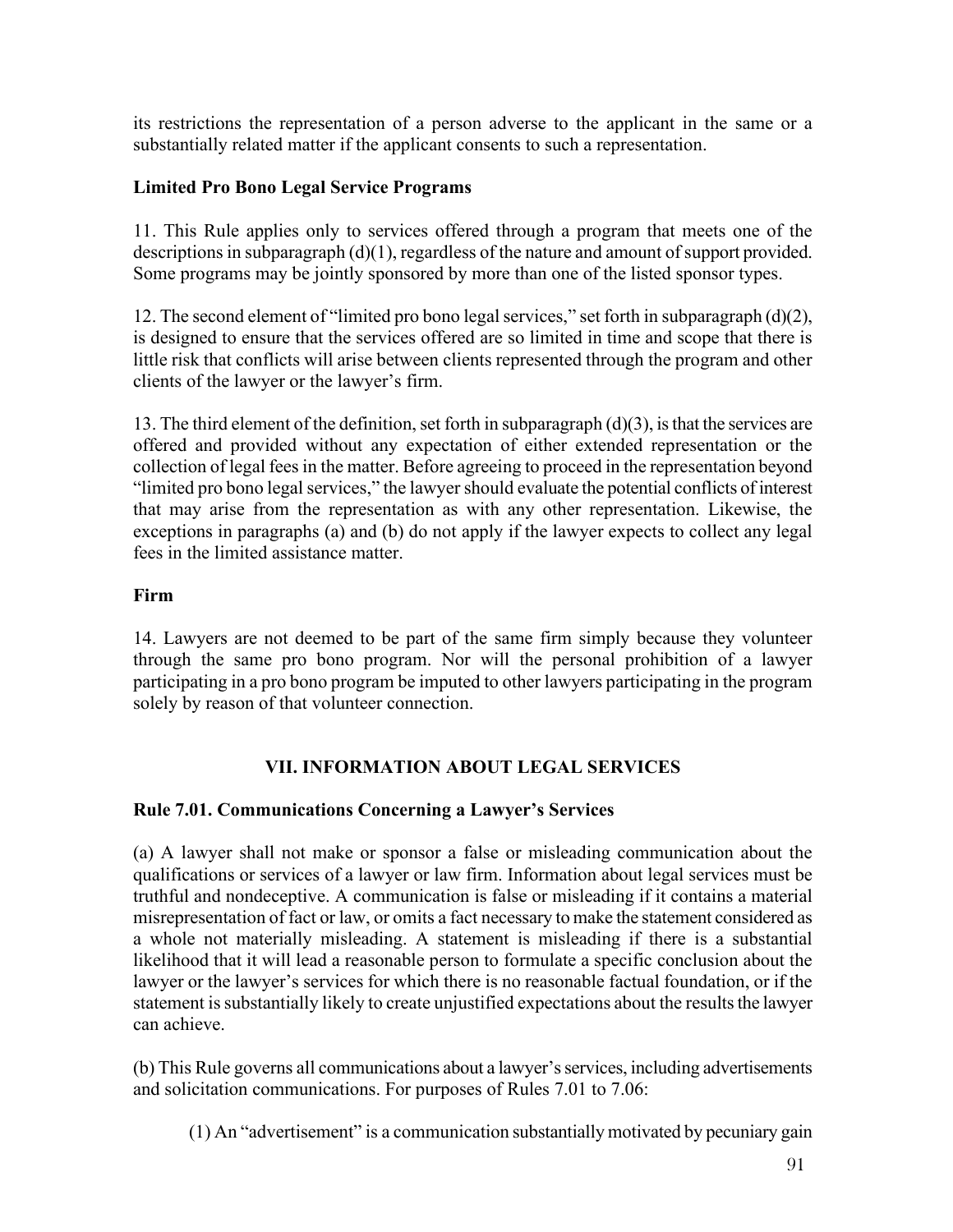its restrictions the representation of a person adverse to the applicant in the same or a substantially related matter if the applicant consents to such a representation.

**Limited Pro Bono Legal Service Programs**

11. This Rule applies only to services offered through a program that meets one of the descriptions in subparagraph (d)(1), regardless of the nature and amount of support provided. Some programs may be jointly sponsored by more than one of the listed sponsor types.

12. The second element of "limited pro bono legal services," set forth in subparagraph (d)(2), is designed to ensure that the services offered are so limited in time and scope that there is little risk that conflicts will arise between clients represented through the program and other clients of the lawyer or the lawyer's firm.

13. The third element of the definition, set forth in subparagraph (d)(3), is that the services are offered and provided without any expectation of either extended representation or the collection of legal fees in the matter. Before agreeing to proceed in the representation beyond "limited pro bono legal services," the lawyer should evaluate the potential conflicts of interest that may arise from the representation as with any other representation. Likewise, the exceptions in paragraphs (a) and (b) do not apply if the lawyer expects to collect any legal fees in the limited assistance matter.

**Firm**

14. Lawyers are not deemed to be part of the same firm simply because they volunteer through the same pro bono program. Nor will the personal prohibition of a lawyer participating in a pro bono program be imputed to other lawyers participating in the program solely by reason of that volunteer connection.

## VII. INFORMATION ABOUT LEGAL SERVICES

### Rule 7.01. Communications Concerning a Lawyer's Services

(a) A lawyer shall not make or sponsor a false or misleading communication about the qualifications or services of a lawyer or law firm. Information about legal services must be truthful and nondeceptive. A communication is false or misleading if it contains a material misrepresentation of fact or law, or omits a fact necessary to make the statement considered as a whole not materially misleading. A statement is misleading if there is a substantial likelihood that it will lead a reasonable person to formulate a specific conclusion about the lawyer or the lawyer's services for which there is no reasonable factual foundation, or if the statement is substantially likely to create unjustified expectations about the results the lawyer can achieve.

(b) This Rule governs all communications about a lawyer's services, including advertisements and solicitation communications. For purposes of Rules 7.01 to 7.06:

(1) An "advertisement" is a communication substantially motivated by pecuniary gain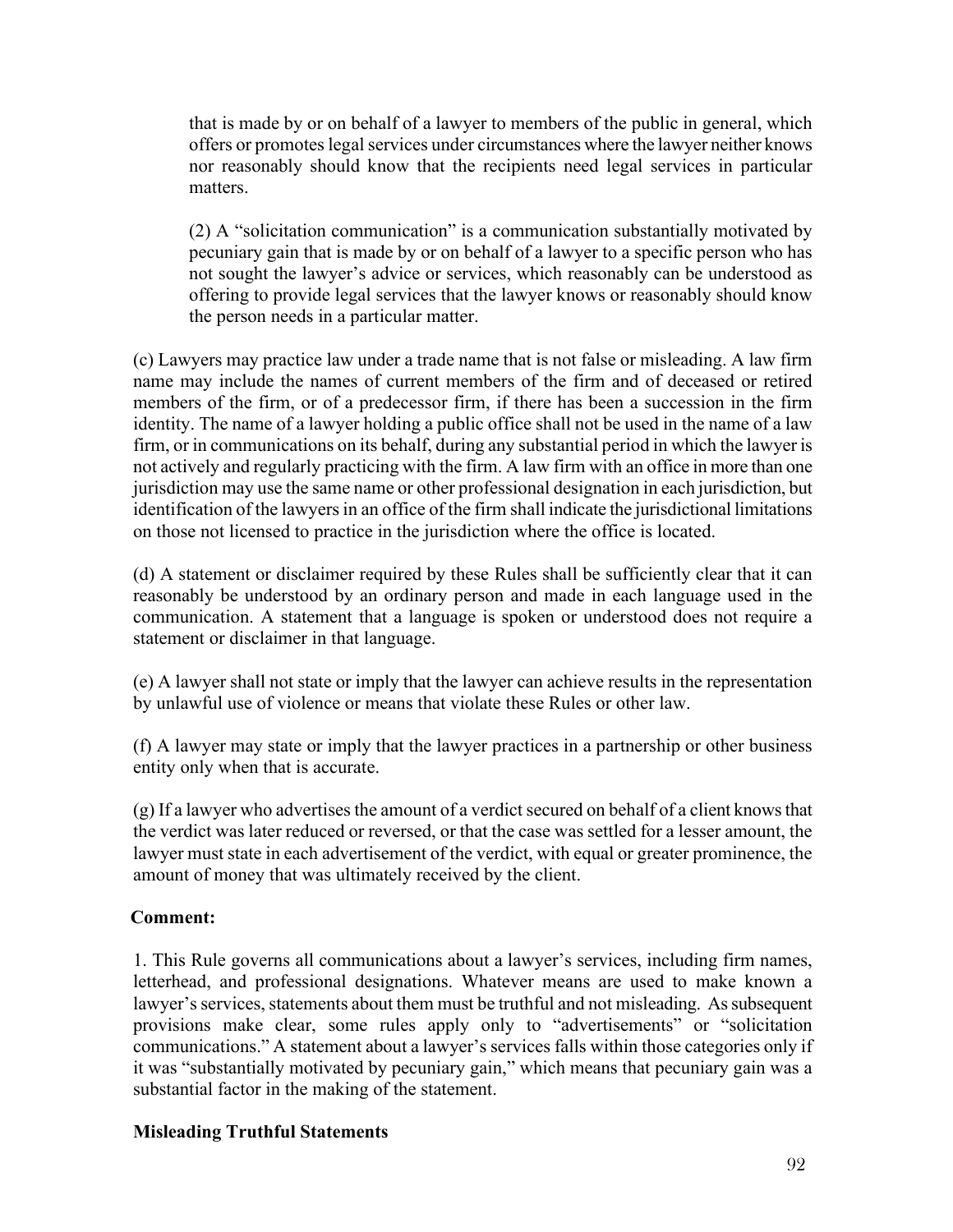that is made by or on behalf of a lawyer to members of the public in general, which offers or promotes legal services under circumstances where the lawyer neither knows nor reasonably should know that the recipients need legal services in particular matters.

(2) A "solicitation communication" is a communication substantially motivated by pecuniary gain that is made by or on behalf of a lawyer to a specific person who has not sought the lawyer's advice or services, which reasonably can be understood as offering to provide legal services that the lawyer knows or reasonably should know the person needs in a particular matter.

(c) Lawyers may practice law under a trade name that is not false or misleading. A law firm name may include the names of current members of the firm and of deceased or retired members of the firm, or of a predecessor firm, if there has been a succession in the firm identity. The name of a lawyer holding a public office shall not be used in the name of a law firm, or in communications on its behalf, during any substantial period in which the lawyer is not actively and regularly practicing with the firm. A law firm with an office in more than one jurisdiction may use the same name or other professional designation in each jurisdiction, but identification of the lawyers in an office of the firm shall indicate the jurisdictional limitations on those not licensed to practice in the jurisdiction where the office is located.

(d) A statement or disclaimer required by these Rules shall be sufficiently clear that it can reasonably be understood by an ordinary person and made in each language used in the communication. A statement that a language is spoken or understood does not require a statement or disclaimer in that language.

(e) A lawyer shall not state or imply that the lawyer can achieve results in the representation by unlawful use of violence or means that violate these Rules or other law.

(f) A lawyer may state or imply that the lawyer practices in a partnership or other business entity only when that is accurate.

(g) If a lawyer who advertises the amount of a verdict secured on behalf of a client knows that the verdict was later reduced or reversed, or that the case was settled for a lesser amount, the lawyer must state in each advertisement of the verdict, with equal or greater prominence, the amount of money that was ultimately received by the client.

**Comment:**

1. This Rule governs all communications about a lawyer's services, including firm names, letterhead, and professional designations. Whatever means are used to make known a lawyer's services, statements about them must be truthful and not misleading. As subsequent provisions make clear, some rules apply only to "advertisements" or "solicitation communications." A statement about a lawyer's services falls within those categories only if it was "substantially motivated by pecuniary gain," which means that pecuniary gain was a substantial factor in the making of the statement.

**Misleading Truthful Statements**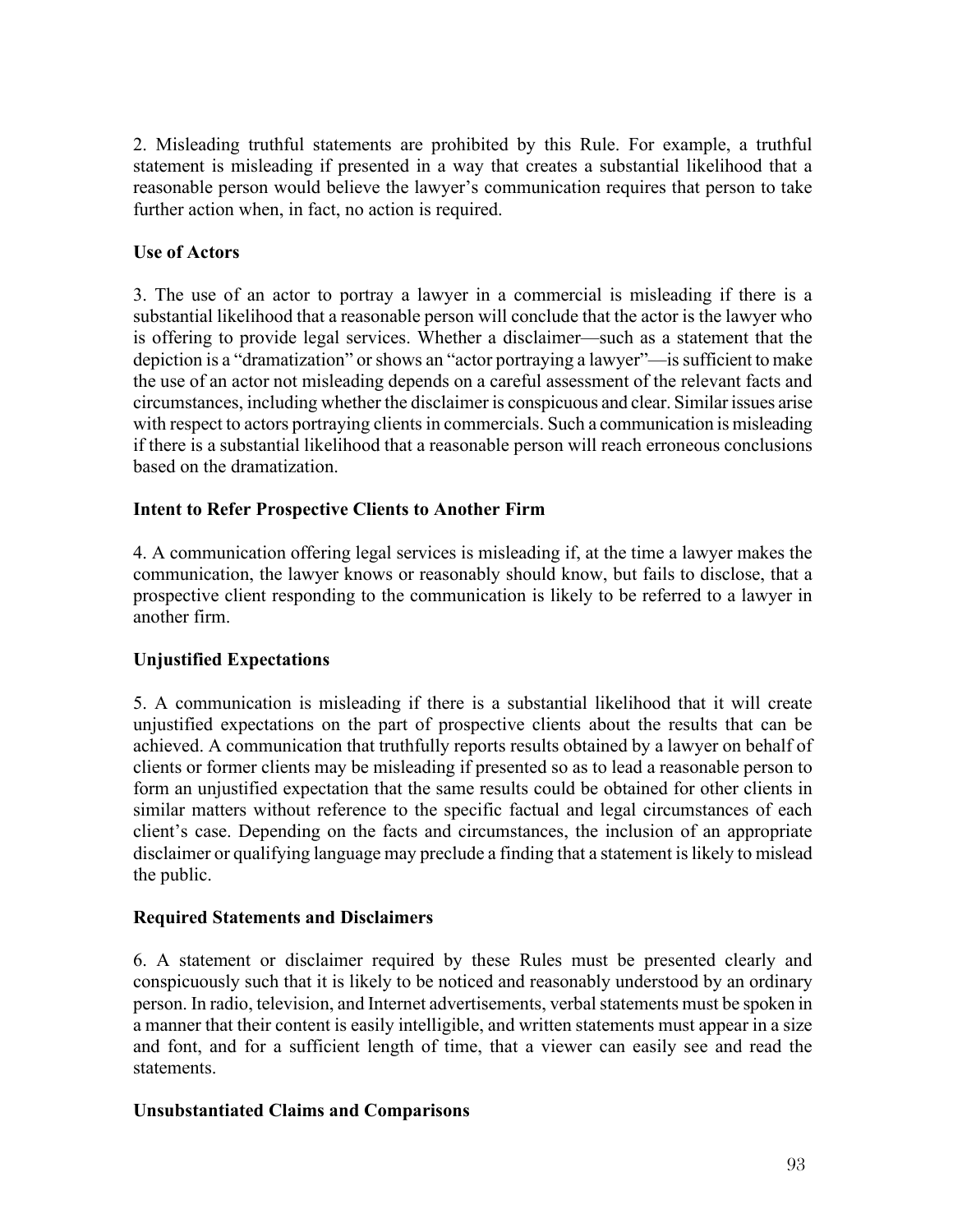2. Misleading truthful statements are prohibited by this Rule. For example, a truthful statement is misleading if presented in a way that creates a substantial likelihood that a reasonable person would believe the lawyer's communication requires that person to take further action when, in fact, no action is required.

**Use of Actors**

3. The use of an actor to portray a lawyer in a commercial is misleading if there is a substantial likelihood that a reasonable person will conclude that the actor is the lawyer who is offering to provide legal services. Whether a disclaimer—such as a statement that the depiction is a "dramatization" or shows an "actor portraying a lawyer"—is sufficient to make the use of an actor not misleading depends on a careful assessment of the relevant facts and circumstances, including whether the disclaimer is conspicuous and clear. Similar issues arise with respect to actors portraying clients in commercials. Such a communication is misleading if there is a substantial likelihood that a reasonable person will reach erroneous conclusions based on the dramatization.

**Intent to Refer Prospective Clients to Another Firm**

4. A communication offering legal services is misleading if, at the time a lawyer makes the communication, the lawyer knows or reasonably should know, but fails to disclose, that a prospective client responding to the communication is likely to be referred to a lawyer in another firm.

**Unjustified Expectations**

5. A communication is misleading if there is a substantial likelihood that it will create unjustified expectations on the part of prospective clients about the results that can be achieved. A communication that truthfully reports results obtained by a lawyer on behalf of clients or former clients may be misleading if presented so as to lead a reasonable person to form an unjustified expectation that the same results could be obtained for other clients in similar matters without reference to the specific factual and legal circumstances of each client's case. Depending on the facts and circumstances, the inclusion of an appropriate disclaimer or qualifying language may preclude a finding that a statement is likely to mislead the public.

**Required Statements and Disclaimers**

6. A statement or disclaimer required by these Rules must be presented clearly and conspicuously such that it is likely to be noticed and reasonably understood by an ordinary person. In radio, television, and Internet advertisements, verbal statements must be spoken in a manner that their content is easily intelligible, and written statements must appear in a size and font, and for a sufficient length of time, that a viewer can easily see and read the statements.

**Unsubstantiated Claims and Comparisons**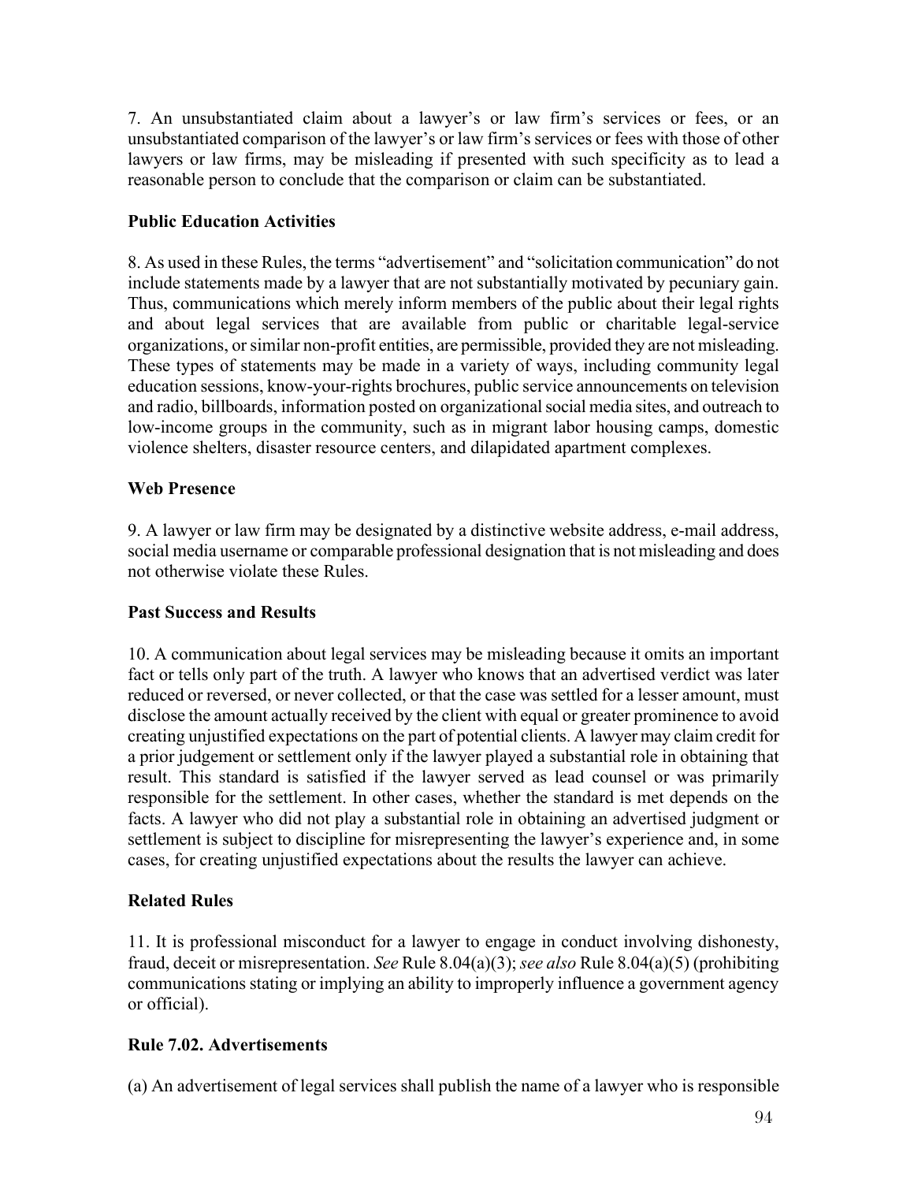7. An unsubstantiated claim about a lawyer's or law firm's services or fees, or an unsubstantiated comparison of the lawyer's or law firm's services or fees with those of other lawyers or law firms, may be misleading if presented with such specificity as to lead a reasonable person to conclude that the comparison or claim can be substantiated.

**Public Education Activities**

8. As used in these Rules, the terms "advertisement" and "solicitation communication" do not include statements made by a lawyer that are not substantially motivated by pecuniary gain. Thus, communications which merely inform members of the public about their legal rights and about legal services that are available from public or charitable legal-service organizations, or similar non-profit entities, are permissible, provided they are not misleading. These types of statements may be made in a variety of ways, including community legal education sessions, know-your-rights brochures, public service announcements on television and radio, billboards, information posted on organizational social media sites, and outreach to low-income groups in the community, such as in migrant labor housing camps, domestic violence shelters, disaster resource centers, and dilapidated apartment complexes.

**Web Presence**

9. A lawyer or law firm may be designated by a distinctive website address, e-mail address, social media username or comparable professional designation that is not misleading and does not otherwise violate these Rules.

**Past Success and Results**

10. A communication about legal services may be misleading because it omits an important fact or tells only part of the truth. A lawyer who knows that an advertised verdict was later reduced or reversed, or never collected, or that the case was settled for a lesser amount, must disclose the amount actually received by the client with equal or greater prominence to avoid creating unjustified expectations on the part of potential clients. A lawyer may claim credit for a prior judgement or settlement only if the lawyer played a substantial role in obtaining that result. This standard is satisfied if the lawyer served as lead counsel or was primarily responsible for the settlement. In other cases, whether the standard is met depends on the facts. A lawyer who did not play a substantial role in obtaining an advertised judgment or settlement is subject to discipline for misrepresenting the lawyer's experience and, in some cases, for creating unjustified expectations about the results the lawyer can achieve.

**Related Rules**

11. It is professional misconduct for a lawyer to engage in conduct involving dishonesty, fraud, deceit or misrepresentation. *See* Rule 8.04(a)(3); *see also* Rule 8.04(a)(5) (prohibiting communications stating or implying an ability to improperly influence a government agency or official).

**Rule 7.02. Advertisements**

(a) An advertisement of legal services shall publish the name of a lawyer who is responsible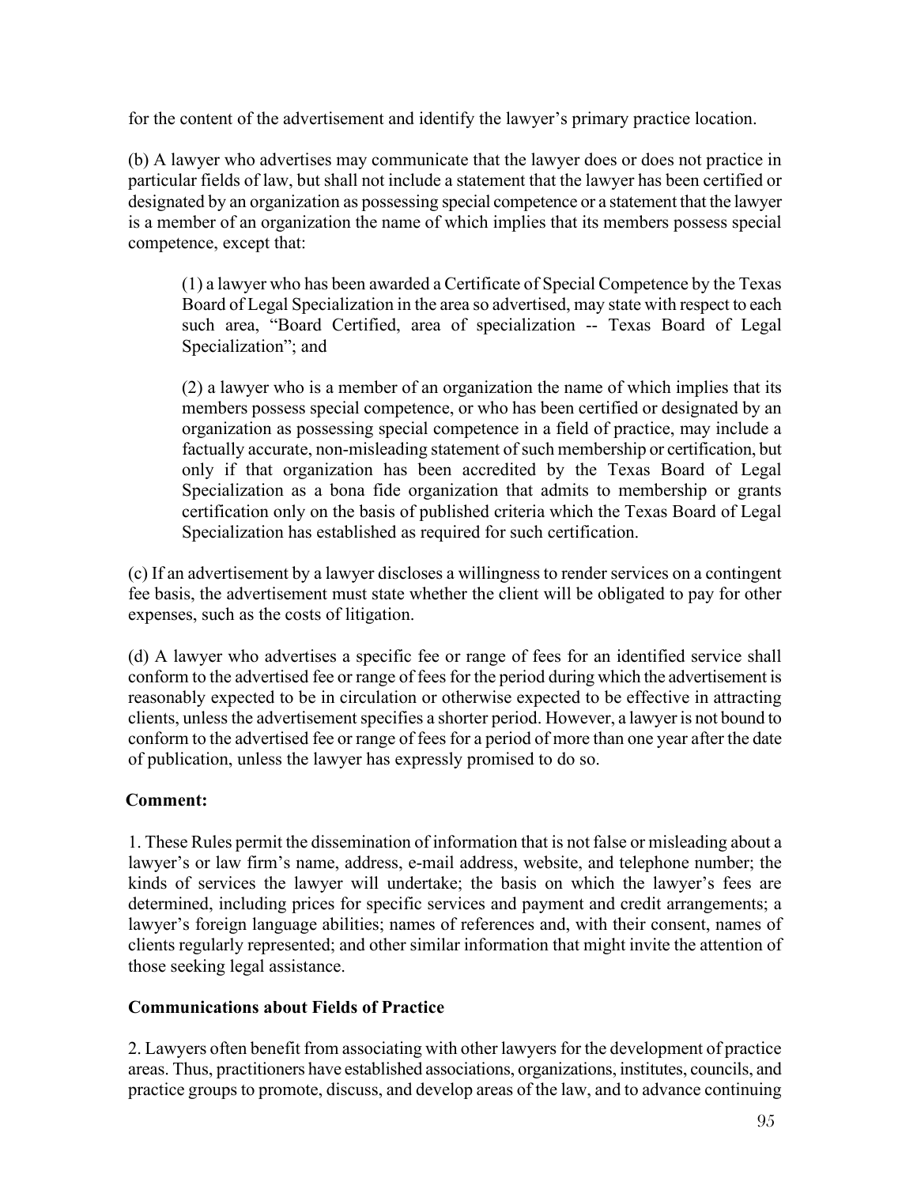for the content of the advertisement and identify the lawyer's primary practice location.

(b) A lawyer who advertises may communicate that the lawyer does or does not practice in particular fields of law, but shall not include a statement that the lawyer has been certified or designated by an organization as possessing special competence or a statement that the lawyer is a member of an organization the name of which implies that its members possess special competence, except that:

> (1) a lawyer who has been awarded a Certificate of Special Competence by the Texas Board of Legal Specialization in the area so advertised, may state with respect to each such area, "Board Certified, area of specialization -- Texas Board of Legal Specialization"; and
>
> (2) a lawyer who is a member of an organization the name of which implies that its members possess special competence, or who has been certified or designated by an organization as possessing special competence in a field of practice, may include a factually accurate, non-misleading statement of such membership or certification, but only if that organization has been accredited by the Texas Board of Legal Specialization as a bona fide organization that admits to membership or grants certification only on the basis of published criteria which the Texas Board of Legal Specialization has established as required for such certification.

(c) If an advertisement by a lawyer discloses a willingness to render services on a contingent fee basis, the advertisement must state whether the client will be obligated to pay for other expenses, such as the costs of litigation.

(d) A lawyer who advertises a specific fee or range of fees for an identified service shall conform to the advertised fee or range of fees for the period during which the advertisement is reasonably expected to be in circulation or otherwise expected to be effective in attracting clients, unless the advertisement specifies a shorter period. However, a lawyer is not bound to conform to the advertised fee or range of fees for a period of more than one year after the date of publication, unless the lawyer has expressly promised to do so.

**Comment:**

1. These Rules permit the dissemination of information that is not false or misleading about a lawyer's or law firm's name, address, e-mail address, website, and telephone number; the kinds of services the lawyer will undertake; the basis on which the lawyer's fees are determined, including prices for specific services and payment and credit arrangements; a lawyer's foreign language abilities; names of references and, with their consent, names of clients regularly represented; and other similar information that might invite the attention of those seeking legal assistance.

**Communications about Fields of Practice**

2. Lawyers often benefit from associating with other lawyers for the development of practice areas. Thus, practitioners have established associations, organizations, institutes, councils, and practice groups to promote, discuss, and develop areas of the law, and to advance continuing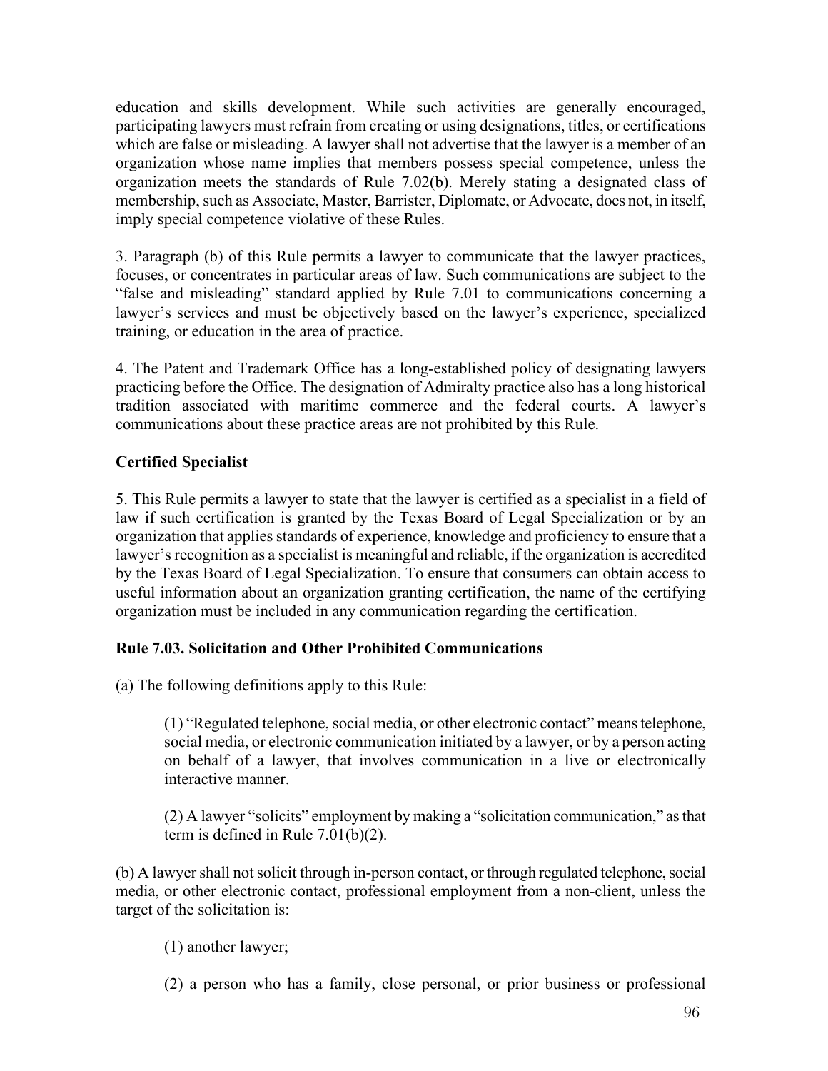education and skills development. While such activities are generally encouraged, participating lawyers must refrain from creating or using designations, titles, or certifications which are false or misleading. A lawyer shall not advertise that the lawyer is a member of an organization whose name implies that members possess special competence, unless the organization meets the standards of Rule 7.02(b). Merely stating a designated class of membership, such as Associate, Master, Barrister, Diplomate, or Advocate, does not, in itself, imply special competence violative of these Rules.

3. Paragraph (b) of this Rule permits a lawyer to communicate that the lawyer practices, focuses, or concentrates in particular areas of law. Such communications are subject to the "false and misleading" standard applied by Rule 7.01 to communications concerning a lawyer's services and must be objectively based on the lawyer's experience, specialized training, or education in the area of practice.

4. The Patent and Trademark Office has a long-established policy of designating lawyers practicing before the Office. The designation of Admiralty practice also has a long historical tradition associated with maritime commerce and the federal courts. A lawyer's communications about these practice areas are not prohibited by this Rule.

**Certified Specialist**

5. This Rule permits a lawyer to state that the lawyer is certified as a specialist in a field of law if such certification is granted by the Texas Board of Legal Specialization or by an organization that applies standards of experience, knowledge and proficiency to ensure that a lawyer's recognition as a specialist is meaningful and reliable, if the organization is accredited by the Texas Board of Legal Specialization. To ensure that consumers can obtain access to useful information about an organization granting certification, the name of the certifying organization must be included in any communication regarding the certification.

**Rule 7.03. Solicitation and Other Prohibited Communications**

(a) The following definitions apply to this Rule:

> (1) "Regulated telephone, social media, or other electronic contact" means telephone, social media, or electronic communication initiated by a lawyer, or by a person acting on behalf of a lawyer, that involves communication in a live or electronically interactive manner.
>
> (2) A lawyer "solicits" employment by making a "solicitation communication," as that term is defined in Rule 7.01(b)(2).

(b) A lawyer shall not solicit through in-person contact, or through regulated telephone, social media, or other electronic contact, professional employment from a non-client, unless the target of the solicitation is:

> (1) another lawyer;
>
> (2) a person who has a family, close personal, or prior business or professional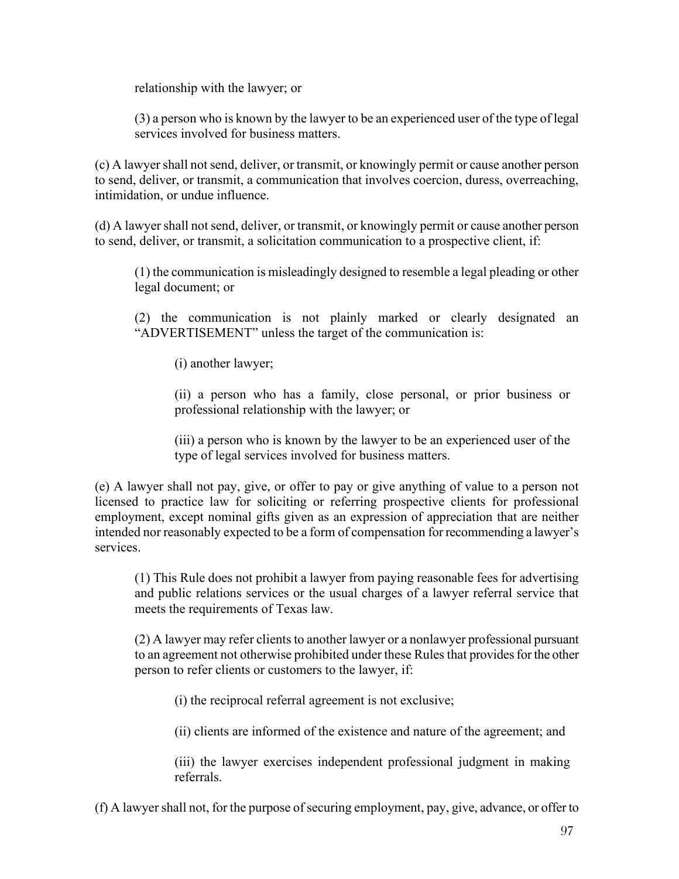relationship with the lawyer; or

(3) a person who is known by the lawyer to be an experienced user of the type of legal services involved for business matters.

(c) A lawyer shall not send, deliver, or transmit, or knowingly permit or cause another person to send, deliver, or transmit, a communication that involves coercion, duress, overreaching, intimidation, or undue influence.

(d) A lawyer shall not send, deliver, or transmit, or knowingly permit or cause another person to send, deliver, or transmit, a solicitation communication to a prospective client, if:

(1) the communication is misleadingly designed to resemble a legal pleading or other legal document; or

(2) the communication is not plainly marked or clearly designated an "ADVERTISEMENT" unless the target of the communication is:

(i) another lawyer;

(ii) a person who has a family, close personal, or prior business or professional relationship with the lawyer; or

(iii) a person who is known by the lawyer to be an experienced user of the type of legal services involved for business matters.

(e) A lawyer shall not pay, give, or offer to pay or give anything of value to a person not licensed to practice law for soliciting or referring prospective clients for professional employment, except nominal gifts given as an expression of appreciation that are neither intended nor reasonably expected to be a form of compensation for recommending a lawyer's services.

(1) This Rule does not prohibit a lawyer from paying reasonable fees for advertising and public relations services or the usual charges of a lawyer referral service that meets the requirements of Texas law.

(2) A lawyer may refer clients to another lawyer or a nonlawyer professional pursuant to an agreement not otherwise prohibited under these Rules that provides for the other person to refer clients or customers to the lawyer, if:

(i) the reciprocal referral agreement is not exclusive;

(ii) clients are informed of the existence and nature of the agreement; and

(iii) the lawyer exercises independent professional judgment in making referrals.

(f) A lawyer shall not, for the purpose of securing employment, pay, give, advance, or offer to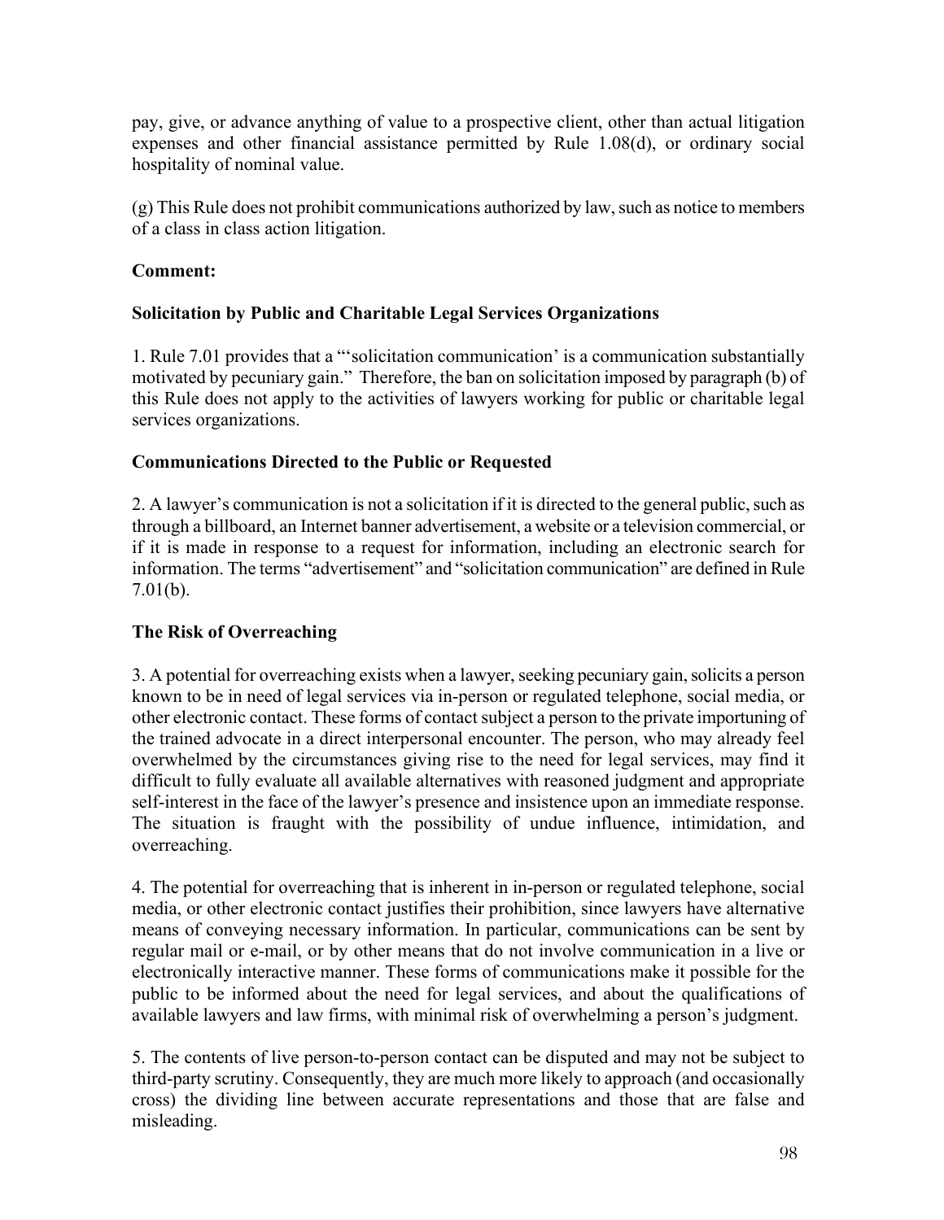pay, give, or advance anything of value to a prospective client, other than actual litigation expenses and other financial assistance permitted by Rule 1.08(d), or ordinary social hospitality of nominal value.

(g) This Rule does not prohibit communications authorized by law, such as notice to members of a class in class action litigation.

**Comment:**

**Solicitation by Public and Charitable Legal Services Organizations**

1. Rule 7.01 provides that a "'solicitation communication' is a communication substantially motivated by pecuniary gain." Therefore, the ban on solicitation imposed by paragraph (b) of this Rule does not apply to the activities of lawyers working for public or charitable legal services organizations.

**Communications Directed to the Public or Requested**

2. A lawyer's communication is not a solicitation if it is directed to the general public, such as through a billboard, an Internet banner advertisement, a website or a television commercial, or if it is made in response to a request for information, including an electronic search for information. The terms "advertisement" and "solicitation communication" are defined in Rule 7.01(b).

**The Risk of Overreaching**

3. A potential for overreaching exists when a lawyer, seeking pecuniary gain, solicits a person known to be in need of legal services via in-person or regulated telephone, social media, or other electronic contact. These forms of contact subject a person to the private importuning of the trained advocate in a direct interpersonal encounter. The person, who may already feel overwhelmed by the circumstances giving rise to the need for legal services, may find it difficult to fully evaluate all available alternatives with reasoned judgment and appropriate self-interest in the face of the lawyer's presence and insistence upon an immediate response. The situation is fraught with the possibility of undue influence, intimidation, and overreaching.

4. The potential for overreaching that is inherent in in-person or regulated telephone, social media, or other electronic contact justifies their prohibition, since lawyers have alternative means of conveying necessary information. In particular, communications can be sent by regular mail or e-mail, or by other means that do not involve communication in a live or electronically interactive manner. These forms of communications make it possible for the public to be informed about the need for legal services, and about the qualifications of available lawyers and law firms, with minimal risk of overwhelming a person's judgment.

5. The contents of live person-to-person contact can be disputed and may not be subject to third-party scrutiny. Consequently, they are much more likely to approach (and occasionally cross) the dividing line between accurate representations and those that are false and misleading.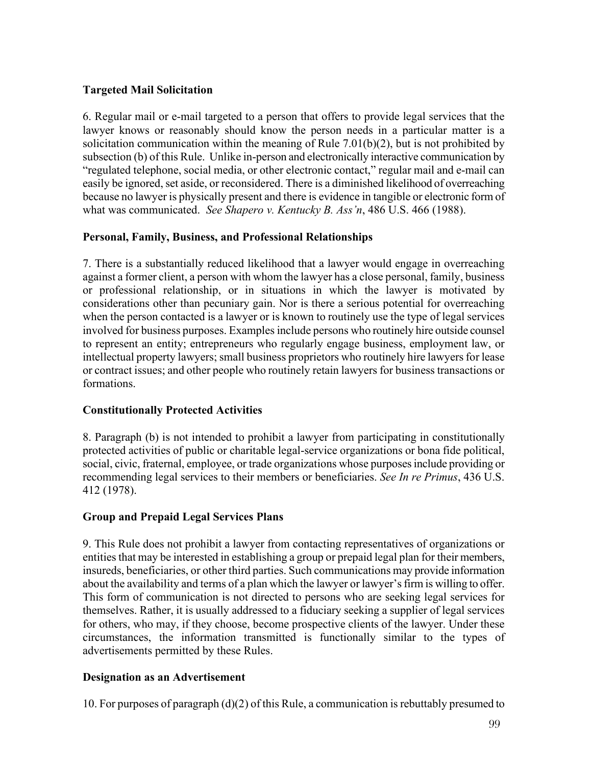**Targeted Mail Solicitation**

6. Regular mail or e-mail targeted to a person that offers to provide legal services that the lawyer knows or reasonably should know the person needs in a particular matter is a solicitation communication within the meaning of Rule 7.01(b)(2), but is not prohibited by subsection (b) of this Rule. Unlike in-person and electronically interactive communication by "regulated telephone, social media, or other electronic contact," regular mail and e-mail can easily be ignored, set aside, or reconsidered. There is a diminished likelihood of overreaching because no lawyer is physically present and there is evidence in tangible or electronic form of what was communicated. *See Shapero v. Kentucky B. Ass'n*, 486 U.S. 466 (1988).

**Personal, Family, Business, and Professional Relationships**

7. There is a substantially reduced likelihood that a lawyer would engage in overreaching against a former client, a person with whom the lawyer has a close personal, family, business or professional relationship, or in situations in which the lawyer is motivated by considerations other than pecuniary gain. Nor is there a serious potential for overreaching when the person contacted is a lawyer or is known to routinely use the type of legal services involved for business purposes. Examples include persons who routinely hire outside counsel to represent an entity; entrepreneurs who regularly engage business, employment law, or intellectual property lawyers; small business proprietors who routinely hire lawyers for lease or contract issues; and other people who routinely retain lawyers for business transactions or formations.

**Constitutionally Protected Activities**

8. Paragraph (b) is not intended to prohibit a lawyer from participating in constitutionally protected activities of public or charitable legal-service organizations or bona fide political, social, civic, fraternal, employee, or trade organizations whose purposes include providing or recommending legal services to their members or beneficiaries. *See In re Primus*, 436 U.S. 412 (1978).

**Group and Prepaid Legal Services Plans**

9. This Rule does not prohibit a lawyer from contacting representatives of organizations or entities that may be interested in establishing a group or prepaid legal plan for their members, insureds, beneficiaries, or other third parties. Such communications may provide information about the availability and terms of a plan which the lawyer or lawyer's firm is willing to offer. This form of communication is not directed to persons who are seeking legal services for themselves. Rather, it is usually addressed to a fiduciary seeking a supplier of legal services for others, who may, if they choose, become prospective clients of the lawyer. Under these circumstances, the information transmitted is functionally similar to the types of advertisements permitted by these Rules.

**Designation as an Advertisement**

10. For purposes of paragraph (d)(2) of this Rule, a communication is rebuttably presumed to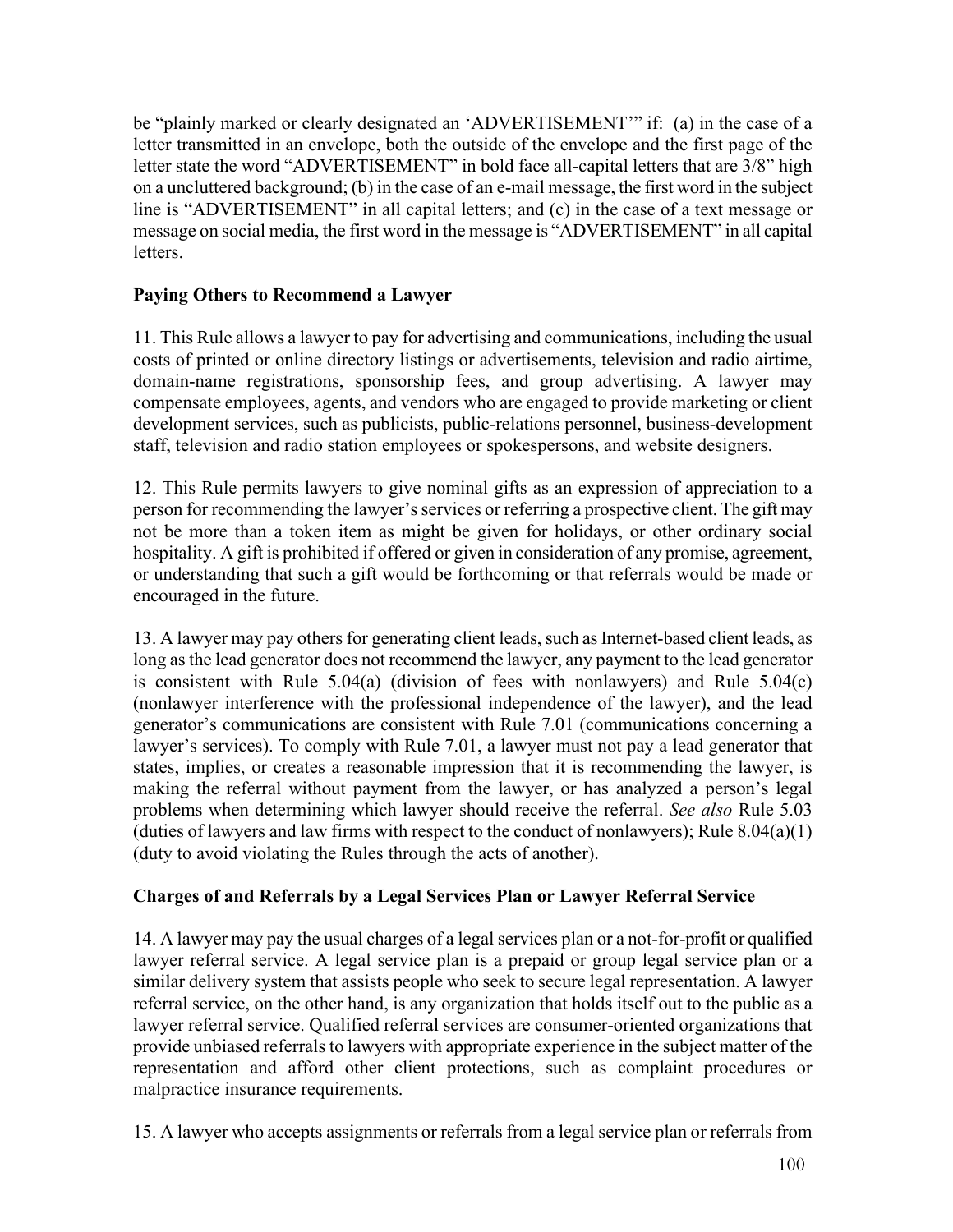be "plainly marked or clearly designated an 'ADVERTISEMENT'" if: (a) in the case of a letter transmitted in an envelope, both the outside of the envelope and the first page of the letter state the word "ADVERTISEMENT" in bold face all-capital letters that are 3/8" high on a uncluttered background; (b) in the case of an e-mail message, the first word in the subject line is "ADVERTISEMENT" in all capital letters; and (c) in the case of a text message or message on social media, the first word in the message is "ADVERTISEMENT" in all capital letters.

**Paying Others to Recommend a Lawyer**

11. This Rule allows a lawyer to pay for advertising and communications, including the usual costs of printed or online directory listings or advertisements, television and radio airtime, domain-name registrations, sponsorship fees, and group advertising. A lawyer may compensate employees, agents, and vendors who are engaged to provide marketing or client development services, such as publicists, public-relations personnel, business-development staff, television and radio station employees or spokespersons, and website designers.

12. This Rule permits lawyers to give nominal gifts as an expression of appreciation to a person for recommending the lawyer's services or referring a prospective client. The gift may not be more than a token item as might be given for holidays, or other ordinary social hospitality. A gift is prohibited if offered or given in consideration of any promise, agreement, or understanding that such a gift would be forthcoming or that referrals would be made or encouraged in the future.

13. A lawyer may pay others for generating client leads, such as Internet-based client leads, as long as the lead generator does not recommend the lawyer, any payment to the lead generator is consistent with Rule 5.04(a) (division of fees with nonlawyers) and Rule 5.04(c) (nonlawyer interference with the professional independence of the lawyer), and the lead generator's communications are consistent with Rule 7.01 (communications concerning a lawyer's services). To comply with Rule 7.01, a lawyer must not pay a lead generator that states, implies, or creates a reasonable impression that it is recommending the lawyer, is making the referral without payment from the lawyer, or has analyzed a person's legal problems when determining which lawyer should receive the referral. *See also* Rule 5.03 (duties of lawyers and law firms with respect to the conduct of nonlawyers); Rule 8.04(a)(1) (duty to avoid violating the Rules through the acts of another).

**Charges of and Referrals by a Legal Services Plan or Lawyer Referral Service**

14. A lawyer may pay the usual charges of a legal services plan or a not-for-profit or qualified lawyer referral service. A legal service plan is a prepaid or group legal service plan or a similar delivery system that assists people who seek to secure legal representation. A lawyer referral service, on the other hand, is any organization that holds itself out to the public as a lawyer referral service. Qualified referral services are consumer-oriented organizations that provide unbiased referrals to lawyers with appropriate experience in the subject matter of the representation and afford other client protections, such as complaint procedures or malpractice insurance requirements.

15. A lawyer who accepts assignments or referrals from a legal service plan or referrals from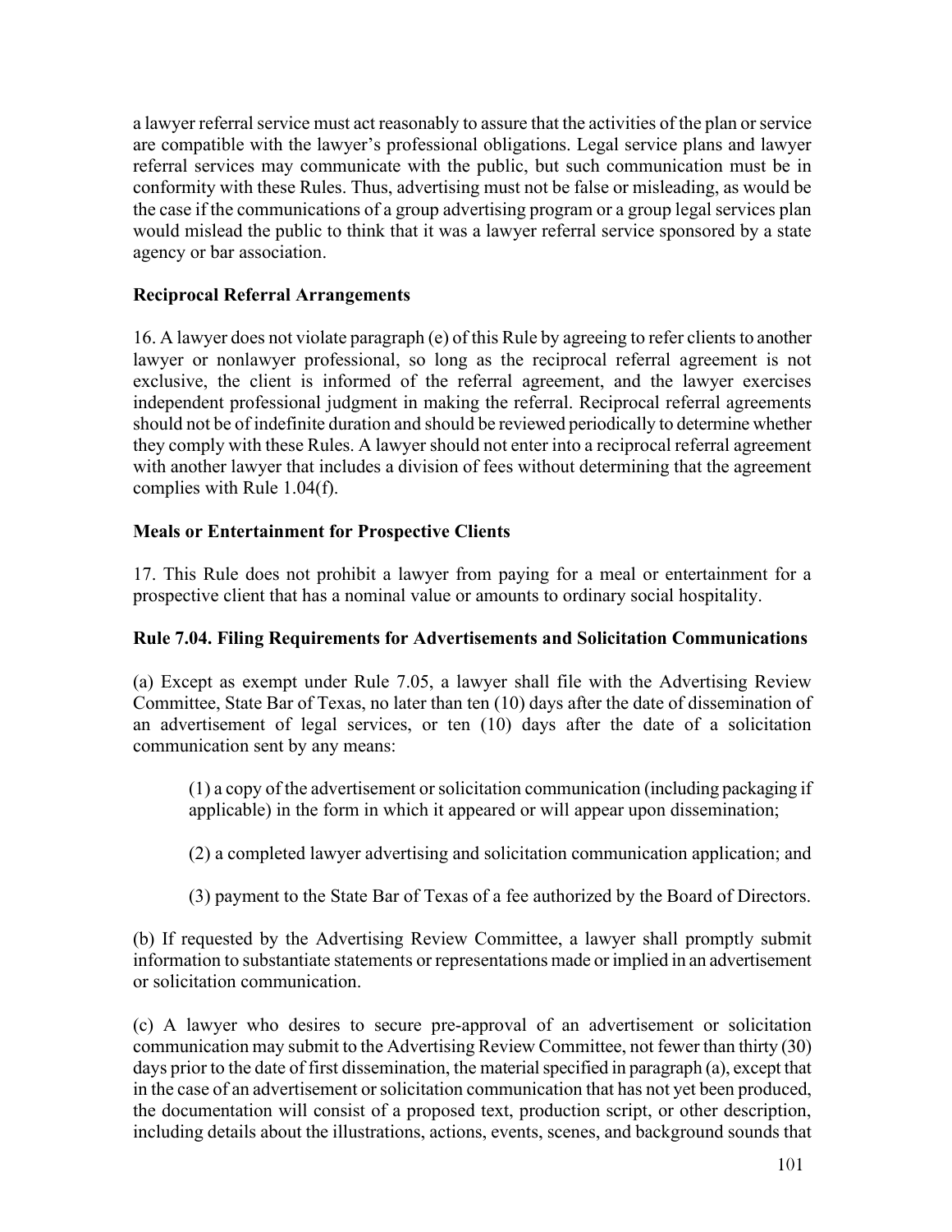a lawyer referral service must act reasonably to assure that the activities of the plan or service are compatible with the lawyer's professional obligations. Legal service plans and lawyer referral services may communicate with the public, but such communication must be in conformity with these Rules. Thus, advertising must not be false or misleading, as would be the case if the communications of a group advertising program or a group legal services plan would mislead the public to think that it was a lawyer referral service sponsored by a state agency or bar association.

**Reciprocal Referral Arrangements**

16. A lawyer does not violate paragraph (e) of this Rule by agreeing to refer clients to another lawyer or nonlawyer professional, so long as the reciprocal referral agreement is not exclusive, the client is informed of the referral agreement, and the lawyer exercises independent professional judgment in making the referral. Reciprocal referral agreements should not be of indefinite duration and should be reviewed periodically to determine whether they comply with these Rules. A lawyer should not enter into a reciprocal referral agreement with another lawyer that includes a division of fees without determining that the agreement complies with Rule 1.04(f).

**Meals or Entertainment for Prospective Clients**

17. This Rule does not prohibit a lawyer from paying for a meal or entertainment for a prospective client that has a nominal value or amounts to ordinary social hospitality.

**Rule 7.04. Filing Requirements for Advertisements and Solicitation Communications**

(a) Except as exempt under Rule 7.05, a lawyer shall file with the Advertising Review Committee, State Bar of Texas, no later than ten (10) days after the date of dissemination of an advertisement of legal services, or ten (10) days after the date of a solicitation communication sent by any means:

(1) a copy of the advertisement or solicitation communication (including packaging if applicable) in the form in which it appeared or will appear upon dissemination;

(2) a completed lawyer advertising and solicitation communication application; and

(3) payment to the State Bar of Texas of a fee authorized by the Board of Directors.

(b) If requested by the Advertising Review Committee, a lawyer shall promptly submit information to substantiate statements or representations made or implied in an advertisement or solicitation communication.

(c) A lawyer who desires to secure pre-approval of an advertisement or solicitation communication may submit to the Advertising Review Committee, not fewer than thirty (30) days prior to the date of first dissemination, the material specified in paragraph (a), except that in the case of an advertisement or solicitation communication that has not yet been produced, the documentation will consist of a proposed text, production script, or other description, including details about the illustrations, actions, events, scenes, and background sounds that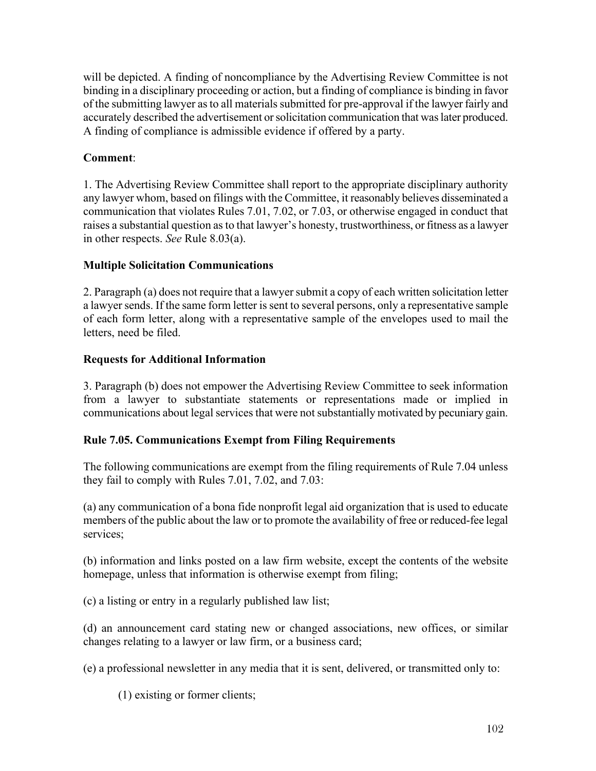will be depicted. A finding of noncompliance by the Advertising Review Committee is not binding in a disciplinary proceeding or action, but a finding of compliance is binding in favor of the submitting lawyer as to all materials submitted for pre-approval if the lawyer fairly and accurately described the advertisement or solicitation communication that was later produced. A finding of compliance is admissible evidence if offered by a party.

**Comment**:

1. The Advertising Review Committee shall report to the appropriate disciplinary authority any lawyer whom, based on filings with the Committee, it reasonably believes disseminated a communication that violates Rules 7.01, 7.02, or 7.03, or otherwise engaged in conduct that raises a substantial question as to that lawyer's honesty, trustworthiness, or fitness as a lawyer in other respects. *See* Rule 8.03(a).

**Multiple Solicitation Communications**

2. Paragraph (a) does not require that a lawyer submit a copy of each written solicitation letter a lawyer sends. If the same form letter is sent to several persons, only a representative sample of each form letter, along with a representative sample of the envelopes used to mail the letters, need be filed.

**Requests for Additional Information**

3. Paragraph (b) does not empower the Advertising Review Committee to seek information from a lawyer to substantiate statements or representations made or implied in communications about legal services that were not substantially motivated by pecuniary gain.

**Rule 7.05. Communications Exempt from Filing Requirements**

The following communications are exempt from the filing requirements of Rule 7.04 unless they fail to comply with Rules 7.01, 7.02, and 7.03:

(a) any communication of a bona fide nonprofit legal aid organization that is used to educate members of the public about the law or to promote the availability of free or reduced-fee legal services;

(b) information and links posted on a law firm website, except the contents of the website homepage, unless that information is otherwise exempt from filing;

(c) a listing or entry in a regularly published law list;

(d) an announcement card stating new or changed associations, new offices, or similar changes relating to a lawyer or law firm, or a business card;

(e) a professional newsletter in any media that it is sent, delivered, or transmitted only to:

(1) existing or former clients;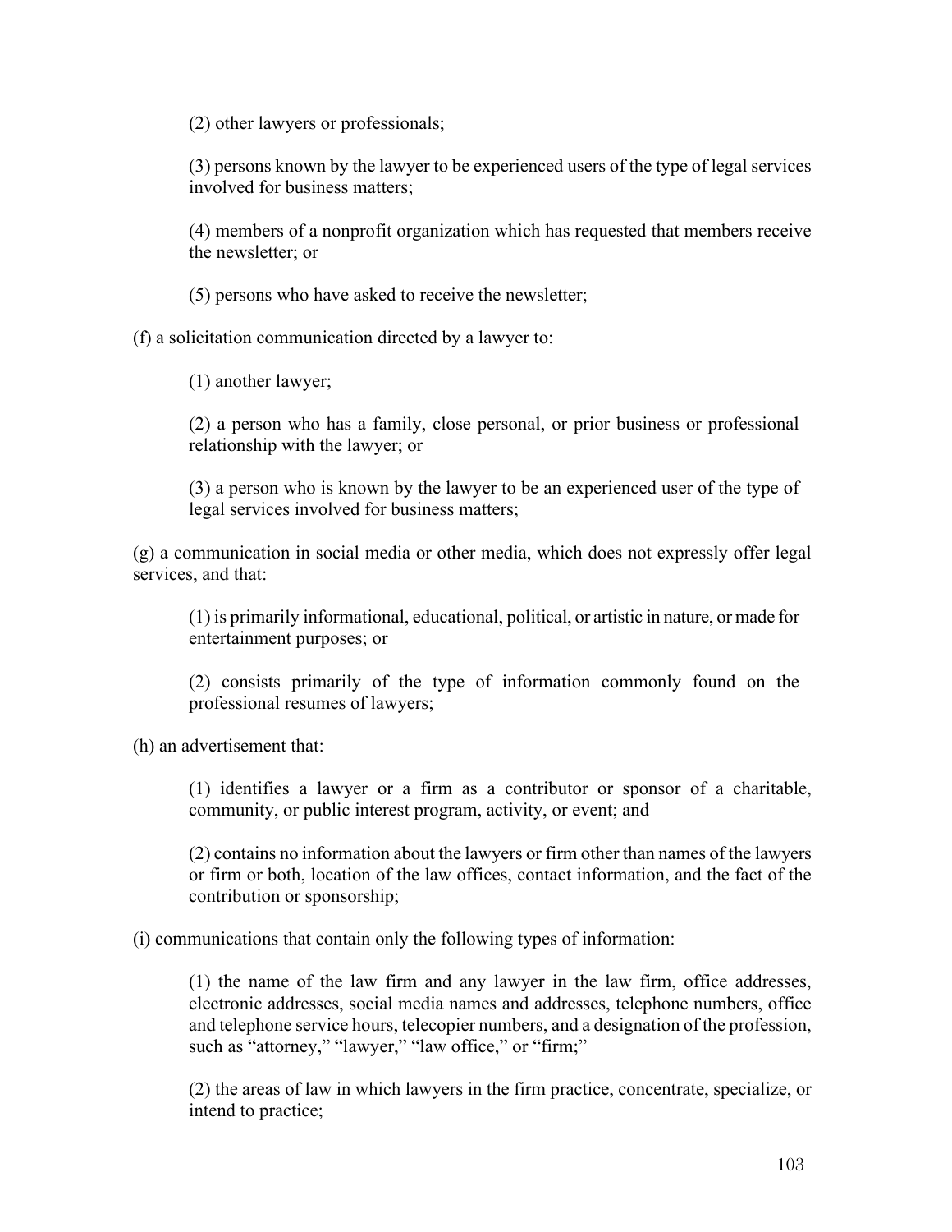(2) other lawyers or professionals;

(3) persons known by the lawyer to be experienced users of the type of legal services involved for business matters;

(4) members of a nonprofit organization which has requested that members receive the newsletter; or

(5) persons who have asked to receive the newsletter;

(f) a solicitation communication directed by a lawyer to:

(1) another lawyer;

(2) a person who has a family, close personal, or prior business or professional relationship with the lawyer; or

(3) a person who is known by the lawyer to be an experienced user of the type of legal services involved for business matters;

(g) a communication in social media or other media, which does not expressly offer legal services, and that:

(1) is primarily informational, educational, political, or artistic in nature, or made for entertainment purposes; or

(2) consists primarily of the type of information commonly found on the professional resumes of lawyers;

(h) an advertisement that:

(1) identifies a lawyer or a firm as a contributor or sponsor of a charitable, community, or public interest program, activity, or event; and

(2) contains no information about the lawyers or firm other than names of the lawyers or firm or both, location of the law offices, contact information, and the fact of the contribution or sponsorship;

(i) communications that contain only the following types of information:

(1) the name of the law firm and any lawyer in the law firm, office addresses, electronic addresses, social media names and addresses, telephone numbers, office and telephone service hours, telecopier numbers, and a designation of the profession, such as "attorney," "lawyer," "law office," or "firm;"

(2) the areas of law in which lawyers in the firm practice, concentrate, specialize, or intend to practice;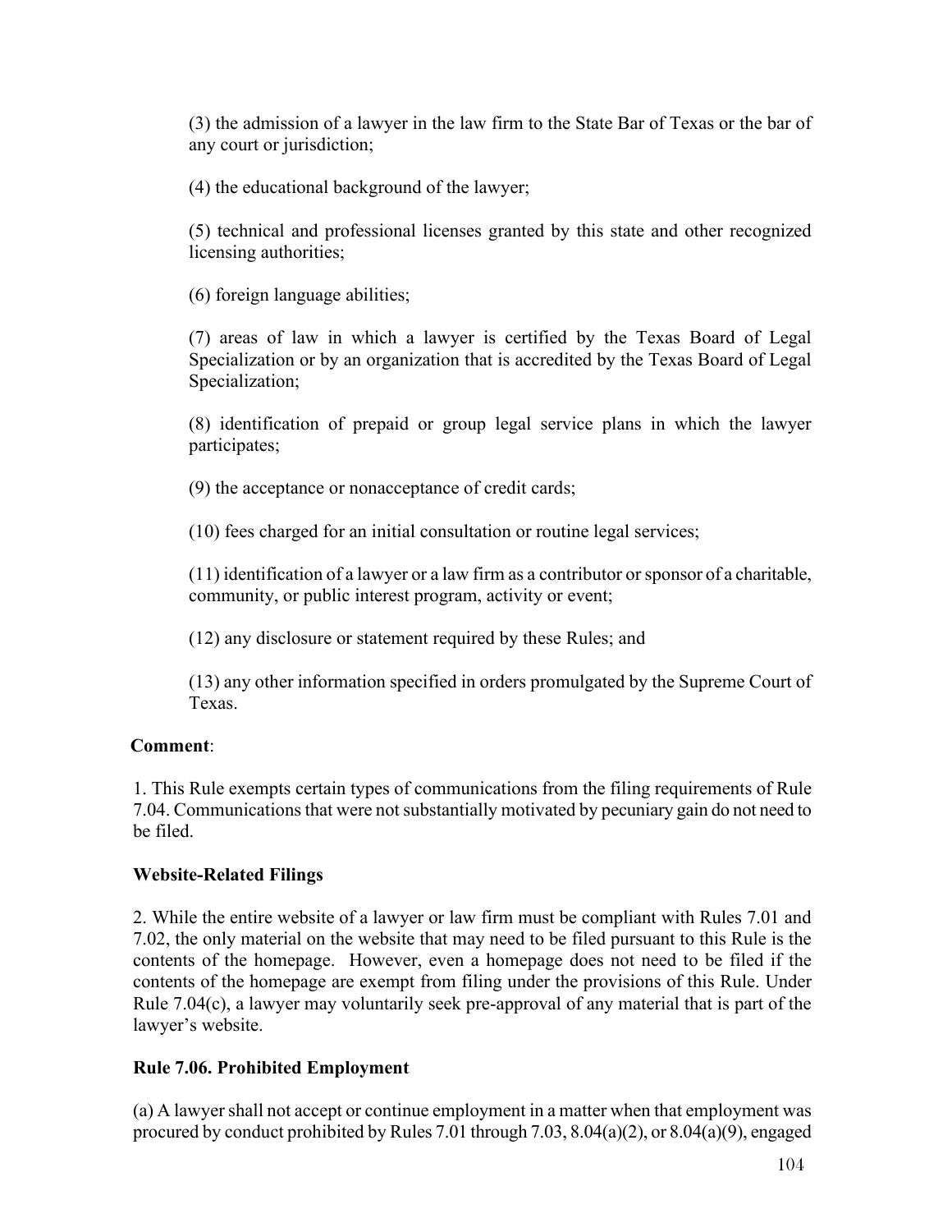(3) the admission of a lawyer in the law firm to the State Bar of Texas or the bar of any court or jurisdiction;

(4) the educational background of the lawyer;

(5) technical and professional licenses granted by this state and other recognized licensing authorities;

(6) foreign language abilities;

(7) areas of law in which a lawyer is certified by the Texas Board of Legal Specialization or by an organization that is accredited by the Texas Board of Legal Specialization;

(8) identification of prepaid or group legal service plans in which the lawyer participates;

(9) the acceptance or nonacceptance of credit cards;

(10) fees charged for an initial consultation or routine legal services;

(11) identification of a lawyer or a law firm as a contributor or sponsor of a charitable, community, or public interest program, activity or event;

(12) any disclosure or statement required by these Rules; and

(13) any other information specified in orders promulgated by the Supreme Court of Texas.

**Comment**:

1. This Rule exempts certain types of communications from the filing requirements of Rule 7.04. Communications that were not substantially motivated by pecuniary gain do not need to be filed.

**Website-Related Filings**

2. While the entire website of a lawyer or law firm must be compliant with Rules 7.01 and 7.02, the only material on the website that may need to be filed pursuant to this Rule is the contents of the homepage. However, even a homepage does not need to be filed if the contents of the homepage are exempt from filing under the provisions of this Rule. Under Rule 7.04(c), a lawyer may voluntarily seek pre-approval of any material that is part of the lawyer's website.

## Rule 7.06. Prohibited Employment

(a) A lawyer shall not accept or continue employment in a matter when that employment was procured by conduct prohibited by Rules 7.01 through 7.03, 8.04(a)(2), or 8.04(a)(9), engaged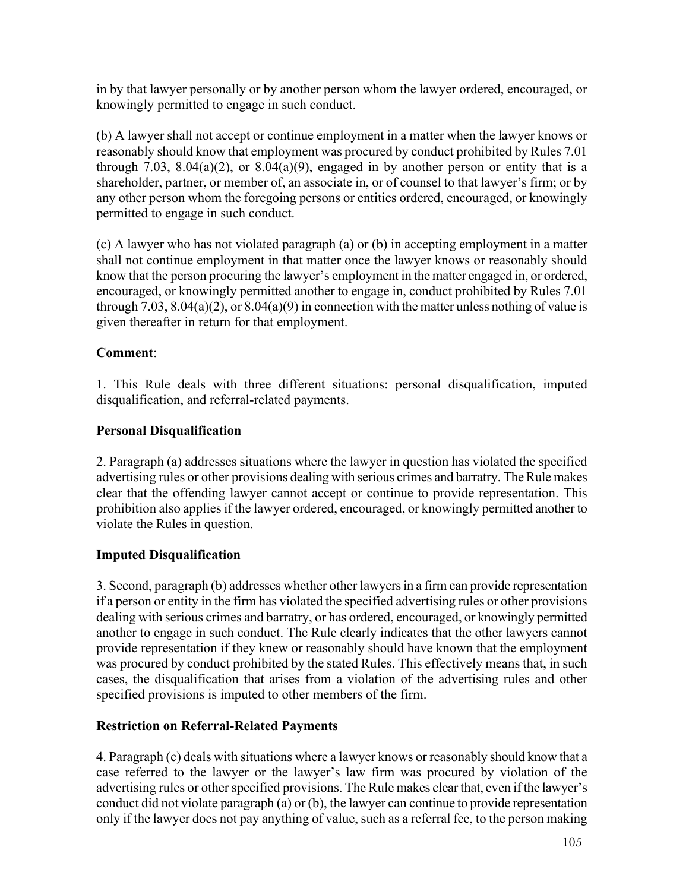in by that lawyer personally or by another person whom the lawyer ordered, encouraged, or knowingly permitted to engage in such conduct.

(b) A lawyer shall not accept or continue employment in a matter when the lawyer knows or reasonably should know that employment was procured by conduct prohibited by Rules 7.01 through 7.03, 8.04(a)(2), or 8.04(a)(9), engaged in by another person or entity that is a shareholder, partner, or member of, an associate in, or of counsel to that lawyer's firm; or by any other person whom the foregoing persons or entities ordered, encouraged, or knowingly permitted to engage in such conduct.

(c) A lawyer who has not violated paragraph (a) or (b) in accepting employment in a matter shall not continue employment in that matter once the lawyer knows or reasonably should know that the person procuring the lawyer's employment in the matter engaged in, or ordered, encouraged, or knowingly permitted another to engage in, conduct prohibited by Rules 7.01 through 7.03, 8.04(a)(2), or 8.04(a)(9) in connection with the matter unless nothing of value is given thereafter in return for that employment.

**Comment**:

1. This Rule deals with three different situations: personal disqualification, imputed disqualification, and referral-related payments.

**Personal Disqualification**

2. Paragraph (a) addresses situations where the lawyer in question has violated the specified advertising rules or other provisions dealing with serious crimes and barratry. The Rule makes clear that the offending lawyer cannot accept or continue to provide representation. This prohibition also applies if the lawyer ordered, encouraged, or knowingly permitted another to violate the Rules in question.

**Imputed Disqualification**

3. Second, paragraph (b) addresses whether other lawyers in a firm can provide representation if a person or entity in the firm has violated the specified advertising rules or other provisions dealing with serious crimes and barratry, or has ordered, encouraged, or knowingly permitted another to engage in such conduct. The Rule clearly indicates that the other lawyers cannot provide representation if they knew or reasonably should have known that the employment was procured by conduct prohibited by the stated Rules. This effectively means that, in such cases, the disqualification that arises from a violation of the advertising rules and other specified provisions is imputed to other members of the firm.

**Restriction on Referral-Related Payments**

4. Paragraph (c) deals with situations where a lawyer knows or reasonably should know that a case referred to the lawyer or the lawyer's law firm was procured by violation of the advertising rules or other specified provisions. The Rule makes clear that, even if the lawyer's conduct did not violate paragraph (a) or (b), the lawyer can continue to provide representation only if the lawyer does not pay anything of value, such as a referral fee, to the person making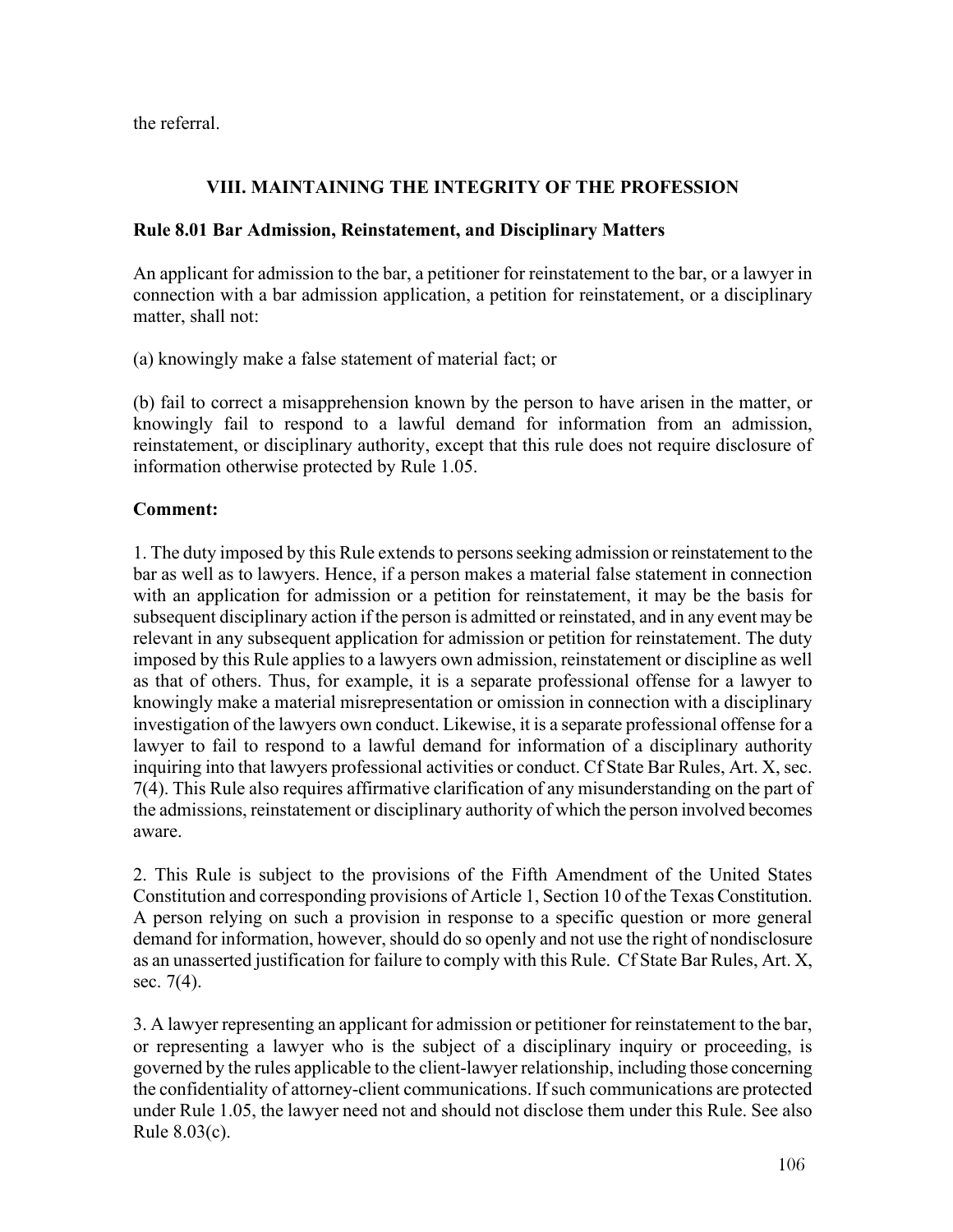the referral.

## VIII. MAINTAINING THE INTEGRITY OF THE PROFESSION

### Rule 8.01 Bar Admission, Reinstatement, and Disciplinary Matters

An applicant for admission to the bar, a petitioner for reinstatement to the bar, or a lawyer in connection with a bar admission application, a petition for reinstatement, or a disciplinary matter, shall not:

(a) knowingly make a false statement of material fact; or

(b) fail to correct a misapprehension known by the person to have arisen in the matter, or knowingly fail to respond to a lawful demand for information from an admission, reinstatement, or disciplinary authority, except that this rule does not require disclosure of information otherwise protected by Rule 1.05.

**Comment:**

1. The duty imposed by this Rule extends to persons seeking admission or reinstatement to the bar as well as to lawyers. Hence, if a person makes a material false statement in connection with an application for admission or a petition for reinstatement, it may be the basis for subsequent disciplinary action if the person is admitted or reinstated, and in any event may be relevant in any subsequent application for admission or petition for reinstatement. The duty imposed by this Rule applies to a lawyers own admission, reinstatement or discipline as well as that of others. Thus, for example, it is a separate professional offense for a lawyer to knowingly make a material misrepresentation or omission in connection with a disciplinary investigation of the lawyers own conduct. Likewise, it is a separate professional offense for a lawyer to fail to respond to a lawful demand for information of a disciplinary authority inquiring into that lawyers professional activities or conduct. Cf State Bar Rules, Art. X, sec. 7(4). This Rule also requires affirmative clarification of any misunderstanding on the part of the admissions, reinstatement or disciplinary authority of which the person involved becomes aware.

2. This Rule is subject to the provisions of the Fifth Amendment of the United States Constitution and corresponding provisions of Article 1, Section 10 of the Texas Constitution. A person relying on such a provision in response to a specific question or more general demand for information, however, should do so openly and not use the right of nondisclosure as an unasserted justification for failure to comply with this Rule. Cf State Bar Rules, Art. X, sec. 7(4).

3. A lawyer representing an applicant for admission or petitioner for reinstatement to the bar, or representing a lawyer who is the subject of a disciplinary inquiry or proceeding, is governed by the rules applicable to the client-lawyer relationship, including those concerning the confidentiality of attorney-client communications. If such communications are protected under Rule 1.05, the lawyer need not and should not disclose them under this Rule. See also Rule 8.03(c).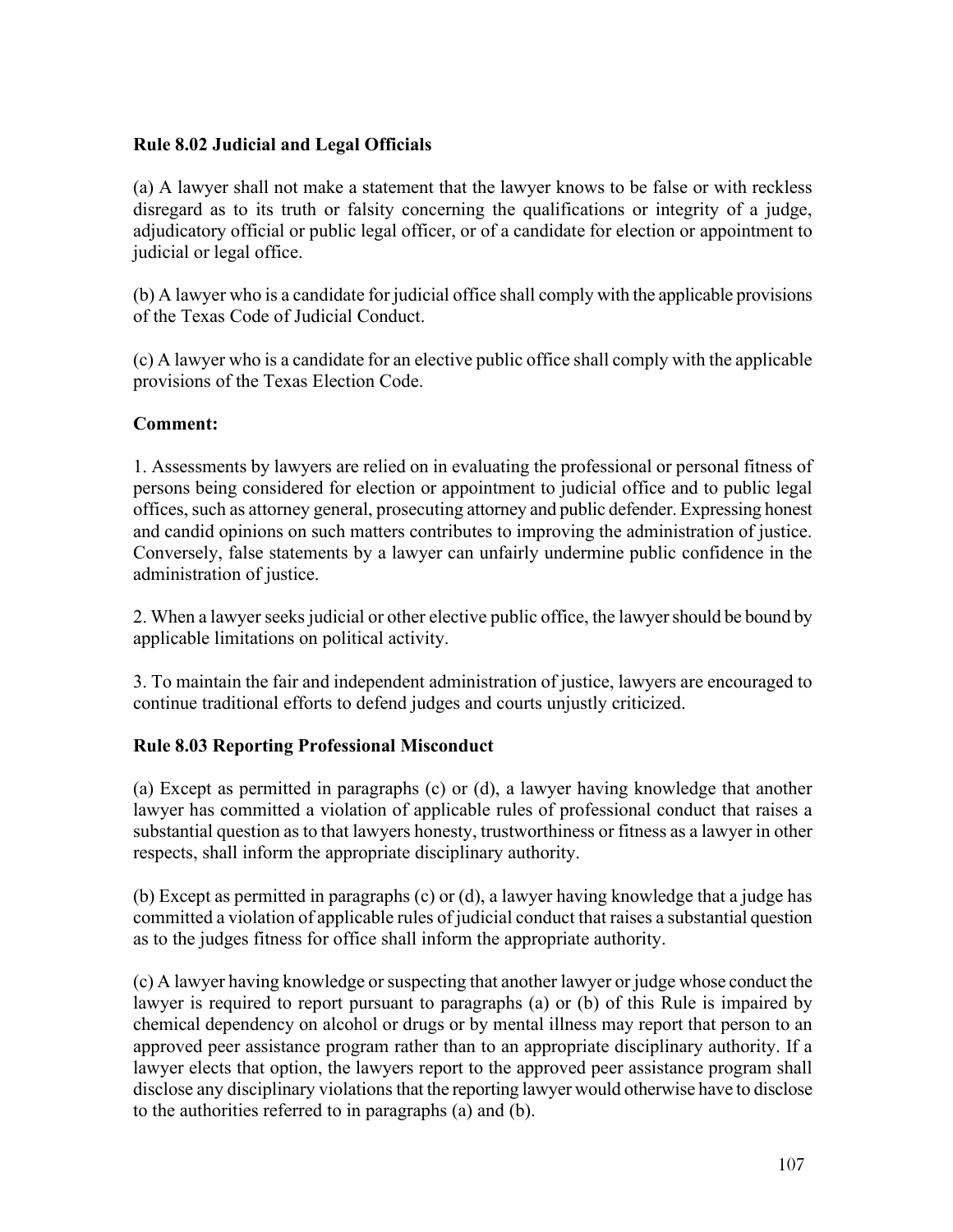**Rule 8.02 Judicial and Legal Officials**

(a) A lawyer shall not make a statement that the lawyer knows to be false or with reckless disregard as to its truth or falsity concerning the qualifications or integrity of a judge, adjudicatory official or public legal officer, or of a candidate for election or appointment to judicial or legal office.

(b) A lawyer who is a candidate for judicial office shall comply with the applicable provisions of the Texas Code of Judicial Conduct.

(c) A lawyer who is a candidate for an elective public office shall comply with the applicable provisions of the Texas Election Code.

**Comment:**

1. Assessments by lawyers are relied on in evaluating the professional or personal fitness of persons being considered for election or appointment to judicial office and to public legal offices, such as attorney general, prosecuting attorney and public defender. Expressing honest and candid opinions on such matters contributes to improving the administration of justice. Conversely, false statements by a lawyer can unfairly undermine public confidence in the administration of justice.

2. When a lawyer seeks judicial or other elective public office, the lawyer should be bound by applicable limitations on political activity.

3. To maintain the fair and independent administration of justice, lawyers are encouraged to continue traditional efforts to defend judges and courts unjustly criticized.

**Rule 8.03 Reporting Professional Misconduct**

(a) Except as permitted in paragraphs (c) or (d), a lawyer having knowledge that another lawyer has committed a violation of applicable rules of professional conduct that raises a substantial question as to that lawyers honesty, trustworthiness or fitness as a lawyer in other respects, shall inform the appropriate disciplinary authority.

(b) Except as permitted in paragraphs (c) or (d), a lawyer having knowledge that a judge has committed a violation of applicable rules of judicial conduct that raises a substantial question as to the judges fitness for office shall inform the appropriate authority.

(c) A lawyer having knowledge or suspecting that another lawyer or judge whose conduct the lawyer is required to report pursuant to paragraphs (a) or (b) of this Rule is impaired by chemical dependency on alcohol or drugs or by mental illness may report that person to an approved peer assistance program rather than to an appropriate disciplinary authority. If a lawyer elects that option, the lawyers report to the approved peer assistance program shall disclose any disciplinary violations that the reporting lawyer would otherwise have to disclose to the authorities referred to in paragraphs (a) and (b).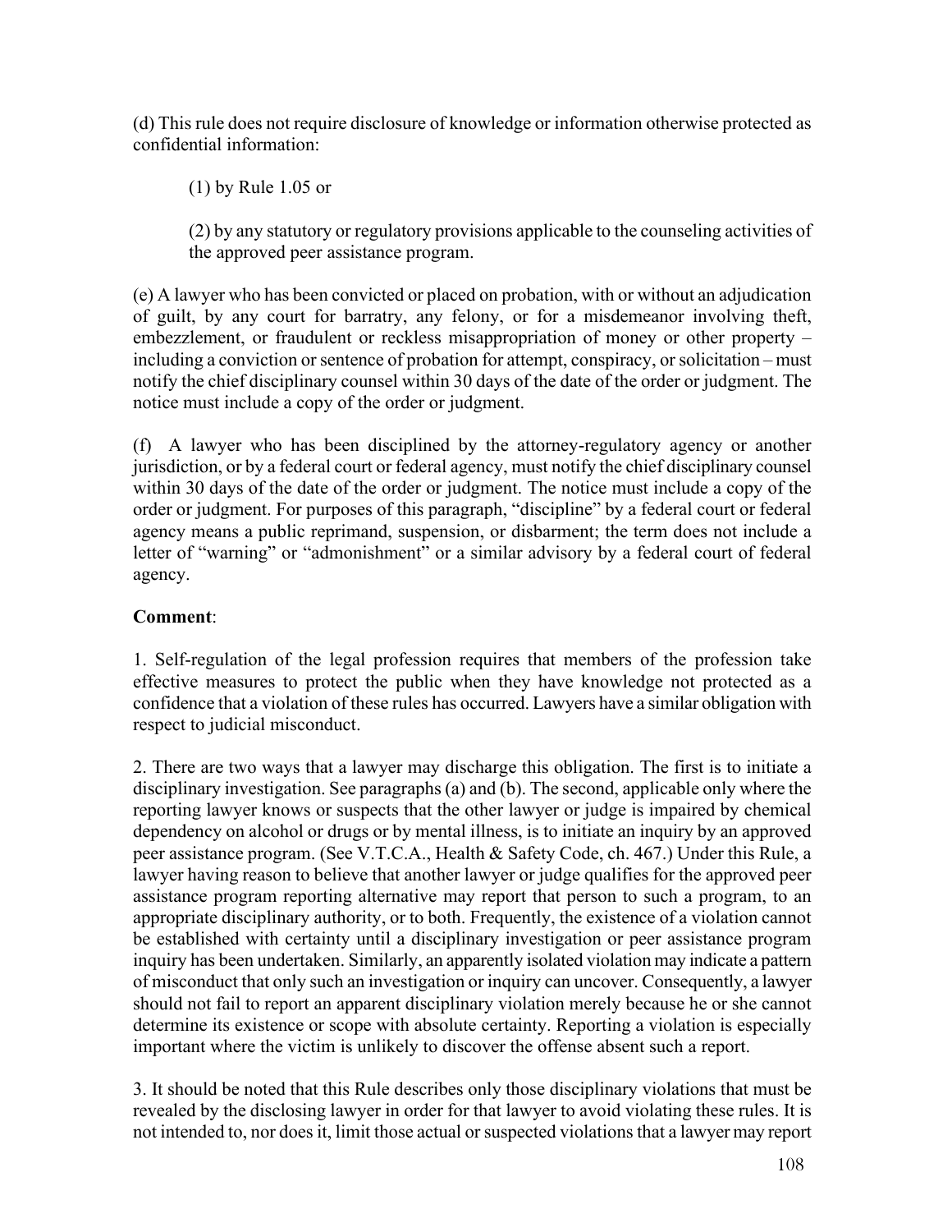(d) This rule does not require disclosure of knowledge or information otherwise protected as confidential information:

(1) by Rule 1.05 or

(2) by any statutory or regulatory provisions applicable to the counseling activities of the approved peer assistance program.

(e) A lawyer who has been convicted or placed on probation, with or without an adjudication of guilt, by any court for barratry, any felony, or for a misdemeanor involving theft, embezzlement, or fraudulent or reckless misappropriation of money or other property – including a conviction or sentence of probation for attempt, conspiracy, or solicitation – must notify the chief disciplinary counsel within 30 days of the date of the order or judgment. The notice must include a copy of the order or judgment.

(f) A lawyer who has been disciplined by the attorney-regulatory agency or another jurisdiction, or by a federal court or federal agency, must notify the chief disciplinary counsel within 30 days of the date of the order or judgment. The notice must include a copy of the order or judgment. For purposes of this paragraph, "discipline" by a federal court or federal agency means a public reprimand, suspension, or disbarment; the term does not include a letter of "warning" or "admonishment" or a similar advisory by a federal court of federal agency.

**Comment**:

1. Self-regulation of the legal profession requires that members of the profession take effective measures to protect the public when they have knowledge not protected as a confidence that a violation of these rules has occurred. Lawyers have a similar obligation with respect to judicial misconduct.

2. There are two ways that a lawyer may discharge this obligation. The first is to initiate a disciplinary investigation. See paragraphs (a) and (b). The second, applicable only where the reporting lawyer knows or suspects that the other lawyer or judge is impaired by chemical dependency on alcohol or drugs or by mental illness, is to initiate an inquiry by an approved peer assistance program. (See V.T.C.A., Health & Safety Code, ch. 467.) Under this Rule, a lawyer having reason to believe that another lawyer or judge qualifies for the approved peer assistance program reporting alternative may report that person to such a program, to an appropriate disciplinary authority, or to both. Frequently, the existence of a violation cannot be established with certainty until a disciplinary investigation or peer assistance program inquiry has been undertaken. Similarly, an apparently isolated violation may indicate a pattern of misconduct that only such an investigation or inquiry can uncover. Consequently, a lawyer should not fail to report an apparent disciplinary violation merely because he or she cannot determine its existence or scope with absolute certainty. Reporting a violation is especially important where the victim is unlikely to discover the offense absent such a report.

3. It should be noted that this Rule describes only those disciplinary violations that must be revealed by the disclosing lawyer in order for that lawyer to avoid violating these rules. It is not intended to, nor does it, limit those actual or suspected violations that a lawyer may report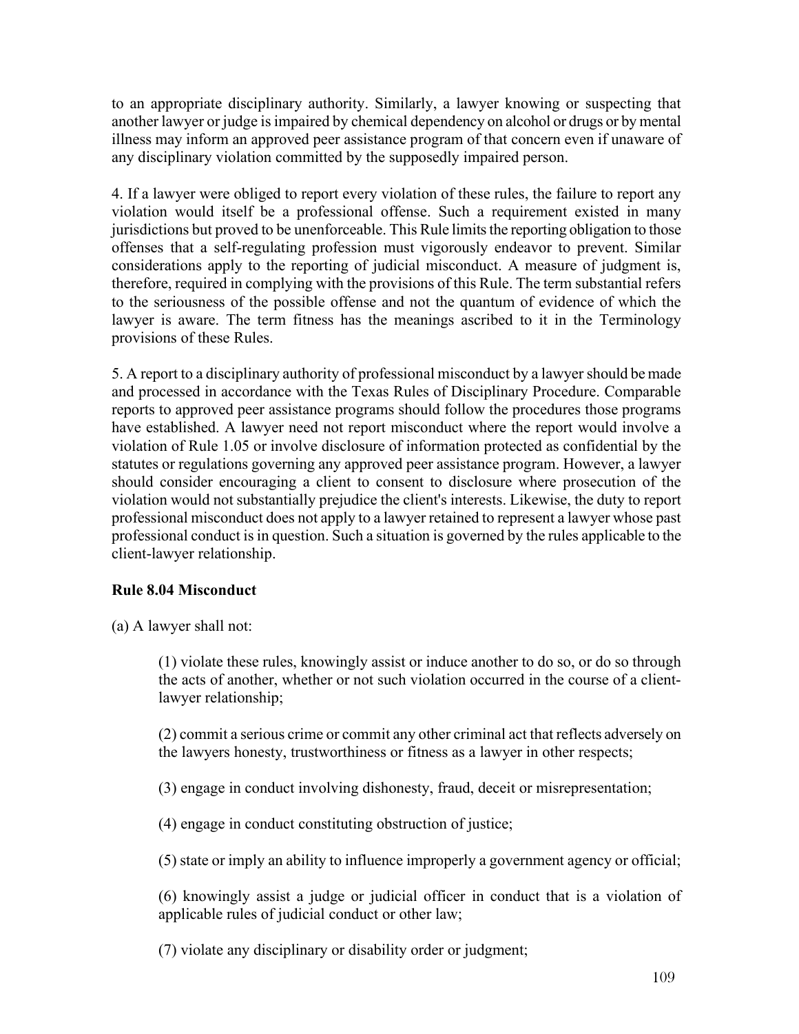to an appropriate disciplinary authority. Similarly, a lawyer knowing or suspecting that another lawyer or judge is impaired by chemical dependency on alcohol or drugs or by mental illness may inform an approved peer assistance program of that concern even if unaware of any disciplinary violation committed by the supposedly impaired person.

4. If a lawyer were obliged to report every violation of these rules, the failure to report any violation would itself be a professional offense. Such a requirement existed in many jurisdictions but proved to be unenforceable. This Rule limits the reporting obligation to those offenses that a self-regulating profession must vigorously endeavor to prevent. Similar considerations apply to the reporting of judicial misconduct. A measure of judgment is, therefore, required in complying with the provisions of this Rule. The term substantial refers to the seriousness of the possible offense and not the quantum of evidence of which the lawyer is aware. The term fitness has the meanings ascribed to it in the Terminology provisions of these Rules.

5. A report to a disciplinary authority of professional misconduct by a lawyer should be made and processed in accordance with the Texas Rules of Disciplinary Procedure. Comparable reports to approved peer assistance programs should follow the procedures those programs have established. A lawyer need not report misconduct where the report would involve a violation of Rule 1.05 or involve disclosure of information protected as confidential by the statutes or regulations governing any approved peer assistance program. However, a lawyer should consider encouraging a client to consent to disclosure where prosecution of the violation would not substantially prejudice the client's interests. Likewise, the duty to report professional misconduct does not apply to a lawyer retained to represent a lawyer whose past professional conduct is in question. Such a situation is governed by the rules applicable to the client-lawyer relationship.

### Rule 8.04 Misconduct

(a) A lawyer shall not:

> (1) violate these rules, knowingly assist or induce another to do so, or do so through the acts of another, whether or not such violation occurred in the course of a client-lawyer relationship;
>
> (2) commit a serious crime or commit any other criminal act that reflects adversely on the lawyers honesty, trustworthiness or fitness as a lawyer in other respects;
>
> (3) engage in conduct involving dishonesty, fraud, deceit or misrepresentation;
>
> (4) engage in conduct constituting obstruction of justice;
>
> (5) state or imply an ability to influence improperly a government agency or official;
>
> (6) knowingly assist a judge or judicial officer in conduct that is a violation of applicable rules of judicial conduct or other law;
>
> (7) violate any disciplinary or disability order or judgment;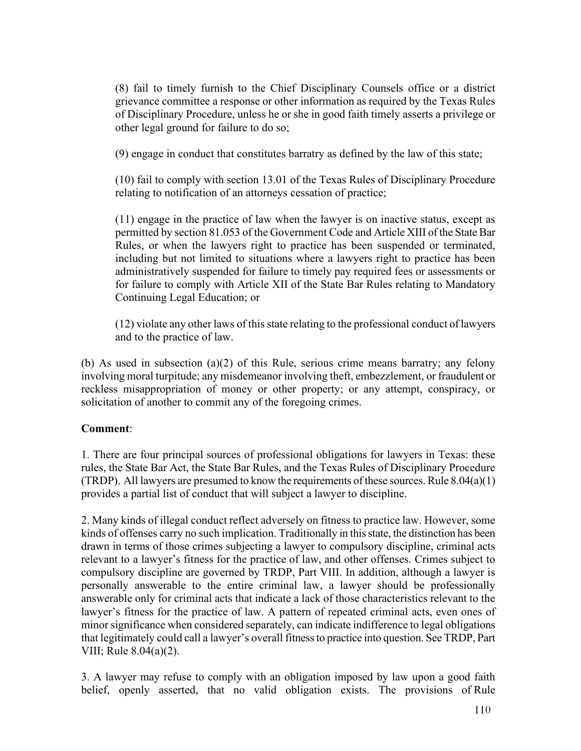(8) fail to timely furnish to the Chief Disciplinary Counsels office or a district grievance committee a response or other information as required by the Texas Rules of Disciplinary Procedure, unless he or she in good faith timely asserts a privilege or other legal ground for failure to do so;

(9) engage in conduct that constitutes barratry as defined by the law of this state;

(10) fail to comply with section 13.01 of the Texas Rules of Disciplinary Procedure relating to notification of an attorneys cessation of practice;

(11) engage in the practice of law when the lawyer is on inactive status, except as permitted by section 81.053 of the Government Code and Article XIII of the State Bar Rules, or when the lawyers right to practice has been suspended or terminated, including but not limited to situations where a lawyers right to practice has been administratively suspended for failure to timely pay required fees or assessments or for failure to comply with Article XII of the State Bar Rules relating to Mandatory Continuing Legal Education; or

(12) violate any other laws of this state relating to the professional conduct of lawyers and to the practice of law.

(b) As used in subsection (a)(2) of this Rule, serious crime means barratry; any felony involving moral turpitude; any misdemeanor involving theft, embezzlement, or fraudulent or reckless misappropriation of money or other property; or any attempt, conspiracy, or solicitation of another to commit any of the foregoing crimes.

**Comment**:

1. There are four principal sources of professional obligations for lawyers in Texas: these rules, the State Bar Act, the State Bar Rules, and the Texas Rules of Disciplinary Procedure (TRDP). All lawyers are presumed to know the requirements of these sources. Rule 8.04(a)(1) provides a partial list of conduct that will subject a lawyer to discipline.

2. Many kinds of illegal conduct reflect adversely on fitness to practice law. However, some kinds of offenses carry no such implication. Traditionally in this state, the distinction has been drawn in terms of those crimes subjecting a lawyer to compulsory discipline, criminal acts relevant to a lawyer's fitness for the practice of law, and other offenses. Crimes subject to compulsory discipline are governed by TRDP, Part VIII. In addition, although a lawyer is personally answerable to the entire criminal law, a lawyer should be professionally answerable only for criminal acts that indicate a lack of those characteristics relevant to the lawyer's fitness for the practice of law. A pattern of repeated criminal acts, even ones of minor significance when considered separately, can indicate indifference to legal obligations that legitimately could call a lawyer's overall fitness to practice into question. See TRDP, Part VIII; Rule 8.04(a)(2).

3. A lawyer may refuse to comply with an obligation imposed by law upon a good faith belief, openly asserted, that no valid obligation exists. The provisions of Rule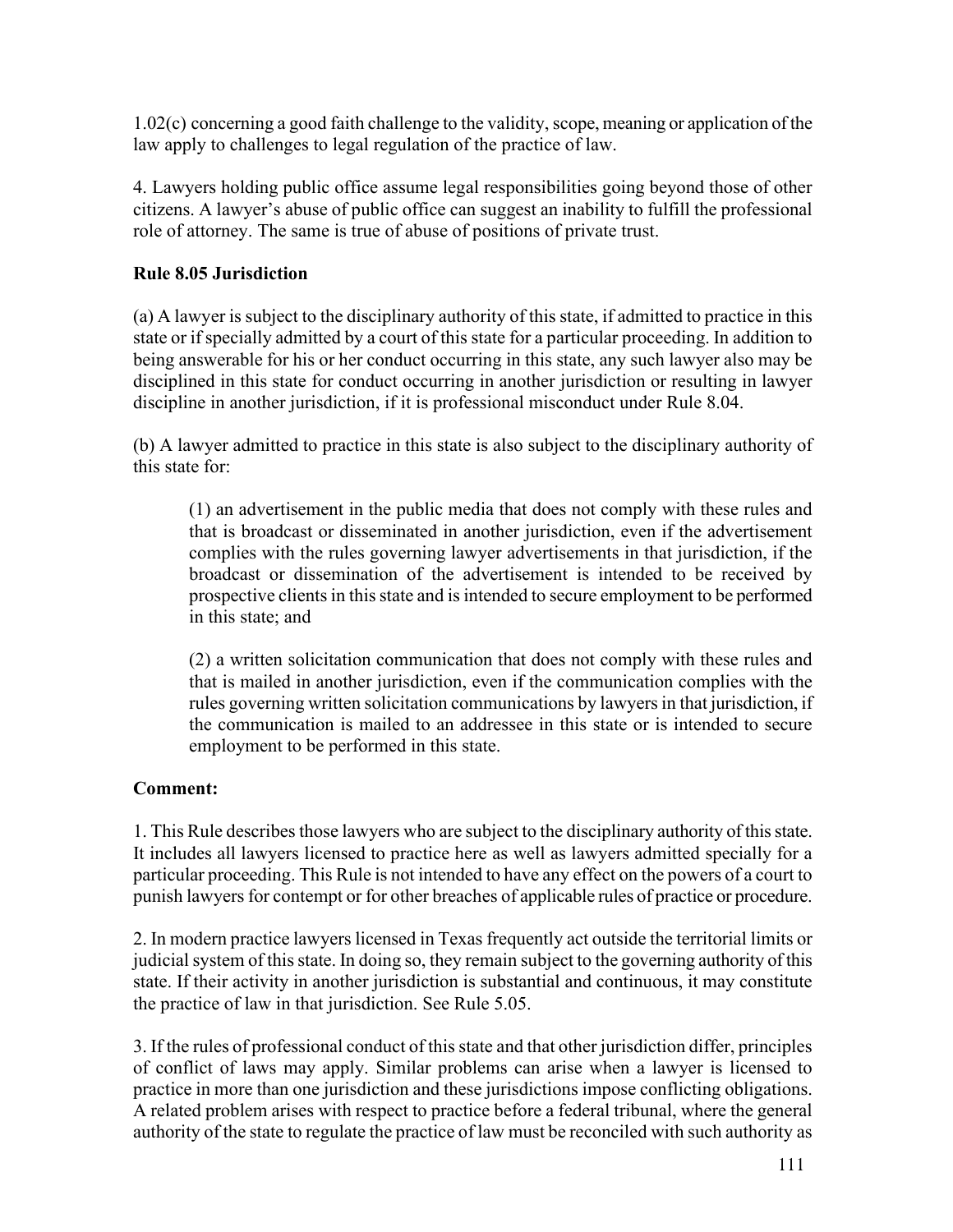1.02(c) concerning a good faith challenge to the validity, scope, meaning or application of the law apply to challenges to legal regulation of the practice of law.

4. Lawyers holding public office assume legal responsibilities going beyond those of other citizens. A lawyer's abuse of public office can suggest an inability to fulfill the professional role of attorney. The same is true of abuse of positions of private trust.

### Rule 8.05 Jurisdiction

(a) A lawyer is subject to the disciplinary authority of this state, if admitted to practice in this state or if specially admitted by a court of this state for a particular proceeding. In addition to being answerable for his or her conduct occurring in this state, any such lawyer also may be disciplined in this state for conduct occurring in another jurisdiction or resulting in lawyer discipline in another jurisdiction, if it is professional misconduct under Rule 8.04.

(b) A lawyer admitted to practice in this state is also subject to the disciplinary authority of this state for:

> (1) an advertisement in the public media that does not comply with these rules and that is broadcast or disseminated in another jurisdiction, even if the advertisement complies with the rules governing lawyer advertisements in that jurisdiction, if the broadcast or dissemination of the advertisement is intended to be received by prospective clients in this state and is intended to secure employment to be performed in this state; and
>
> (2) a written solicitation communication that does not comply with these rules and that is mailed in another jurisdiction, even if the communication complies with the rules governing written solicitation communications by lawyers in that jurisdiction, if the communication is mailed to an addressee in this state or is intended to secure employment to be performed in this state.

**Comment:**

1. This Rule describes those lawyers who are subject to the disciplinary authority of this state. It includes all lawyers licensed to practice here as well as lawyers admitted specially for a particular proceeding. This Rule is not intended to have any effect on the powers of a court to punish lawyers for contempt or for other breaches of applicable rules of practice or procedure.

2. In modern practice lawyers licensed in Texas frequently act outside the territorial limits or judicial system of this state. In doing so, they remain subject to the governing authority of this state. If their activity in another jurisdiction is substantial and continuous, it may constitute the practice of law in that jurisdiction. See Rule 5.05.

3. If the rules of professional conduct of this state and that other jurisdiction differ, principles of conflict of laws may apply. Similar problems can arise when a lawyer is licensed to practice in more than one jurisdiction and these jurisdictions impose conflicting obligations. A related problem arises with respect to practice before a federal tribunal, where the general authority of the state to regulate the practice of law must be reconciled with such authority as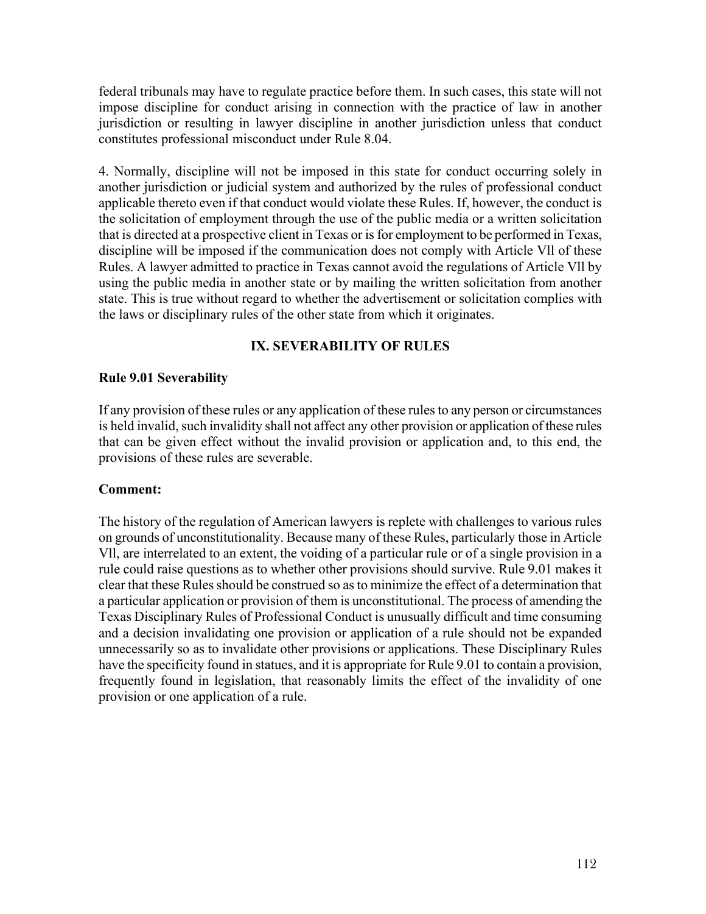federal tribunals may have to regulate practice before them. In such cases, this state will not impose discipline for conduct arising in connection with the practice of law in another jurisdiction or resulting in lawyer discipline in another jurisdiction unless that conduct constitutes professional misconduct under Rule 8.04.

4. Normally, discipline will not be imposed in this state for conduct occurring solely in another jurisdiction or judicial system and authorized by the rules of professional conduct applicable thereto even if that conduct would violate these Rules. If, however, the conduct is the solicitation of employment through the use of the public media or a written solicitation that is directed at a prospective client in Texas or is for employment to be performed in Texas, discipline will be imposed if the communication does not comply with Article Vll of these Rules. A lawyer admitted to practice in Texas cannot avoid the regulations of Article Vll by using the public media in another state or by mailing the written solicitation from another state. This is true without regard to whether the advertisement or solicitation complies with the laws or disciplinary rules of the other state from which it originates.

## IX. SEVERABILITY OF RULES

### Rule 9.01 Severability

If any provision of these rules or any application of these rules to any person or circumstances is held invalid, such invalidity shall not affect any other provision or application of these rules that can be given effect without the invalid provision or application and, to this end, the provisions of these rules are severable.

**Comment:**

The history of the regulation of American lawyers is replete with challenges to various rules on grounds of unconstitutionality. Because many of these Rules, particularly those in Article Vll, are interrelated to an extent, the voiding of a particular rule or of a single provision in a rule could raise questions as to whether other provisions should survive. Rule 9.01 makes it clear that these Rules should be construed so as to minimize the effect of a determination that a particular application or provision of them is unconstitutional. The process of amending the Texas Disciplinary Rules of Professional Conduct is unusually difficult and time consuming and a decision invalidating one provision or application of a rule should not be expanded unnecessarily so as to invalidate other provisions or applications. These Disciplinary Rules have the specificity found in statues, and it is appropriate for Rule 9.01 to contain a provision, frequently found in legislation, that reasonably limits the effect of the invalidity of one provision or one application of a rule.